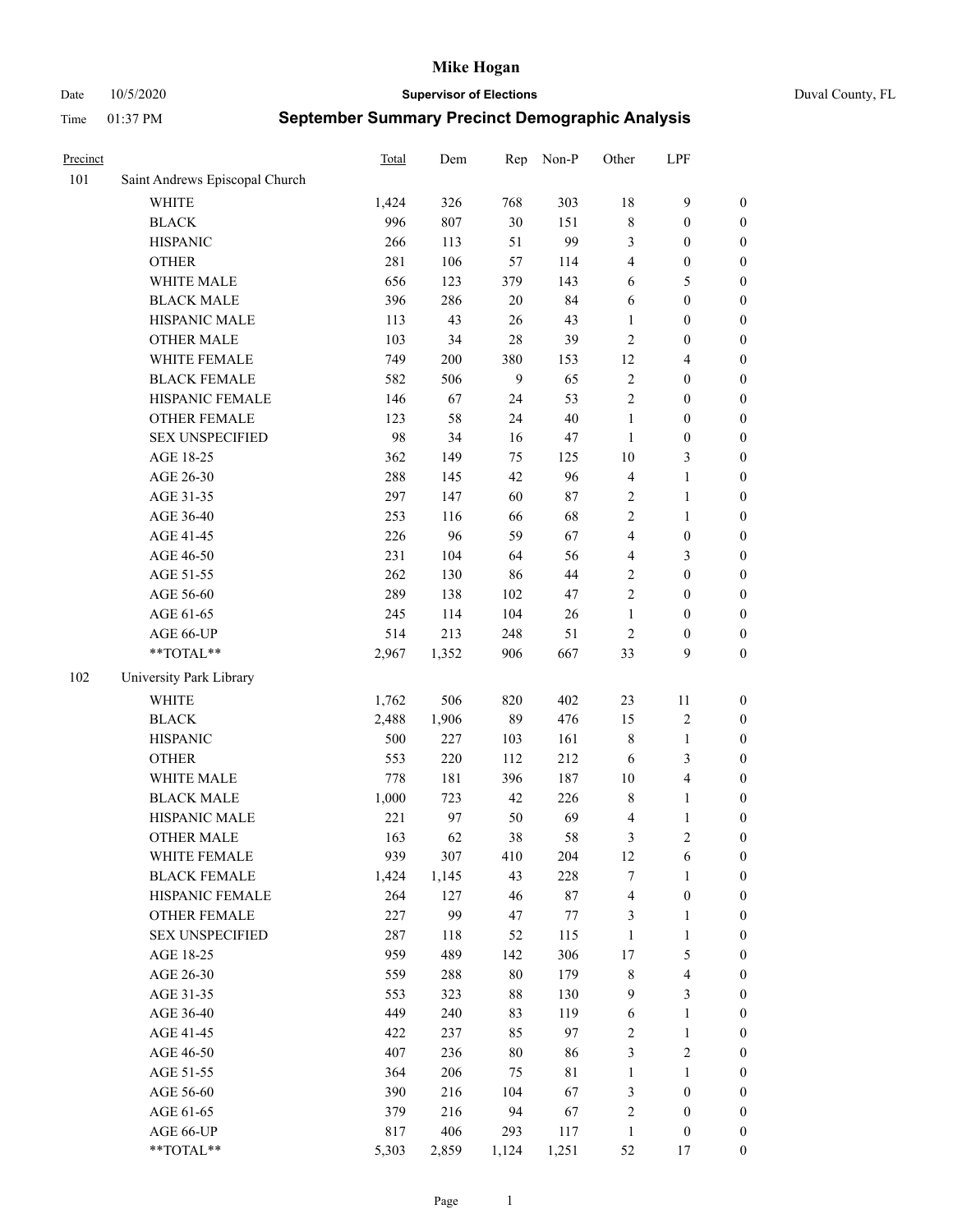# Mike Hogan

Date 10/5/2020 **Supervisor of Elections** Duval County, FL

Time 01:37 PM **September Summary Precinct Demographic Analysis**

| Precinct | | Total | Dem | Rep | Non-P | Other | LPF | |
|---|---|---|---|---|---|---|---|---|
| 101 | Saint Andrews Episcopal Church | | | | | | | |
| | WHITE | 1,424 | 326 | 768 | 303 | 18 | 9 | 0 |
| | BLACK | 996 | 807 | 30 | 151 | 8 | 0 | 0 |
| | HISPANIC | 266 | 113 | 51 | 99 | 3 | 0 | 0 |
| | OTHER | 281 | 106 | 57 | 114 | 4 | 0 | 0 |
| | WHITE MALE | 656 | 123 | 379 | 143 | 6 | 5 | 0 |
| | BLACK MALE | 396 | 286 | 20 | 84 | 6 | 0 | 0 |
| | HISPANIC MALE | 113 | 43 | 26 | 43 | 1 | 0 | 0 |
| | OTHER MALE | 103 | 34 | 28 | 39 | 2 | 0 | 0 |
| | WHITE FEMALE | 749 | 200 | 380 | 153 | 12 | 4 | 0 |
| | BLACK FEMALE | 582 | 506 | 9 | 65 | 2 | 0 | 0 |
| | HISPANIC FEMALE | 146 | 67 | 24 | 53 | 2 | 0 | 0 |
| | OTHER FEMALE | 123 | 58 | 24 | 40 | 1 | 0 | 0 |
| | SEX UNSPECIFIED | 98 | 34 | 16 | 47 | 1 | 0 | 0 |
| | AGE 18-25 | 362 | 149 | 75 | 125 | 10 | 3 | 0 |
| | AGE 26-30 | 288 | 145 | 42 | 96 | 4 | 1 | 0 |
| | AGE 31-35 | 297 | 147 | 60 | 87 | 2 | 1 | 0 |
| | AGE 36-40 | 253 | 116 | 66 | 68 | 2 | 1 | 0 |
| | AGE 41-45 | 226 | 96 | 59 | 67 | 4 | 0 | 0 |
| | AGE 46-50 | 231 | 104 | 64 | 56 | 4 | 3 | 0 |
| | AGE 51-55 | 262 | 130 | 86 | 44 | 2 | 0 | 0 |
| | AGE 56-60 | 289 | 138 | 102 | 47 | 2 | 0 | 0 |
| | AGE 61-65 | 245 | 114 | 104 | 26 | 1 | 0 | 0 |
| | AGE 66-UP | 514 | 213 | 248 | 51 | 2 | 0 | 0 |
| | **TOTAL** | 2,967 | 1,352 | 906 | 667 | 33 | 9 | 0 |
| 102 | University Park Library | | | | | | | |
| | WHITE | 1,762 | 506 | 820 | 402 | 23 | 11 | 0 |
| | BLACK | 2,488 | 1,906 | 89 | 476 | 15 | 2 | 0 |
| | HISPANIC | 500 | 227 | 103 | 161 | 8 | 1 | 0 |
| | OTHER | 553 | 220 | 112 | 212 | 6 | 3 | 0 |
| | WHITE MALE | 778 | 181 | 396 | 187 | 10 | 4 | 0 |
| | BLACK MALE | 1,000 | 723 | 42 | 226 | 8 | 1 | 0 |
| | HISPANIC MALE | 221 | 97 | 50 | 69 | 4 | 1 | 0 |
| | OTHER MALE | 163 | 62 | 38 | 58 | 3 | 2 | 0 |
| | WHITE FEMALE | 939 | 307 | 410 | 204 | 12 | 6 | 0 |
| | BLACK FEMALE | 1,424 | 1,145 | 43 | 228 | 7 | 1 | 0 |
| | HISPANIC FEMALE | 264 | 127 | 46 | 87 | 4 | 0 | 0 |
| | OTHER FEMALE | 227 | 99 | 47 | 77 | 3 | 1 | 0 |
| | SEX UNSPECIFIED | 287 | 118 | 52 | 115 | 1 | 1 | 0 |
| | AGE 18-25 | 959 | 489 | 142 | 306 | 17 | 5 | 0 |
| | AGE 26-30 | 559 | 288 | 80 | 179 | 8 | 4 | 0 |
| | AGE 31-35 | 553 | 323 | 88 | 130 | 9 | 3 | 0 |
| | AGE 36-40 | 449 | 240 | 83 | 119 | 6 | 1 | 0 |
| | AGE 41-45 | 422 | 237 | 85 | 97 | 2 | 1 | 0 |
| | AGE 46-50 | 407 | 236 | 80 | 86 | 3 | 2 | 0 |
| | AGE 51-55 | 364 | 206 | 75 | 81 | 1 | 1 | 0 |
| | AGE 56-60 | 390 | 216 | 104 | 67 | 3 | 0 | 0 |
| | AGE 61-65 | 379 | 216 | 94 | 67 | 2 | 0 | 0 |
| | AGE 66-UP | 817 | 406 | 293 | 117 | 1 | 0 | 0 |
| | **TOTAL** | 5,303 | 2,859 | 1,124 | 1,251 | 52 | 17 | 0 |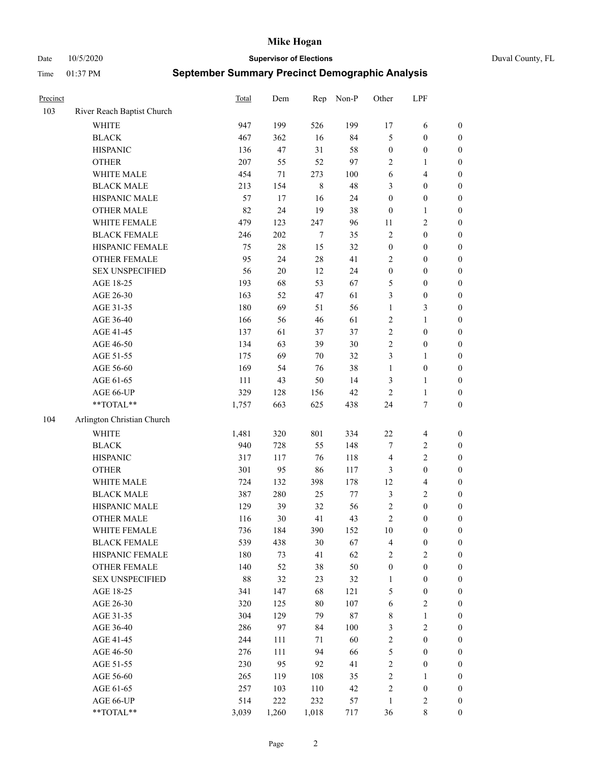# Mike Hogan

Date 10/5/2020 **Supervisor of Elections** Duval County, FL

Time 01:37 PM **September Summary Precinct Demographic Analysis**

| Precinct | | Total | Dem | Rep | Non-P | Other | LPF | |
|---|---|---|---|---|---|---|---|---|
| 103 | River Reach Baptist Church | | | | | | | |
| | WHITE | 947 | 199 | 526 | 199 | 17 | 6 | 0 |
| | BLACK | 467 | 362 | 16 | 84 | 5 | 0 | 0 |
| | HISPANIC | 136 | 47 | 31 | 58 | 0 | 0 | 0 |
| | OTHER | 207 | 55 | 52 | 97 | 2 | 1 | 0 |
| | WHITE MALE | 454 | 71 | 273 | 100 | 6 | 4 | 0 |
| | BLACK MALE | 213 | 154 | 8 | 48 | 3 | 0 | 0 |
| | HISPANIC MALE | 57 | 17 | 16 | 24 | 0 | 0 | 0 |
| | OTHER MALE | 82 | 24 | 19 | 38 | 0 | 1 | 0 |
| | WHITE FEMALE | 479 | 123 | 247 | 96 | 11 | 2 | 0 |
| | BLACK FEMALE | 246 | 202 | 7 | 35 | 2 | 0 | 0 |
| | HISPANIC FEMALE | 75 | 28 | 15 | 32 | 0 | 0 | 0 |
| | OTHER FEMALE | 95 | 24 | 28 | 41 | 2 | 0 | 0 |
| | SEX UNSPECIFIED | 56 | 20 | 12 | 24 | 0 | 0 | 0 |
| | AGE 18-25 | 193 | 68 | 53 | 67 | 5 | 0 | 0 |
| | AGE 26-30 | 163 | 52 | 47 | 61 | 3 | 0 | 0 |
| | AGE 31-35 | 180 | 69 | 51 | 56 | 1 | 3 | 0 |
| | AGE 36-40 | 166 | 56 | 46 | 61 | 2 | 1 | 0 |
| | AGE 41-45 | 137 | 61 | 37 | 37 | 2 | 0 | 0 |
| | AGE 46-50 | 134 | 63 | 39 | 30 | 2 | 0 | 0 |
| | AGE 51-55 | 175 | 69 | 70 | 32 | 3 | 1 | 0 |
| | AGE 56-60 | 169 | 54 | 76 | 38 | 1 | 0 | 0 |
| | AGE 61-65 | 111 | 43 | 50 | 14 | 3 | 1 | 0 |
| | AGE 66-UP | 329 | 128 | 156 | 42 | 2 | 1 | 0 |
| | **TOTAL** | 1,757 | 663 | 625 | 438 | 24 | 7 | 0 |
| 104 | Arlington Christian Church | | | | | | | |
| | WHITE | 1,481 | 320 | 801 | 334 | 22 | 4 | 0 |
| | BLACK | 940 | 728 | 55 | 148 | 7 | 2 | 0 |
| | HISPANIC | 317 | 117 | 76 | 118 | 4 | 2 | 0 |
| | OTHER | 301 | 95 | 86 | 117 | 3 | 0 | 0 |
| | WHITE MALE | 724 | 132 | 398 | 178 | 12 | 4 | 0 |
| | BLACK MALE | 387 | 280 | 25 | 77 | 3 | 2 | 0 |
| | HISPANIC MALE | 129 | 39 | 32 | 56 | 2 | 0 | 0 |
| | OTHER MALE | 116 | 30 | 41 | 43 | 2 | 0 | 0 |
| | WHITE FEMALE | 736 | 184 | 390 | 152 | 10 | 0 | 0 |
| | BLACK FEMALE | 539 | 438 | 30 | 67 | 4 | 0 | 0 |
| | HISPANIC FEMALE | 180 | 73 | 41 | 62 | 2 | 2 | 0 |
| | OTHER FEMALE | 140 | 52 | 38 | 50 | 0 | 0 | 0 |
| | SEX UNSPECIFIED | 88 | 32 | 23 | 32 | 1 | 0 | 0 |
| | AGE 18-25 | 341 | 147 | 68 | 121 | 5 | 0 | 0 |
| | AGE 26-30 | 320 | 125 | 80 | 107 | 6 | 2 | 0 |
| | AGE 31-35 | 304 | 129 | 79 | 87 | 8 | 1 | 0 |
| | AGE 36-40 | 286 | 97 | 84 | 100 | 3 | 2 | 0 |
| | AGE 41-45 | 244 | 111 | 71 | 60 | 2 | 0 | 0 |
| | AGE 46-50 | 276 | 111 | 94 | 66 | 5 | 0 | 0 |
| | AGE 51-55 | 230 | 95 | 92 | 41 | 2 | 0 | 0 |
| | AGE 56-60 | 265 | 119 | 108 | 35 | 2 | 1 | 0 |
| | AGE 61-65 | 257 | 103 | 110 | 42 | 2 | 0 | 0 |
| | AGE 66-UP | 514 | 222 | 232 | 57 | 1 | 2 | 0 |
| | **TOTAL** | 3,039 | 1,260 | 1,018 | 717 | 36 | 8 | 0 |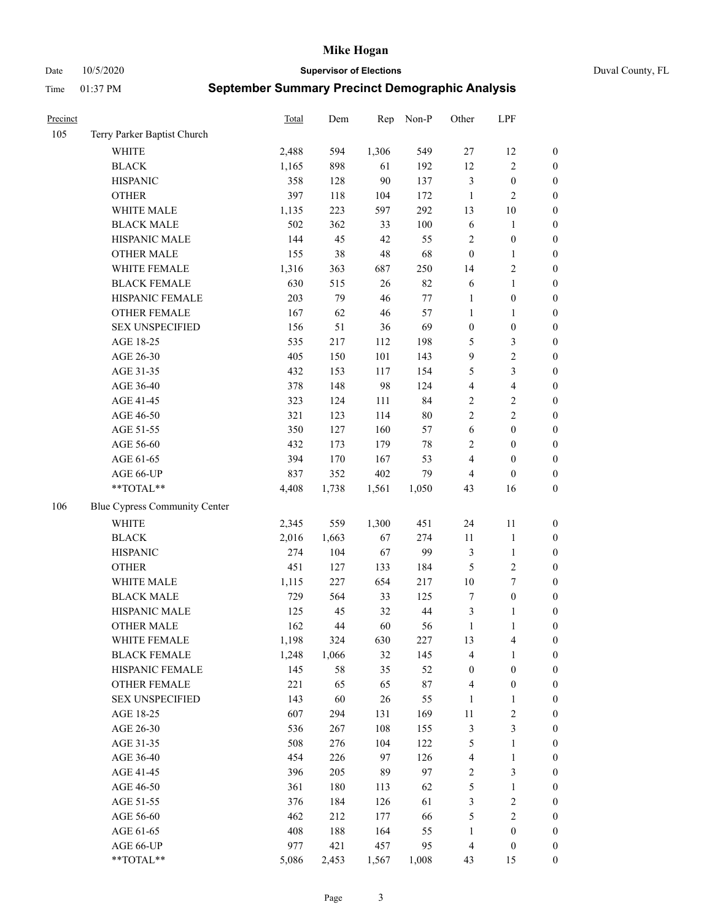# Mike Hogan

Date 10/5/2020 **Supervisor of Elections** Duval County, FL

Time 01:37 PM **September Summary Precinct Demographic Analysis**

| Precinct | | Total | Dem | Rep | Non-P | Other | LPF | |
|---|---|---|---|---|---|---|---|---|
| 105 | Terry Parker Baptist Church | | | | | | | |
| | WHITE | 2,488 | 594 | 1,306 | 549 | 27 | 12 | 0 |
| | BLACK | 1,165 | 898 | 61 | 192 | 12 | 2 | 0 |
| | HISPANIC | 358 | 128 | 90 | 137 | 3 | 0 | 0 |
| | OTHER | 397 | 118 | 104 | 172 | 1 | 2 | 0 |
| | WHITE MALE | 1,135 | 223 | 597 | 292 | 13 | 10 | 0 |
| | BLACK MALE | 502 | 362 | 33 | 100 | 6 | 1 | 0 |
| | HISPANIC MALE | 144 | 45 | 42 | 55 | 2 | 0 | 0 |
| | OTHER MALE | 155 | 38 | 48 | 68 | 0 | 1 | 0 |
| | WHITE FEMALE | 1,316 | 363 | 687 | 250 | 14 | 2 | 0 |
| | BLACK FEMALE | 630 | 515 | 26 | 82 | 6 | 1 | 0 |
| | HISPANIC FEMALE | 203 | 79 | 46 | 77 | 1 | 0 | 0 |
| | OTHER FEMALE | 167 | 62 | 46 | 57 | 1 | 1 | 0 |
| | SEX UNSPECIFIED | 156 | 51 | 36 | 69 | 0 | 0 | 0 |
| | AGE 18-25 | 535 | 217 | 112 | 198 | 5 | 3 | 0 |
| | AGE 26-30 | 405 | 150 | 101 | 143 | 9 | 2 | 0 |
| | AGE 31-35 | 432 | 153 | 117 | 154 | 5 | 3 | 0 |
| | AGE 36-40 | 378 | 148 | 98 | 124 | 4 | 4 | 0 |
| | AGE 41-45 | 323 | 124 | 111 | 84 | 2 | 2 | 0 |
| | AGE 46-50 | 321 | 123 | 114 | 80 | 2 | 2 | 0 |
| | AGE 51-55 | 350 | 127 | 160 | 57 | 6 | 0 | 0 |
| | AGE 56-60 | 432 | 173 | 179 | 78 | 2 | 0 | 0 |
| | AGE 61-65 | 394 | 170 | 167 | 53 | 4 | 0 | 0 |
| | AGE 66-UP | 837 | 352 | 402 | 79 | 4 | 0 | 0 |
| | **TOTAL** | 4,408 | 1,738 | 1,561 | 1,050 | 43 | 16 | 0 |
| 106 | Blue Cypress Community Center | | | | | | | |
| | WHITE | 2,345 | 559 | 1,300 | 451 | 24 | 11 | 0 |
| | BLACK | 2,016 | 1,663 | 67 | 274 | 11 | 1 | 0 |
| | HISPANIC | 274 | 104 | 67 | 99 | 3 | 1 | 0 |
| | OTHER | 451 | 127 | 133 | 184 | 5 | 2 | 0 |
| | WHITE MALE | 1,115 | 227 | 654 | 217 | 10 | 7 | 0 |
| | BLACK MALE | 729 | 564 | 33 | 125 | 7 | 0 | 0 |
| | HISPANIC MALE | 125 | 45 | 32 | 44 | 3 | 1 | 0 |
| | OTHER MALE | 162 | 44 | 60 | 56 | 1 | 1 | 0 |
| | WHITE FEMALE | 1,198 | 324 | 630 | 227 | 13 | 4 | 0 |
| | BLACK FEMALE | 1,248 | 1,066 | 32 | 145 | 4 | 1 | 0 |
| | HISPANIC FEMALE | 145 | 58 | 35 | 52 | 0 | 0 | 0 |
| | OTHER FEMALE | 221 | 65 | 65 | 87 | 4 | 0 | 0 |
| | SEX UNSPECIFIED | 143 | 60 | 26 | 55 | 1 | 1 | 0 |
| | AGE 18-25 | 607 | 294 | 131 | 169 | 11 | 2 | 0 |
| | AGE 26-30 | 536 | 267 | 108 | 155 | 3 | 3 | 0 |
| | AGE 31-35 | 508 | 276 | 104 | 122 | 5 | 1 | 0 |
| | AGE 36-40 | 454 | 226 | 97 | 126 | 4 | 1 | 0 |
| | AGE 41-45 | 396 | 205 | 89 | 97 | 2 | 3 | 0 |
| | AGE 46-50 | 361 | 180 | 113 | 62 | 5 | 1 | 0 |
| | AGE 51-55 | 376 | 184 | 126 | 61 | 3 | 2 | 0 |
| | AGE 56-60 | 462 | 212 | 177 | 66 | 5 | 2 | 0 |
| | AGE 61-65 | 408 | 188 | 164 | 55 | 1 | 0 | 0 |
| | AGE 66-UP | 977 | 421 | 457 | 95 | 4 | 0 | 0 |
| | **TOTAL** | 5,086 | 2,453 | 1,567 | 1,008 | 43 | 15 | 0 |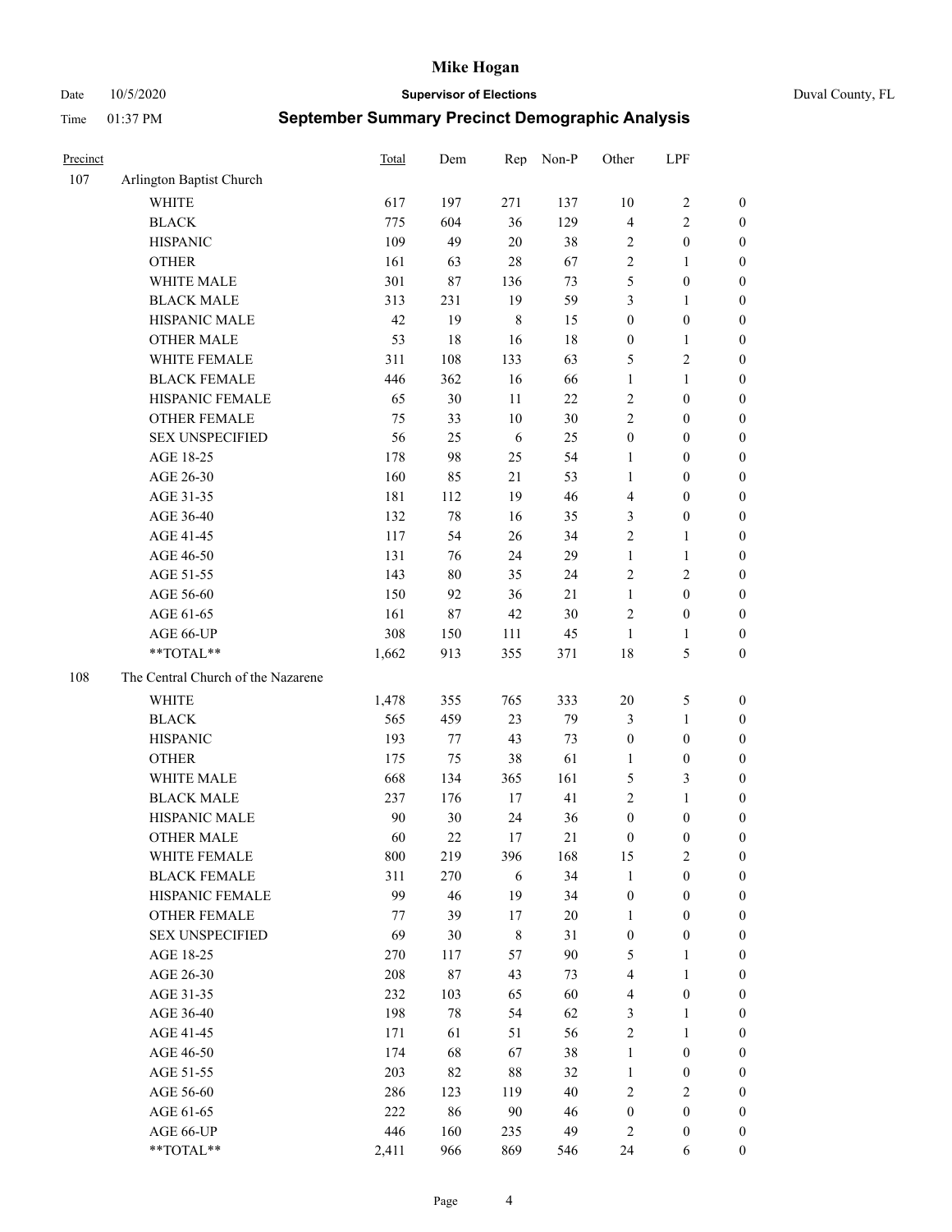# Mike Hogan

Date 10/5/2020 **Supervisor of Elections** Duval County, FL

Time 01:37 PM **September Summary Precinct Demographic Analysis**

| Precinct | | Total | Dem | Rep | Non-P | Other | LPF | |
|---|---|---|---|---|---|---|---|---|
| 107 | Arlington Baptist Church | | | | | | | |
| | WHITE | 617 | 197 | 271 | 137 | 10 | 2 | 0 |
| | BLACK | 775 | 604 | 36 | 129 | 4 | 2 | 0 |
| | HISPANIC | 109 | 49 | 20 | 38 | 2 | 0 | 0 |
| | OTHER | 161 | 63 | 28 | 67 | 2 | 1 | 0 |
| | WHITE MALE | 301 | 87 | 136 | 73 | 5 | 0 | 0 |
| | BLACK MALE | 313 | 231 | 19 | 59 | 3 | 1 | 0 |
| | HISPANIC MALE | 42 | 19 | 8 | 15 | 0 | 0 | 0 |
| | OTHER MALE | 53 | 18 | 16 | 18 | 0 | 1 | 0 |
| | WHITE FEMALE | 311 | 108 | 133 | 63 | 5 | 2 | 0 |
| | BLACK FEMALE | 446 | 362 | 16 | 66 | 1 | 1 | 0 |
| | HISPANIC FEMALE | 65 | 30 | 11 | 22 | 2 | 0 | 0 |
| | OTHER FEMALE | 75 | 33 | 10 | 30 | 2 | 0 | 0 |
| | SEX UNSPECIFIED | 56 | 25 | 6 | 25 | 0 | 0 | 0 |
| | AGE 18-25 | 178 | 98 | 25 | 54 | 1 | 0 | 0 |
| | AGE 26-30 | 160 | 85 | 21 | 53 | 1 | 0 | 0 |
| | AGE 31-35 | 181 | 112 | 19 | 46 | 4 | 0 | 0 |
| | AGE 36-40 | 132 | 78 | 16 | 35 | 3 | 0 | 0 |
| | AGE 41-45 | 117 | 54 | 26 | 34 | 2 | 1 | 0 |
| | AGE 46-50 | 131 | 76 | 24 | 29 | 1 | 1 | 0 |
| | AGE 51-55 | 143 | 80 | 35 | 24 | 2 | 2 | 0 |
| | AGE 56-60 | 150 | 92 | 36 | 21 | 1 | 0 | 0 |
| | AGE 61-65 | 161 | 87 | 42 | 30 | 2 | 0 | 0 |
| | AGE 66-UP | 308 | 150 | 111 | 45 | 1 | 1 | 0 |
| | **TOTAL** | 1,662 | 913 | 355 | 371 | 18 | 5 | 0 |
| 108 | The Central Church of the Nazarene | | | | | | | |
| | WHITE | 1,478 | 355 | 765 | 333 | 20 | 5 | 0 |
| | BLACK | 565 | 459 | 23 | 79 | 3 | 1 | 0 |
| | HISPANIC | 193 | 77 | 43 | 73 | 0 | 0 | 0 |
| | OTHER | 175 | 75 | 38 | 61 | 1 | 0 | 0 |
| | WHITE MALE | 668 | 134 | 365 | 161 | 5 | 3 | 0 |
| | BLACK MALE | 237 | 176 | 17 | 41 | 2 | 1 | 0 |
| | HISPANIC MALE | 90 | 30 | 24 | 36 | 0 | 0 | 0 |
| | OTHER MALE | 60 | 22 | 17 | 21 | 0 | 0 | 0 |
| | WHITE FEMALE | 800 | 219 | 396 | 168 | 15 | 2 | 0 |
| | BLACK FEMALE | 311 | 270 | 6 | 34 | 1 | 0 | 0 |
| | HISPANIC FEMALE | 99 | 46 | 19 | 34 | 0 | 0 | 0 |
| | OTHER FEMALE | 77 | 39 | 17 | 20 | 1 | 0 | 0 |
| | SEX UNSPECIFIED | 69 | 30 | 8 | 31 | 0 | 0 | 0 |
| | AGE 18-25 | 270 | 117 | 57 | 90 | 5 | 1 | 0 |
| | AGE 26-30 | 208 | 87 | 43 | 73 | 4 | 1 | 0 |
| | AGE 31-35 | 232 | 103 | 65 | 60 | 4 | 0 | 0 |
| | AGE 36-40 | 198 | 78 | 54 | 62 | 3 | 1 | 0 |
| | AGE 41-45 | 171 | 61 | 51 | 56 | 2 | 1 | 0 |
| | AGE 46-50 | 174 | 68 | 67 | 38 | 1 | 0 | 0 |
| | AGE 51-55 | 203 | 82 | 88 | 32 | 1 | 0 | 0 |
| | AGE 56-60 | 286 | 123 | 119 | 40 | 2 | 2 | 0 |
| | AGE 61-65 | 222 | 86 | 90 | 46 | 0 | 0 | 0 |
| | AGE 66-UP | 446 | 160 | 235 | 49 | 2 | 0 | 0 |
| | **TOTAL** | 2,411 | 966 | 869 | 546 | 24 | 6 | 0 |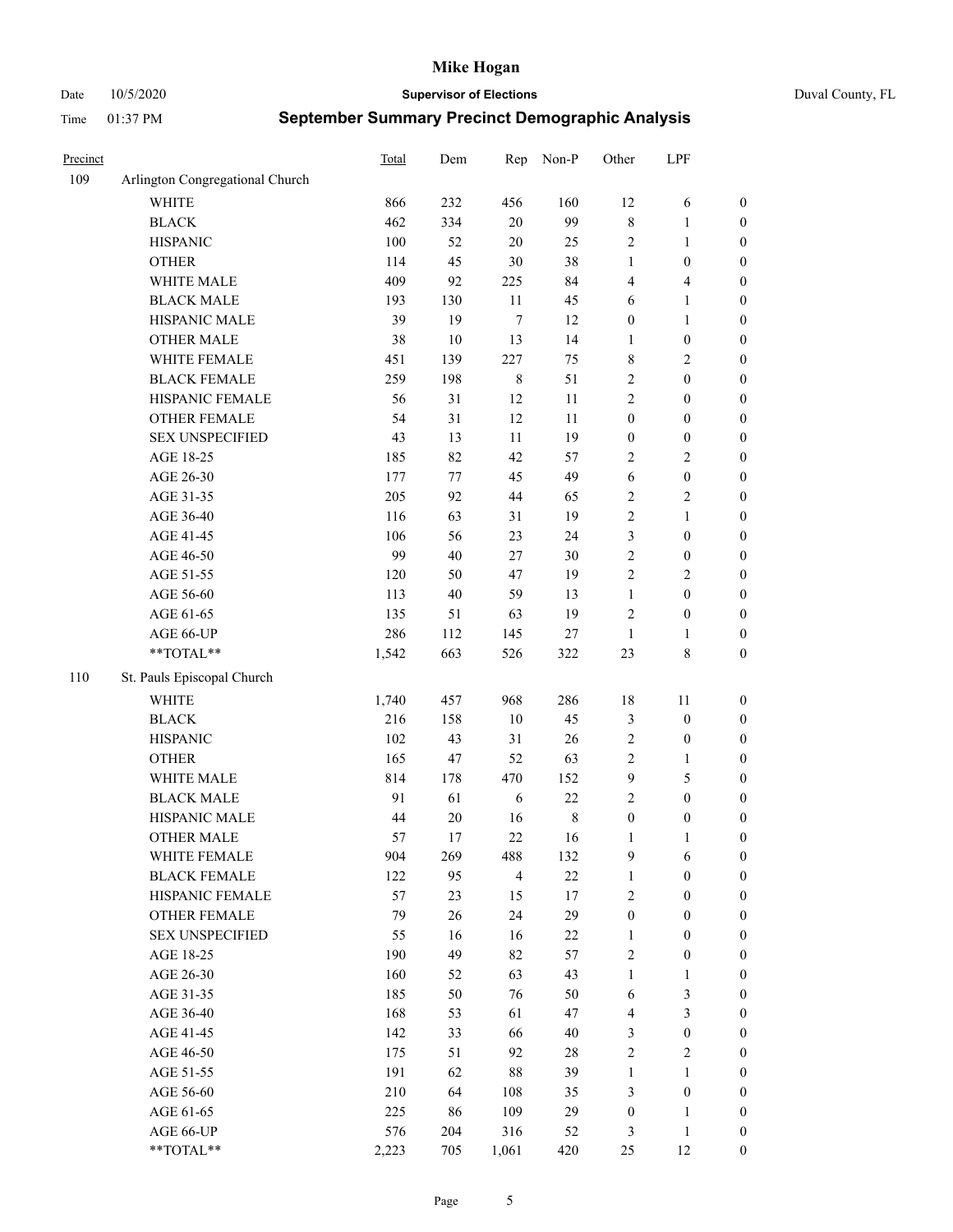# Mike Hogan

Date 10/5/2020 **Supervisor of Elections** Duval County, FL

Time 01:37 PM **September Summary Precinct Demographic Analysis**

| Precinct | | Total | Dem | Rep | Non-P | Other | LPF | |
|---|---|---|---|---|---|---|---|---|
| 109 | Arlington Congregational Church | | | | | | | |
| | WHITE | 866 | 232 | 456 | 160 | 12 | 6 | 0 |
| | BLACK | 462 | 334 | 20 | 99 | 8 | 1 | 0 |
| | HISPANIC | 100 | 52 | 20 | 25 | 2 | 1 | 0 |
| | OTHER | 114 | 45 | 30 | 38 | 1 | 0 | 0 |
| | WHITE MALE | 409 | 92 | 225 | 84 | 4 | 4 | 0 |
| | BLACK MALE | 193 | 130 | 11 | 45 | 6 | 1 | 0 |
| | HISPANIC MALE | 39 | 19 | 7 | 12 | 0 | 1 | 0 |
| | OTHER MALE | 38 | 10 | 13 | 14 | 1 | 0 | 0 |
| | WHITE FEMALE | 451 | 139 | 227 | 75 | 8 | 2 | 0 |
| | BLACK FEMALE | 259 | 198 | 8 | 51 | 2 | 0 | 0 |
| | HISPANIC FEMALE | 56 | 31 | 12 | 11 | 2 | 0 | 0 |
| | OTHER FEMALE | 54 | 31 | 12 | 11 | 0 | 0 | 0 |
| | SEX UNSPECIFIED | 43 | 13 | 11 | 19 | 0 | 0 | 0 |
| | AGE 18-25 | 185 | 82 | 42 | 57 | 2 | 2 | 0 |
| | AGE 26-30 | 177 | 77 | 45 | 49 | 6 | 0 | 0 |
| | AGE 31-35 | 205 | 92 | 44 | 65 | 2 | 2 | 0 |
| | AGE 36-40 | 116 | 63 | 31 | 19 | 2 | 1 | 0 |
| | AGE 41-45 | 106 | 56 | 23 | 24 | 3 | 0 | 0 |
| | AGE 46-50 | 99 | 40 | 27 | 30 | 2 | 0 | 0 |
| | AGE 51-55 | 120 | 50 | 47 | 19 | 2 | 2 | 0 |
| | AGE 56-60 | 113 | 40 | 59 | 13 | 1 | 0 | 0 |
| | AGE 61-65 | 135 | 51 | 63 | 19 | 2 | 0 | 0 |
| | AGE 66-UP | 286 | 112 | 145 | 27 | 1 | 1 | 0 |
| | **TOTAL** | 1,542 | 663 | 526 | 322 | 23 | 8 | 0 |
| 110 | St. Pauls Episcopal Church | | | | | | | |
| | WHITE | 1,740 | 457 | 968 | 286 | 18 | 11 | 0 |
| | BLACK | 216 | 158 | 10 | 45 | 3 | 0 | 0 |
| | HISPANIC | 102 | 43 | 31 | 26 | 2 | 0 | 0 |
| | OTHER | 165 | 47 | 52 | 63 | 2 | 1 | 0 |
| | WHITE MALE | 814 | 178 | 470 | 152 | 9 | 5 | 0 |
| | BLACK MALE | 91 | 61 | 6 | 22 | 2 | 0 | 0 |
| | HISPANIC MALE | 44 | 20 | 16 | 8 | 0 | 0 | 0 |
| | OTHER MALE | 57 | 17 | 22 | 16 | 1 | 1 | 0 |
| | WHITE FEMALE | 904 | 269 | 488 | 132 | 9 | 6 | 0 |
| | BLACK FEMALE | 122 | 95 | 4 | 22 | 1 | 0 | 0 |
| | HISPANIC FEMALE | 57 | 23 | 15 | 17 | 2 | 0 | 0 |
| | OTHER FEMALE | 79 | 26 | 24 | 29 | 0 | 0 | 0 |
| | SEX UNSPECIFIED | 55 | 16 | 16 | 22 | 1 | 0 | 0 |
| | AGE 18-25 | 190 | 49 | 82 | 57 | 2 | 0 | 0 |
| | AGE 26-30 | 160 | 52 | 63 | 43 | 1 | 1 | 0 |
| | AGE 31-35 | 185 | 50 | 76 | 50 | 6 | 3 | 0 |
| | AGE 36-40 | 168 | 53 | 61 | 47 | 4 | 3 | 0 |
| | AGE 41-45 | 142 | 33 | 66 | 40 | 3 | 0 | 0 |
| | AGE 46-50 | 175 | 51 | 92 | 28 | 2 | 2 | 0 |
| | AGE 51-55 | 191 | 62 | 88 | 39 | 1 | 1 | 0 |
| | AGE 56-60 | 210 | 64 | 108 | 35 | 3 | 0 | 0 |
| | AGE 61-65 | 225 | 86 | 109 | 29 | 0 | 1 | 0 |
| | AGE 66-UP | 576 | 204 | 316 | 52 | 3 | 1 | 0 |
| | **TOTAL** | 2,223 | 705 | 1,061 | 420 | 25 | 12 | 0 |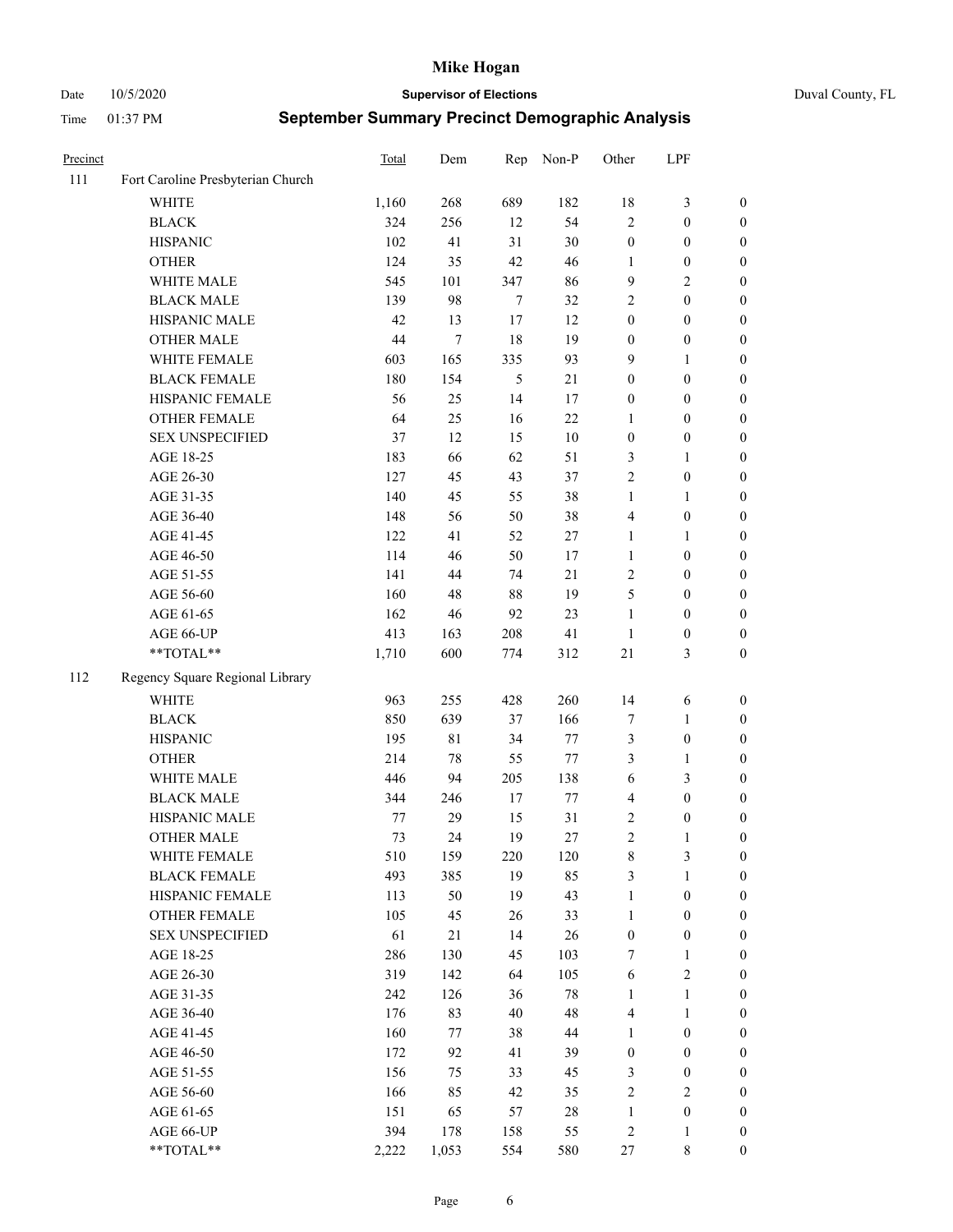# Mike Hogan

Date 10/5/2020 **Supervisor of Elections** Duval County, FL

Time 01:37 PM **September Summary Precinct Demographic Analysis**

| Precinct | | Total | Dem | Rep | Non-P | Other | LPF | |
|---|---|---|---|---|---|---|---|---|
| 111 | Fort Caroline Presbyterian Church | | | | | | | |
| | WHITE | 1,160 | 268 | 689 | 182 | 18 | 3 | 0 |
| | BLACK | 324 | 256 | 12 | 54 | 2 | 0 | 0 |
| | HISPANIC | 102 | 41 | 31 | 30 | 0 | 0 | 0 |
| | OTHER | 124 | 35 | 42 | 46 | 1 | 0 | 0 |
| | WHITE MALE | 545 | 101 | 347 | 86 | 9 | 2 | 0 |
| | BLACK MALE | 139 | 98 | 7 | 32 | 2 | 0 | 0 |
| | HISPANIC MALE | 42 | 13 | 17 | 12 | 0 | 0 | 0 |
| | OTHER MALE | 44 | 7 | 18 | 19 | 0 | 0 | 0 |
| | WHITE FEMALE | 603 | 165 | 335 | 93 | 9 | 1 | 0 |
| | BLACK FEMALE | 180 | 154 | 5 | 21 | 0 | 0 | 0 |
| | HISPANIC FEMALE | 56 | 25 | 14 | 17 | 0 | 0 | 0 |
| | OTHER FEMALE | 64 | 25 | 16 | 22 | 1 | 0 | 0 |
| | SEX UNSPECIFIED | 37 | 12 | 15 | 10 | 0 | 0 | 0 |
| | AGE 18-25 | 183 | 66 | 62 | 51 | 3 | 1 | 0 |
| | AGE 26-30 | 127 | 45 | 43 | 37 | 2 | 0 | 0 |
| | AGE 31-35 | 140 | 45 | 55 | 38 | 1 | 1 | 0 |
| | AGE 36-40 | 148 | 56 | 50 | 38 | 4 | 0 | 0 |
| | AGE 41-45 | 122 | 41 | 52 | 27 | 1 | 1 | 0 |
| | AGE 46-50 | 114 | 46 | 50 | 17 | 1 | 0 | 0 |
| | AGE 51-55 | 141 | 44 | 74 | 21 | 2 | 0 | 0 |
| | AGE 56-60 | 160 | 48 | 88 | 19 | 5 | 0 | 0 |
| | AGE 61-65 | 162 | 46 | 92 | 23 | 1 | 0 | 0 |
| | AGE 66-UP | 413 | 163 | 208 | 41 | 1 | 0 | 0 |
| | **TOTAL** | 1,710 | 600 | 774 | 312 | 21 | 3 | 0 |
| 112 | Regency Square Regional Library | | | | | | | |
| | WHITE | 963 | 255 | 428 | 260 | 14 | 6 | 0 |
| | BLACK | 850 | 639 | 37 | 166 | 7 | 1 | 0 |
| | HISPANIC | 195 | 81 | 34 | 77 | 3 | 0 | 0 |
| | OTHER | 214 | 78 | 55 | 77 | 3 | 1 | 0 |
| | WHITE MALE | 446 | 94 | 205 | 138 | 6 | 3 | 0 |
| | BLACK MALE | 344 | 246 | 17 | 77 | 4 | 0 | 0 |
| | HISPANIC MALE | 77 | 29 | 15 | 31 | 2 | 0 | 0 |
| | OTHER MALE | 73 | 24 | 19 | 27 | 2 | 1 | 0 |
| | WHITE FEMALE | 510 | 159 | 220 | 120 | 8 | 3 | 0 |
| | BLACK FEMALE | 493 | 385 | 19 | 85 | 3 | 1 | 0 |
| | HISPANIC FEMALE | 113 | 50 | 19 | 43 | 1 | 0 | 0 |
| | OTHER FEMALE | 105 | 45 | 26 | 33 | 1 | 0 | 0 |
| | SEX UNSPECIFIED | 61 | 21 | 14 | 26 | 0 | 0 | 0 |
| | AGE 18-25 | 286 | 130 | 45 | 103 | 7 | 1 | 0 |
| | AGE 26-30 | 319 | 142 | 64 | 105 | 6 | 2 | 0 |
| | AGE 31-35 | 242 | 126 | 36 | 78 | 1 | 1 | 0 |
| | AGE 36-40 | 176 | 83 | 40 | 48 | 4 | 1 | 0 |
| | AGE 41-45 | 160 | 77 | 38 | 44 | 1 | 0 | 0 |
| | AGE 46-50 | 172 | 92 | 41 | 39 | 0 | 0 | 0 |
| | AGE 51-55 | 156 | 75 | 33 | 45 | 3 | 0 | 0 |
| | AGE 56-60 | 166 | 85 | 42 | 35 | 2 | 2 | 0 |
| | AGE 61-65 | 151 | 65 | 57 | 28 | 1 | 0 | 0 |
| | AGE 66-UP | 394 | 178 | 158 | 55 | 2 | 1 | 0 |
| | **TOTAL** | 2,222 | 1,053 | 554 | 580 | 27 | 8 | 0 |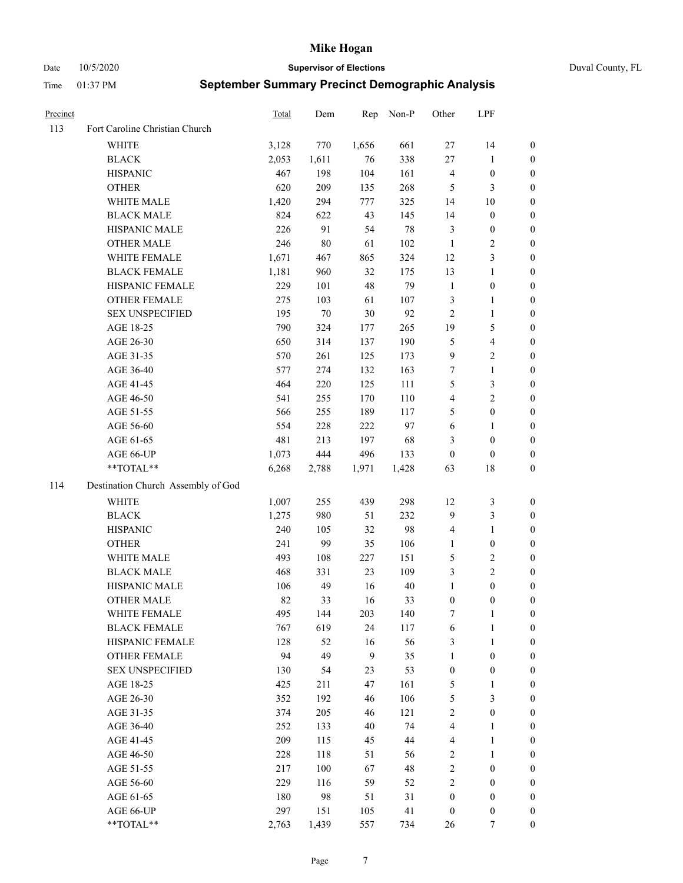| Precinct | | Total | Dem | Rep | Non-P | Other | LPF | |
|---|---|---|---|---|---|---|---|---|
| 113 | Fort Caroline Christian Church | | | | | | | |
| | WHITE | 3,128 | 770 | 1,656 | 661 | 27 | 14 | 0 |
| | BLACK | 2,053 | 1,611 | 76 | 338 | 27 | 1 | 0 |
| | HISPANIC | 467 | 198 | 104 | 161 | 4 | 0 | 0 |
| | OTHER | 620 | 209 | 135 | 268 | 5 | 3 | 0 |
| | WHITE MALE | 1,420 | 294 | 777 | 325 | 14 | 10 | 0 |
| | BLACK MALE | 824 | 622 | 43 | 145 | 14 | 0 | 0 |
| | HISPANIC MALE | 226 | 91 | 54 | 78 | 3 | 0 | 0 |
| | OTHER MALE | 246 | 80 | 61 | 102 | 1 | 2 | 0 |
| | WHITE FEMALE | 1,671 | 467 | 865 | 324 | 12 | 3 | 0 |
| | BLACK FEMALE | 1,181 | 960 | 32 | 175 | 13 | 1 | 0 |
| | HISPANIC FEMALE | 229 | 101 | 48 | 79 | 1 | 0 | 0 |
| | OTHER FEMALE | 275 | 103 | 61 | 107 | 3 | 1 | 0 |
| | SEX UNSPECIFIED | 195 | 70 | 30 | 92 | 2 | 1 | 0 |
| | AGE 18-25 | 790 | 324 | 177 | 265 | 19 | 5 | 0 |
| | AGE 26-30 | 650 | 314 | 137 | 190 | 5 | 4 | 0 |
| | AGE 31-35 | 570 | 261 | 125 | 173 | 9 | 2 | 0 |
| | AGE 36-40 | 577 | 274 | 132 | 163 | 7 | 1 | 0 |
| | AGE 41-45 | 464 | 220 | 125 | 111 | 5 | 3 | 0 |
| | AGE 46-50 | 541 | 255 | 170 | 110 | 4 | 2 | 0 |
| | AGE 51-55 | 566 | 255 | 189 | 117 | 5 | 0 | 0 |
| | AGE 56-60 | 554 | 228 | 222 | 97 | 6 | 1 | 0 |
| | AGE 61-65 | 481 | 213 | 197 | 68 | 3 | 0 | 0 |
| | AGE 66-UP | 1,073 | 444 | 496 | 133 | 0 | 0 | 0 |
| | **TOTAL** | 6,268 | 2,788 | 1,971 | 1,428 | 63 | 18 | 0 |
| 114 | Destination Church Assembly of God | | | | | | | |
| | WHITE | 1,007 | 255 | 439 | 298 | 12 | 3 | 0 |
| | BLACK | 1,275 | 980 | 51 | 232 | 9 | 3 | 0 |
| | HISPANIC | 240 | 105 | 32 | 98 | 4 | 1 | 0 |
| | OTHER | 241 | 99 | 35 | 106 | 1 | 0 | 0 |
| | WHITE MALE | 493 | 108 | 227 | 151 | 5 | 2 | 0 |
| | BLACK MALE | 468 | 331 | 23 | 109 | 3 | 2 | 0 |
| | HISPANIC MALE | 106 | 49 | 16 | 40 | 1 | 0 | 0 |
| | OTHER MALE | 82 | 33 | 16 | 33 | 0 | 0 | 0 |
| | WHITE FEMALE | 495 | 144 | 203 | 140 | 7 | 1 | 0 |
| | BLACK FEMALE | 767 | 619 | 24 | 117 | 6 | 1 | 0 |
| | HISPANIC FEMALE | 128 | 52 | 16 | 56 | 3 | 1 | 0 |
| | OTHER FEMALE | 94 | 49 | 9 | 35 | 1 | 0 | 0 |
| | SEX UNSPECIFIED | 130 | 54 | 23 | 53 | 0 | 0 | 0 |
| | AGE 18-25 | 425 | 211 | 47 | 161 | 5 | 1 | 0 |
| | AGE 26-30 | 352 | 192 | 46 | 106 | 5 | 3 | 0 |
| | AGE 31-35 | 374 | 205 | 46 | 121 | 2 | 0 | 0 |
| | AGE 36-40 | 252 | 133 | 40 | 74 | 4 | 1 | 0 |
| | AGE 41-45 | 209 | 115 | 45 | 44 | 4 | 1 | 0 |
| | AGE 46-50 | 228 | 118 | 51 | 56 | 2 | 1 | 0 |
| | AGE 51-55 | 217 | 100 | 67 | 48 | 2 | 0 | 0 |
| | AGE 56-60 | 229 | 116 | 59 | 52 | 2 | 0 | 0 |
| | AGE 61-65 | 180 | 98 | 51 | 31 | 0 | 0 | 0 |
| | AGE 66-UP | 297 | 151 | 105 | 41 | 0 | 0 | 0 |
| | **TOTAL** | 2,763 | 1,439 | 557 | 734 | 26 | 7 | 0 |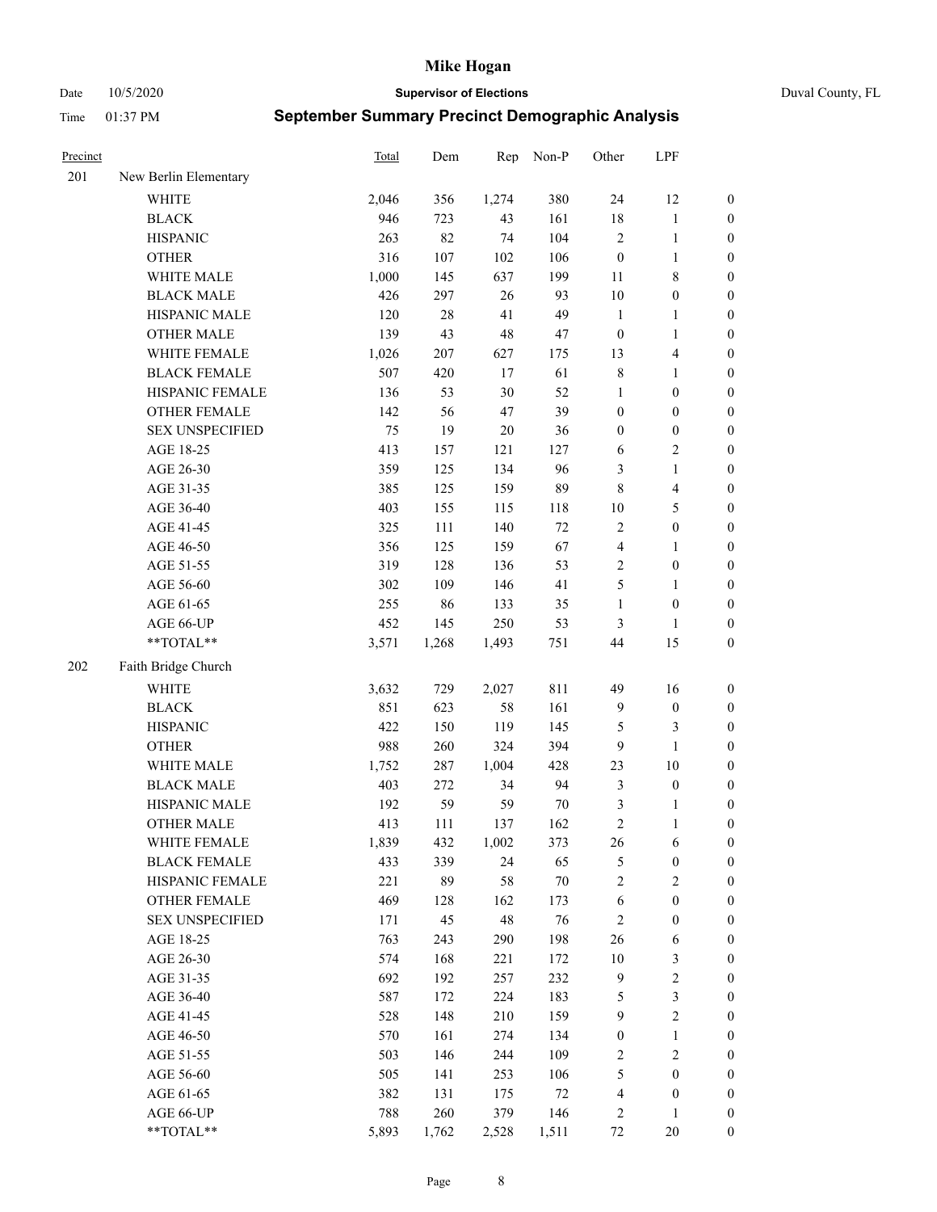# Mike Hogan

**Supervisor of Elections**

Date 10/5/2020

Time 01:37 PM

Duval County, FL

## September Summary Precinct Demographic Analysis

| Precinct | | Total | Dem | Rep | Non-P | Other | LPF | |
|---|---|---|---|---|---|---|---|---|
| 201 | New Berlin Elementary | | | | | | | |
| | WHITE | 2,046 | 356 | 1,274 | 380 | 24 | 12 | 0 |
| | BLACK | 946 | 723 | 43 | 161 | 18 | 1 | 0 |
| | HISPANIC | 263 | 82 | 74 | 104 | 2 | 1 | 0 |
| | OTHER | 316 | 107 | 102 | 106 | 0 | 1 | 0 |
| | WHITE MALE | 1,000 | 145 | 637 | 199 | 11 | 8 | 0 |
| | BLACK MALE | 426 | 297 | 26 | 93 | 10 | 0 | 0 |
| | HISPANIC MALE | 120 | 28 | 41 | 49 | 1 | 1 | 0 |
| | OTHER MALE | 139 | 43 | 48 | 47 | 0 | 1 | 0 |
| | WHITE FEMALE | 1,026 | 207 | 627 | 175 | 13 | 4 | 0 |
| | BLACK FEMALE | 507 | 420 | 17 | 61 | 8 | 1 | 0 |
| | HISPANIC FEMALE | 136 | 53 | 30 | 52 | 1 | 0 | 0 |
| | OTHER FEMALE | 142 | 56 | 47 | 39 | 0 | 0 | 0 |
| | SEX UNSPECIFIED | 75 | 19 | 20 | 36 | 0 | 0 | 0 |
| | AGE 18-25 | 413 | 157 | 121 | 127 | 6 | 2 | 0 |
| | AGE 26-30 | 359 | 125 | 134 | 96 | 3 | 1 | 0 |
| | AGE 31-35 | 385 | 125 | 159 | 89 | 8 | 4 | 0 |
| | AGE 36-40 | 403 | 155 | 115 | 118 | 10 | 5 | 0 |
| | AGE 41-45 | 325 | 111 | 140 | 72 | 2 | 0 | 0 |
| | AGE 46-50 | 356 | 125 | 159 | 67 | 4 | 1 | 0 |
| | AGE 51-55 | 319 | 128 | 136 | 53 | 2 | 0 | 0 |
| | AGE 56-60 | 302 | 109 | 146 | 41 | 5 | 1 | 0 |
| | AGE 61-65 | 255 | 86 | 133 | 35 | 1 | 0 | 0 |
| | AGE 66-UP | 452 | 145 | 250 | 53 | 3 | 1 | 0 |
| | **TOTAL** | 3,571 | 1,268 | 1,493 | 751 | 44 | 15 | 0 |
| 202 | Faith Bridge Church | | | | | | | |
| | WHITE | 3,632 | 729 | 2,027 | 811 | 49 | 16 | 0 |
| | BLACK | 851 | 623 | 58 | 161 | 9 | 0 | 0 |
| | HISPANIC | 422 | 150 | 119 | 145 | 5 | 3 | 0 |
| | OTHER | 988 | 260 | 324 | 394 | 9 | 1 | 0 |
| | WHITE MALE | 1,752 | 287 | 1,004 | 428 | 23 | 10 | 0 |
| | BLACK MALE | 403 | 272 | 34 | 94 | 3 | 0 | 0 |
| | HISPANIC MALE | 192 | 59 | 59 | 70 | 3 | 1 | 0 |
| | OTHER MALE | 413 | 111 | 137 | 162 | 2 | 1 | 0 |
| | WHITE FEMALE | 1,839 | 432 | 1,002 | 373 | 26 | 6 | 0 |
| | BLACK FEMALE | 433 | 339 | 24 | 65 | 5 | 0 | 0 |
| | HISPANIC FEMALE | 221 | 89 | 58 | 70 | 2 | 2 | 0 |
| | OTHER FEMALE | 469 | 128 | 162 | 173 | 6 | 0 | 0 |
| | SEX UNSPECIFIED | 171 | 45 | 48 | 76 | 2 | 0 | 0 |
| | AGE 18-25 | 763 | 243 | 290 | 198 | 26 | 6 | 0 |
| | AGE 26-30 | 574 | 168 | 221 | 172 | 10 | 3 | 0 |
| | AGE 31-35 | 692 | 192 | 257 | 232 | 9 | 2 | 0 |
| | AGE 36-40 | 587 | 172 | 224 | 183 | 5 | 3 | 0 |
| | AGE 41-45 | 528 | 148 | 210 | 159 | 9 | 2 | 0 |
| | AGE 46-50 | 570 | 161 | 274 | 134 | 0 | 1 | 0 |
| | AGE 51-55 | 503 | 146 | 244 | 109 | 2 | 2 | 0 |
| | AGE 56-60 | 505 | 141 | 253 | 106 | 5 | 0 | 0 |
| | AGE 61-65 | 382 | 131 | 175 | 72 | 4 | 0 | 0 |
| | AGE 66-UP | 788 | 260 | 379 | 146 | 2 | 1 | 0 |
| | **TOTAL** | 5,893 | 1,762 | 2,528 | 1,511 | 72 | 20 | 0 |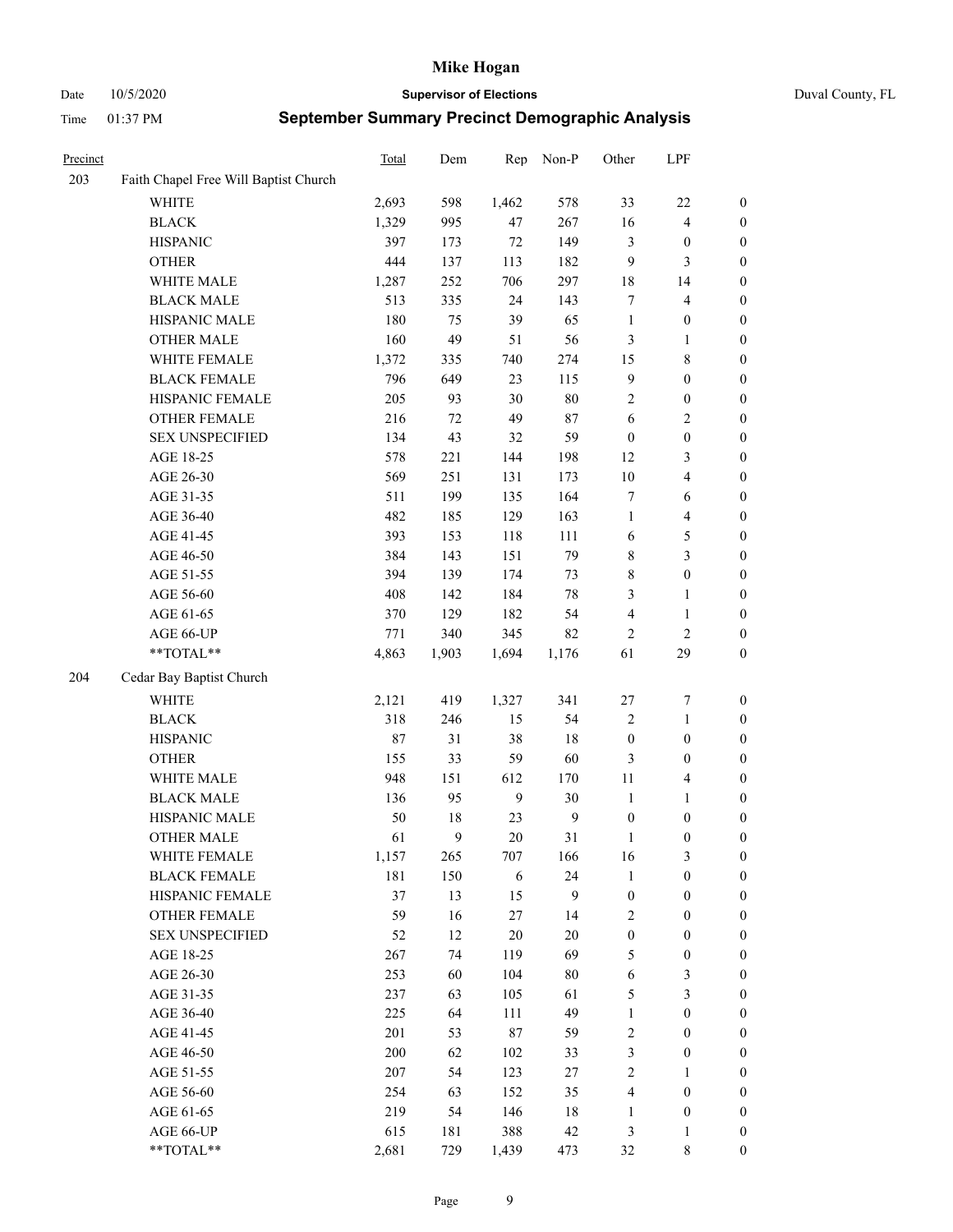# Mike Hogan

Date 10/5/2020 **Supervisor of Elections** Duval County, FL

Time 01:37 PM **September Summary Precinct Demographic Analysis**

| Precinct | | Total | Dem | Rep | Non-P | Other | LPF | |
|---|---|---|---|---|---|---|---|---|
| 203 | Faith Chapel Free Will Baptist Church | | | | | | | |
| | WHITE | 2,693 | 598 | 1,462 | 578 | 33 | 22 | 0 |
| | BLACK | 1,329 | 995 | 47 | 267 | 16 | 4 | 0 |
| | HISPANIC | 397 | 173 | 72 | 149 | 3 | 0 | 0 |
| | OTHER | 444 | 137 | 113 | 182 | 9 | 3 | 0 |
| | WHITE MALE | 1,287 | 252 | 706 | 297 | 18 | 14 | 0 |
| | BLACK MALE | 513 | 335 | 24 | 143 | 7 | 4 | 0 |
| | HISPANIC MALE | 180 | 75 | 39 | 65 | 1 | 0 | 0 |
| | OTHER MALE | 160 | 49 | 51 | 56 | 3 | 1 | 0 |
| | WHITE FEMALE | 1,372 | 335 | 740 | 274 | 15 | 8 | 0 |
| | BLACK FEMALE | 796 | 649 | 23 | 115 | 9 | 0 | 0 |
| | HISPANIC FEMALE | 205 | 93 | 30 | 80 | 2 | 0 | 0 |
| | OTHER FEMALE | 216 | 72 | 49 | 87 | 6 | 2 | 0 |
| | SEX UNSPECIFIED | 134 | 43 | 32 | 59 | 0 | 0 | 0 |
| | AGE 18-25 | 578 | 221 | 144 | 198 | 12 | 3 | 0 |
| | AGE 26-30 | 569 | 251 | 131 | 173 | 10 | 4 | 0 |
| | AGE 31-35 | 511 | 199 | 135 | 164 | 7 | 6 | 0 |
| | AGE 36-40 | 482 | 185 | 129 | 163 | 1 | 4 | 0 |
| | AGE 41-45 | 393 | 153 | 118 | 111 | 6 | 5 | 0 |
| | AGE 46-50 | 384 | 143 | 151 | 79 | 8 | 3 | 0 |
| | AGE 51-55 | 394 | 139 | 174 | 73 | 8 | 0 | 0 |
| | AGE 56-60 | 408 | 142 | 184 | 78 | 3 | 1 | 0 |
| | AGE 61-65 | 370 | 129 | 182 | 54 | 4 | 1 | 0 |
| | AGE 66-UP | 771 | 340 | 345 | 82 | 2 | 2 | 0 |
| | **TOTAL** | 4,863 | 1,903 | 1,694 | 1,176 | 61 | 29 | 0 |
| 204 | Cedar Bay Baptist Church | | | | | | | |
| | WHITE | 2,121 | 419 | 1,327 | 341 | 27 | 7 | 0 |
| | BLACK | 318 | 246 | 15 | 54 | 2 | 1 | 0 |
| | HISPANIC | 87 | 31 | 38 | 18 | 0 | 0 | 0 |
| | OTHER | 155 | 33 | 59 | 60 | 3 | 0 | 0 |
| | WHITE MALE | 948 | 151 | 612 | 170 | 11 | 4 | 0 |
| | BLACK MALE | 136 | 95 | 9 | 30 | 1 | 1 | 0 |
| | HISPANIC MALE | 50 | 18 | 23 | 9 | 0 | 0 | 0 |
| | OTHER MALE | 61 | 9 | 20 | 31 | 1 | 0 | 0 |
| | WHITE FEMALE | 1,157 | 265 | 707 | 166 | 16 | 3 | 0 |
| | BLACK FEMALE | 181 | 150 | 6 | 24 | 1 | 0 | 0 |
| | HISPANIC FEMALE | 37 | 13 | 15 | 9 | 0 | 0 | 0 |
| | OTHER FEMALE | 59 | 16 | 27 | 14 | 2 | 0 | 0 |
| | SEX UNSPECIFIED | 52 | 12 | 20 | 20 | 0 | 0 | 0 |
| | AGE 18-25 | 267 | 74 | 119 | 69 | 5 | 0 | 0 |
| | AGE 26-30 | 253 | 60 | 104 | 80 | 6 | 3 | 0 |
| | AGE 31-35 | 237 | 63 | 105 | 61 | 5 | 3 | 0 |
| | AGE 36-40 | 225 | 64 | 111 | 49 | 1 | 0 | 0 |
| | AGE 41-45 | 201 | 53 | 87 | 59 | 2 | 0 | 0 |
| | AGE 46-50 | 200 | 62 | 102 | 33 | 3 | 0 | 0 |
| | AGE 51-55 | 207 | 54 | 123 | 27 | 2 | 1 | 0 |
| | AGE 56-60 | 254 | 63 | 152 | 35 | 4 | 0 | 0 |
| | AGE 61-65 | 219 | 54 | 146 | 18 | 1 | 0 | 0 |
| | AGE 66-UP | 615 | 181 | 388 | 42 | 3 | 1 | 0 |
| | **TOTAL** | 2,681 | 729 | 1,439 | 473 | 32 | 8 | 0 |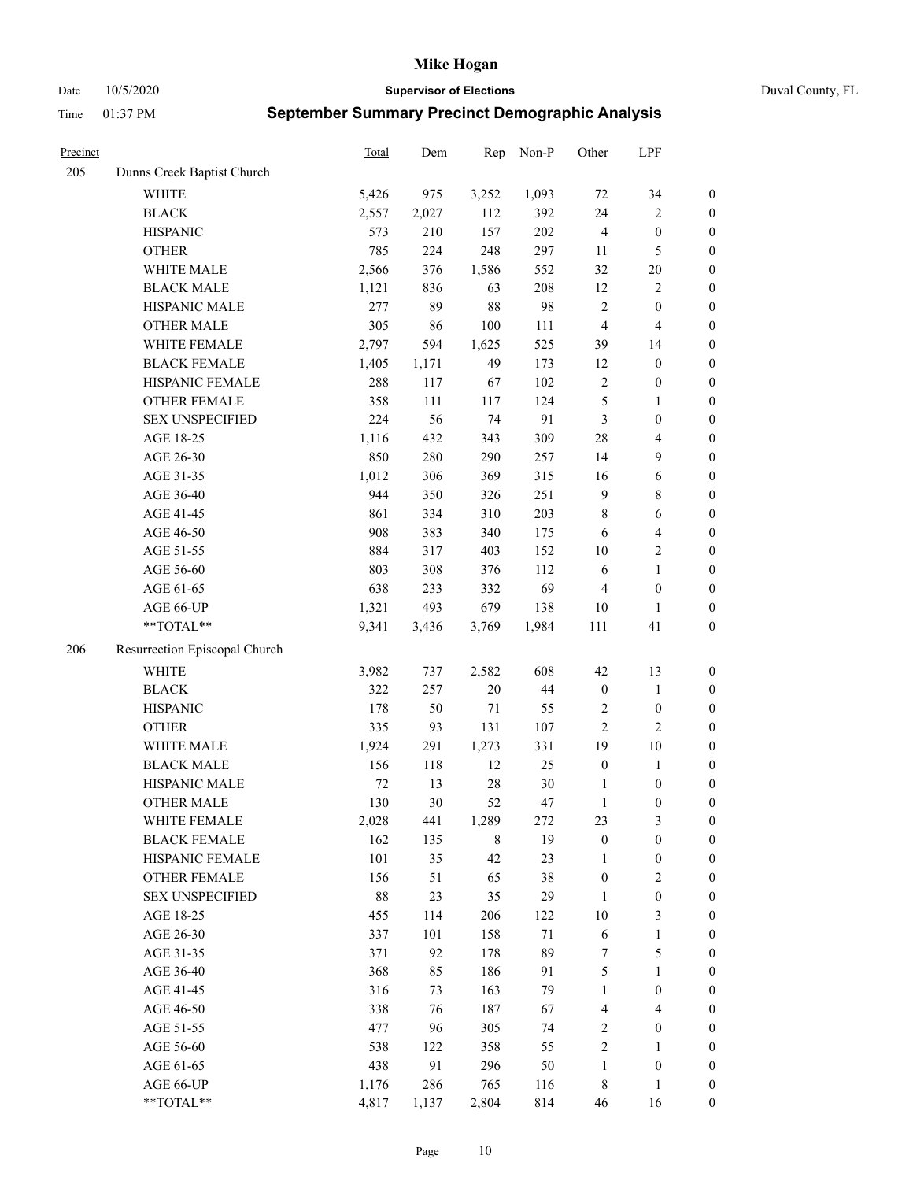# Mike Hogan

Date 10/5/2020 **Supervisor of Elections** Duval County, FL

Time 01:37 PM **September Summary Precinct Demographic Analysis**

| Precinct | | Total | Dem | Rep | Non-P | Other | LPF | |
|---|---|---|---|---|---|---|---|---|
| 205 | Dunns Creek Baptist Church | | | | | | | |
| | WHITE | 5,426 | 975 | 3,252 | 1,093 | 72 | 34 | 0 |
| | BLACK | 2,557 | 2,027 | 112 | 392 | 24 | 2 | 0 |
| | HISPANIC | 573 | 210 | 157 | 202 | 4 | 0 | 0 |
| | OTHER | 785 | 224 | 248 | 297 | 11 | 5 | 0 |
| | WHITE MALE | 2,566 | 376 | 1,586 | 552 | 32 | 20 | 0 |
| | BLACK MALE | 1,121 | 836 | 63 | 208 | 12 | 2 | 0 |
| | HISPANIC MALE | 277 | 89 | 88 | 98 | 2 | 0 | 0 |
| | OTHER MALE | 305 | 86 | 100 | 111 | 4 | 4 | 0 |
| | WHITE FEMALE | 2,797 | 594 | 1,625 | 525 | 39 | 14 | 0 |
| | BLACK FEMALE | 1,405 | 1,171 | 49 | 173 | 12 | 0 | 0 |
| | HISPANIC FEMALE | 288 | 117 | 67 | 102 | 2 | 0 | 0 |
| | OTHER FEMALE | 358 | 111 | 117 | 124 | 5 | 1 | 0 |
| | SEX UNSPECIFIED | 224 | 56 | 74 | 91 | 3 | 0 | 0 |
| | AGE 18-25 | 1,116 | 432 | 343 | 309 | 28 | 4 | 0 |
| | AGE 26-30 | 850 | 280 | 290 | 257 | 14 | 9 | 0 |
| | AGE 31-35 | 1,012 | 306 | 369 | 315 | 16 | 6 | 0 |
| | AGE 36-40 | 944 | 350 | 326 | 251 | 9 | 8 | 0 |
| | AGE 41-45 | 861 | 334 | 310 | 203 | 8 | 6 | 0 |
| | AGE 46-50 | 908 | 383 | 340 | 175 | 6 | 4 | 0 |
| | AGE 51-55 | 884 | 317 | 403 | 152 | 10 | 2 | 0 |
| | AGE 56-60 | 803 | 308 | 376 | 112 | 6 | 1 | 0 |
| | AGE 61-65 | 638 | 233 | 332 | 69 | 4 | 0 | 0 |
| | AGE 66-UP | 1,321 | 493 | 679 | 138 | 10 | 1 | 0 |
| | **TOTAL** | 9,341 | 3,436 | 3,769 | 1,984 | 111 | 41 | 0 |
| 206 | Resurrection Episcopal Church | | | | | | | |
| | WHITE | 3,982 | 737 | 2,582 | 608 | 42 | 13 | 0 |
| | BLACK | 322 | 257 | 20 | 44 | 0 | 1 | 0 |
| | HISPANIC | 178 | 50 | 71 | 55 | 2 | 0 | 0 |
| | OTHER | 335 | 93 | 131 | 107 | 2 | 2 | 0 |
| | WHITE MALE | 1,924 | 291 | 1,273 | 331 | 19 | 10 | 0 |
| | BLACK MALE | 156 | 118 | 12 | 25 | 0 | 1 | 0 |
| | HISPANIC MALE | 72 | 13 | 28 | 30 | 1 | 0 | 0 |
| | OTHER MALE | 130 | 30 | 52 | 47 | 1 | 0 | 0 |
| | WHITE FEMALE | 2,028 | 441 | 1,289 | 272 | 23 | 3 | 0 |
| | BLACK FEMALE | 162 | 135 | 8 | 19 | 0 | 0 | 0 |
| | HISPANIC FEMALE | 101 | 35 | 42 | 23 | 1 | 0 | 0 |
| | OTHER FEMALE | 156 | 51 | 65 | 38 | 0 | 2 | 0 |
| | SEX UNSPECIFIED | 88 | 23 | 35 | 29 | 1 | 0 | 0 |
| | AGE 18-25 | 455 | 114 | 206 | 122 | 10 | 3 | 0 |
| | AGE 26-30 | 337 | 101 | 158 | 71 | 6 | 1 | 0 |
| | AGE 31-35 | 371 | 92 | 178 | 89 | 7 | 5 | 0 |
| | AGE 36-40 | 368 | 85 | 186 | 91 | 5 | 1 | 0 |
| | AGE 41-45 | 316 | 73 | 163 | 79 | 1 | 0 | 0 |
| | AGE 46-50 | 338 | 76 | 187 | 67 | 4 | 4 | 0 |
| | AGE 51-55 | 477 | 96 | 305 | 74 | 2 | 0 | 0 |
| | AGE 56-60 | 538 | 122 | 358 | 55 | 2 | 1 | 0 |
| | AGE 61-65 | 438 | 91 | 296 | 50 | 1 | 0 | 0 |
| | AGE 66-UP | 1,176 | 286 | 765 | 116 | 8 | 1 | 0 |
| | **TOTAL** | 4,817 | 1,137 | 2,804 | 814 | 46 | 16 | 0 |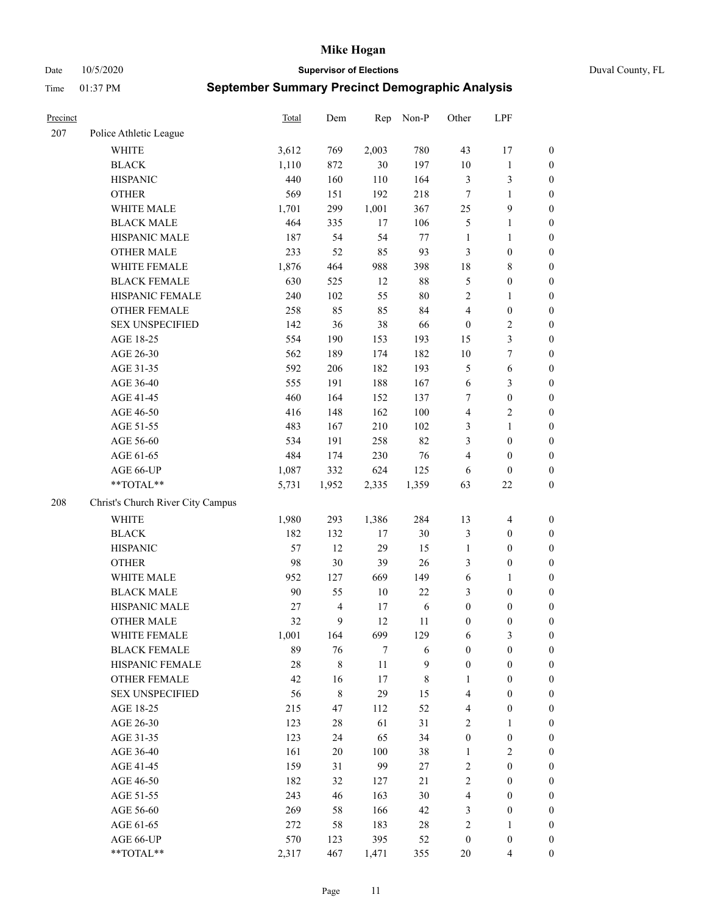# Mike Hogan

Date 10/5/2020 **Supervisor of Elections** Duval County, FL

Time 01:37 PM **September Summary Precinct Demographic Analysis**

| Precinct | | Total | Dem | Rep | Non-P | Other | LPF | |
|---|---|---|---|---|---|---|---|---|
| 207 | Police Athletic League | | | | | | | |
| | WHITE | 3,612 | 769 | 2,003 | 780 | 43 | 17 | 0 |
| | BLACK | 1,110 | 872 | 30 | 197 | 10 | 1 | 0 |
| | HISPANIC | 440 | 160 | 110 | 164 | 3 | 3 | 0 |
| | OTHER | 569 | 151 | 192 | 218 | 7 | 1 | 0 |
| | WHITE MALE | 1,701 | 299 | 1,001 | 367 | 25 | 9 | 0 |
| | BLACK MALE | 464 | 335 | 17 | 106 | 5 | 1 | 0 |
| | HISPANIC MALE | 187 | 54 | 54 | 77 | 1 | 1 | 0 |
| | OTHER MALE | 233 | 52 | 85 | 93 | 3 | 0 | 0 |
| | WHITE FEMALE | 1,876 | 464 | 988 | 398 | 18 | 8 | 0 |
| | BLACK FEMALE | 630 | 525 | 12 | 88 | 5 | 0 | 0 |
| | HISPANIC FEMALE | 240 | 102 | 55 | 80 | 2 | 1 | 0 |
| | OTHER FEMALE | 258 | 85 | 85 | 84 | 4 | 0 | 0 |
| | SEX UNSPECIFIED | 142 | 36 | 38 | 66 | 0 | 2 | 0 |
| | AGE 18-25 | 554 | 190 | 153 | 193 | 15 | 3 | 0 |
| | AGE 26-30 | 562 | 189 | 174 | 182 | 10 | 7 | 0 |
| | AGE 31-35 | 592 | 206 | 182 | 193 | 5 | 6 | 0 |
| | AGE 36-40 | 555 | 191 | 188 | 167 | 6 | 3 | 0 |
| | AGE 41-45 | 460 | 164 | 152 | 137 | 7 | 0 | 0 |
| | AGE 46-50 | 416 | 148 | 162 | 100 | 4 | 2 | 0 |
| | AGE 51-55 | 483 | 167 | 210 | 102 | 3 | 1 | 0 |
| | AGE 56-60 | 534 | 191 | 258 | 82 | 3 | 0 | 0 |
| | AGE 61-65 | 484 | 174 | 230 | 76 | 4 | 0 | 0 |
| | AGE 66-UP | 1,087 | 332 | 624 | 125 | 6 | 0 | 0 |
| | **TOTAL** | 5,731 | 1,952 | 2,335 | 1,359 | 63 | 22 | 0 |
| 208 | Christ's Church River City Campus | | | | | | | |
| | WHITE | 1,980 | 293 | 1,386 | 284 | 13 | 4 | 0 |
| | BLACK | 182 | 132 | 17 | 30 | 3 | 0 | 0 |
| | HISPANIC | 57 | 12 | 29 | 15 | 1 | 0 | 0 |
| | OTHER | 98 | 30 | 39 | 26 | 3 | 0 | 0 |
| | WHITE MALE | 952 | 127 | 669 | 149 | 6 | 1 | 0 |
| | BLACK MALE | 90 | 55 | 10 | 22 | 3 | 0 | 0 |
| | HISPANIC MALE | 27 | 4 | 17 | 6 | 0 | 0 | 0 |
| | OTHER MALE | 32 | 9 | 12 | 11 | 0 | 0 | 0 |
| | WHITE FEMALE | 1,001 | 164 | 699 | 129 | 6 | 3 | 0 |
| | BLACK FEMALE | 89 | 76 | 7 | 6 | 0 | 0 | 0 |
| | HISPANIC FEMALE | 28 | 8 | 11 | 9 | 0 | 0 | 0 |
| | OTHER FEMALE | 42 | 16 | 17 | 8 | 1 | 0 | 0 |
| | SEX UNSPECIFIED | 56 | 8 | 29 | 15 | 4 | 0 | 0 |
| | AGE 18-25 | 215 | 47 | 112 | 52 | 4 | 0 | 0 |
| | AGE 26-30 | 123 | 28 | 61 | 31 | 2 | 1 | 0 |
| | AGE 31-35 | 123 | 24 | 65 | 34 | 0 | 0 | 0 |
| | AGE 36-40 | 161 | 20 | 100 | 38 | 1 | 2 | 0 |
| | AGE 41-45 | 159 | 31 | 99 | 27 | 2 | 0 | 0 |
| | AGE 46-50 | 182 | 32 | 127 | 21 | 2 | 0 | 0 |
| | AGE 51-55 | 243 | 46 | 163 | 30 | 4 | 0 | 0 |
| | AGE 56-60 | 269 | 58 | 166 | 42 | 3 | 0 | 0 |
| | AGE 61-65 | 272 | 58 | 183 | 28 | 2 | 1 | 0 |
| | AGE 66-UP | 570 | 123 | 395 | 52 | 0 | 0 | 0 |
| | **TOTAL** | 2,317 | 467 | 1,471 | 355 | 20 | 4 | 0 |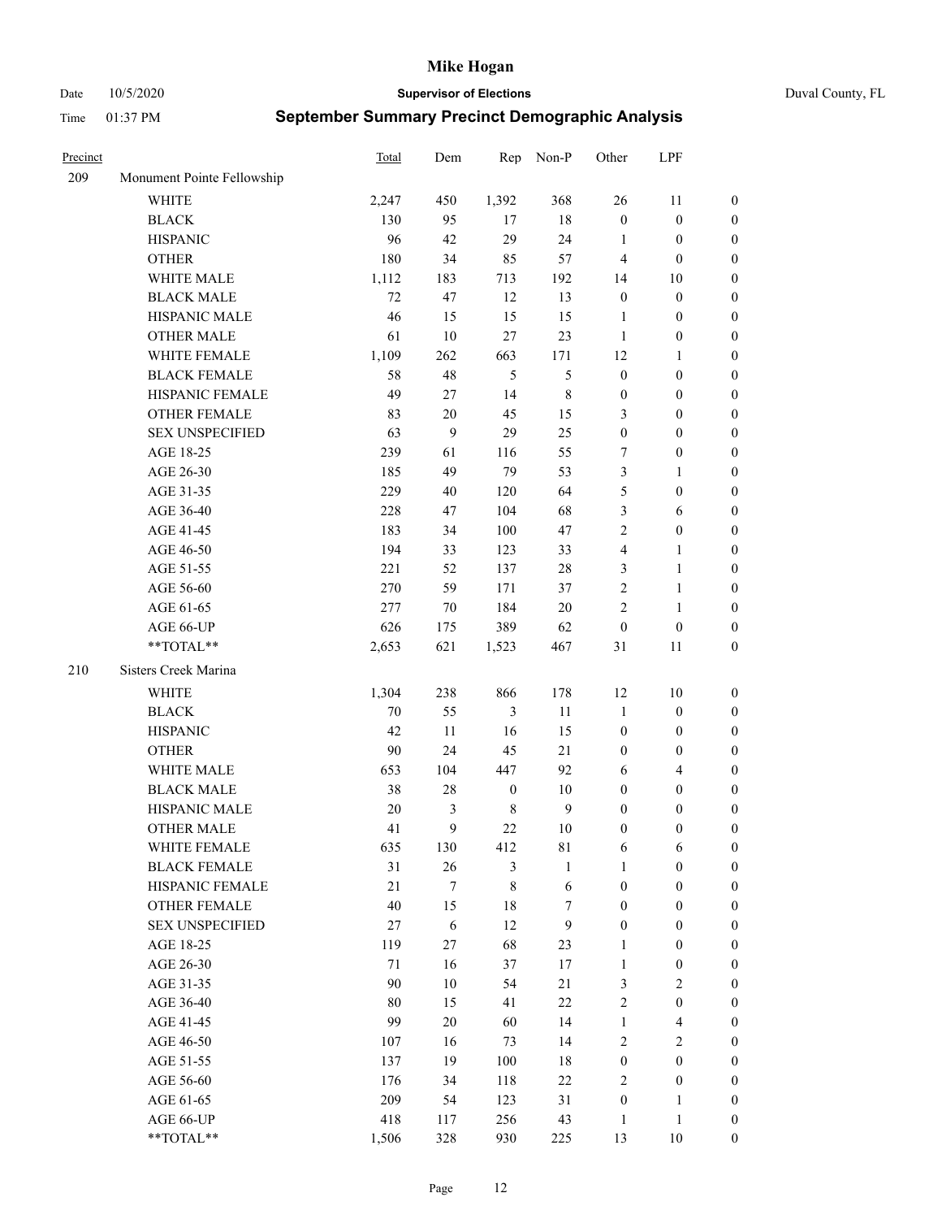# Mike Hogan

Date 10/5/2020 **Supervisor of Elections** Duval County, FL

Time 01:37 PM **September Summary Precinct Demographic Analysis**

| Precinct | | Total | Dem | Rep | Non-P | Other | LPF | |
|---|---|---|---|---|---|---|---|---|
| 209 | Monument Pointe Fellowship | | | | | | | |
| | WHITE | 2,247 | 450 | 1,392 | 368 | 26 | 11 | 0 |
| | BLACK | 130 | 95 | 17 | 18 | 0 | 0 | 0 |
| | HISPANIC | 96 | 42 | 29 | 24 | 1 | 0 | 0 |
| | OTHER | 180 | 34 | 85 | 57 | 4 | 0 | 0 |
| | WHITE MALE | 1,112 | 183 | 713 | 192 | 14 | 10 | 0 |
| | BLACK MALE | 72 | 47 | 12 | 13 | 0 | 0 | 0 |
| | HISPANIC MALE | 46 | 15 | 15 | 15 | 1 | 0 | 0 |
| | OTHER MALE | 61 | 10 | 27 | 23 | 1 | 0 | 0 |
| | WHITE FEMALE | 1,109 | 262 | 663 | 171 | 12 | 1 | 0 |
| | BLACK FEMALE | 58 | 48 | 5 | 5 | 0 | 0 | 0 |
| | HISPANIC FEMALE | 49 | 27 | 14 | 8 | 0 | 0 | 0 |
| | OTHER FEMALE | 83 | 20 | 45 | 15 | 3 | 0 | 0 |
| | SEX UNSPECIFIED | 63 | 9 | 29 | 25 | 0 | 0 | 0 |
| | AGE 18-25 | 239 | 61 | 116 | 55 | 7 | 0 | 0 |
| | AGE 26-30 | 185 | 49 | 79 | 53 | 3 | 1 | 0 |
| | AGE 31-35 | 229 | 40 | 120 | 64 | 5 | 0 | 0 |
| | AGE 36-40 | 228 | 47 | 104 | 68 | 3 | 6 | 0 |
| | AGE 41-45 | 183 | 34 | 100 | 47 | 2 | 0 | 0 |
| | AGE 46-50 | 194 | 33 | 123 | 33 | 4 | 1 | 0 |
| | AGE 51-55 | 221 | 52 | 137 | 28 | 3 | 1 | 0 |
| | AGE 56-60 | 270 | 59 | 171 | 37 | 2 | 1 | 0 |
| | AGE 61-65 | 277 | 70 | 184 | 20 | 2 | 1 | 0 |
| | AGE 66-UP | 626 | 175 | 389 | 62 | 0 | 0 | 0 |
| | **TOTAL** | 2,653 | 621 | 1,523 | 467 | 31 | 11 | 0 |
| 210 | Sisters Creek Marina | | | | | | | |
| | WHITE | 1,304 | 238 | 866 | 178 | 12 | 10 | 0 |
| | BLACK | 70 | 55 | 3 | 11 | 1 | 0 | 0 |
| | HISPANIC | 42 | 11 | 16 | 15 | 0 | 0 | 0 |
| | OTHER | 90 | 24 | 45 | 21 | 0 | 0 | 0 |
| | WHITE MALE | 653 | 104 | 447 | 92 | 6 | 4 | 0 |
| | BLACK MALE | 38 | 28 | 0 | 10 | 0 | 0 | 0 |
| | HISPANIC MALE | 20 | 3 | 8 | 9 | 0 | 0 | 0 |
| | OTHER MALE | 41 | 9 | 22 | 10 | 0 | 0 | 0 |
| | WHITE FEMALE | 635 | 130 | 412 | 81 | 6 | 6 | 0 |
| | BLACK FEMALE | 31 | 26 | 3 | 1 | 1 | 0 | 0 |
| | HISPANIC FEMALE | 21 | 7 | 8 | 6 | 0 | 0 | 0 |
| | OTHER FEMALE | 40 | 15 | 18 | 7 | 0 | 0 | 0 |
| | SEX UNSPECIFIED | 27 | 6 | 12 | 9 | 0 | 0 | 0 |
| | AGE 18-25 | 119 | 27 | 68 | 23 | 1 | 0 | 0 |
| | AGE 26-30 | 71 | 16 | 37 | 17 | 1 | 0 | 0 |
| | AGE 31-35 | 90 | 10 | 54 | 21 | 3 | 2 | 0 |
| | AGE 36-40 | 80 | 15 | 41 | 22 | 2 | 0 | 0 |
| | AGE 41-45 | 99 | 20 | 60 | 14 | 1 | 4 | 0 |
| | AGE 46-50 | 107 | 16 | 73 | 14 | 2 | 2 | 0 |
| | AGE 51-55 | 137 | 19 | 100 | 18 | 0 | 0 | 0 |
| | AGE 56-60 | 176 | 34 | 118 | 22 | 2 | 0 | 0 |
| | AGE 61-65 | 209 | 54 | 123 | 31 | 0 | 1 | 0 |
| | AGE 66-UP | 418 | 117 | 256 | 43 | 1 | 1 | 0 |
| | **TOTAL** | 1,506 | 328 | 930 | 225 | 13 | 10 | 0 |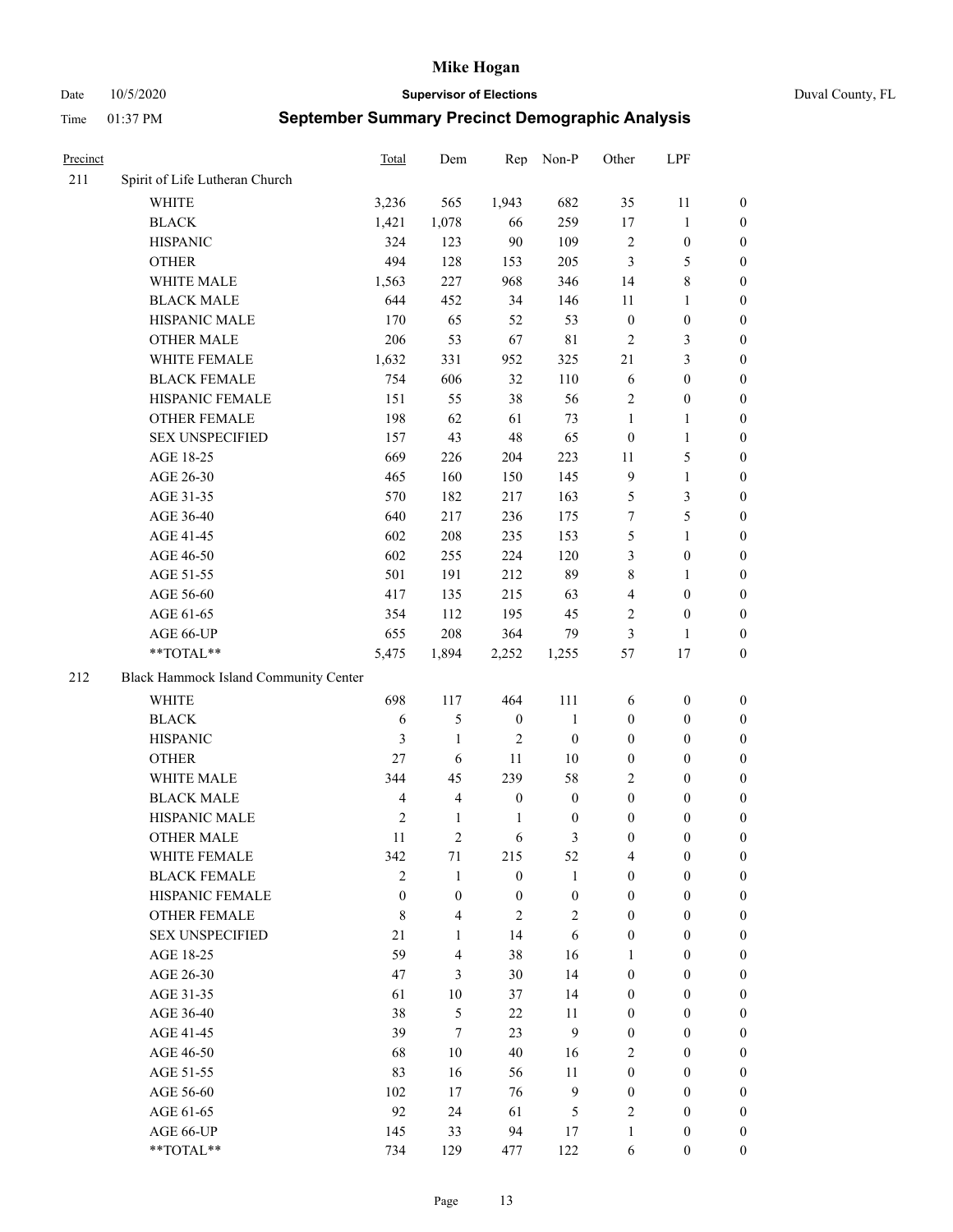# Mike Hogan

Date 10/5/2020 **Supervisor of Elections** Duval County, FL

Time 01:37 PM **September Summary Precinct Demographic Analysis**

| Precinct | | Total | Dem | Rep | Non-P | Other | LPF | |
|---|---|---|---|---|---|---|---|---|
| 211 | Spirit of Life Lutheran Church | | | | | | | |
| | WHITE | 3,236 | 565 | 1,943 | 682 | 35 | 11 | 0 |
| | BLACK | 1,421 | 1,078 | 66 | 259 | 17 | 1 | 0 |
| | HISPANIC | 324 | 123 | 90 | 109 | 2 | 0 | 0 |
| | OTHER | 494 | 128 | 153 | 205 | 3 | 5 | 0 |
| | WHITE MALE | 1,563 | 227 | 968 | 346 | 14 | 8 | 0 |
| | BLACK MALE | 644 | 452 | 34 | 146 | 11 | 1 | 0 |
| | HISPANIC MALE | 170 | 65 | 52 | 53 | 0 | 0 | 0 |
| | OTHER MALE | 206 | 53 | 67 | 81 | 2 | 3 | 0 |
| | WHITE FEMALE | 1,632 | 331 | 952 | 325 | 21 | 3 | 0 |
| | BLACK FEMALE | 754 | 606 | 32 | 110 | 6 | 0 | 0 |
| | HISPANIC FEMALE | 151 | 55 | 38 | 56 | 2 | 0 | 0 |
| | OTHER FEMALE | 198 | 62 | 61 | 73 | 1 | 1 | 0 |
| | SEX UNSPECIFIED | 157 | 43 | 48 | 65 | 0 | 1 | 0 |
| | AGE 18-25 | 669 | 226 | 204 | 223 | 11 | 5 | 0 |
| | AGE 26-30 | 465 | 160 | 150 | 145 | 9 | 1 | 0 |
| | AGE 31-35 | 570 | 182 | 217 | 163 | 5 | 3 | 0 |
| | AGE 36-40 | 640 | 217 | 236 | 175 | 7 | 5 | 0 |
| | AGE 41-45 | 602 | 208 | 235 | 153 | 5 | 1 | 0 |
| | AGE 46-50 | 602 | 255 | 224 | 120 | 3 | 0 | 0 |
| | AGE 51-55 | 501 | 191 | 212 | 89 | 8 | 1 | 0 |
| | AGE 56-60 | 417 | 135 | 215 | 63 | 4 | 0 | 0 |
| | AGE 61-65 | 354 | 112 | 195 | 45 | 2 | 0 | 0 |
| | AGE 66-UP | 655 | 208 | 364 | 79 | 3 | 1 | 0 |
| | **TOTAL** | 5,475 | 1,894 | 2,252 | 1,255 | 57 | 17 | 0 |
| 212 | Black Hammock Island Community Center | | | | | | | |
| | WHITE | 698 | 117 | 464 | 111 | 6 | 0 | 0 |
| | BLACK | 6 | 5 | 0 | 1 | 0 | 0 | 0 |
| | HISPANIC | 3 | 1 | 2 | 0 | 0 | 0 | 0 |
| | OTHER | 27 | 6 | 11 | 10 | 0 | 0 | 0 |
| | WHITE MALE | 344 | 45 | 239 | 58 | 2 | 0 | 0 |
| | BLACK MALE | 4 | 4 | 0 | 0 | 0 | 0 | 0 |
| | HISPANIC MALE | 2 | 1 | 1 | 0 | 0 | 0 | 0 |
| | OTHER MALE | 11 | 2 | 6 | 3 | 0 | 0 | 0 |
| | WHITE FEMALE | 342 | 71 | 215 | 52 | 4 | 0 | 0 |
| | BLACK FEMALE | 2 | 1 | 0 | 1 | 0 | 0 | 0 |
| | HISPANIC FEMALE | 0 | 0 | 0 | 0 | 0 | 0 | 0 |
| | OTHER FEMALE | 8 | 4 | 2 | 2 | 0 | 0 | 0 |
| | SEX UNSPECIFIED | 21 | 1 | 14 | 6 | 0 | 0 | 0 |
| | AGE 18-25 | 59 | 4 | 38 | 16 | 1 | 0 | 0 |
| | AGE 26-30 | 47 | 3 | 30 | 14 | 0 | 0 | 0 |
| | AGE 31-35 | 61 | 10 | 37 | 14 | 0 | 0 | 0 |
| | AGE 36-40 | 38 | 5 | 22 | 11 | 0 | 0 | 0 |
| | AGE 41-45 | 39 | 7 | 23 | 9 | 0 | 0 | 0 |
| | AGE 46-50 | 68 | 10 | 40 | 16 | 2 | 0 | 0 |
| | AGE 51-55 | 83 | 16 | 56 | 11 | 0 | 0 | 0 |
| | AGE 56-60 | 102 | 17 | 76 | 9 | 0 | 0 | 0 |
| | AGE 61-65 | 92 | 24 | 61 | 5 | 2 | 0 | 0 |
| | AGE 66-UP | 145 | 33 | 94 | 17 | 1 | 0 | 0 |
| | **TOTAL** | 734 | 129 | 477 | 122 | 6 | 0 | 0 |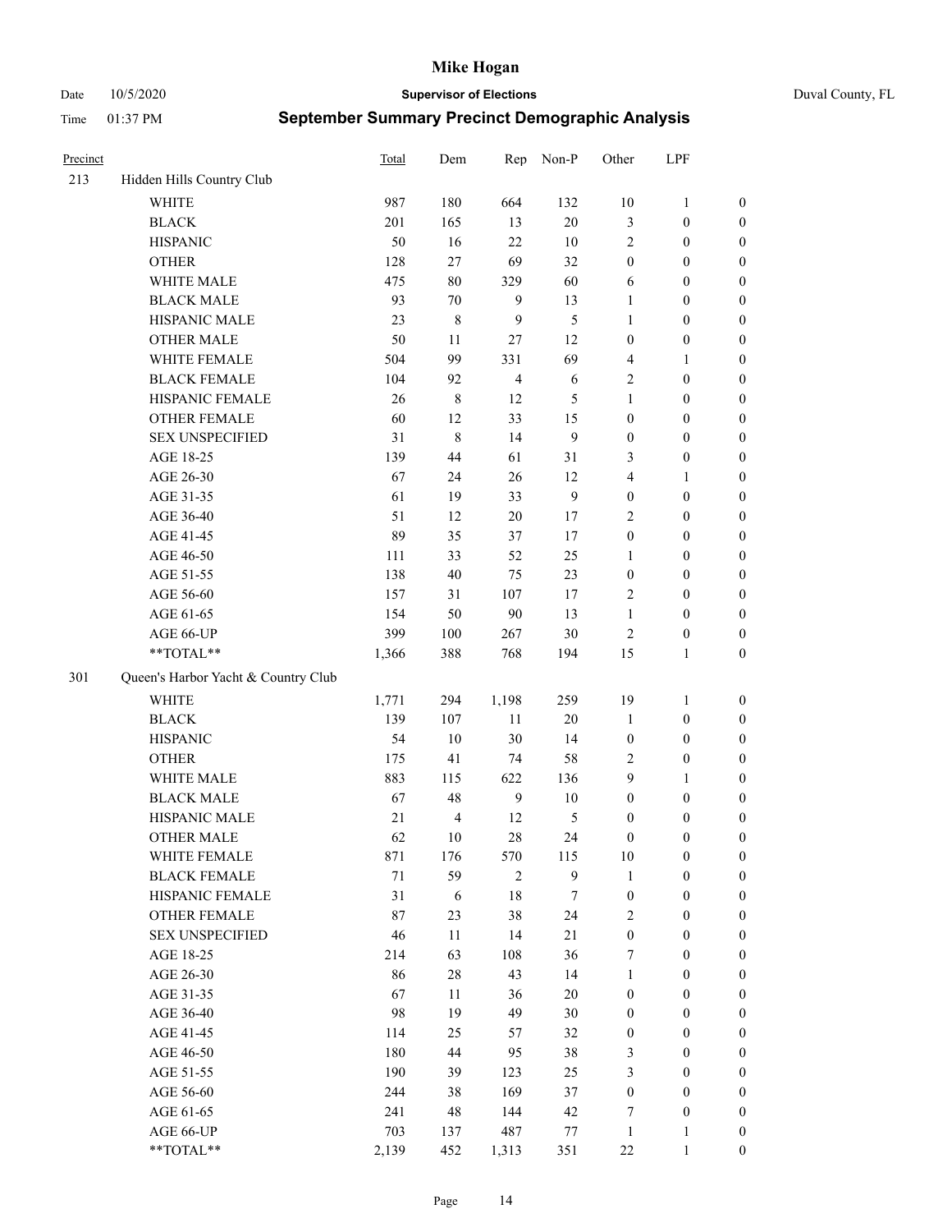# Mike Hogan

Date 10/5/2020 **Supervisor of Elections** Duval County, FL

Time 01:37 PM **September Summary Precinct Demographic Analysis**

| Precinct | | Total | Dem | Rep | Non-P | Other | LPF | |
|---|---|---|---|---|---|---|---|---|
| 213 | Hidden Hills Country Club | | | | | | | |
| | WHITE | 987 | 180 | 664 | 132 | 10 | 1 | 0 |
| | BLACK | 201 | 165 | 13 | 20 | 3 | 0 | 0 |
| | HISPANIC | 50 | 16 | 22 | 10 | 2 | 0 | 0 |
| | OTHER | 128 | 27 | 69 | 32 | 0 | 0 | 0 |
| | WHITE MALE | 475 | 80 | 329 | 60 | 6 | 0 | 0 |
| | BLACK MALE | 93 | 70 | 9 | 13 | 1 | 0 | 0 |
| | HISPANIC MALE | 23 | 8 | 9 | 5 | 1 | 0 | 0 |
| | OTHER MALE | 50 | 11 | 27 | 12 | 0 | 0 | 0 |
| | WHITE FEMALE | 504 | 99 | 331 | 69 | 4 | 1 | 0 |
| | BLACK FEMALE | 104 | 92 | 4 | 6 | 2 | 0 | 0 |
| | HISPANIC FEMALE | 26 | 8 | 12 | 5 | 1 | 0 | 0 |
| | OTHER FEMALE | 60 | 12 | 33 | 15 | 0 | 0 | 0 |
| | SEX UNSPECIFIED | 31 | 8 | 14 | 9 | 0 | 0 | 0 |
| | AGE 18-25 | 139 | 44 | 61 | 31 | 3 | 0 | 0 |
| | AGE 26-30 | 67 | 24 | 26 | 12 | 4 | 1 | 0 |
| | AGE 31-35 | 61 | 19 | 33 | 9 | 0 | 0 | 0 |
| | AGE 36-40 | 51 | 12 | 20 | 17 | 2 | 0 | 0 |
| | AGE 41-45 | 89 | 35 | 37 | 17 | 0 | 0 | 0 |
| | AGE 46-50 | 111 | 33 | 52 | 25 | 1 | 0 | 0 |
| | AGE 51-55 | 138 | 40 | 75 | 23 | 0 | 0 | 0 |
| | AGE 56-60 | 157 | 31 | 107 | 17 | 2 | 0 | 0 |
| | AGE 61-65 | 154 | 50 | 90 | 13 | 1 | 0 | 0 |
| | AGE 66-UP | 399 | 100 | 267 | 30 | 2 | 0 | 0 |
| | **TOTAL** | 1,366 | 388 | 768 | 194 | 15 | 1 | 0 |
| 301 | Queen's Harbor Yacht & Country Club | | | | | | | |
| | WHITE | 1,771 | 294 | 1,198 | 259 | 19 | 1 | 0 |
| | BLACK | 139 | 107 | 11 | 20 | 1 | 0 | 0 |
| | HISPANIC | 54 | 10 | 30 | 14 | 0 | 0 | 0 |
| | OTHER | 175 | 41 | 74 | 58 | 2 | 0 | 0 |
| | WHITE MALE | 883 | 115 | 622 | 136 | 9 | 1 | 0 |
| | BLACK MALE | 67 | 48 | 9 | 10 | 0 | 0 | 0 |
| | HISPANIC MALE | 21 | 4 | 12 | 5 | 0 | 0 | 0 |
| | OTHER MALE | 62 | 10 | 28 | 24 | 0 | 0 | 0 |
| | WHITE FEMALE | 871 | 176 | 570 | 115 | 10 | 0 | 0 |
| | BLACK FEMALE | 71 | 59 | 2 | 9 | 1 | 0 | 0 |
| | HISPANIC FEMALE | 31 | 6 | 18 | 7 | 0 | 0 | 0 |
| | OTHER FEMALE | 87 | 23 | 38 | 24 | 2 | 0 | 0 |
| | SEX UNSPECIFIED | 46 | 11 | 14 | 21 | 0 | 0 | 0 |
| | AGE 18-25 | 214 | 63 | 108 | 36 | 7 | 0 | 0 |
| | AGE 26-30 | 86 | 28 | 43 | 14 | 1 | 0 | 0 |
| | AGE 31-35 | 67 | 11 | 36 | 20 | 0 | 0 | 0 |
| | AGE 36-40 | 98 | 19 | 49 | 30 | 0 | 0 | 0 |
| | AGE 41-45 | 114 | 25 | 57 | 32 | 0 | 0 | 0 |
| | AGE 46-50 | 180 | 44 | 95 | 38 | 3 | 0 | 0 |
| | AGE 51-55 | 190 | 39 | 123 | 25 | 3 | 0 | 0 |
| | AGE 56-60 | 244 | 38 | 169 | 37 | 0 | 0 | 0 |
| | AGE 61-65 | 241 | 48 | 144 | 42 | 7 | 0 | 0 |
| | AGE 66-UP | 703 | 137 | 487 | 77 | 1 | 1 | 0 |
| | **TOTAL** | 2,139 | 452 | 1,313 | 351 | 22 | 1 | 0 |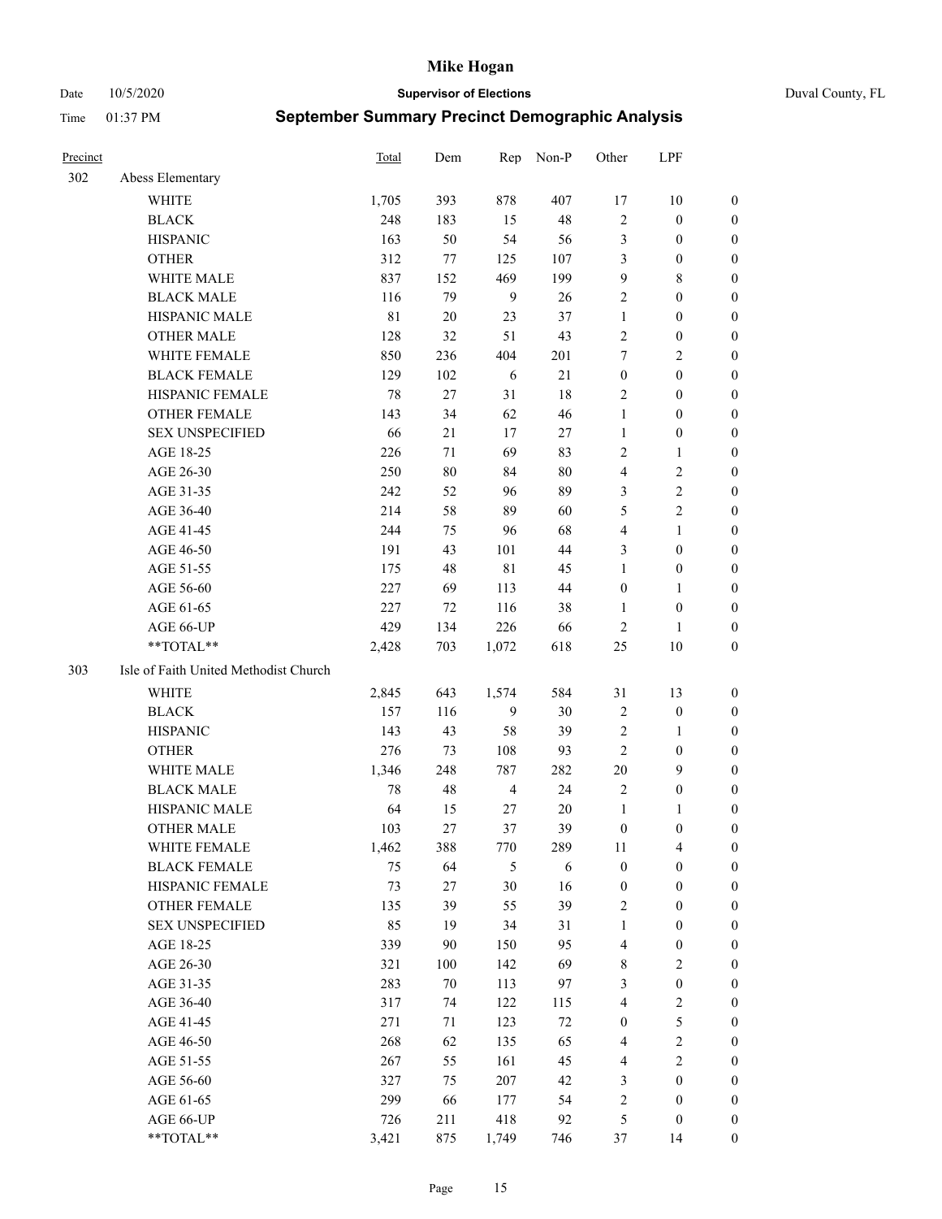| Precinct | | Total | Dem | Rep | Non-P | Other | LPF | |
|---|---|---|---|---|---|---|---|---|
| 302 | Abess Elementary | | | | | | | |
| | WHITE | 1,705 | 393 | 878 | 407 | 17 | 10 | 0 |
| | BLACK | 248 | 183 | 15 | 48 | 2 | 0 | 0 |
| | HISPANIC | 163 | 50 | 54 | 56 | 3 | 0 | 0 |
| | OTHER | 312 | 77 | 125 | 107 | 3 | 0 | 0 |
| | WHITE MALE | 837 | 152 | 469 | 199 | 9 | 8 | 0 |
| | BLACK MALE | 116 | 79 | 9 | 26 | 2 | 0 | 0 |
| | HISPANIC MALE | 81 | 20 | 23 | 37 | 1 | 0 | 0 |
| | OTHER MALE | 128 | 32 | 51 | 43 | 2 | 0 | 0 |
| | WHITE FEMALE | 850 | 236 | 404 | 201 | 7 | 2 | 0 |
| | BLACK FEMALE | 129 | 102 | 6 | 21 | 0 | 0 | 0 |
| | HISPANIC FEMALE | 78 | 27 | 31 | 18 | 2 | 0 | 0 |
| | OTHER FEMALE | 143 | 34 | 62 | 46 | 1 | 0 | 0 |
| | SEX UNSPECIFIED | 66 | 21 | 17 | 27 | 1 | 0 | 0 |
| | AGE 18-25 | 226 | 71 | 69 | 83 | 2 | 1 | 0 |
| | AGE 26-30 | 250 | 80 | 84 | 80 | 4 | 2 | 0 |
| | AGE 31-35 | 242 | 52 | 96 | 89 | 3 | 2 | 0 |
| | AGE 36-40 | 214 | 58 | 89 | 60 | 5 | 2 | 0 |
| | AGE 41-45 | 244 | 75 | 96 | 68 | 4 | 1 | 0 |
| | AGE 46-50 | 191 | 43 | 101 | 44 | 3 | 0 | 0 |
| | AGE 51-55 | 175 | 48 | 81 | 45 | 1 | 0 | 0 |
| | AGE 56-60 | 227 | 69 | 113 | 44 | 0 | 1 | 0 |
| | AGE 61-65 | 227 | 72 | 116 | 38 | 1 | 0 | 0 |
| | AGE 66-UP | 429 | 134 | 226 | 66 | 2 | 1 | 0 |
| | **TOTAL** | 2,428 | 703 | 1,072 | 618 | 25 | 10 | 0 |
| 303 | Isle of Faith United Methodist Church | | | | | | | |
| | WHITE | 2,845 | 643 | 1,574 | 584 | 31 | 13 | 0 |
| | BLACK | 157 | 116 | 9 | 30 | 2 | 0 | 0 |
| | HISPANIC | 143 | 43 | 58 | 39 | 2 | 1 | 0 |
| | OTHER | 276 | 73 | 108 | 93 | 2 | 0 | 0 |
| | WHITE MALE | 1,346 | 248 | 787 | 282 | 20 | 9 | 0 |
| | BLACK MALE | 78 | 48 | 4 | 24 | 2 | 0 | 0 |
| | HISPANIC MALE | 64 | 15 | 27 | 20 | 1 | 1 | 0 |
| | OTHER MALE | 103 | 27 | 37 | 39 | 0 | 0 | 0 |
| | WHITE FEMALE | 1,462 | 388 | 770 | 289 | 11 | 4 | 0 |
| | BLACK FEMALE | 75 | 64 | 5 | 6 | 0 | 0 | 0 |
| | HISPANIC FEMALE | 73 | 27 | 30 | 16 | 0 | 0 | 0 |
| | OTHER FEMALE | 135 | 39 | 55 | 39 | 2 | 0 | 0 |
| | SEX UNSPECIFIED | 85 | 19 | 34 | 31 | 1 | 0 | 0 |
| | AGE 18-25 | 339 | 90 | 150 | 95 | 4 | 0 | 0 |
| | AGE 26-30 | 321 | 100 | 142 | 69 | 8 | 2 | 0 |
| | AGE 31-35 | 283 | 70 | 113 | 97 | 3 | 0 | 0 |
| | AGE 36-40 | 317 | 74 | 122 | 115 | 4 | 2 | 0 |
| | AGE 41-45 | 271 | 71 | 123 | 72 | 0 | 5 | 0 |
| | AGE 46-50 | 268 | 62 | 135 | 65 | 4 | 2 | 0 |
| | AGE 51-55 | 267 | 55 | 161 | 45 | 4 | 2 | 0 |
| | AGE 56-60 | 327 | 75 | 207 | 42 | 3 | 0 | 0 |
| | AGE 61-65 | 299 | 66 | 177 | 54 | 2 | 0 | 0 |
| | AGE 66-UP | 726 | 211 | 418 | 92 | 5 | 0 | 0 |
| | **TOTAL** | 3,421 | 875 | 1,749 | 746 | 37 | 14 | 0 |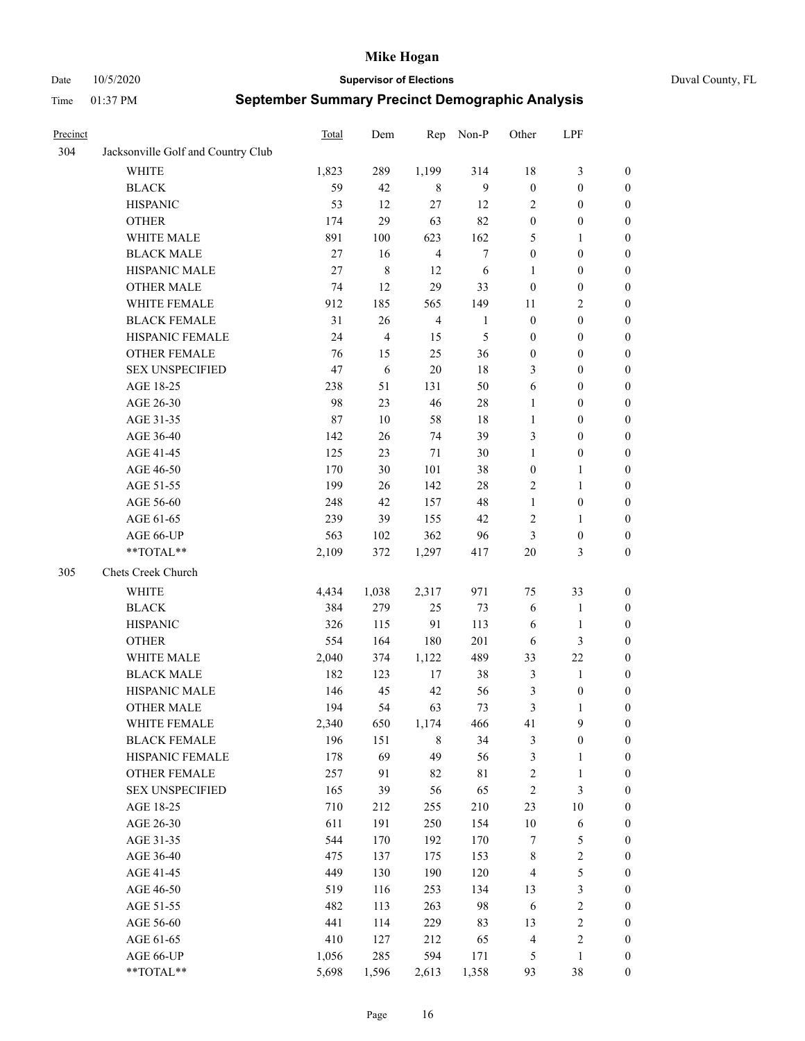| Precinct | | Total | Dem | Rep | Non-P | Other | LPF | |
|---|---|---|---|---|---|---|---|---|
| 304 | Jacksonville Golf and Country Club | | | | | | | |
| | WHITE | 1,823 | 289 | 1,199 | 314 | 18 | 3 | 0 |
| | BLACK | 59 | 42 | 8 | 9 | 0 | 0 | 0 |
| | HISPANIC | 53 | 12 | 27 | 12 | 2 | 0 | 0 |
| | OTHER | 174 | 29 | 63 | 82 | 0 | 0 | 0 |
| | WHITE MALE | 891 | 100 | 623 | 162 | 5 | 1 | 0 |
| | BLACK MALE | 27 | 16 | 4 | 7 | 0 | 0 | 0 |
| | HISPANIC MALE | 27 | 8 | 12 | 6 | 1 | 0 | 0 |
| | OTHER MALE | 74 | 12 | 29 | 33 | 0 | 0 | 0 |
| | WHITE FEMALE | 912 | 185 | 565 | 149 | 11 | 2 | 0 |
| | BLACK FEMALE | 31 | 26 | 4 | 1 | 0 | 0 | 0 |
| | HISPANIC FEMALE | 24 | 4 | 15 | 5 | 0 | 0 | 0 |
| | OTHER FEMALE | 76 | 15 | 25 | 36 | 0 | 0 | 0 |
| | SEX UNSPECIFIED | 47 | 6 | 20 | 18 | 3 | 0 | 0 |
| | AGE 18-25 | 238 | 51 | 131 | 50 | 6 | 0 | 0 |
| | AGE 26-30 | 98 | 23 | 46 | 28 | 1 | 0 | 0 |
| | AGE 31-35 | 87 | 10 | 58 | 18 | 1 | 0 | 0 |
| | AGE 36-40 | 142 | 26 | 74 | 39 | 3 | 0 | 0 |
| | AGE 41-45 | 125 | 23 | 71 | 30 | 1 | 0 | 0 |
| | AGE 46-50 | 170 | 30 | 101 | 38 | 0 | 1 | 0 |
| | AGE 51-55 | 199 | 26 | 142 | 28 | 2 | 1 | 0 |
| | AGE 56-60 | 248 | 42 | 157 | 48 | 1 | 0 | 0 |
| | AGE 61-65 | 239 | 39 | 155 | 42 | 2 | 1 | 0 |
| | AGE 66-UP | 563 | 102 | 362 | 96 | 3 | 0 | 0 |
| | **TOTAL** | 2,109 | 372 | 1,297 | 417 | 20 | 3 | 0 |
| 305 | Chets Creek Church | | | | | | | |
| | WHITE | 4,434 | 1,038 | 2,317 | 971 | 75 | 33 | 0 |
| | BLACK | 384 | 279 | 25 | 73 | 6 | 1 | 0 |
| | HISPANIC | 326 | 115 | 91 | 113 | 6 | 1 | 0 |
| | OTHER | 554 | 164 | 180 | 201 | 6 | 3 | 0 |
| | WHITE MALE | 2,040 | 374 | 1,122 | 489 | 33 | 22 | 0 |
| | BLACK MALE | 182 | 123 | 17 | 38 | 3 | 1 | 0 |
| | HISPANIC MALE | 146 | 45 | 42 | 56 | 3 | 0 | 0 |
| | OTHER MALE | 194 | 54 | 63 | 73 | 3 | 1 | 0 |
| | WHITE FEMALE | 2,340 | 650 | 1,174 | 466 | 41 | 9 | 0 |
| | BLACK FEMALE | 196 | 151 | 8 | 34 | 3 | 0 | 0 |
| | HISPANIC FEMALE | 178 | 69 | 49 | 56 | 3 | 1 | 0 |
| | OTHER FEMALE | 257 | 91 | 82 | 81 | 2 | 1 | 0 |
| | SEX UNSPECIFIED | 165 | 39 | 56 | 65 | 2 | 3 | 0 |
| | AGE 18-25 | 710 | 212 | 255 | 210 | 23 | 10 | 0 |
| | AGE 26-30 | 611 | 191 | 250 | 154 | 10 | 6 | 0 |
| | AGE 31-35 | 544 | 170 | 192 | 170 | 7 | 5 | 0 |
| | AGE 36-40 | 475 | 137 | 175 | 153 | 8 | 2 | 0 |
| | AGE 41-45 | 449 | 130 | 190 | 120 | 4 | 5 | 0 |
| | AGE 46-50 | 519 | 116 | 253 | 134 | 13 | 3 | 0 |
| | AGE 51-55 | 482 | 113 | 263 | 98 | 6 | 2 | 0 |
| | AGE 56-60 | 441 | 114 | 229 | 83 | 13 | 2 | 0 |
| | AGE 61-65 | 410 | 127 | 212 | 65 | 4 | 2 | 0 |
| | AGE 66-UP | 1,056 | 285 | 594 | 171 | 5 | 1 | 0 |
| | **TOTAL** | 5,698 | 1,596 | 2,613 | 1,358 | 93 | 38 | 0 |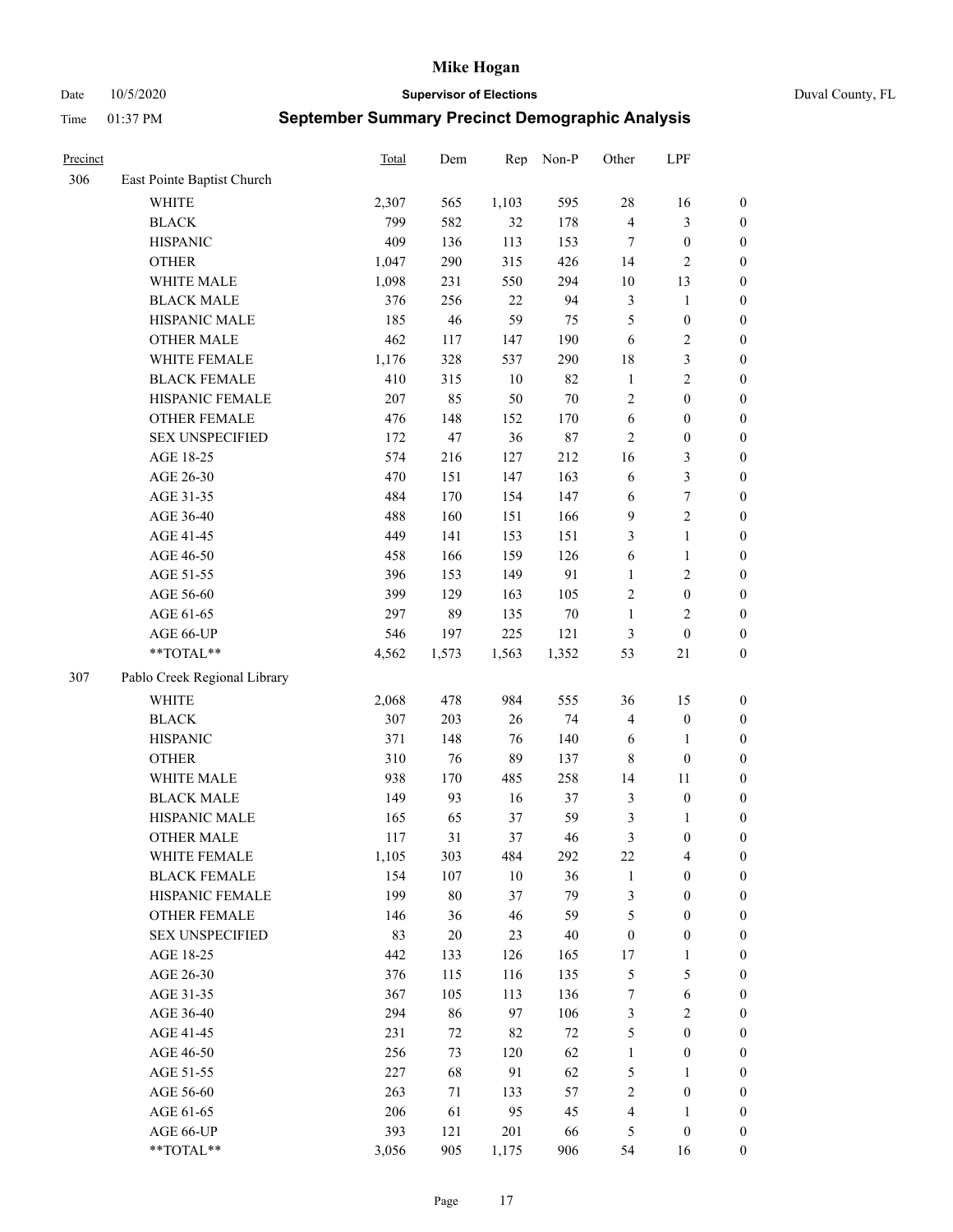# Mike Hogan

Date 10/5/2020 | **Supervisor of Elections** | Duval County, FL

Time 01:37 PM | **September Summary Precinct Demographic Analysis**

| Precinct | | Total | Dem | Rep | Non-P | Other | LPF | |
|---|---|---|---|---|---|---|---|---|
| 306 | East Pointe Baptist Church | | | | | | | |
| | WHITE | 2,307 | 565 | 1,103 | 595 | 28 | 16 | 0 |
| | BLACK | 799 | 582 | 32 | 178 | 4 | 3 | 0 |
| | HISPANIC | 409 | 136 | 113 | 153 | 7 | 0 | 0 |
| | OTHER | 1,047 | 290 | 315 | 426 | 14 | 2 | 0 |
| | WHITE MALE | 1,098 | 231 | 550 | 294 | 10 | 13 | 0 |
| | BLACK MALE | 376 | 256 | 22 | 94 | 3 | 1 | 0 |
| | HISPANIC MALE | 185 | 46 | 59 | 75 | 5 | 0 | 0 |
| | OTHER MALE | 462 | 117 | 147 | 190 | 6 | 2 | 0 |
| | WHITE FEMALE | 1,176 | 328 | 537 | 290 | 18 | 3 | 0 |
| | BLACK FEMALE | 410 | 315 | 10 | 82 | 1 | 2 | 0 |
| | HISPANIC FEMALE | 207 | 85 | 50 | 70 | 2 | 0 | 0 |
| | OTHER FEMALE | 476 | 148 | 152 | 170 | 6 | 0 | 0 |
| | SEX UNSPECIFIED | 172 | 47 | 36 | 87 | 2 | 0 | 0 |
| | AGE 18-25 | 574 | 216 | 127 | 212 | 16 | 3 | 0 |
| | AGE 26-30 | 470 | 151 | 147 | 163 | 6 | 3 | 0 |
| | AGE 31-35 | 484 | 170 | 154 | 147 | 6 | 7 | 0 |
| | AGE 36-40 | 488 | 160 | 151 | 166 | 9 | 2 | 0 |
| | AGE 41-45 | 449 | 141 | 153 | 151 | 3 | 1 | 0 |
| | AGE 46-50 | 458 | 166 | 159 | 126 | 6 | 1 | 0 |
| | AGE 51-55 | 396 | 153 | 149 | 91 | 1 | 2 | 0 |
| | AGE 56-60 | 399 | 129 | 163 | 105 | 2 | 0 | 0 |
| | AGE 61-65 | 297 | 89 | 135 | 70 | 1 | 2 | 0 |
| | AGE 66-UP | 546 | 197 | 225 | 121 | 3 | 0 | 0 |
| | **TOTAL** | 4,562 | 1,573 | 1,563 | 1,352 | 53 | 21 | 0 |
| 307 | Pablo Creek Regional Library | | | | | | | |
| | WHITE | 2,068 | 478 | 984 | 555 | 36 | 15 | 0 |
| | BLACK | 307 | 203 | 26 | 74 | 4 | 0 | 0 |
| | HISPANIC | 371 | 148 | 76 | 140 | 6 | 1 | 0 |
| | OTHER | 310 | 76 | 89 | 137 | 8 | 0 | 0 |
| | WHITE MALE | 938 | 170 | 485 | 258 | 14 | 11 | 0 |
| | BLACK MALE | 149 | 93 | 16 | 37 | 3 | 0 | 0 |
| | HISPANIC MALE | 165 | 65 | 37 | 59 | 3 | 1 | 0 |
| | OTHER MALE | 117 | 31 | 37 | 46 | 3 | 0 | 0 |
| | WHITE FEMALE | 1,105 | 303 | 484 | 292 | 22 | 4 | 0 |
| | BLACK FEMALE | 154 | 107 | 10 | 36 | 1 | 0 | 0 |
| | HISPANIC FEMALE | 199 | 80 | 37 | 79 | 3 | 0 | 0 |
| | OTHER FEMALE | 146 | 36 | 46 | 59 | 5 | 0 | 0 |
| | SEX UNSPECIFIED | 83 | 20 | 23 | 40 | 0 | 0 | 0 |
| | AGE 18-25 | 442 | 133 | 126 | 165 | 17 | 1 | 0 |
| | AGE 26-30 | 376 | 115 | 116 | 135 | 5 | 5 | 0 |
| | AGE 31-35 | 367 | 105 | 113 | 136 | 7 | 6 | 0 |
| | AGE 36-40 | 294 | 86 | 97 | 106 | 3 | 2 | 0 |
| | AGE 41-45 | 231 | 72 | 82 | 72 | 5 | 0 | 0 |
| | AGE 46-50 | 256 | 73 | 120 | 62 | 1 | 0 | 0 |
| | AGE 51-55 | 227 | 68 | 91 | 62 | 5 | 1 | 0 |
| | AGE 56-60 | 263 | 71 | 133 | 57 | 2 | 0 | 0 |
| | AGE 61-65 | 206 | 61 | 95 | 45 | 4 | 1 | 0 |
| | AGE 66-UP | 393 | 121 | 201 | 66 | 5 | 0 | 0 |
| | **TOTAL** | 3,056 | 905 | 1,175 | 906 | 54 | 16 | 0 |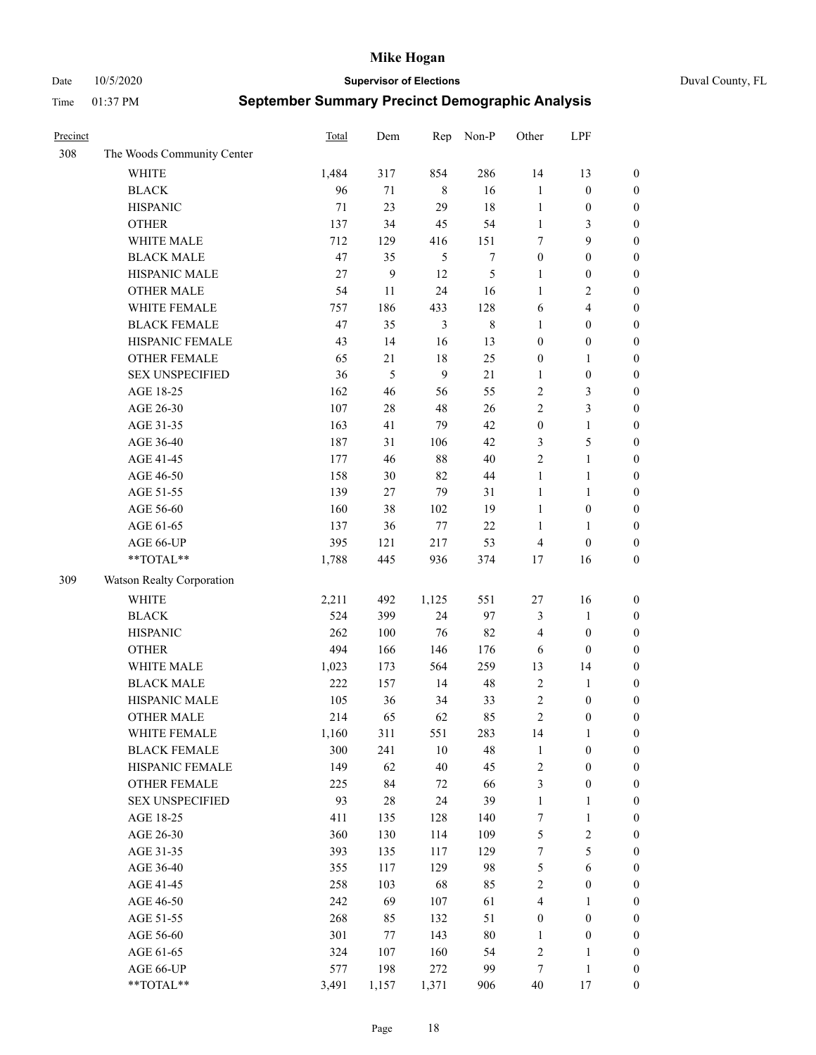# Mike Hogan

Date 10/5/2020 **Supervisor of Elections** Duval County, FL

Time 01:37 PM **September Summary Precinct Demographic Analysis**

| Precinct | | Total | Dem | Rep | Non-P | Other | LPF | |
|---|---|---|---|---|---|---|---|---|
| 308 | The Woods Community Center | | | | | | | |
| | WHITE | 1,484 | 317 | 854 | 286 | 14 | 13 | 0 |
| | BLACK | 96 | 71 | 8 | 16 | 1 | 0 | 0 |
| | HISPANIC | 71 | 23 | 29 | 18 | 1 | 0 | 0 |
| | OTHER | 137 | 34 | 45 | 54 | 1 | 3 | 0 |
| | WHITE MALE | 712 | 129 | 416 | 151 | 7 | 9 | 0 |
| | BLACK MALE | 47 | 35 | 5 | 7 | 0 | 0 | 0 |
| | HISPANIC MALE | 27 | 9 | 12 | 5 | 1 | 0 | 0 |
| | OTHER MALE | 54 | 11 | 24 | 16 | 1 | 2 | 0 |
| | WHITE FEMALE | 757 | 186 | 433 | 128 | 6 | 4 | 0 |
| | BLACK FEMALE | 47 | 35 | 3 | 8 | 1 | 0 | 0 |
| | HISPANIC FEMALE | 43 | 14 | 16 | 13 | 0 | 0 | 0 |
| | OTHER FEMALE | 65 | 21 | 18 | 25 | 0 | 1 | 0 |
| | SEX UNSPECIFIED | 36 | 5 | 9 | 21 | 1 | 0 | 0 |
| | AGE 18-25 | 162 | 46 | 56 | 55 | 2 | 3 | 0 |
| | AGE 26-30 | 107 | 28 | 48 | 26 | 2 | 3 | 0 |
| | AGE 31-35 | 163 | 41 | 79 | 42 | 0 | 1 | 0 |
| | AGE 36-40 | 187 | 31 | 106 | 42 | 3 | 5 | 0 |
| | AGE 41-45 | 177 | 46 | 88 | 40 | 2 | 1 | 0 |
| | AGE 46-50 | 158 | 30 | 82 | 44 | 1 | 1 | 0 |
| | AGE 51-55 | 139 | 27 | 79 | 31 | 1 | 1 | 0 |
| | AGE 56-60 | 160 | 38 | 102 | 19 | 1 | 0 | 0 |
| | AGE 61-65 | 137 | 36 | 77 | 22 | 1 | 1 | 0 |
| | AGE 66-UP | 395 | 121 | 217 | 53 | 4 | 0 | 0 |
| | **TOTAL** | 1,788 | 445 | 936 | 374 | 17 | 16 | 0 |
| 309 | Watson Realty Corporation | | | | | | | |
| | WHITE | 2,211 | 492 | 1,125 | 551 | 27 | 16 | 0 |
| | BLACK | 524 | 399 | 24 | 97 | 3 | 1 | 0 |
| | HISPANIC | 262 | 100 | 76 | 82 | 4 | 0 | 0 |
| | OTHER | 494 | 166 | 146 | 176 | 6 | 0 | 0 |
| | WHITE MALE | 1,023 | 173 | 564 | 259 | 13 | 14 | 0 |
| | BLACK MALE | 222 | 157 | 14 | 48 | 2 | 1 | 0 |
| | HISPANIC MALE | 105 | 36 | 34 | 33 | 2 | 0 | 0 |
| | OTHER MALE | 214 | 65 | 62 | 85 | 2 | 0 | 0 |
| | WHITE FEMALE | 1,160 | 311 | 551 | 283 | 14 | 1 | 0 |
| | BLACK FEMALE | 300 | 241 | 10 | 48 | 1 | 0 | 0 |
| | HISPANIC FEMALE | 149 | 62 | 40 | 45 | 2 | 0 | 0 |
| | OTHER FEMALE | 225 | 84 | 72 | 66 | 3 | 0 | 0 |
| | SEX UNSPECIFIED | 93 | 28 | 24 | 39 | 1 | 1 | 0 |
| | AGE 18-25 | 411 | 135 | 128 | 140 | 7 | 1 | 0 |
| | AGE 26-30 | 360 | 130 | 114 | 109 | 5 | 2 | 0 |
| | AGE 31-35 | 393 | 135 | 117 | 129 | 7 | 5 | 0 |
| | AGE 36-40 | 355 | 117 | 129 | 98 | 5 | 6 | 0 |
| | AGE 41-45 | 258 | 103 | 68 | 85 | 2 | 0 | 0 |
| | AGE 46-50 | 242 | 69 | 107 | 61 | 4 | 1 | 0 |
| | AGE 51-55 | 268 | 85 | 132 | 51 | 0 | 0 | 0 |
| | AGE 56-60 | 301 | 77 | 143 | 80 | 1 | 0 | 0 |
| | AGE 61-65 | 324 | 107 | 160 | 54 | 2 | 1 | 0 |
| | AGE 66-UP | 577 | 198 | 272 | 99 | 7 | 1 | 0 |
| | **TOTAL** | 3,491 | 1,157 | 1,371 | 906 | 40 | 17 | 0 |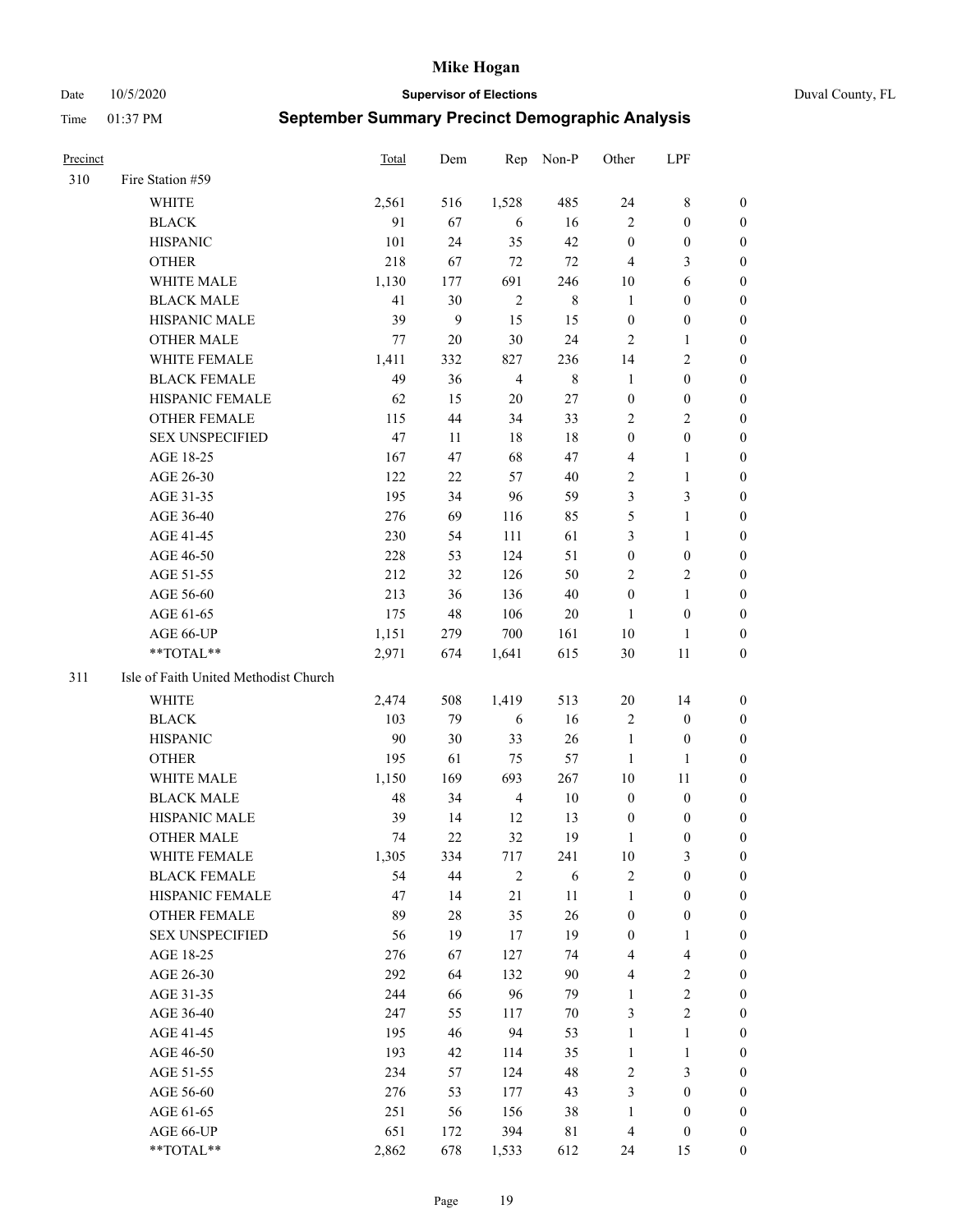# Mike Hogan

Date 10/5/2020 **Supervisor of Elections** Duval County, FL

Time 01:37 PM **September Summary Precinct Demographic Analysis**

| Precinct | | Total | Dem | Rep | Non-P | Other | LPF | |
|---|---|---|---|---|---|---|---|---|
| 310 | Fire Station #59 | | | | | | | |
| | WHITE | 2,561 | 516 | 1,528 | 485 | 24 | 8 | 0 |
| | BLACK | 91 | 67 | 6 | 16 | 2 | 0 | 0 |
| | HISPANIC | 101 | 24 | 35 | 42 | 0 | 0 | 0 |
| | OTHER | 218 | 67 | 72 | 72 | 4 | 3 | 0 |
| | WHITE MALE | 1,130 | 177 | 691 | 246 | 10 | 6 | 0 |
| | BLACK MALE | 41 | 30 | 2 | 8 | 1 | 0 | 0 |
| | HISPANIC MALE | 39 | 9 | 15 | 15 | 0 | 0 | 0 |
| | OTHER MALE | 77 | 20 | 30 | 24 | 2 | 1 | 0 |
| | WHITE FEMALE | 1,411 | 332 | 827 | 236 | 14 | 2 | 0 |
| | BLACK FEMALE | 49 | 36 | 4 | 8 | 1 | 0 | 0 |
| | HISPANIC FEMALE | 62 | 15 | 20 | 27 | 0 | 0 | 0 |
| | OTHER FEMALE | 115 | 44 | 34 | 33 | 2 | 2 | 0 |
| | SEX UNSPECIFIED | 47 | 11 | 18 | 18 | 0 | 0 | 0 |
| | AGE 18-25 | 167 | 47 | 68 | 47 | 4 | 1 | 0 |
| | AGE 26-30 | 122 | 22 | 57 | 40 | 2 | 1 | 0 |
| | AGE 31-35 | 195 | 34 | 96 | 59 | 3 | 3 | 0 |
| | AGE 36-40 | 276 | 69 | 116 | 85 | 5 | 1 | 0 |
| | AGE 41-45 | 230 | 54 | 111 | 61 | 3 | 1 | 0 |
| | AGE 46-50 | 228 | 53 | 124 | 51 | 0 | 0 | 0 |
| | AGE 51-55 | 212 | 32 | 126 | 50 | 2 | 2 | 0 |
| | AGE 56-60 | 213 | 36 | 136 | 40 | 0 | 1 | 0 |
| | AGE 61-65 | 175 | 48 | 106 | 20 | 1 | 0 | 0 |
| | AGE 66-UP | 1,151 | 279 | 700 | 161 | 10 | 1 | 0 |
| | **TOTAL** | 2,971 | 674 | 1,641 | 615 | 30 | 11 | 0 |
| 311 | Isle of Faith United Methodist Church | | | | | | | |
| | WHITE | 2,474 | 508 | 1,419 | 513 | 20 | 14 | 0 |
| | BLACK | 103 | 79 | 6 | 16 | 2 | 0 | 0 |
| | HISPANIC | 90 | 30 | 33 | 26 | 1 | 0 | 0 |
| | OTHER | 195 | 61 | 75 | 57 | 1 | 1 | 0 |
| | WHITE MALE | 1,150 | 169 | 693 | 267 | 10 | 11 | 0 |
| | BLACK MALE | 48 | 34 | 4 | 10 | 0 | 0 | 0 |
| | HISPANIC MALE | 39 | 14 | 12 | 13 | 0 | 0 | 0 |
| | OTHER MALE | 74 | 22 | 32 | 19 | 1 | 0 | 0 |
| | WHITE FEMALE | 1,305 | 334 | 717 | 241 | 10 | 3 | 0 |
| | BLACK FEMALE | 54 | 44 | 2 | 6 | 2 | 0 | 0 |
| | HISPANIC FEMALE | 47 | 14 | 21 | 11 | 1 | 0 | 0 |
| | OTHER FEMALE | 89 | 28 | 35 | 26 | 0 | 0 | 0 |
| | SEX UNSPECIFIED | 56 | 19 | 17 | 19 | 0 | 1 | 0 |
| | AGE 18-25 | 276 | 67 | 127 | 74 | 4 | 4 | 0 |
| | AGE 26-30 | 292 | 64 | 132 | 90 | 4 | 2 | 0 |
| | AGE 31-35 | 244 | 66 | 96 | 79 | 1 | 2 | 0 |
| | AGE 36-40 | 247 | 55 | 117 | 70 | 3 | 2 | 0 |
| | AGE 41-45 | 195 | 46 | 94 | 53 | 1 | 1 | 0 |
| | AGE 46-50 | 193 | 42 | 114 | 35 | 1 | 1 | 0 |
| | AGE 51-55 | 234 | 57 | 124 | 48 | 2 | 3 | 0 |
| | AGE 56-60 | 276 | 53 | 177 | 43 | 3 | 0 | 0 |
| | AGE 61-65 | 251 | 56 | 156 | 38 | 1 | 0 | 0 |
| | AGE 66-UP | 651 | 172 | 394 | 81 | 4 | 0 | 0 |
| | **TOTAL** | 2,862 | 678 | 1,533 | 612 | 24 | 15 | 0 |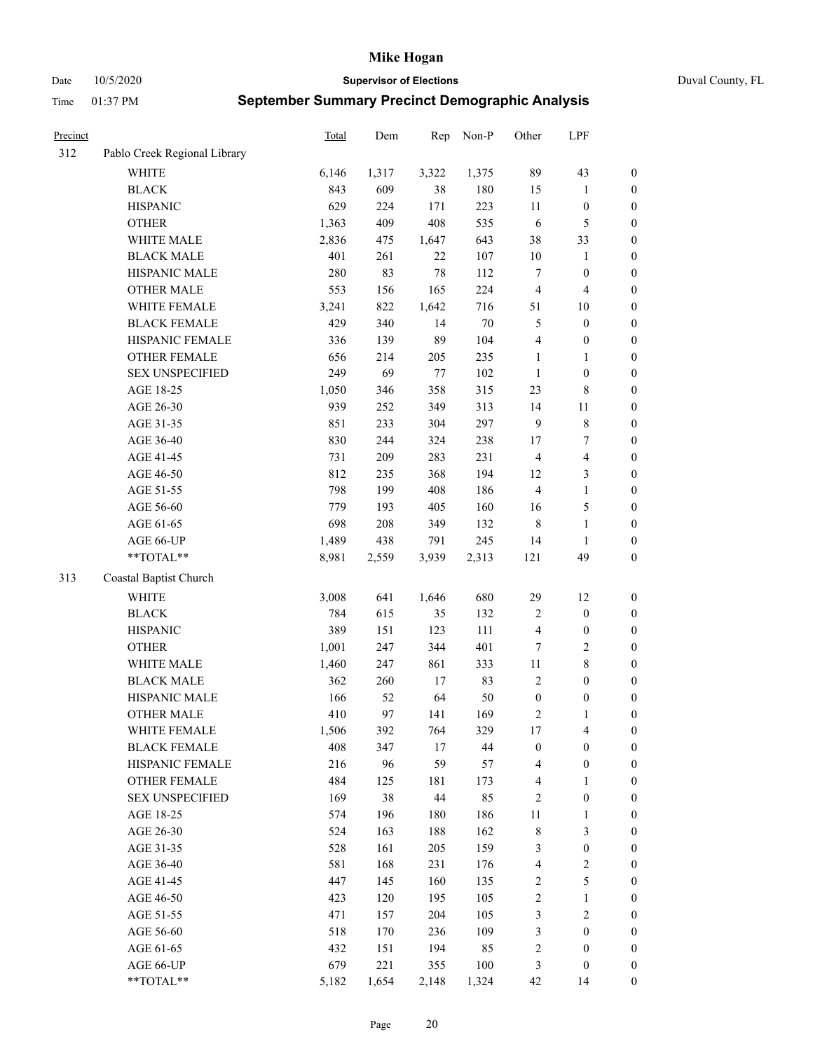| Precinct | | Total | Dem | Rep | Non-P | Other | LPF | |
|---|---|---|---|---|---|---|---|---|
| 312 | Pablo Creek Regional Library | | | | | | | |
| | WHITE | 6,146 | 1,317 | 3,322 | 1,375 | 89 | 43 | 0 |
| | BLACK | 843 | 609 | 38 | 180 | 15 | 1 | 0 |
| | HISPANIC | 629 | 224 | 171 | 223 | 11 | 0 | 0 |
| | OTHER | 1,363 | 409 | 408 | 535 | 6 | 5 | 0 |
| | WHITE MALE | 2,836 | 475 | 1,647 | 643 | 38 | 33 | 0 |
| | BLACK MALE | 401 | 261 | 22 | 107 | 10 | 1 | 0 |
| | HISPANIC MALE | 280 | 83 | 78 | 112 | 7 | 0 | 0 |
| | OTHER MALE | 553 | 156 | 165 | 224 | 4 | 4 | 0 |
| | WHITE FEMALE | 3,241 | 822 | 1,642 | 716 | 51 | 10 | 0 |
| | BLACK FEMALE | 429 | 340 | 14 | 70 | 5 | 0 | 0 |
| | HISPANIC FEMALE | 336 | 139 | 89 | 104 | 4 | 0 | 0 |
| | OTHER FEMALE | 656 | 214 | 205 | 235 | 1 | 1 | 0 |
| | SEX UNSPECIFIED | 249 | 69 | 77 | 102 | 1 | 0 | 0 |
| | AGE 18-25 | 1,050 | 346 | 358 | 315 | 23 | 8 | 0 |
| | AGE 26-30 | 939 | 252 | 349 | 313 | 14 | 11 | 0 |
| | AGE 31-35 | 851 | 233 | 304 | 297 | 9 | 8 | 0 |
| | AGE 36-40 | 830 | 244 | 324 | 238 | 17 | 7 | 0 |
| | AGE 41-45 | 731 | 209 | 283 | 231 | 4 | 4 | 0 |
| | AGE 46-50 | 812 | 235 | 368 | 194 | 12 | 3 | 0 |
| | AGE 51-55 | 798 | 199 | 408 | 186 | 4 | 1 | 0 |
| | AGE 56-60 | 779 | 193 | 405 | 160 | 16 | 5 | 0 |
| | AGE 61-65 | 698 | 208 | 349 | 132 | 8 | 1 | 0 |
| | AGE 66-UP | 1,489 | 438 | 791 | 245 | 14 | 1 | 0 |
| | **TOTAL** | 8,981 | 2,559 | 3,939 | 2,313 | 121 | 49 | 0 |
| 313 | Coastal Baptist Church | | | | | | | |
| | WHITE | 3,008 | 641 | 1,646 | 680 | 29 | 12 | 0 |
| | BLACK | 784 | 615 | 35 | 132 | 2 | 0 | 0 |
| | HISPANIC | 389 | 151 | 123 | 111 | 4 | 0 | 0 |
| | OTHER | 1,001 | 247 | 344 | 401 | 7 | 2 | 0 |
| | WHITE MALE | 1,460 | 247 | 861 | 333 | 11 | 8 | 0 |
| | BLACK MALE | 362 | 260 | 17 | 83 | 2 | 0 | 0 |
| | HISPANIC MALE | 166 | 52 | 64 | 50 | 0 | 0 | 0 |
| | OTHER MALE | 410 | 97 | 141 | 169 | 2 | 1 | 0 |
| | WHITE FEMALE | 1,506 | 392 | 764 | 329 | 17 | 4 | 0 |
| | BLACK FEMALE | 408 | 347 | 17 | 44 | 0 | 0 | 0 |
| | HISPANIC FEMALE | 216 | 96 | 59 | 57 | 4 | 0 | 0 |
| | OTHER FEMALE | 484 | 125 | 181 | 173 | 4 | 1 | 0 |
| | SEX UNSPECIFIED | 169 | 38 | 44 | 85 | 2 | 0 | 0 |
| | AGE 18-25 | 574 | 196 | 180 | 186 | 11 | 1 | 0 |
| | AGE 26-30 | 524 | 163 | 188 | 162 | 8 | 3 | 0 |
| | AGE 31-35 | 528 | 161 | 205 | 159 | 3 | 0 | 0 |
| | AGE 36-40 | 581 | 168 | 231 | 176 | 4 | 2 | 0 |
| | AGE 41-45 | 447 | 145 | 160 | 135 | 2 | 5 | 0 |
| | AGE 46-50 | 423 | 120 | 195 | 105 | 2 | 1 | 0 |
| | AGE 51-55 | 471 | 157 | 204 | 105 | 3 | 2 | 0 |
| | AGE 56-60 | 518 | 170 | 236 | 109 | 3 | 0 | 0 |
| | AGE 61-65 | 432 | 151 | 194 | 85 | 2 | 0 | 0 |
| | AGE 66-UP | 679 | 221 | 355 | 100 | 3 | 0 | 0 |
| | **TOTAL** | 5,182 | 1,654 | 2,148 | 1,324 | 42 | 14 | 0 |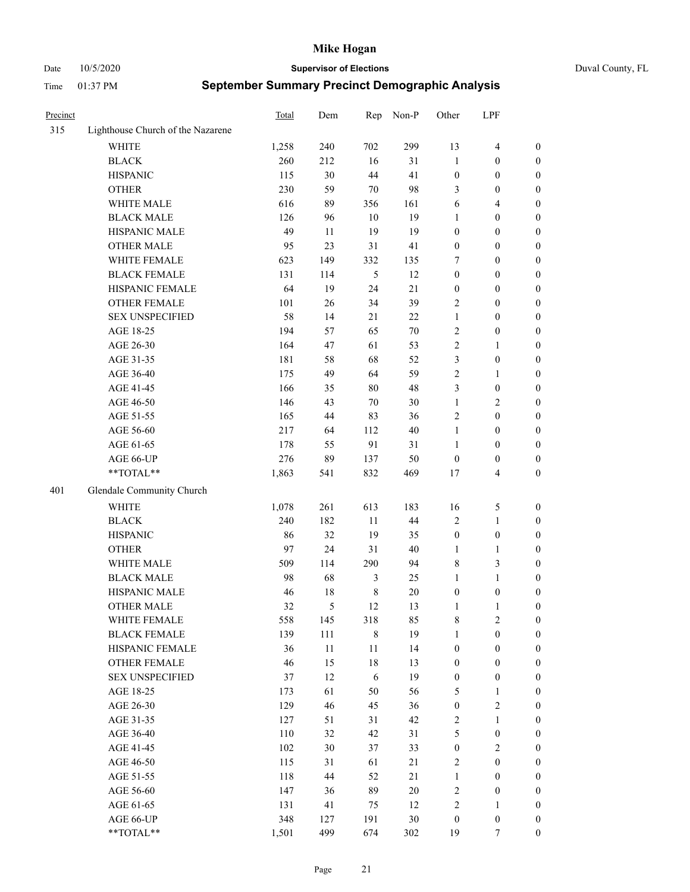# Mike Hogan

Date 10/5/2020 **Supervisor of Elections** Duval County, FL

Time 01:37 PM **September Summary Precinct Demographic Analysis**

| Precinct | | Total | Dem | Rep | Non-P | Other | LPF | |
|---|---|---|---|---|---|---|---|---|
| 315 | Lighthouse Church of the Nazarene | | | | | | | |
| | WHITE | 1,258 | 240 | 702 | 299 | 13 | 4 | 0 |
| | BLACK | 260 | 212 | 16 | 31 | 1 | 0 | 0 |
| | HISPANIC | 115 | 30 | 44 | 41 | 0 | 0 | 0 |
| | OTHER | 230 | 59 | 70 | 98 | 3 | 0 | 0 |
| | WHITE MALE | 616 | 89 | 356 | 161 | 6 | 4 | 0 |
| | BLACK MALE | 126 | 96 | 10 | 19 | 1 | 0 | 0 |
| | HISPANIC MALE | 49 | 11 | 19 | 19 | 0 | 0 | 0 |
| | OTHER MALE | 95 | 23 | 31 | 41 | 0 | 0 | 0 |
| | WHITE FEMALE | 623 | 149 | 332 | 135 | 7 | 0 | 0 |
| | BLACK FEMALE | 131 | 114 | 5 | 12 | 0 | 0 | 0 |
| | HISPANIC FEMALE | 64 | 19 | 24 | 21 | 0 | 0 | 0 |
| | OTHER FEMALE | 101 | 26 | 34 | 39 | 2 | 0 | 0 |
| | SEX UNSPECIFIED | 58 | 14 | 21 | 22 | 1 | 0 | 0 |
| | AGE 18-25 | 194 | 57 | 65 | 70 | 2 | 0 | 0 |
| | AGE 26-30 | 164 | 47 | 61 | 53 | 2 | 1 | 0 |
| | AGE 31-35 | 181 | 58 | 68 | 52 | 3 | 0 | 0 |
| | AGE 36-40 | 175 | 49 | 64 | 59 | 2 | 1 | 0 |
| | AGE 41-45 | 166 | 35 | 80 | 48 | 3 | 0 | 0 |
| | AGE 46-50 | 146 | 43 | 70 | 30 | 1 | 2 | 0 |
| | AGE 51-55 | 165 | 44 | 83 | 36 | 2 | 0 | 0 |
| | AGE 56-60 | 217 | 64 | 112 | 40 | 1 | 0 | 0 |
| | AGE 61-65 | 178 | 55 | 91 | 31 | 1 | 0 | 0 |
| | AGE 66-UP | 276 | 89 | 137 | 50 | 0 | 0 | 0 |
| | **TOTAL** | 1,863 | 541 | 832 | 469 | 17 | 4 | 0 |
| 401 | Glendale Community Church | | | | | | | |
| | WHITE | 1,078 | 261 | 613 | 183 | 16 | 5 | 0 |
| | BLACK | 240 | 182 | 11 | 44 | 2 | 1 | 0 |
| | HISPANIC | 86 | 32 | 19 | 35 | 0 | 0 | 0 |
| | OTHER | 97 | 24 | 31 | 40 | 1 | 1 | 0 |
| | WHITE MALE | 509 | 114 | 290 | 94 | 8 | 3 | 0 |
| | BLACK MALE | 98 | 68 | 3 | 25 | 1 | 1 | 0 |
| | HISPANIC MALE | 46 | 18 | 8 | 20 | 0 | 0 | 0 |
| | OTHER MALE | 32 | 5 | 12 | 13 | 1 | 1 | 0 |
| | WHITE FEMALE | 558 | 145 | 318 | 85 | 8 | 2 | 0 |
| | BLACK FEMALE | 139 | 111 | 8 | 19 | 1 | 0 | 0 |
| | HISPANIC FEMALE | 36 | 11 | 11 | 14 | 0 | 0 | 0 |
| | OTHER FEMALE | 46 | 15 | 18 | 13 | 0 | 0 | 0 |
| | SEX UNSPECIFIED | 37 | 12 | 6 | 19 | 0 | 0 | 0 |
| | AGE 18-25 | 173 | 61 | 50 | 56 | 5 | 1 | 0 |
| | AGE 26-30 | 129 | 46 | 45 | 36 | 0 | 2 | 0 |
| | AGE 31-35 | 127 | 51 | 31 | 42 | 2 | 1 | 0 |
| | AGE 36-40 | 110 | 32 | 42 | 31 | 5 | 0 | 0 |
| | AGE 41-45 | 102 | 30 | 37 | 33 | 0 | 2 | 0 |
| | AGE 46-50 | 115 | 31 | 61 | 21 | 2 | 0 | 0 |
| | AGE 51-55 | 118 | 44 | 52 | 21 | 1 | 0 | 0 |
| | AGE 56-60 | 147 | 36 | 89 | 20 | 2 | 0 | 0 |
| | AGE 61-65 | 131 | 41 | 75 | 12 | 2 | 1 | 0 |
| | AGE 66-UP | 348 | 127 | 191 | 30 | 0 | 0 | 0 |
| | **TOTAL** | 1,501 | 499 | 674 | 302 | 19 | 7 | 0 |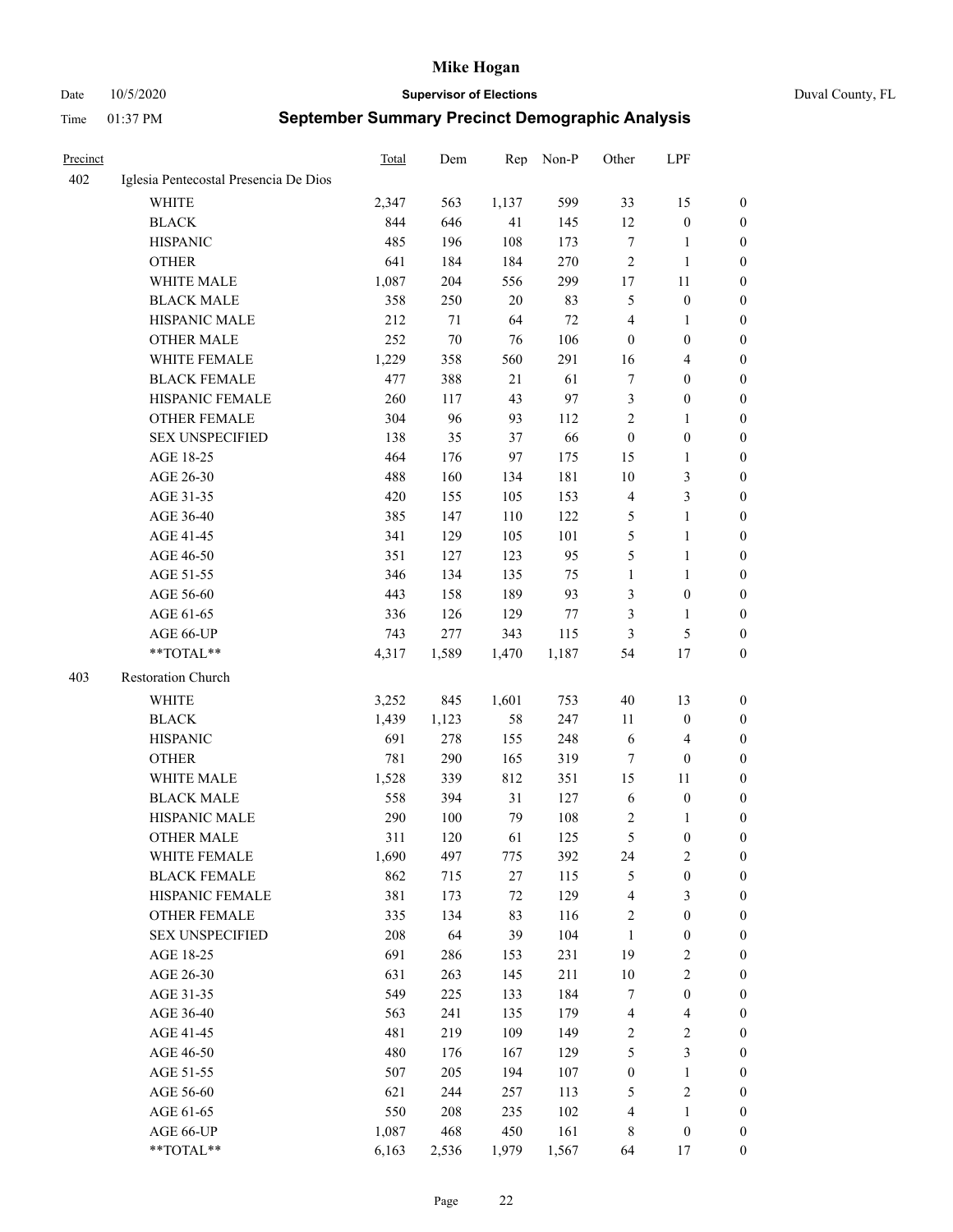# Mike Hogan

Date 10/5/2020 **Supervisor of Elections** Duval County, FL

Time 01:37 PM **September Summary Precinct Demographic Analysis**

| Precinct | | Total | Dem | Rep | Non-P | Other | LPF | |
|---|---|---|---|---|---|---|---|---|
| 402 | Iglesia Pentecostal Presencia De Dios | | | | | | | |
| | WHITE | 2,347 | 563 | 1,137 | 599 | 33 | 15 | 0 |
| | BLACK | 844 | 646 | 41 | 145 | 12 | 0 | 0 |
| | HISPANIC | 485 | 196 | 108 | 173 | 7 | 1 | 0 |
| | OTHER | 641 | 184 | 184 | 270 | 2 | 1 | 0 |
| | WHITE MALE | 1,087 | 204 | 556 | 299 | 17 | 11 | 0 |
| | BLACK MALE | 358 | 250 | 20 | 83 | 5 | 0 | 0 |
| | HISPANIC MALE | 212 | 71 | 64 | 72 | 4 | 1 | 0 |
| | OTHER MALE | 252 | 70 | 76 | 106 | 0 | 0 | 0 |
| | WHITE FEMALE | 1,229 | 358 | 560 | 291 | 16 | 4 | 0 |
| | BLACK FEMALE | 477 | 388 | 21 | 61 | 7 | 0 | 0 |
| | HISPANIC FEMALE | 260 | 117 | 43 | 97 | 3 | 0 | 0 |
| | OTHER FEMALE | 304 | 96 | 93 | 112 | 2 | 1 | 0 |
| | SEX UNSPECIFIED | 138 | 35 | 37 | 66 | 0 | 0 | 0 |
| | AGE 18-25 | 464 | 176 | 97 | 175 | 15 | 1 | 0 |
| | AGE 26-30 | 488 | 160 | 134 | 181 | 10 | 3 | 0 |
| | AGE 31-35 | 420 | 155 | 105 | 153 | 4 | 3 | 0 |
| | AGE 36-40 | 385 | 147 | 110 | 122 | 5 | 1 | 0 |
| | AGE 41-45 | 341 | 129 | 105 | 101 | 5 | 1 | 0 |
| | AGE 46-50 | 351 | 127 | 123 | 95 | 5 | 1 | 0 |
| | AGE 51-55 | 346 | 134 | 135 | 75 | 1 | 1 | 0 |
| | AGE 56-60 | 443 | 158 | 189 | 93 | 3 | 0 | 0 |
| | AGE 61-65 | 336 | 126 | 129 | 77 | 3 | 1 | 0 |
| | AGE 66-UP | 743 | 277 | 343 | 115 | 3 | 5 | 0 |
| | **TOTAL** | 4,317 | 1,589 | 1,470 | 1,187 | 54 | 17 | 0 |
| 403 | Restoration Church | | | | | | | |
| | WHITE | 3,252 | 845 | 1,601 | 753 | 40 | 13 | 0 |
| | BLACK | 1,439 | 1,123 | 58 | 247 | 11 | 0 | 0 |
| | HISPANIC | 691 | 278 | 155 | 248 | 6 | 4 | 0 |
| | OTHER | 781 | 290 | 165 | 319 | 7 | 0 | 0 |
| | WHITE MALE | 1,528 | 339 | 812 | 351 | 15 | 11 | 0 |
| | BLACK MALE | 558 | 394 | 31 | 127 | 6 | 0 | 0 |
| | HISPANIC MALE | 290 | 100 | 79 | 108 | 2 | 1 | 0 |
| | OTHER MALE | 311 | 120 | 61 | 125 | 5 | 0 | 0 |
| | WHITE FEMALE | 1,690 | 497 | 775 | 392 | 24 | 2 | 0 |
| | BLACK FEMALE | 862 | 715 | 27 | 115 | 5 | 0 | 0 |
| | HISPANIC FEMALE | 381 | 173 | 72 | 129 | 4 | 3 | 0 |
| | OTHER FEMALE | 335 | 134 | 83 | 116 | 2 | 0 | 0 |
| | SEX UNSPECIFIED | 208 | 64 | 39 | 104 | 1 | 0 | 0 |
| | AGE 18-25 | 691 | 286 | 153 | 231 | 19 | 2 | 0 |
| | AGE 26-30 | 631 | 263 | 145 | 211 | 10 | 2 | 0 |
| | AGE 31-35 | 549 | 225 | 133 | 184 | 7 | 0 | 0 |
| | AGE 36-40 | 563 | 241 | 135 | 179 | 4 | 4 | 0 |
| | AGE 41-45 | 481 | 219 | 109 | 149 | 2 | 2 | 0 |
| | AGE 46-50 | 480 | 176 | 167 | 129 | 5 | 3 | 0 |
| | AGE 51-55 | 507 | 205 | 194 | 107 | 0 | 1 | 0 |
| | AGE 56-60 | 621 | 244 | 257 | 113 | 5 | 2 | 0 |
| | AGE 61-65 | 550 | 208 | 235 | 102 | 4 | 1 | 0 |
| | AGE 66-UP | 1,087 | 468 | 450 | 161 | 8 | 0 | 0 |
| | **TOTAL** | 6,163 | 2,536 | 1,979 | 1,567 | 64 | 17 | 0 |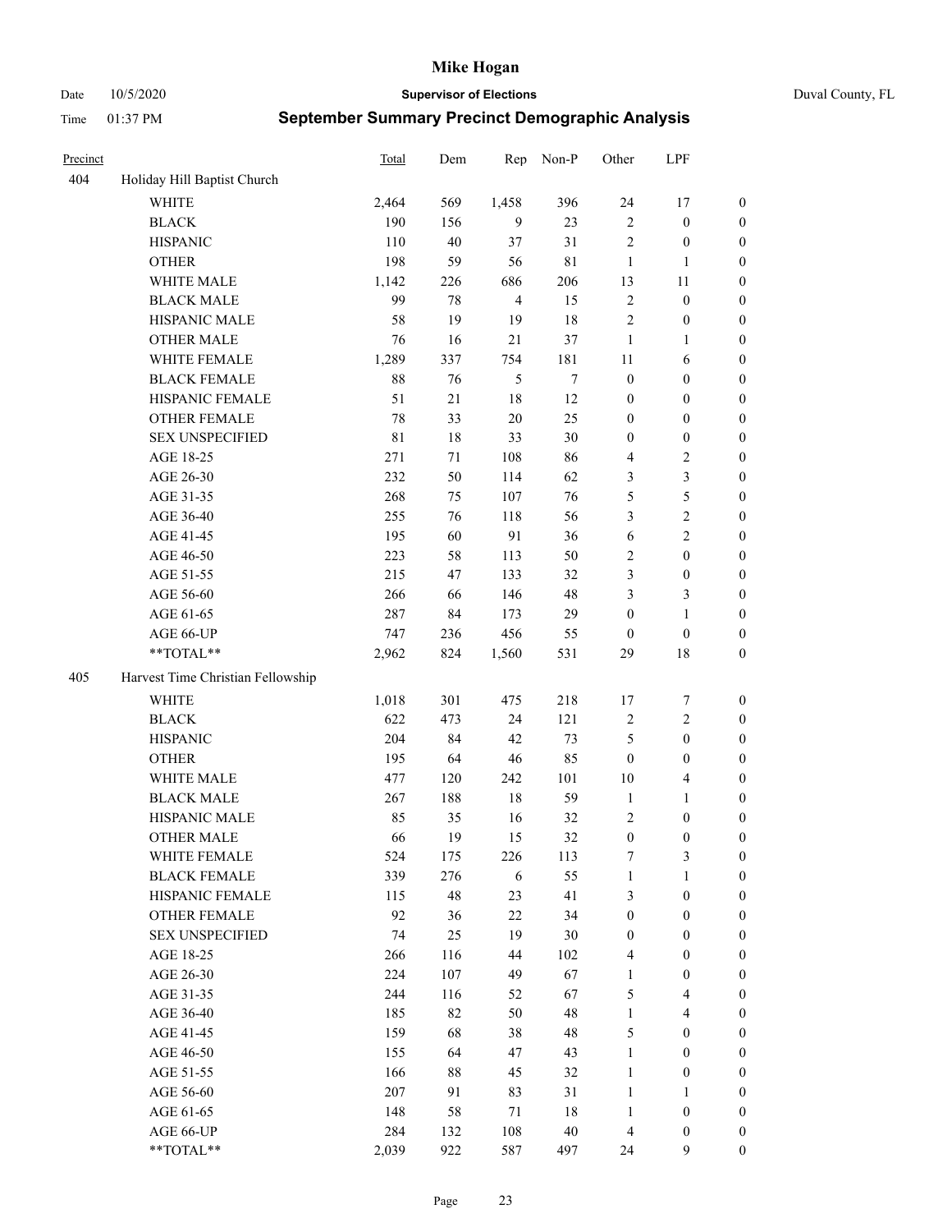# Mike Hogan

Date 10/5/2020 **Supervisor of Elections** Duval County, FL

Time 01:37 PM **September Summary Precinct Demographic Analysis**

| Precinct | | Total | Dem | Rep | Non-P | Other | LPF | |
|---|---|---|---|---|---|---|---|---|
| 404 | Holiday Hill Baptist Church | | | | | | | |
| | WHITE | 2,464 | 569 | 1,458 | 396 | 24 | 17 | 0 |
| | BLACK | 190 | 156 | 9 | 23 | 2 | 0 | 0 |
| | HISPANIC | 110 | 40 | 37 | 31 | 2 | 0 | 0 |
| | OTHER | 198 | 59 | 56 | 81 | 1 | 1 | 0 |
| | WHITE MALE | 1,142 | 226 | 686 | 206 | 13 | 11 | 0 |
| | BLACK MALE | 99 | 78 | 4 | 15 | 2 | 0 | 0 |
| | HISPANIC MALE | 58 | 19 | 19 | 18 | 2 | 0 | 0 |
| | OTHER MALE | 76 | 16 | 21 | 37 | 1 | 1 | 0 |
| | WHITE FEMALE | 1,289 | 337 | 754 | 181 | 11 | 6 | 0 |
| | BLACK FEMALE | 88 | 76 | 5 | 7 | 0 | 0 | 0 |
| | HISPANIC FEMALE | 51 | 21 | 18 | 12 | 0 | 0 | 0 |
| | OTHER FEMALE | 78 | 33 | 20 | 25 | 0 | 0 | 0 |
| | SEX UNSPECIFIED | 81 | 18 | 33 | 30 | 0 | 0 | 0 |
| | AGE 18-25 | 271 | 71 | 108 | 86 | 4 | 2 | 0 |
| | AGE 26-30 | 232 | 50 | 114 | 62 | 3 | 3 | 0 |
| | AGE 31-35 | 268 | 75 | 107 | 76 | 5 | 5 | 0 |
| | AGE 36-40 | 255 | 76 | 118 | 56 | 3 | 2 | 0 |
| | AGE 41-45 | 195 | 60 | 91 | 36 | 6 | 2 | 0 |
| | AGE 46-50 | 223 | 58 | 113 | 50 | 2 | 0 | 0 |
| | AGE 51-55 | 215 | 47 | 133 | 32 | 3 | 0 | 0 |
| | AGE 56-60 | 266 | 66 | 146 | 48 | 3 | 3 | 0 |
| | AGE 61-65 | 287 | 84 | 173 | 29 | 0 | 1 | 0 |
| | AGE 66-UP | 747 | 236 | 456 | 55 | 0 | 0 | 0 |
| | **TOTAL** | 2,962 | 824 | 1,560 | 531 | 29 | 18 | 0 |
| 405 | Harvest Time Christian Fellowship | | | | | | | |
| | WHITE | 1,018 | 301 | 475 | 218 | 17 | 7 | 0 |
| | BLACK | 622 | 473 | 24 | 121 | 2 | 2 | 0 |
| | HISPANIC | 204 | 84 | 42 | 73 | 5 | 0 | 0 |
| | OTHER | 195 | 64 | 46 | 85 | 0 | 0 | 0 |
| | WHITE MALE | 477 | 120 | 242 | 101 | 10 | 4 | 0 |
| | BLACK MALE | 267 | 188 | 18 | 59 | 1 | 1 | 0 |
| | HISPANIC MALE | 85 | 35 | 16 | 32 | 2 | 0 | 0 |
| | OTHER MALE | 66 | 19 | 15 | 32 | 0 | 0 | 0 |
| | WHITE FEMALE | 524 | 175 | 226 | 113 | 7 | 3 | 0 |
| | BLACK FEMALE | 339 | 276 | 6 | 55 | 1 | 1 | 0 |
| | HISPANIC FEMALE | 115 | 48 | 23 | 41 | 3 | 0 | 0 |
| | OTHER FEMALE | 92 | 36 | 22 | 34 | 0 | 0 | 0 |
| | SEX UNSPECIFIED | 74 | 25 | 19 | 30 | 0 | 0 | 0 |
| | AGE 18-25 | 266 | 116 | 44 | 102 | 4 | 0 | 0 |
| | AGE 26-30 | 224 | 107 | 49 | 67 | 1 | 0 | 0 |
| | AGE 31-35 | 244 | 116 | 52 | 67 | 5 | 4 | 0 |
| | AGE 36-40 | 185 | 82 | 50 | 48 | 1 | 4 | 0 |
| | AGE 41-45 | 159 | 68 | 38 | 48 | 5 | 0 | 0 |
| | AGE 46-50 | 155 | 64 | 47 | 43 | 1 | 0 | 0 |
| | AGE 51-55 | 166 | 88 | 45 | 32 | 1 | 0 | 0 |
| | AGE 56-60 | 207 | 91 | 83 | 31 | 1 | 1 | 0 |
| | AGE 61-65 | 148 | 58 | 71 | 18 | 1 | 0 | 0 |
| | AGE 66-UP | 284 | 132 | 108 | 40 | 4 | 0 | 0 |
| | **TOTAL** | 2,039 | 922 | 587 | 497 | 24 | 9 | 0 |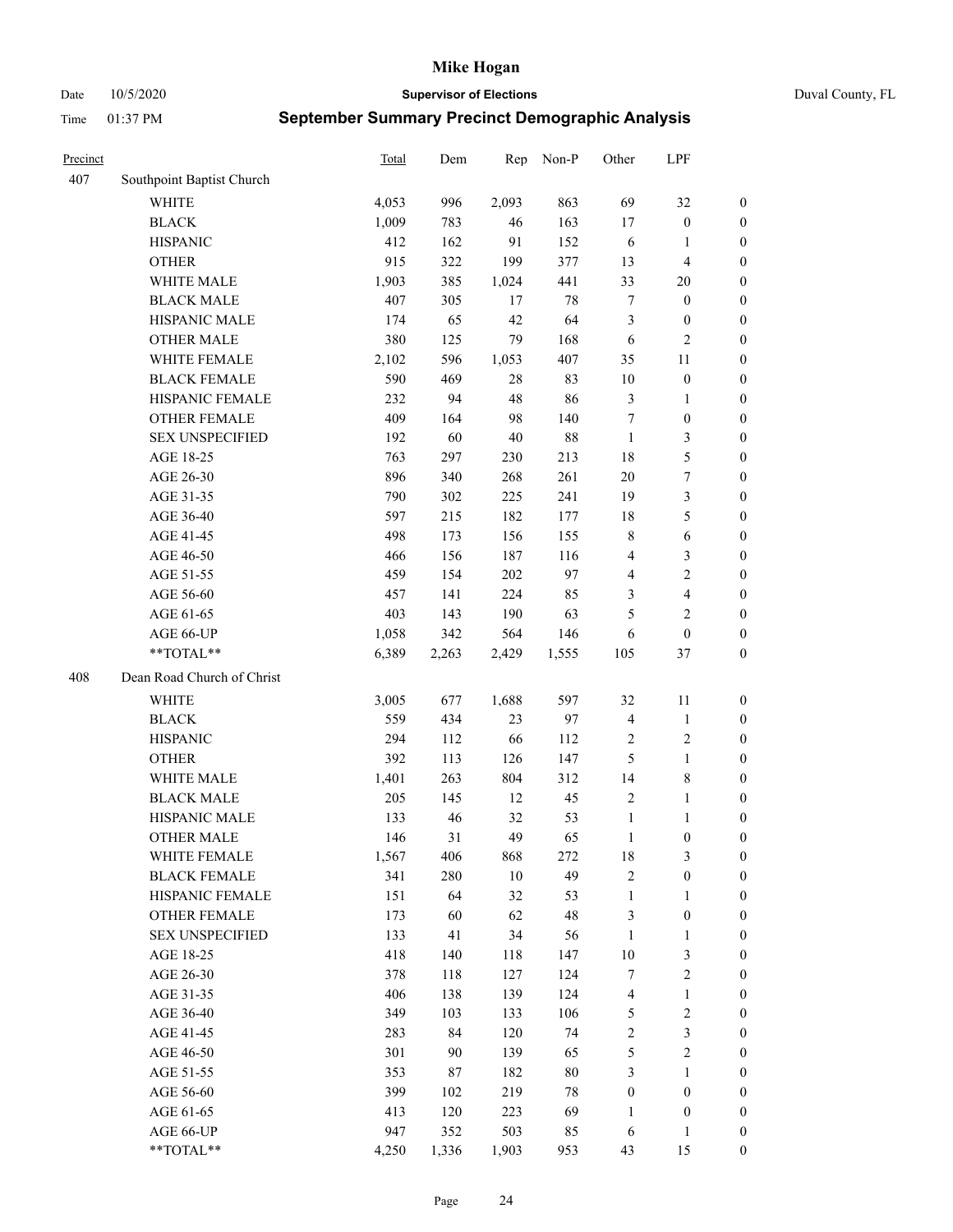# Mike Hogan

Date 10/5/2020 **Supervisor of Elections** Duval County, FL

Time 01:37 PM **September Summary Precinct Demographic Analysis**

| Precinct | | Total | Dem | Rep | Non-P | Other | LPF | |
|---|---|---|---|---|---|---|---|---|
| 407 | Southpoint Baptist Church | | | | | | | |
| | WHITE | 4,053 | 996 | 2,093 | 863 | 69 | 32 | 0 |
| | BLACK | 1,009 | 783 | 46 | 163 | 17 | 0 | 0 |
| | HISPANIC | 412 | 162 | 91 | 152 | 6 | 1 | 0 |
| | OTHER | 915 | 322 | 199 | 377 | 13 | 4 | 0 |
| | WHITE MALE | 1,903 | 385 | 1,024 | 441 | 33 | 20 | 0 |
| | BLACK MALE | 407 | 305 | 17 | 78 | 7 | 0 | 0 |
| | HISPANIC MALE | 174 | 65 | 42 | 64 | 3 | 0 | 0 |
| | OTHER MALE | 380 | 125 | 79 | 168 | 6 | 2 | 0 |
| | WHITE FEMALE | 2,102 | 596 | 1,053 | 407 | 35 | 11 | 0 |
| | BLACK FEMALE | 590 | 469 | 28 | 83 | 10 | 0 | 0 |
| | HISPANIC FEMALE | 232 | 94 | 48 | 86 | 3 | 1 | 0 |
| | OTHER FEMALE | 409 | 164 | 98 | 140 | 7 | 0 | 0 |
| | SEX UNSPECIFIED | 192 | 60 | 40 | 88 | 1 | 3 | 0 |
| | AGE 18-25 | 763 | 297 | 230 | 213 | 18 | 5 | 0 |
| | AGE 26-30 | 896 | 340 | 268 | 261 | 20 | 7 | 0 |
| | AGE 31-35 | 790 | 302 | 225 | 241 | 19 | 3 | 0 |
| | AGE 36-40 | 597 | 215 | 182 | 177 | 18 | 5 | 0 |
| | AGE 41-45 | 498 | 173 | 156 | 155 | 8 | 6 | 0 |
| | AGE 46-50 | 466 | 156 | 187 | 116 | 4 | 3 | 0 |
| | AGE 51-55 | 459 | 154 | 202 | 97 | 4 | 2 | 0 |
| | AGE 56-60 | 457 | 141 | 224 | 85 | 3 | 4 | 0 |
| | AGE 61-65 | 403 | 143 | 190 | 63 | 5 | 2 | 0 |
| | AGE 66-UP | 1,058 | 342 | 564 | 146 | 6 | 0 | 0 |
| | **TOTAL** | 6,389 | 2,263 | 2,429 | 1,555 | 105 | 37 | 0 |
| 408 | Dean Road Church of Christ | | | | | | | |
| | WHITE | 3,005 | 677 | 1,688 | 597 | 32 | 11 | 0 |
| | BLACK | 559 | 434 | 23 | 97 | 4 | 1 | 0 |
| | HISPANIC | 294 | 112 | 66 | 112 | 2 | 2 | 0 |
| | OTHER | 392 | 113 | 126 | 147 | 5 | 1 | 0 |
| | WHITE MALE | 1,401 | 263 | 804 | 312 | 14 | 8 | 0 |
| | BLACK MALE | 205 | 145 | 12 | 45 | 2 | 1 | 0 |
| | HISPANIC MALE | 133 | 46 | 32 | 53 | 1 | 1 | 0 |
| | OTHER MALE | 146 | 31 | 49 | 65 | 1 | 0 | 0 |
| | WHITE FEMALE | 1,567 | 406 | 868 | 272 | 18 | 3 | 0 |
| | BLACK FEMALE | 341 | 280 | 10 | 49 | 2 | 0 | 0 |
| | HISPANIC FEMALE | 151 | 64 | 32 | 53 | 1 | 1 | 0 |
| | OTHER FEMALE | 173 | 60 | 62 | 48 | 3 | 0 | 0 |
| | SEX UNSPECIFIED | 133 | 41 | 34 | 56 | 1 | 1 | 0 |
| | AGE 18-25 | 418 | 140 | 118 | 147 | 10 | 3 | 0 |
| | AGE 26-30 | 378 | 118 | 127 | 124 | 7 | 2 | 0 |
| | AGE 31-35 | 406 | 138 | 139 | 124 | 4 | 1 | 0 |
| | AGE 36-40 | 349 | 103 | 133 | 106 | 5 | 2 | 0 |
| | AGE 41-45 | 283 | 84 | 120 | 74 | 2 | 3 | 0 |
| | AGE 46-50 | 301 | 90 | 139 | 65 | 5 | 2 | 0 |
| | AGE 51-55 | 353 | 87 | 182 | 80 | 3 | 1 | 0 |
| | AGE 56-60 | 399 | 102 | 219 | 78 | 0 | 0 | 0 |
| | AGE 61-65 | 413 | 120 | 223 | 69 | 1 | 0 | 0 |
| | AGE 66-UP | 947 | 352 | 503 | 85 | 6 | 1 | 0 |
| | **TOTAL** | 4,250 | 1,336 | 1,903 | 953 | 43 | 15 | 0 |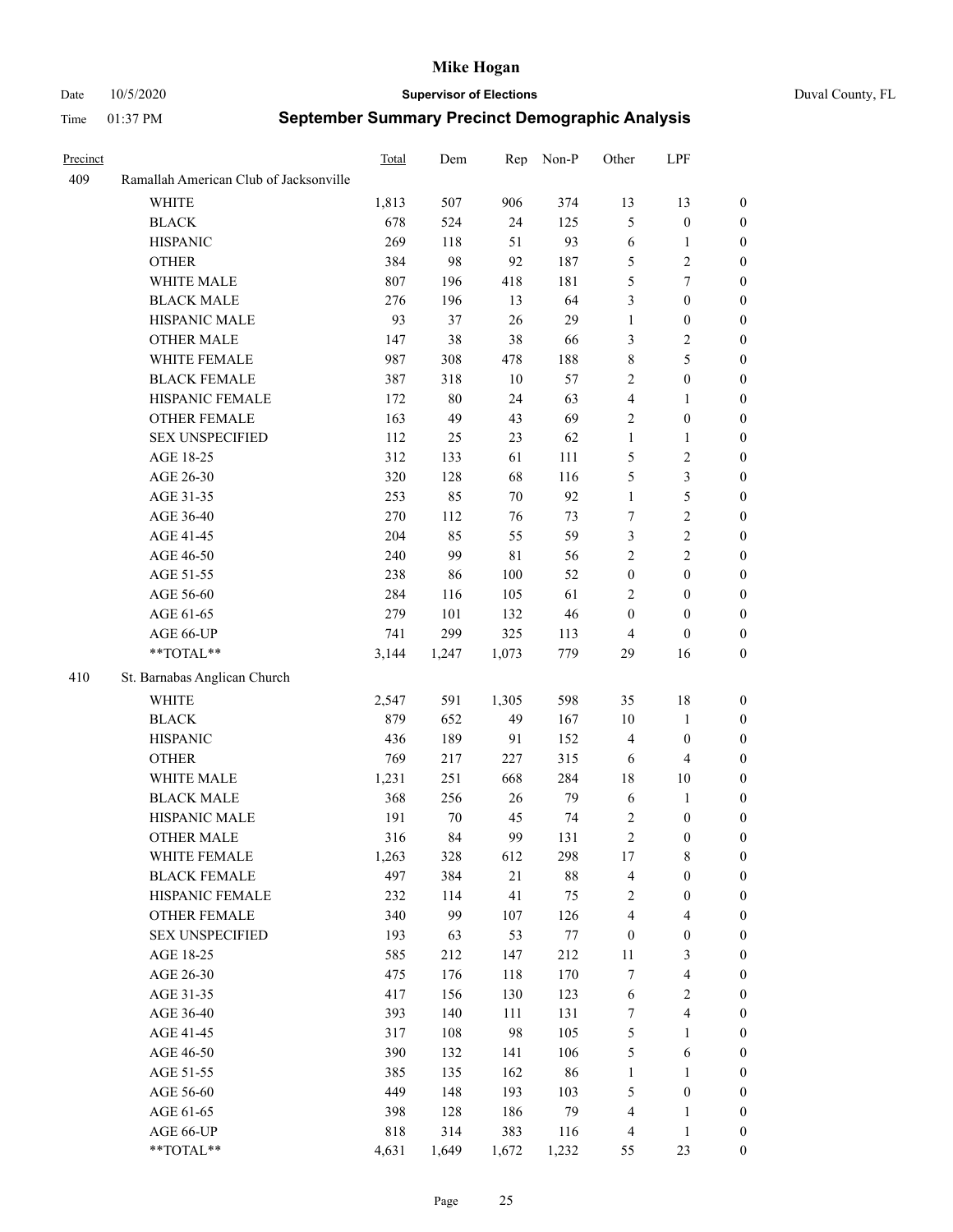# Mike Hogan

Date 10/5/2020 **Supervisor of Elections** Duval County, FL

Time 01:37 PM **September Summary Precinct Demographic Analysis**

| Precinct | | Total | Dem | Rep | Non-P | Other | LPF | |
|---|---|---|---|---|---|---|---|---|
| 409 | Ramallah American Club of Jacksonville | | | | | | | |
| | WHITE | 1,813 | 507 | 906 | 374 | 13 | 13 | 0 |
| | BLACK | 678 | 524 | 24 | 125 | 5 | 0 | 0 |
| | HISPANIC | 269 | 118 | 51 | 93 | 6 | 1 | 0 |
| | OTHER | 384 | 98 | 92 | 187 | 5 | 2 | 0 |
| | WHITE MALE | 807 | 196 | 418 | 181 | 5 | 7 | 0 |
| | BLACK MALE | 276 | 196 | 13 | 64 | 3 | 0 | 0 |
| | HISPANIC MALE | 93 | 37 | 26 | 29 | 1 | 0 | 0 |
| | OTHER MALE | 147 | 38 | 38 | 66 | 3 | 2 | 0 |
| | WHITE FEMALE | 987 | 308 | 478 | 188 | 8 | 5 | 0 |
| | BLACK FEMALE | 387 | 318 | 10 | 57 | 2 | 0 | 0 |
| | HISPANIC FEMALE | 172 | 80 | 24 | 63 | 4 | 1 | 0 |
| | OTHER FEMALE | 163 | 49 | 43 | 69 | 2 | 0 | 0 |
| | SEX UNSPECIFIED | 112 | 25 | 23 | 62 | 1 | 1 | 0 |
| | AGE 18-25 | 312 | 133 | 61 | 111 | 5 | 2 | 0 |
| | AGE 26-30 | 320 | 128 | 68 | 116 | 5 | 3 | 0 |
| | AGE 31-35 | 253 | 85 | 70 | 92 | 1 | 5 | 0 |
| | AGE 36-40 | 270 | 112 | 76 | 73 | 7 | 2 | 0 |
| | AGE 41-45 | 204 | 85 | 55 | 59 | 3 | 2 | 0 |
| | AGE 46-50 | 240 | 99 | 81 | 56 | 2 | 2 | 0 |
| | AGE 51-55 | 238 | 86 | 100 | 52 | 0 | 0 | 0 |
| | AGE 56-60 | 284 | 116 | 105 | 61 | 2 | 0 | 0 |
| | AGE 61-65 | 279 | 101 | 132 | 46 | 0 | 0 | 0 |
| | AGE 66-UP | 741 | 299 | 325 | 113 | 4 | 0 | 0 |
| | **TOTAL** | 3,144 | 1,247 | 1,073 | 779 | 29 | 16 | 0 |
| 410 | St. Barnabas Anglican Church | | | | | | | |
| | WHITE | 2,547 | 591 | 1,305 | 598 | 35 | 18 | 0 |
| | BLACK | 879 | 652 | 49 | 167 | 10 | 1 | 0 |
| | HISPANIC | 436 | 189 | 91 | 152 | 4 | 0 | 0 |
| | OTHER | 769 | 217 | 227 | 315 | 6 | 4 | 0 |
| | WHITE MALE | 1,231 | 251 | 668 | 284 | 18 | 10 | 0 |
| | BLACK MALE | 368 | 256 | 26 | 79 | 6 | 1 | 0 |
| | HISPANIC MALE | 191 | 70 | 45 | 74 | 2 | 0 | 0 |
| | OTHER MALE | 316 | 84 | 99 | 131 | 2 | 0 | 0 |
| | WHITE FEMALE | 1,263 | 328 | 612 | 298 | 17 | 8 | 0 |
| | BLACK FEMALE | 497 | 384 | 21 | 88 | 4 | 0 | 0 |
| | HISPANIC FEMALE | 232 | 114 | 41 | 75 | 2 | 0 | 0 |
| | OTHER FEMALE | 340 | 99 | 107 | 126 | 4 | 4 | 0 |
| | SEX UNSPECIFIED | 193 | 63 | 53 | 77 | 0 | 0 | 0 |
| | AGE 18-25 | 585 | 212 | 147 | 212 | 11 | 3 | 0 |
| | AGE 26-30 | 475 | 176 | 118 | 170 | 7 | 4 | 0 |
| | AGE 31-35 | 417 | 156 | 130 | 123 | 6 | 2 | 0 |
| | AGE 36-40 | 393 | 140 | 111 | 131 | 7 | 4 | 0 |
| | AGE 41-45 | 317 | 108 | 98 | 105 | 5 | 1 | 0 |
| | AGE 46-50 | 390 | 132 | 141 | 106 | 5 | 6 | 0 |
| | AGE 51-55 | 385 | 135 | 162 | 86 | 1 | 1 | 0 |
| | AGE 56-60 | 449 | 148 | 193 | 103 | 5 | 0 | 0 |
| | AGE 61-65 | 398 | 128 | 186 | 79 | 4 | 1 | 0 |
| | AGE 66-UP | 818 | 314 | 383 | 116 | 4 | 1 | 0 |
| | **TOTAL** | 4,631 | 1,649 | 1,672 | 1,232 | 55 | 23 | 0 |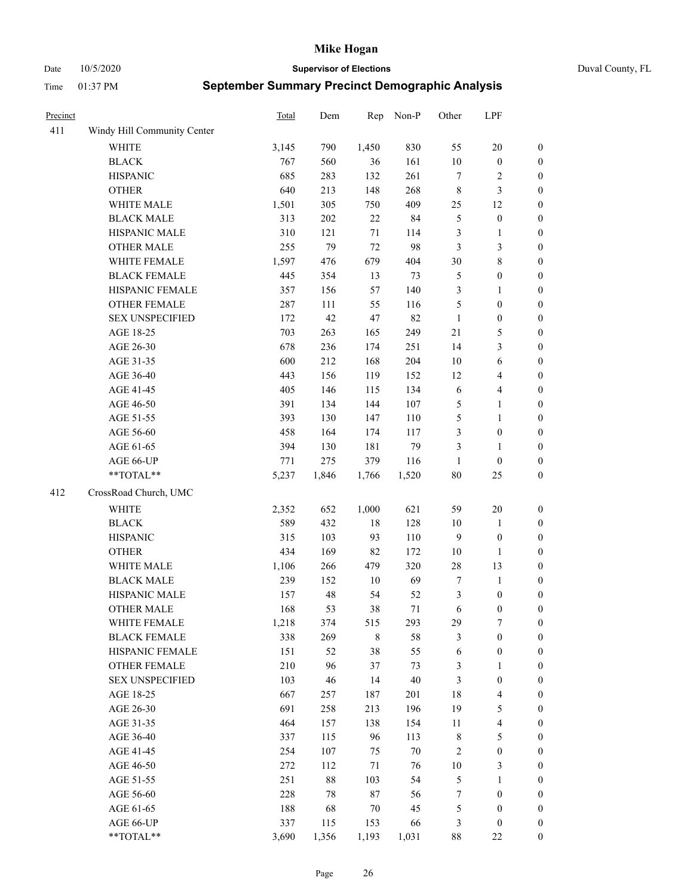# Mike Hogan

Date 10/5/2020 **Supervisor of Elections** Duval County, FL

Time 01:37 PM **September Summary Precinct Demographic Analysis**

| Precinct | | Total | Dem | Rep | Non-P | Other | LPF | |
|---|---|---|---|---|---|---|---|---|
| 411 | Windy Hill Community Center | | | | | | | |
| | WHITE | 3,145 | 790 | 1,450 | 830 | 55 | 20 | 0 |
| | BLACK | 767 | 560 | 36 | 161 | 10 | 0 | 0 |
| | HISPANIC | 685 | 283 | 132 | 261 | 7 | 2 | 0 |
| | OTHER | 640 | 213 | 148 | 268 | 8 | 3 | 0 |
| | WHITE MALE | 1,501 | 305 | 750 | 409 | 25 | 12 | 0 |
| | BLACK MALE | 313 | 202 | 22 | 84 | 5 | 0 | 0 |
| | HISPANIC MALE | 310 | 121 | 71 | 114 | 3 | 1 | 0 |
| | OTHER MALE | 255 | 79 | 72 | 98 | 3 | 3 | 0 |
| | WHITE FEMALE | 1,597 | 476 | 679 | 404 | 30 | 8 | 0 |
| | BLACK FEMALE | 445 | 354 | 13 | 73 | 5 | 0 | 0 |
| | HISPANIC FEMALE | 357 | 156 | 57 | 140 | 3 | 1 | 0 |
| | OTHER FEMALE | 287 | 111 | 55 | 116 | 5 | 0 | 0 |
| | SEX UNSPECIFIED | 172 | 42 | 47 | 82 | 1 | 0 | 0 |
| | AGE 18-25 | 703 | 263 | 165 | 249 | 21 | 5 | 0 |
| | AGE 26-30 | 678 | 236 | 174 | 251 | 14 | 3 | 0 |
| | AGE 31-35 | 600 | 212 | 168 | 204 | 10 | 6 | 0 |
| | AGE 36-40 | 443 | 156 | 119 | 152 | 12 | 4 | 0 |
| | AGE 41-45 | 405 | 146 | 115 | 134 | 6 | 4 | 0 |
| | AGE 46-50 | 391 | 134 | 144 | 107 | 5 | 1 | 0 |
| | AGE 51-55 | 393 | 130 | 147 | 110 | 5 | 1 | 0 |
| | AGE 56-60 | 458 | 164 | 174 | 117 | 3 | 0 | 0 |
| | AGE 61-65 | 394 | 130 | 181 | 79 | 3 | 1 | 0 |
| | AGE 66-UP | 771 | 275 | 379 | 116 | 1 | 0 | 0 |
| | **TOTAL** | 5,237 | 1,846 | 1,766 | 1,520 | 80 | 25 | 0 |
| 412 | CrossRoad Church, UMC | | | | | | | |
| | WHITE | 2,352 | 652 | 1,000 | 621 | 59 | 20 | 0 |
| | BLACK | 589 | 432 | 18 | 128 | 10 | 1 | 0 |
| | HISPANIC | 315 | 103 | 93 | 110 | 9 | 0 | 0 |
| | OTHER | 434 | 169 | 82 | 172 | 10 | 1 | 0 |
| | WHITE MALE | 1,106 | 266 | 479 | 320 | 28 | 13 | 0 |
| | BLACK MALE | 239 | 152 | 10 | 69 | 7 | 1 | 0 |
| | HISPANIC MALE | 157 | 48 | 54 | 52 | 3 | 0 | 0 |
| | OTHER MALE | 168 | 53 | 38 | 71 | 6 | 0 | 0 |
| | WHITE FEMALE | 1,218 | 374 | 515 | 293 | 29 | 7 | 0 |
| | BLACK FEMALE | 338 | 269 | 8 | 58 | 3 | 0 | 0 |
| | HISPANIC FEMALE | 151 | 52 | 38 | 55 | 6 | 0 | 0 |
| | OTHER FEMALE | 210 | 96 | 37 | 73 | 3 | 1 | 0 |
| | SEX UNSPECIFIED | 103 | 46 | 14 | 40 | 3 | 0 | 0 |
| | AGE 18-25 | 667 | 257 | 187 | 201 | 18 | 4 | 0 |
| | AGE 26-30 | 691 | 258 | 213 | 196 | 19 | 5 | 0 |
| | AGE 31-35 | 464 | 157 | 138 | 154 | 11 | 4 | 0 |
| | AGE 36-40 | 337 | 115 | 96 | 113 | 8 | 5 | 0 |
| | AGE 41-45 | 254 | 107 | 75 | 70 | 2 | 0 | 0 |
| | AGE 46-50 | 272 | 112 | 71 | 76 | 10 | 3 | 0 |
| | AGE 51-55 | 251 | 88 | 103 | 54 | 5 | 1 | 0 |
| | AGE 56-60 | 228 | 78 | 87 | 56 | 7 | 0 | 0 |
| | AGE 61-65 | 188 | 68 | 70 | 45 | 5 | 0 | 0 |
| | AGE 66-UP | 337 | 115 | 153 | 66 | 3 | 0 | 0 |
| | **TOTAL** | 3,690 | 1,356 | 1,193 | 1,031 | 88 | 22 | 0 |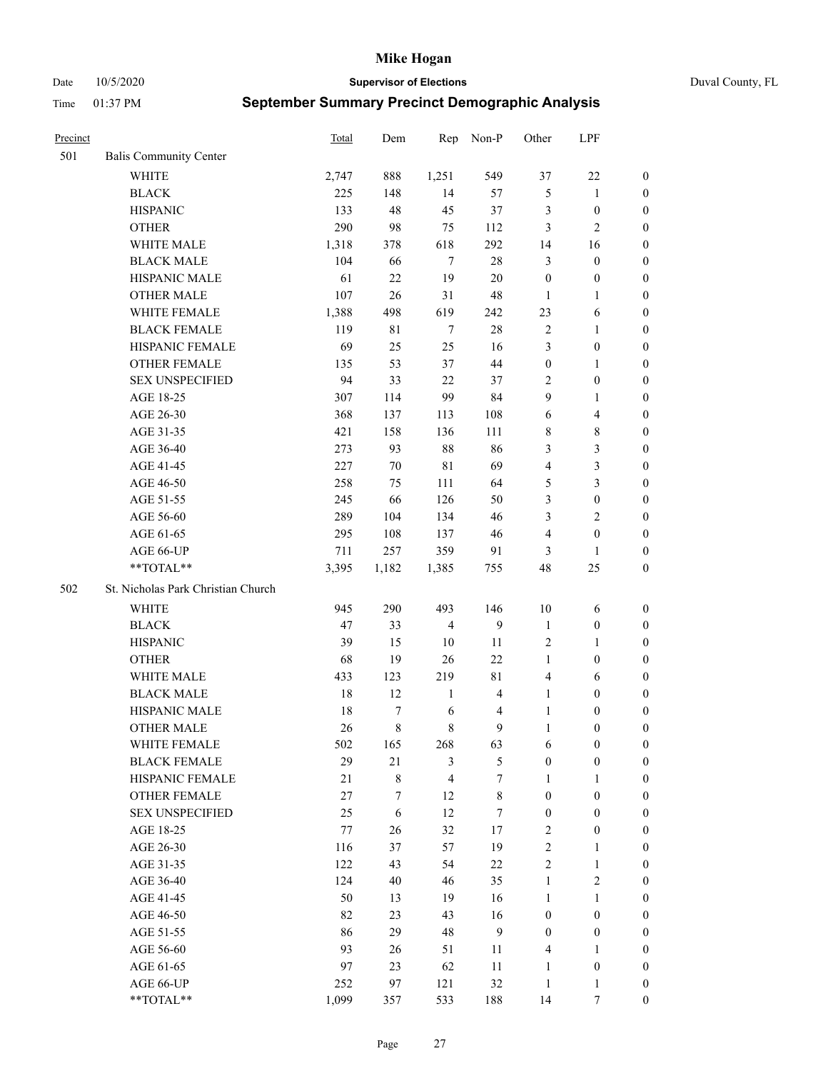# Mike Hogan

Date 10/5/2020 **Supervisor of Elections** Duval County, FL

Time 01:37 PM **September Summary Precinct Demographic Analysis**

| Precinct | | Total | Dem | Rep | Non-P | Other | LPF | |
|---|---|---|---|---|---|---|---|---|
| 501 | Balis Community Center | | | | | | | |
| | WHITE | 2,747 | 888 | 1,251 | 549 | 37 | 22 | 0 |
| | BLACK | 225 | 148 | 14 | 57 | 5 | 1 | 0 |
| | HISPANIC | 133 | 48 | 45 | 37 | 3 | 0 | 0 |
| | OTHER | 290 | 98 | 75 | 112 | 3 | 2 | 0 |
| | WHITE MALE | 1,318 | 378 | 618 | 292 | 14 | 16 | 0 |
| | BLACK MALE | 104 | 66 | 7 | 28 | 3 | 0 | 0 |
| | HISPANIC MALE | 61 | 22 | 19 | 20 | 0 | 0 | 0 |
| | OTHER MALE | 107 | 26 | 31 | 48 | 1 | 1 | 0 |
| | WHITE FEMALE | 1,388 | 498 | 619 | 242 | 23 | 6 | 0 |
| | BLACK FEMALE | 119 | 81 | 7 | 28 | 2 | 1 | 0 |
| | HISPANIC FEMALE | 69 | 25 | 25 | 16 | 3 | 0 | 0 |
| | OTHER FEMALE | 135 | 53 | 37 | 44 | 0 | 1 | 0 |
| | SEX UNSPECIFIED | 94 | 33 | 22 | 37 | 2 | 0 | 0 |
| | AGE 18-25 | 307 | 114 | 99 | 84 | 9 | 1 | 0 |
| | AGE 26-30 | 368 | 137 | 113 | 108 | 6 | 4 | 0 |
| | AGE 31-35 | 421 | 158 | 136 | 111 | 8 | 8 | 0 |
| | AGE 36-40 | 273 | 93 | 88 | 86 | 3 | 3 | 0 |
| | AGE 41-45 | 227 | 70 | 81 | 69 | 4 | 3 | 0 |
| | AGE 46-50 | 258 | 75 | 111 | 64 | 5 | 3 | 0 |
| | AGE 51-55 | 245 | 66 | 126 | 50 | 3 | 0 | 0 |
| | AGE 56-60 | 289 | 104 | 134 | 46 | 3 | 2 | 0 |
| | AGE 61-65 | 295 | 108 | 137 | 46 | 4 | 0 | 0 |
| | AGE 66-UP | 711 | 257 | 359 | 91 | 3 | 1 | 0 |
| | **TOTAL** | 3,395 | 1,182 | 1,385 | 755 | 48 | 25 | 0 |
| 502 | St. Nicholas Park Christian Church | | | | | | | |
| | WHITE | 945 | 290 | 493 | 146 | 10 | 6 | 0 |
| | BLACK | 47 | 33 | 4 | 9 | 1 | 0 | 0 |
| | HISPANIC | 39 | 15 | 10 | 11 | 2 | 1 | 0 |
| | OTHER | 68 | 19 | 26 | 22 | 1 | 0 | 0 |
| | WHITE MALE | 433 | 123 | 219 | 81 | 4 | 6 | 0 |
| | BLACK MALE | 18 | 12 | 1 | 4 | 1 | 0 | 0 |
| | HISPANIC MALE | 18 | 7 | 6 | 4 | 1 | 0 | 0 |
| | OTHER MALE | 26 | 8 | 8 | 9 | 1 | 0 | 0 |
| | WHITE FEMALE | 502 | 165 | 268 | 63 | 6 | 0 | 0 |
| | BLACK FEMALE | 29 | 21 | 3 | 5 | 0 | 0 | 0 |
| | HISPANIC FEMALE | 21 | 8 | 4 | 7 | 1 | 1 | 0 |
| | OTHER FEMALE | 27 | 7 | 12 | 8 | 0 | 0 | 0 |
| | SEX UNSPECIFIED | 25 | 6 | 12 | 7 | 0 | 0 | 0 |
| | AGE 18-25 | 77 | 26 | 32 | 17 | 2 | 0 | 0 |
| | AGE 26-30 | 116 | 37 | 57 | 19 | 2 | 1 | 0 |
| | AGE 31-35 | 122 | 43 | 54 | 22 | 2 | 1 | 0 |
| | AGE 36-40 | 124 | 40 | 46 | 35 | 1 | 2 | 0 |
| | AGE 41-45 | 50 | 13 | 19 | 16 | 1 | 1 | 0 |
| | AGE 46-50 | 82 | 23 | 43 | 16 | 0 | 0 | 0 |
| | AGE 51-55 | 86 | 29 | 48 | 9 | 0 | 0 | 0 |
| | AGE 56-60 | 93 | 26 | 51 | 11 | 4 | 1 | 0 |
| | AGE 61-65 | 97 | 23 | 62 | 11 | 1 | 0 | 0 |
| | AGE 66-UP | 252 | 97 | 121 | 32 | 1 | 1 | 0 |
| | **TOTAL** | 1,099 | 357 | 533 | 188 | 14 | 7 | 0 |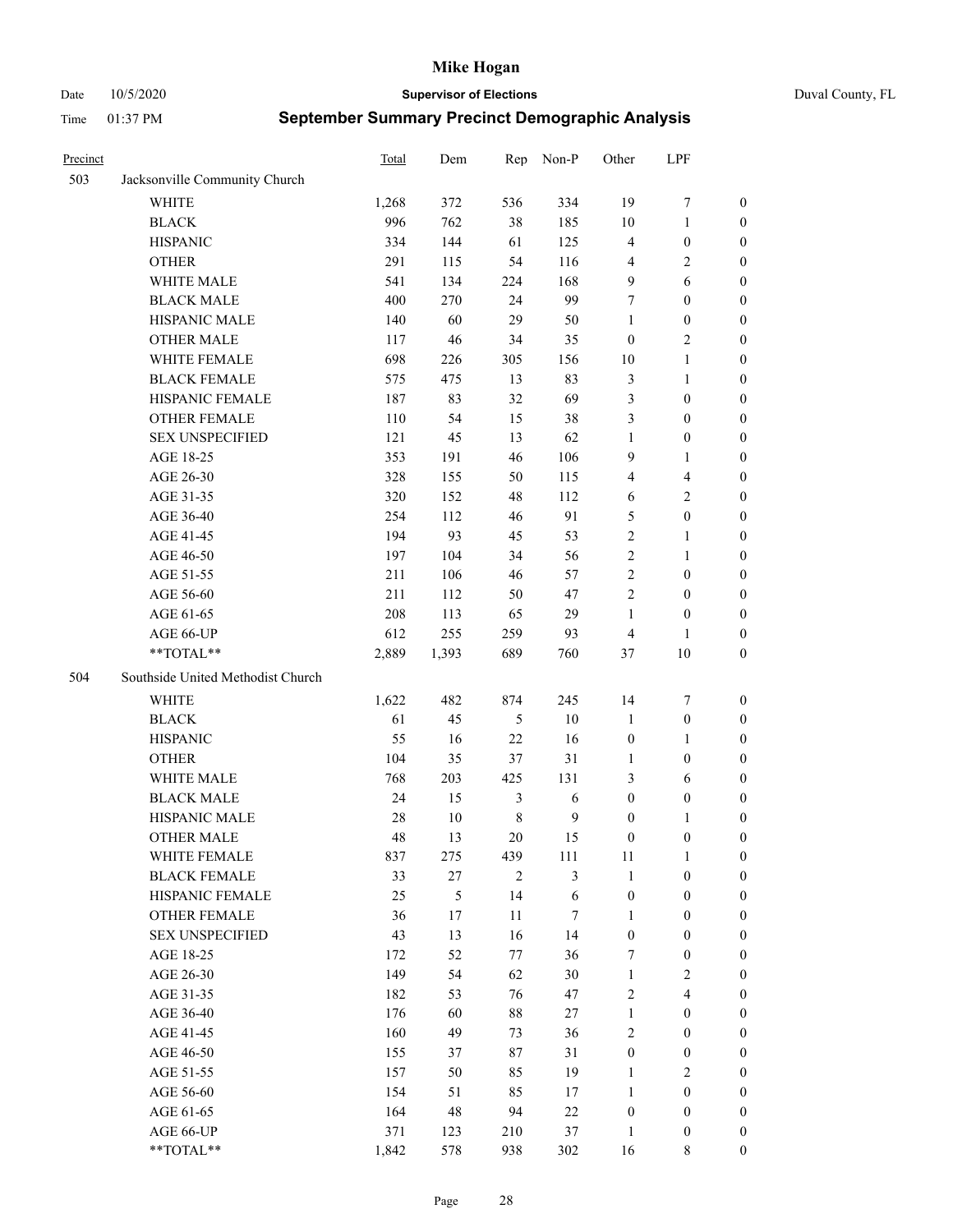# Mike Hogan

Date 10/5/2020 **Supervisor of Elections** Duval County, FL

Time 01:37 PM **September Summary Precinct Demographic Analysis**

| Precinct | | Total | Dem | Rep | Non-P | Other | LPF | |
|---|---|---|---|---|---|---|---|---|
| 503 | Jacksonville Community Church | | | | | | | |
| | WHITE | 1,268 | 372 | 536 | 334 | 19 | 7 | 0 |
| | BLACK | 996 | 762 | 38 | 185 | 10 | 1 | 0 |
| | HISPANIC | 334 | 144 | 61 | 125 | 4 | 0 | 0 |
| | OTHER | 291 | 115 | 54 | 116 | 4 | 2 | 0 |
| | WHITE MALE | 541 | 134 | 224 | 168 | 9 | 6 | 0 |
| | BLACK MALE | 400 | 270 | 24 | 99 | 7 | 0 | 0 |
| | HISPANIC MALE | 140 | 60 | 29 | 50 | 1 | 0 | 0 |
| | OTHER MALE | 117 | 46 | 34 | 35 | 0 | 2 | 0 |
| | WHITE FEMALE | 698 | 226 | 305 | 156 | 10 | 1 | 0 |
| | BLACK FEMALE | 575 | 475 | 13 | 83 | 3 | 1 | 0 |
| | HISPANIC FEMALE | 187 | 83 | 32 | 69 | 3 | 0 | 0 |
| | OTHER FEMALE | 110 | 54 | 15 | 38 | 3 | 0 | 0 |
| | SEX UNSPECIFIED | 121 | 45 | 13 | 62 | 1 | 0 | 0 |
| | AGE 18-25 | 353 | 191 | 46 | 106 | 9 | 1 | 0 |
| | AGE 26-30 | 328 | 155 | 50 | 115 | 4 | 4 | 0 |
| | AGE 31-35 | 320 | 152 | 48 | 112 | 6 | 2 | 0 |
| | AGE 36-40 | 254 | 112 | 46 | 91 | 5 | 0 | 0 |
| | AGE 41-45 | 194 | 93 | 45 | 53 | 2 | 1 | 0 |
| | AGE 46-50 | 197 | 104 | 34 | 56 | 2 | 1 | 0 |
| | AGE 51-55 | 211 | 106 | 46 | 57 | 2 | 0 | 0 |
| | AGE 56-60 | 211 | 112 | 50 | 47 | 2 | 0 | 0 |
| | AGE 61-65 | 208 | 113 | 65 | 29 | 1 | 0 | 0 |
| | AGE 66-UP | 612 | 255 | 259 | 93 | 4 | 1 | 0 |
| | **TOTAL** | 2,889 | 1,393 | 689 | 760 | 37 | 10 | 0 |
| 504 | Southside United Methodist Church | | | | | | | |
| | WHITE | 1,622 | 482 | 874 | 245 | 14 | 7 | 0 |
| | BLACK | 61 | 45 | 5 | 10 | 1 | 0 | 0 |
| | HISPANIC | 55 | 16 | 22 | 16 | 0 | 1 | 0 |
| | OTHER | 104 | 35 | 37 | 31 | 1 | 0 | 0 |
| | WHITE MALE | 768 | 203 | 425 | 131 | 3 | 6 | 0 |
| | BLACK MALE | 24 | 15 | 3 | 6 | 0 | 0 | 0 |
| | HISPANIC MALE | 28 | 10 | 8 | 9 | 0 | 1 | 0 |
| | OTHER MALE | 48 | 13 | 20 | 15 | 0 | 0 | 0 |
| | WHITE FEMALE | 837 | 275 | 439 | 111 | 11 | 1 | 0 |
| | BLACK FEMALE | 33 | 27 | 2 | 3 | 1 | 0 | 0 |
| | HISPANIC FEMALE | 25 | 5 | 14 | 6 | 0 | 0 | 0 |
| | OTHER FEMALE | 36 | 17 | 11 | 7 | 1 | 0 | 0 |
| | SEX UNSPECIFIED | 43 | 13 | 16 | 14 | 0 | 0 | 0 |
| | AGE 18-25 | 172 | 52 | 77 | 36 | 7 | 0 | 0 |
| | AGE 26-30 | 149 | 54 | 62 | 30 | 1 | 2 | 0 |
| | AGE 31-35 | 182 | 53 | 76 | 47 | 2 | 4 | 0 |
| | AGE 36-40 | 176 | 60 | 88 | 27 | 1 | 0 | 0 |
| | AGE 41-45 | 160 | 49 | 73 | 36 | 2 | 0 | 0 |
| | AGE 46-50 | 155 | 37 | 87 | 31 | 0 | 0 | 0 |
| | AGE 51-55 | 157 | 50 | 85 | 19 | 1 | 2 | 0 |
| | AGE 56-60 | 154 | 51 | 85 | 17 | 1 | 0 | 0 |
| | AGE 61-65 | 164 | 48 | 94 | 22 | 0 | 0 | 0 |
| | AGE 66-UP | 371 | 123 | 210 | 37 | 1 | 0 | 0 |
| | **TOTAL** | 1,842 | 578 | 938 | 302 | 16 | 8 | 0 |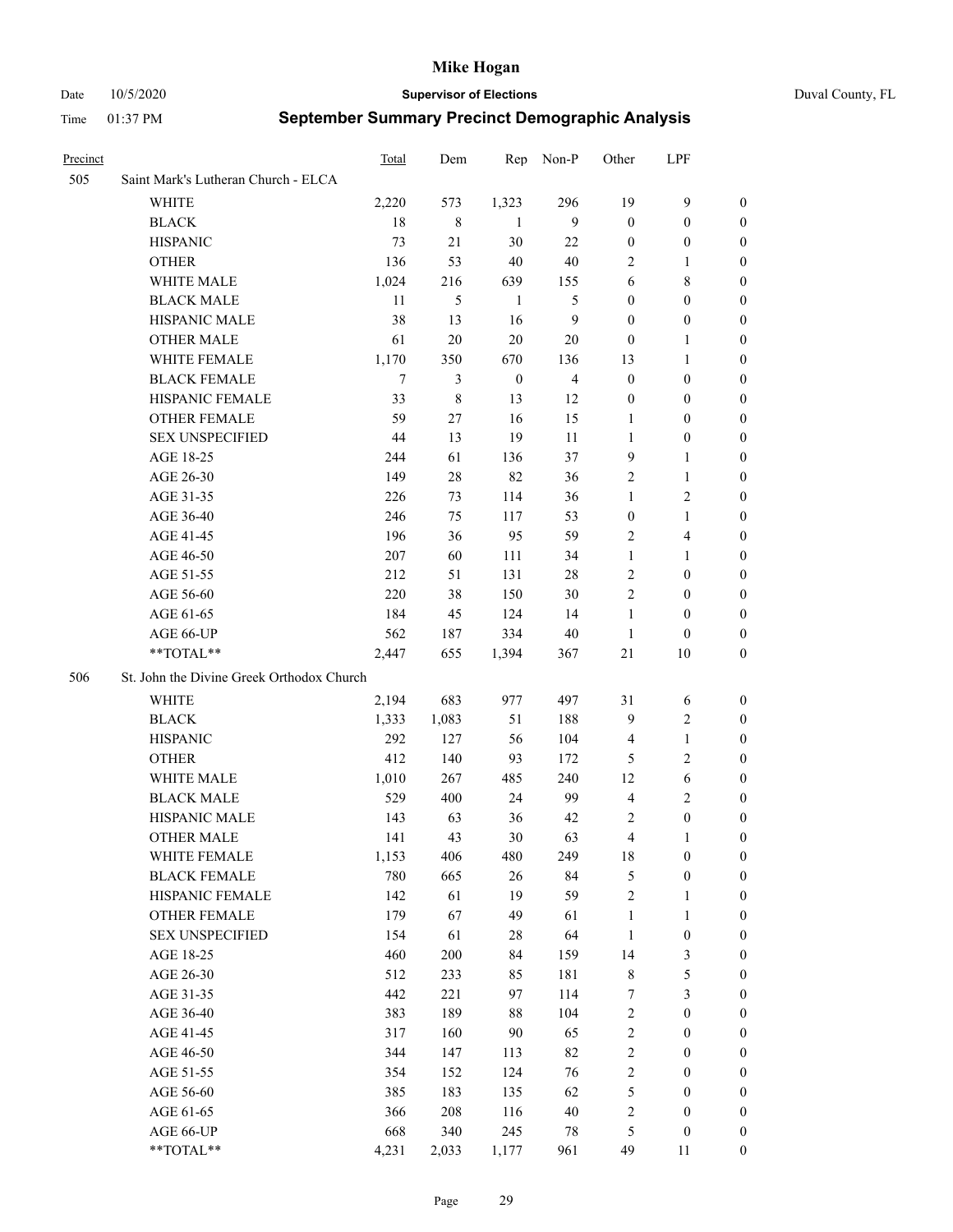# Mike Hogan

Date 10/5/2020 **Supervisor of Elections** Duval County, FL

Time 01:37 PM **September Summary Precinct Demographic Analysis**

| Precinct | | Total | Dem | Rep | Non-P | Other | LPF | |
|---|---|---|---|---|---|---|---|---|
| 505 | Saint Mark's Lutheran Church - ELCA | | | | | | | |
| | WHITE | 2,220 | 573 | 1,323 | 296 | 19 | 9 | 0 |
| | BLACK | 18 | 8 | 1 | 9 | 0 | 0 | 0 |
| | HISPANIC | 73 | 21 | 30 | 22 | 0 | 0 | 0 |
| | OTHER | 136 | 53 | 40 | 40 | 2 | 1 | 0 |
| | WHITE MALE | 1,024 | 216 | 639 | 155 | 6 | 8 | 0 |
| | BLACK MALE | 11 | 5 | 1 | 5 | 0 | 0 | 0 |
| | HISPANIC MALE | 38 | 13 | 16 | 9 | 0 | 0 | 0 |
| | OTHER MALE | 61 | 20 | 20 | 20 | 0 | 1 | 0 |
| | WHITE FEMALE | 1,170 | 350 | 670 | 136 | 13 | 1 | 0 |
| | BLACK FEMALE | 7 | 3 | 0 | 4 | 0 | 0 | 0 |
| | HISPANIC FEMALE | 33 | 8 | 13 | 12 | 0 | 0 | 0 |
| | OTHER FEMALE | 59 | 27 | 16 | 15 | 1 | 0 | 0 |
| | SEX UNSPECIFIED | 44 | 13 | 19 | 11 | 1 | 0 | 0 |
| | AGE 18-25 | 244 | 61 | 136 | 37 | 9 | 1 | 0 |
| | AGE 26-30 | 149 | 28 | 82 | 36 | 2 | 1 | 0 |
| | AGE 31-35 | 226 | 73 | 114 | 36 | 1 | 2 | 0 |
| | AGE 36-40 | 246 | 75 | 117 | 53 | 0 | 1 | 0 |
| | AGE 41-45 | 196 | 36 | 95 | 59 | 2 | 4 | 0 |
| | AGE 46-50 | 207 | 60 | 111 | 34 | 1 | 1 | 0 |
| | AGE 51-55 | 212 | 51 | 131 | 28 | 2 | 0 | 0 |
| | AGE 56-60 | 220 | 38 | 150 | 30 | 2 | 0 | 0 |
| | AGE 61-65 | 184 | 45 | 124 | 14 | 1 | 0 | 0 |
| | AGE 66-UP | 562 | 187 | 334 | 40 | 1 | 0 | 0 |
| | **TOTAL** | 2,447 | 655 | 1,394 | 367 | 21 | 10 | 0 |
| 506 | St. John the Divine Greek Orthodox Church | | | | | | | |
| | WHITE | 2,194 | 683 | 977 | 497 | 31 | 6 | 0 |
| | BLACK | 1,333 | 1,083 | 51 | 188 | 9 | 2 | 0 |
| | HISPANIC | 292 | 127 | 56 | 104 | 4 | 1 | 0 |
| | OTHER | 412 | 140 | 93 | 172 | 5 | 2 | 0 |
| | WHITE MALE | 1,010 | 267 | 485 | 240 | 12 | 6 | 0 |
| | BLACK MALE | 529 | 400 | 24 | 99 | 4 | 2 | 0 |
| | HISPANIC MALE | 143 | 63 | 36 | 42 | 2 | 0 | 0 |
| | OTHER MALE | 141 | 43 | 30 | 63 | 4 | 1 | 0 |
| | WHITE FEMALE | 1,153 | 406 | 480 | 249 | 18 | 0 | 0 |
| | BLACK FEMALE | 780 | 665 | 26 | 84 | 5 | 0 | 0 |
| | HISPANIC FEMALE | 142 | 61 | 19 | 59 | 2 | 1 | 0 |
| | OTHER FEMALE | 179 | 67 | 49 | 61 | 1 | 1 | 0 |
| | SEX UNSPECIFIED | 154 | 61 | 28 | 64 | 1 | 0 | 0 |
| | AGE 18-25 | 460 | 200 | 84 | 159 | 14 | 3 | 0 |
| | AGE 26-30 | 512 | 233 | 85 | 181 | 8 | 5 | 0 |
| | AGE 31-35 | 442 | 221 | 97 | 114 | 7 | 3 | 0 |
| | AGE 36-40 | 383 | 189 | 88 | 104 | 2 | 0 | 0 |
| | AGE 41-45 | 317 | 160 | 90 | 65 | 2 | 0 | 0 |
| | AGE 46-50 | 344 | 147 | 113 | 82 | 2 | 0 | 0 |
| | AGE 51-55 | 354 | 152 | 124 | 76 | 2 | 0 | 0 |
| | AGE 56-60 | 385 | 183 | 135 | 62 | 5 | 0 | 0 |
| | AGE 61-65 | 366 | 208 | 116 | 40 | 2 | 0 | 0 |
| | AGE 66-UP | 668 | 340 | 245 | 78 | 5 | 0 | 0 |
| | **TOTAL** | 4,231 | 2,033 | 1,177 | 961 | 49 | 11 | 0 |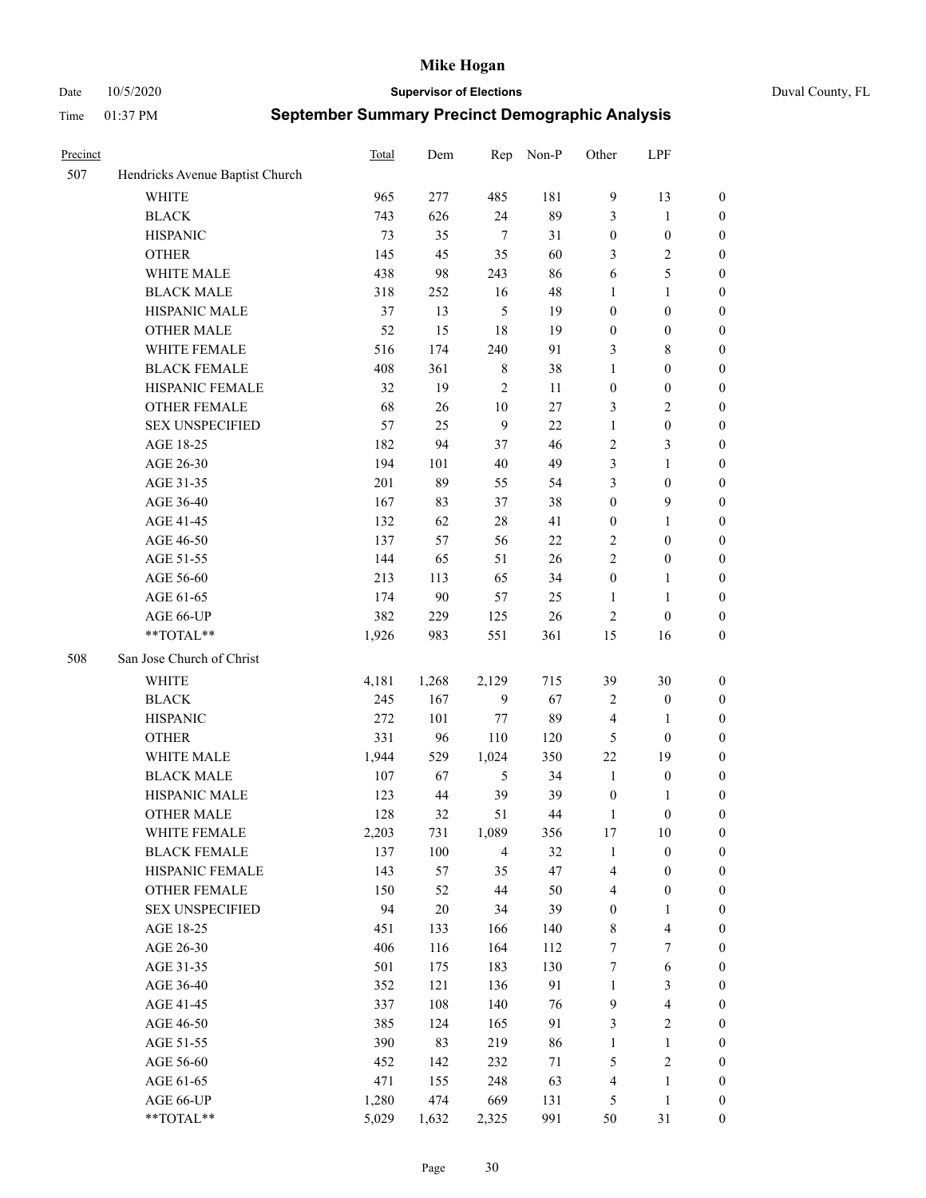# Mike Hogan

Date 10/5/2020 **Supervisor of Elections** Duval County, FL

Time 01:37 PM **September Summary Precinct Demographic Analysis**

| Precinct | | Total | Dem | Rep | Non-P | Other | LPF | |
|---|---|---|---|---|---|---|---|---|
| 507 | Hendricks Avenue Baptist Church | | | | | | | |
| | WHITE | 965 | 277 | 485 | 181 | 9 | 13 | 0 |
| | BLACK | 743 | 626 | 24 | 89 | 3 | 1 | 0 |
| | HISPANIC | 73 | 35 | 7 | 31 | 0 | 0 | 0 |
| | OTHER | 145 | 45 | 35 | 60 | 3 | 2 | 0 |
| | WHITE MALE | 438 | 98 | 243 | 86 | 6 | 5 | 0 |
| | BLACK MALE | 318 | 252 | 16 | 48 | 1 | 1 | 0 |
| | HISPANIC MALE | 37 | 13 | 5 | 19 | 0 | 0 | 0 |
| | OTHER MALE | 52 | 15 | 18 | 19 | 0 | 0 | 0 |
| | WHITE FEMALE | 516 | 174 | 240 | 91 | 3 | 8 | 0 |
| | BLACK FEMALE | 408 | 361 | 8 | 38 | 1 | 0 | 0 |
| | HISPANIC FEMALE | 32 | 19 | 2 | 11 | 0 | 0 | 0 |
| | OTHER FEMALE | 68 | 26 | 10 | 27 | 3 | 2 | 0 |
| | SEX UNSPECIFIED | 57 | 25 | 9 | 22 | 1 | 0 | 0 |
| | AGE 18-25 | 182 | 94 | 37 | 46 | 2 | 3 | 0 |
| | AGE 26-30 | 194 | 101 | 40 | 49 | 3 | 1 | 0 |
| | AGE 31-35 | 201 | 89 | 55 | 54 | 3 | 0 | 0 |
| | AGE 36-40 | 167 | 83 | 37 | 38 | 0 | 9 | 0 |
| | AGE 41-45 | 132 | 62 | 28 | 41 | 0 | 1 | 0 |
| | AGE 46-50 | 137 | 57 | 56 | 22 | 2 | 0 | 0 |
| | AGE 51-55 | 144 | 65 | 51 | 26 | 2 | 0 | 0 |
| | AGE 56-60 | 213 | 113 | 65 | 34 | 0 | 1 | 0 |
| | AGE 61-65 | 174 | 90 | 57 | 25 | 1 | 1 | 0 |
| | AGE 66-UP | 382 | 229 | 125 | 26 | 2 | 0 | 0 |
| | **TOTAL** | 1,926 | 983 | 551 | 361 | 15 | 16 | 0 |
| 508 | San Jose Church of Christ | | | | | | | |
| | WHITE | 4,181 | 1,268 | 2,129 | 715 | 39 | 30 | 0 |
| | BLACK | 245 | 167 | 9 | 67 | 2 | 0 | 0 |
| | HISPANIC | 272 | 101 | 77 | 89 | 4 | 1 | 0 |
| | OTHER | 331 | 96 | 110 | 120 | 5 | 0 | 0 |
| | WHITE MALE | 1,944 | 529 | 1,024 | 350 | 22 | 19 | 0 |
| | BLACK MALE | 107 | 67 | 5 | 34 | 1 | 0 | 0 |
| | HISPANIC MALE | 123 | 44 | 39 | 39 | 0 | 1 | 0 |
| | OTHER MALE | 128 | 32 | 51 | 44 | 1 | 0 | 0 |
| | WHITE FEMALE | 2,203 | 731 | 1,089 | 356 | 17 | 10 | 0 |
| | BLACK FEMALE | 137 | 100 | 4 | 32 | 1 | 0 | 0 |
| | HISPANIC FEMALE | 143 | 57 | 35 | 47 | 4 | 0 | 0 |
| | OTHER FEMALE | 150 | 52 | 44 | 50 | 4 | 0 | 0 |
| | SEX UNSPECIFIED | 94 | 20 | 34 | 39 | 0 | 1 | 0 |
| | AGE 18-25 | 451 | 133 | 166 | 140 | 8 | 4 | 0 |
| | AGE 26-30 | 406 | 116 | 164 | 112 | 7 | 7 | 0 |
| | AGE 31-35 | 501 | 175 | 183 | 130 | 7 | 6 | 0 |
| | AGE 36-40 | 352 | 121 | 136 | 91 | 1 | 3 | 0 |
| | AGE 41-45 | 337 | 108 | 140 | 76 | 9 | 4 | 0 |
| | AGE 46-50 | 385 | 124 | 165 | 91 | 3 | 2 | 0 |
| | AGE 51-55 | 390 | 83 | 219 | 86 | 1 | 1 | 0 |
| | AGE 56-60 | 452 | 142 | 232 | 71 | 5 | 2 | 0 |
| | AGE 61-65 | 471 | 155 | 248 | 63 | 4 | 1 | 0 |
| | AGE 66-UP | 1,280 | 474 | 669 | 131 | 5 | 1 | 0 |
| | **TOTAL** | 5,029 | 1,632 | 2,325 | 991 | 50 | 31 | 0 |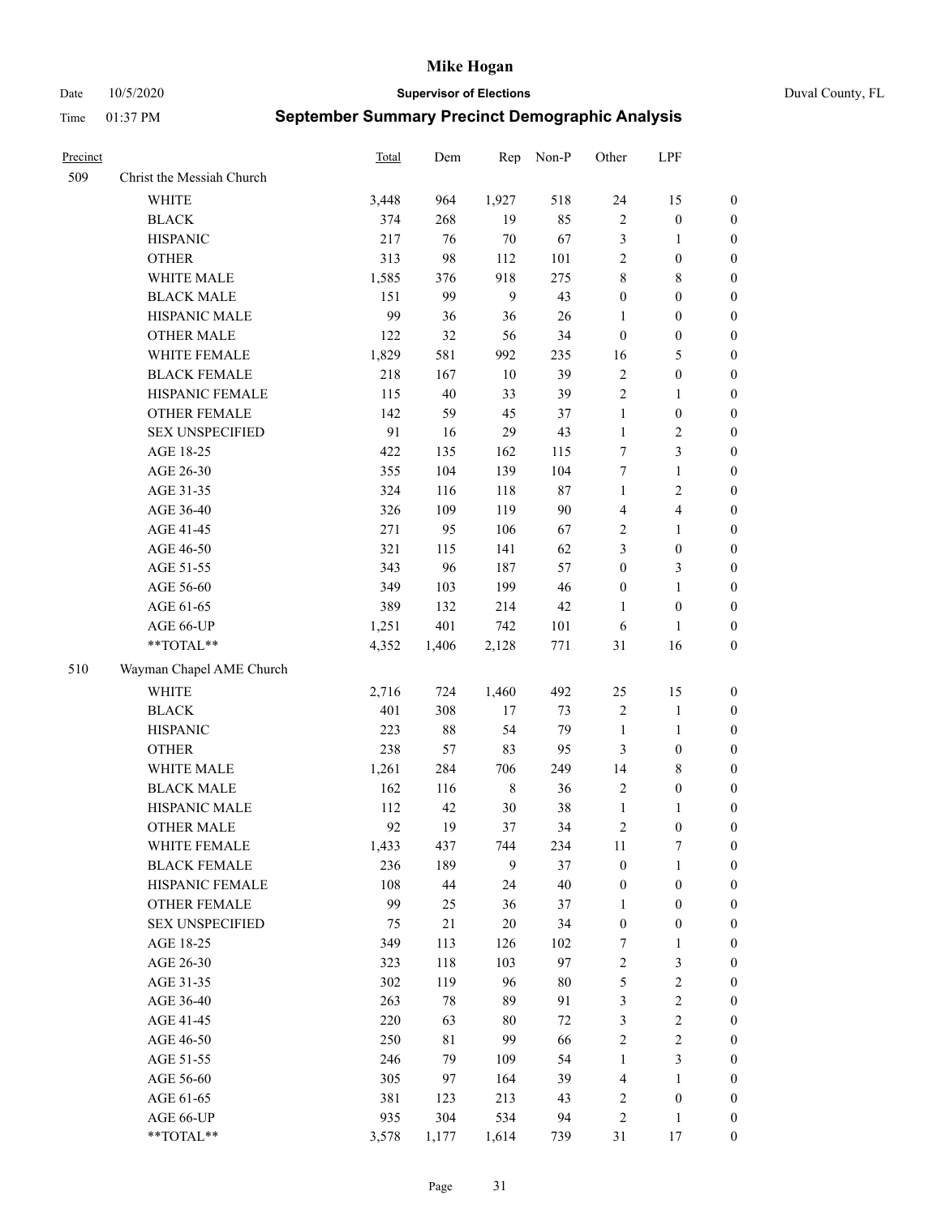# Mike Hogan

Date 10/5/2020 **Supervisor of Elections** Duval County, FL

Time 01:37 PM **September Summary Precinct Demographic Analysis**

| Precinct | | Total | Dem | Rep | Non-P | Other | LPF | |
|---|---|---|---|---|---|---|---|---|
| 509 | Christ the Messiah Church | | | | | | | |
| | WHITE | 3,448 | 964 | 1,927 | 518 | 24 | 15 | 0 |
| | BLACK | 374 | 268 | 19 | 85 | 2 | 0 | 0 |
| | HISPANIC | 217 | 76 | 70 | 67 | 3 | 1 | 0 |
| | OTHER | 313 | 98 | 112 | 101 | 2 | 0 | 0 |
| | WHITE MALE | 1,585 | 376 | 918 | 275 | 8 | 8 | 0 |
| | BLACK MALE | 151 | 99 | 9 | 43 | 0 | 0 | 0 |
| | HISPANIC MALE | 99 | 36 | 36 | 26 | 1 | 0 | 0 |
| | OTHER MALE | 122 | 32 | 56 | 34 | 0 | 0 | 0 |
| | WHITE FEMALE | 1,829 | 581 | 992 | 235 | 16 | 5 | 0 |
| | BLACK FEMALE | 218 | 167 | 10 | 39 | 2 | 0 | 0 |
| | HISPANIC FEMALE | 115 | 40 | 33 | 39 | 2 | 1 | 0 |
| | OTHER FEMALE | 142 | 59 | 45 | 37 | 1 | 0 | 0 |
| | SEX UNSPECIFIED | 91 | 16 | 29 | 43 | 1 | 2 | 0 |
| | AGE 18-25 | 422 | 135 | 162 | 115 | 7 | 3 | 0 |
| | AGE 26-30 | 355 | 104 | 139 | 104 | 7 | 1 | 0 |
| | AGE 31-35 | 324 | 116 | 118 | 87 | 1 | 2 | 0 |
| | AGE 36-40 | 326 | 109 | 119 | 90 | 4 | 4 | 0 |
| | AGE 41-45 | 271 | 95 | 106 | 67 | 2 | 1 | 0 |
| | AGE 46-50 | 321 | 115 | 141 | 62 | 3 | 0 | 0 |
| | AGE 51-55 | 343 | 96 | 187 | 57 | 0 | 3 | 0 |
| | AGE 56-60 | 349 | 103 | 199 | 46 | 0 | 1 | 0 |
| | AGE 61-65 | 389 | 132 | 214 | 42 | 1 | 0 | 0 |
| | AGE 66-UP | 1,251 | 401 | 742 | 101 | 6 | 1 | 0 |
| | **TOTAL** | 4,352 | 1,406 | 2,128 | 771 | 31 | 16 | 0 |
| 510 | Wayman Chapel AME Church | | | | | | | |
| | WHITE | 2,716 | 724 | 1,460 | 492 | 25 | 15 | 0 |
| | BLACK | 401 | 308 | 17 | 73 | 2 | 1 | 0 |
| | HISPANIC | 223 | 88 | 54 | 79 | 1 | 1 | 0 |
| | OTHER | 238 | 57 | 83 | 95 | 3 | 0 | 0 |
| | WHITE MALE | 1,261 | 284 | 706 | 249 | 14 | 8 | 0 |
| | BLACK MALE | 162 | 116 | 8 | 36 | 2 | 0 | 0 |
| | HISPANIC MALE | 112 | 42 | 30 | 38 | 1 | 1 | 0 |
| | OTHER MALE | 92 | 19 | 37 | 34 | 2 | 0 | 0 |
| | WHITE FEMALE | 1,433 | 437 | 744 | 234 | 11 | 7 | 0 |
| | BLACK FEMALE | 236 | 189 | 9 | 37 | 0 | 1 | 0 |
| | HISPANIC FEMALE | 108 | 44 | 24 | 40 | 0 | 0 | 0 |
| | OTHER FEMALE | 99 | 25 | 36 | 37 | 1 | 0 | 0 |
| | SEX UNSPECIFIED | 75 | 21 | 20 | 34 | 0 | 0 | 0 |
| | AGE 18-25 | 349 | 113 | 126 | 102 | 7 | 1 | 0 |
| | AGE 26-30 | 323 | 118 | 103 | 97 | 2 | 3 | 0 |
| | AGE 31-35 | 302 | 119 | 96 | 80 | 5 | 2 | 0 |
| | AGE 36-40 | 263 | 78 | 89 | 91 | 3 | 2 | 0 |
| | AGE 41-45 | 220 | 63 | 80 | 72 | 3 | 2 | 0 |
| | AGE 46-50 | 250 | 81 | 99 | 66 | 2 | 2 | 0 |
| | AGE 51-55 | 246 | 79 | 109 | 54 | 1 | 3 | 0 |
| | AGE 56-60 | 305 | 97 | 164 | 39 | 4 | 1 | 0 |
| | AGE 61-65 | 381 | 123 | 213 | 43 | 2 | 0 | 0 |
| | AGE 66-UP | 935 | 304 | 534 | 94 | 2 | 1 | 0 |
| | **TOTAL** | 3,578 | 1,177 | 1,614 | 739 | 31 | 17 | 0 |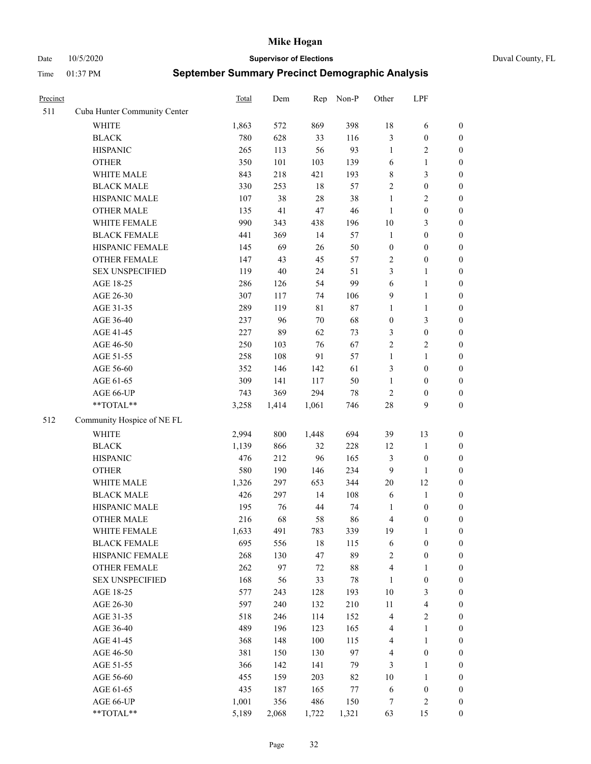# Mike Hogan

Date 10/5/2020 | **Supervisor of Elections** | Duval County, FL

Time 01:37 PM | **September Summary Precinct Demographic Analysis**

| Precinct | | Total | Dem | Rep | Non-P | Other | LPF | |
|---|---|---|---|---|---|---|---|---|
| 511 | Cuba Hunter Community Center | | | | | | | |
| | WHITE | 1,863 | 572 | 869 | 398 | 18 | 6 | 0 |
| | BLACK | 780 | 628 | 33 | 116 | 3 | 0 | 0 |
| | HISPANIC | 265 | 113 | 56 | 93 | 1 | 2 | 0 |
| | OTHER | 350 | 101 | 103 | 139 | 6 | 1 | 0 |
| | WHITE MALE | 843 | 218 | 421 | 193 | 8 | 3 | 0 |
| | BLACK MALE | 330 | 253 | 18 | 57 | 2 | 0 | 0 |
| | HISPANIC MALE | 107 | 38 | 28 | 38 | 1 | 2 | 0 |
| | OTHER MALE | 135 | 41 | 47 | 46 | 1 | 0 | 0 |
| | WHITE FEMALE | 990 | 343 | 438 | 196 | 10 | 3 | 0 |
| | BLACK FEMALE | 441 | 369 | 14 | 57 | 1 | 0 | 0 |
| | HISPANIC FEMALE | 145 | 69 | 26 | 50 | 0 | 0 | 0 |
| | OTHER FEMALE | 147 | 43 | 45 | 57 | 2 | 0 | 0 |
| | SEX UNSPECIFIED | 119 | 40 | 24 | 51 | 3 | 1 | 0 |
| | AGE 18-25 | 286 | 126 | 54 | 99 | 6 | 1 | 0 |
| | AGE 26-30 | 307 | 117 | 74 | 106 | 9 | 1 | 0 |
| | AGE 31-35 | 289 | 119 | 81 | 87 | 1 | 1 | 0 |
| | AGE 36-40 | 237 | 96 | 70 | 68 | 0 | 3 | 0 |
| | AGE 41-45 | 227 | 89 | 62 | 73 | 3 | 0 | 0 |
| | AGE 46-50 | 250 | 103 | 76 | 67 | 2 | 2 | 0 |
| | AGE 51-55 | 258 | 108 | 91 | 57 | 1 | 1 | 0 |
| | AGE 56-60 | 352 | 146 | 142 | 61 | 3 | 0 | 0 |
| | AGE 61-65 | 309 | 141 | 117 | 50 | 1 | 0 | 0 |
| | AGE 66-UP | 743 | 369 | 294 | 78 | 2 | 0 | 0 |
| | **TOTAL** | 3,258 | 1,414 | 1,061 | 746 | 28 | 9 | 0 |
| 512 | Community Hospice of NE FL | | | | | | | |
| | WHITE | 2,994 | 800 | 1,448 | 694 | 39 | 13 | 0 |
| | BLACK | 1,139 | 866 | 32 | 228 | 12 | 1 | 0 |
| | HISPANIC | 476 | 212 | 96 | 165 | 3 | 0 | 0 |
| | OTHER | 580 | 190 | 146 | 234 | 9 | 1 | 0 |
| | WHITE MALE | 1,326 | 297 | 653 | 344 | 20 | 12 | 0 |
| | BLACK MALE | 426 | 297 | 14 | 108 | 6 | 1 | 0 |
| | HISPANIC MALE | 195 | 76 | 44 | 74 | 1 | 0 | 0 |
| | OTHER MALE | 216 | 68 | 58 | 86 | 4 | 0 | 0 |
| | WHITE FEMALE | 1,633 | 491 | 783 | 339 | 19 | 1 | 0 |
| | BLACK FEMALE | 695 | 556 | 18 | 115 | 6 | 0 | 0 |
| | HISPANIC FEMALE | 268 | 130 | 47 | 89 | 2 | 0 | 0 |
| | OTHER FEMALE | 262 | 97 | 72 | 88 | 4 | 1 | 0 |
| | SEX UNSPECIFIED | 168 | 56 | 33 | 78 | 1 | 0 | 0 |
| | AGE 18-25 | 577 | 243 | 128 | 193 | 10 | 3 | 0 |
| | AGE 26-30 | 597 | 240 | 132 | 210 | 11 | 4 | 0 |
| | AGE 31-35 | 518 | 246 | 114 | 152 | 4 | 2 | 0 |
| | AGE 36-40 | 489 | 196 | 123 | 165 | 4 | 1 | 0 |
| | AGE 41-45 | 368 | 148 | 100 | 115 | 4 | 1 | 0 |
| | AGE 46-50 | 381 | 150 | 130 | 97 | 4 | 0 | 0 |
| | AGE 51-55 | 366 | 142 | 141 | 79 | 3 | 1 | 0 |
| | AGE 56-60 | 455 | 159 | 203 | 82 | 10 | 1 | 0 |
| | AGE 61-65 | 435 | 187 | 165 | 77 | 6 | 0 | 0 |
| | AGE 66-UP | 1,001 | 356 | 486 | 150 | 7 | 2 | 0 |
| | **TOTAL** | 5,189 | 2,068 | 1,722 | 1,321 | 63 | 15 | 0 |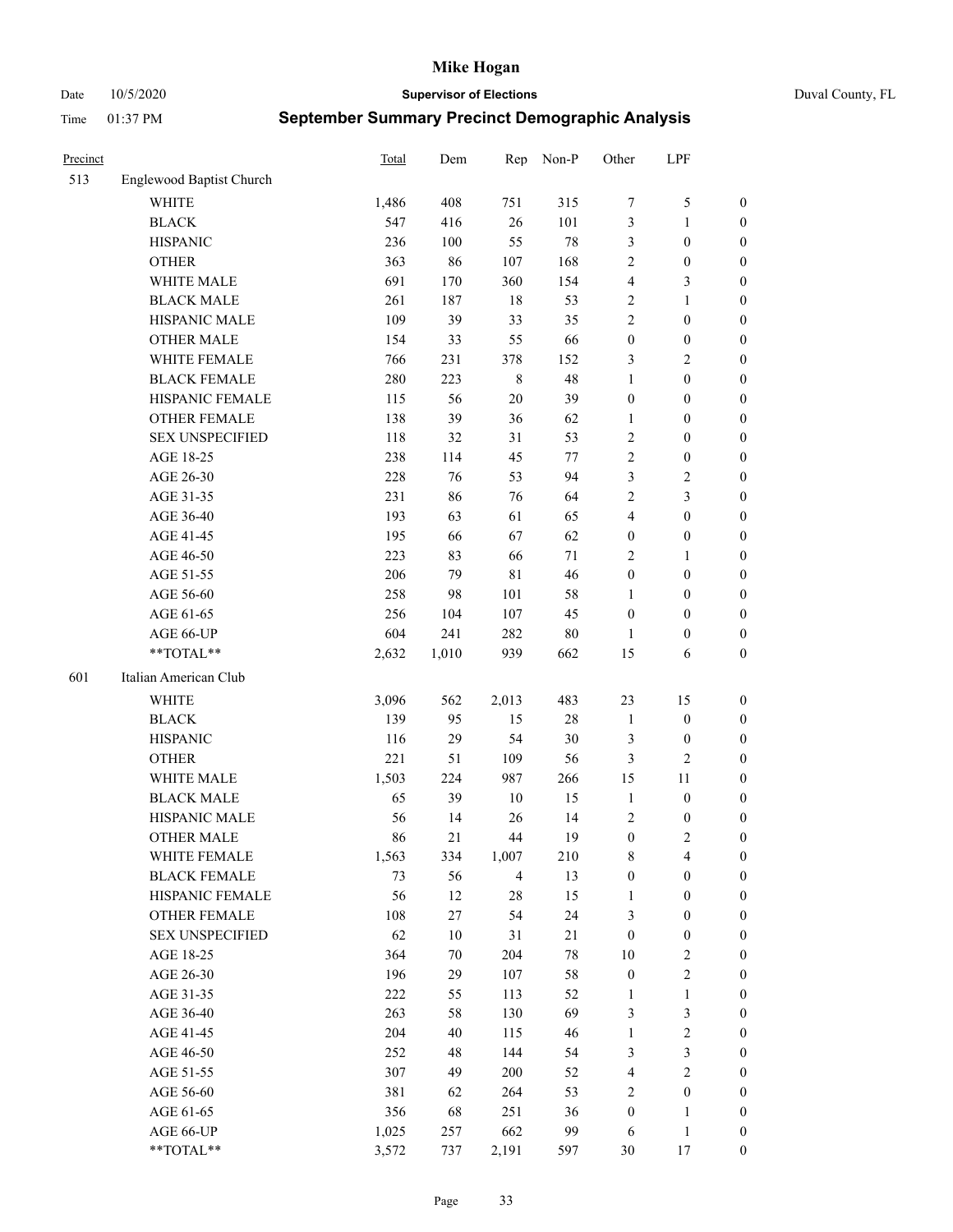# Mike Hogan

Date 10/5/2020 **Supervisor of Elections** Duval County, FL

Time 01:37 PM **September Summary Precinct Demographic Analysis**

| Precinct | | Total | Dem | Rep | Non-P | Other | LPF | |
|---|---|---|---|---|---|---|---|---|
| 513 | Englewood Baptist Church | | | | | | | |
| | WHITE | 1,486 | 408 | 751 | 315 | 7 | 5 | 0 |
| | BLACK | 547 | 416 | 26 | 101 | 3 | 1 | 0 |
| | HISPANIC | 236 | 100 | 55 | 78 | 3 | 0 | 0 |
| | OTHER | 363 | 86 | 107 | 168 | 2 | 0 | 0 |
| | WHITE MALE | 691 | 170 | 360 | 154 | 4 | 3 | 0 |
| | BLACK MALE | 261 | 187 | 18 | 53 | 2 | 1 | 0 |
| | HISPANIC MALE | 109 | 39 | 33 | 35 | 2 | 0 | 0 |
| | OTHER MALE | 154 | 33 | 55 | 66 | 0 | 0 | 0 |
| | WHITE FEMALE | 766 | 231 | 378 | 152 | 3 | 2 | 0 |
| | BLACK FEMALE | 280 | 223 | 8 | 48 | 1 | 0 | 0 |
| | HISPANIC FEMALE | 115 | 56 | 20 | 39 | 0 | 0 | 0 |
| | OTHER FEMALE | 138 | 39 | 36 | 62 | 1 | 0 | 0 |
| | SEX UNSPECIFIED | 118 | 32 | 31 | 53 | 2 | 0 | 0 |
| | AGE 18-25 | 238 | 114 | 45 | 77 | 2 | 0 | 0 |
| | AGE 26-30 | 228 | 76 | 53 | 94 | 3 | 2 | 0 |
| | AGE 31-35 | 231 | 86 | 76 | 64 | 2 | 3 | 0 |
| | AGE 36-40 | 193 | 63 | 61 | 65 | 4 | 0 | 0 |
| | AGE 41-45 | 195 | 66 | 67 | 62 | 0 | 0 | 0 |
| | AGE 46-50 | 223 | 83 | 66 | 71 | 2 | 1 | 0 |
| | AGE 51-55 | 206 | 79 | 81 | 46 | 0 | 0 | 0 |
| | AGE 56-60 | 258 | 98 | 101 | 58 | 1 | 0 | 0 |
| | AGE 61-65 | 256 | 104 | 107 | 45 | 0 | 0 | 0 |
| | AGE 66-UP | 604 | 241 | 282 | 80 | 1 | 0 | 0 |
| | **TOTAL** | 2,632 | 1,010 | 939 | 662 | 15 | 6 | 0 |
| 601 | Italian American Club | | | | | | | |
| | WHITE | 3,096 | 562 | 2,013 | 483 | 23 | 15 | 0 |
| | BLACK | 139 | 95 | 15 | 28 | 1 | 0 | 0 |
| | HISPANIC | 116 | 29 | 54 | 30 | 3 | 0 | 0 |
| | OTHER | 221 | 51 | 109 | 56 | 3 | 2 | 0 |
| | WHITE MALE | 1,503 | 224 | 987 | 266 | 15 | 11 | 0 |
| | BLACK MALE | 65 | 39 | 10 | 15 | 1 | 0 | 0 |
| | HISPANIC MALE | 56 | 14 | 26 | 14 | 2 | 0 | 0 |
| | OTHER MALE | 86 | 21 | 44 | 19 | 0 | 2 | 0 |
| | WHITE FEMALE | 1,563 | 334 | 1,007 | 210 | 8 | 4 | 0 |
| | BLACK FEMALE | 73 | 56 | 4 | 13 | 0 | 0 | 0 |
| | HISPANIC FEMALE | 56 | 12 | 28 | 15 | 1 | 0 | 0 |
| | OTHER FEMALE | 108 | 27 | 54 | 24 | 3 | 0 | 0 |
| | SEX UNSPECIFIED | 62 | 10 | 31 | 21 | 0 | 0 | 0 |
| | AGE 18-25 | 364 | 70 | 204 | 78 | 10 | 2 | 0 |
| | AGE 26-30 | 196 | 29 | 107 | 58 | 0 | 2 | 0 |
| | AGE 31-35 | 222 | 55 | 113 | 52 | 1 | 1 | 0 |
| | AGE 36-40 | 263 | 58 | 130 | 69 | 3 | 3 | 0 |
| | AGE 41-45 | 204 | 40 | 115 | 46 | 1 | 2 | 0 |
| | AGE 46-50 | 252 | 48 | 144 | 54 | 3 | 3 | 0 |
| | AGE 51-55 | 307 | 49 | 200 | 52 | 4 | 2 | 0 |
| | AGE 56-60 | 381 | 62 | 264 | 53 | 2 | 0 | 0 |
| | AGE 61-65 | 356 | 68 | 251 | 36 | 0 | 1 | 0 |
| | AGE 66-UP | 1,025 | 257 | 662 | 99 | 6 | 1 | 0 |
| | **TOTAL** | 3,572 | 737 | 2,191 | 597 | 30 | 17 | 0 |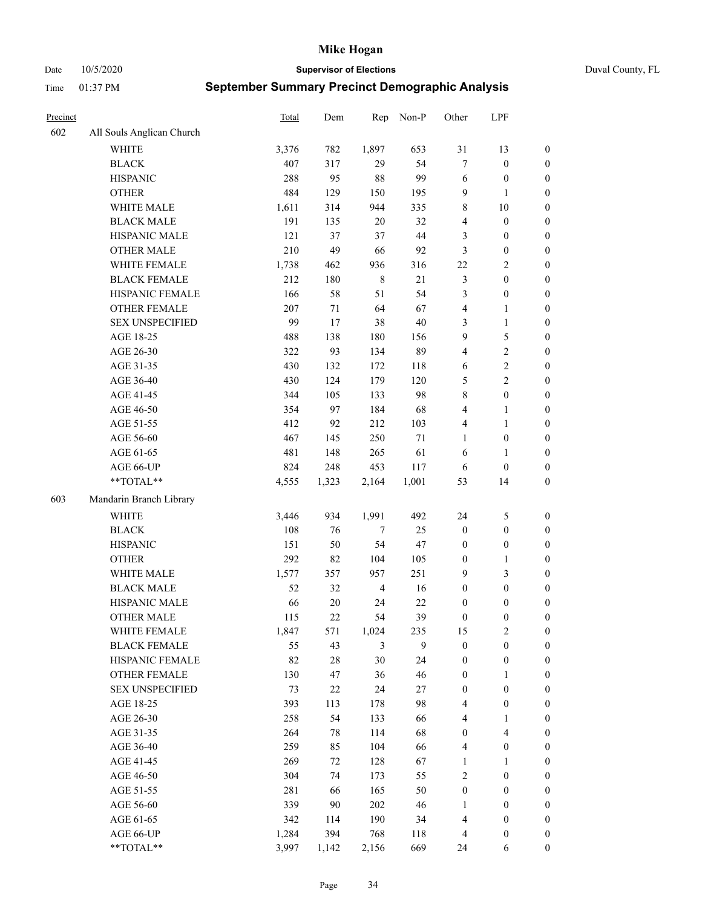# Mike Hogan

Date 10/5/2020 **Supervisor of Elections** Duval County, FL

Time 01:37 PM **September Summary Precinct Demographic Analysis**

| Precinct | | Total | Dem | Rep | Non-P | Other | LPF | |
|---|---|---|---|---|---|---|---|---|
| 602 | All Souls Anglican Church | | | | | | | |
| | WHITE | 3,376 | 782 | 1,897 | 653 | 31 | 13 | 0 |
| | BLACK | 407 | 317 | 29 | 54 | 7 | 0 | 0 |
| | HISPANIC | 288 | 95 | 88 | 99 | 6 | 0 | 0 |
| | OTHER | 484 | 129 | 150 | 195 | 9 | 1 | 0 |
| | WHITE MALE | 1,611 | 314 | 944 | 335 | 8 | 10 | 0 |
| | BLACK MALE | 191 | 135 | 20 | 32 | 4 | 0 | 0 |
| | HISPANIC MALE | 121 | 37 | 37 | 44 | 3 | 0 | 0 |
| | OTHER MALE | 210 | 49 | 66 | 92 | 3 | 0 | 0 |
| | WHITE FEMALE | 1,738 | 462 | 936 | 316 | 22 | 2 | 0 |
| | BLACK FEMALE | 212 | 180 | 8 | 21 | 3 | 0 | 0 |
| | HISPANIC FEMALE | 166 | 58 | 51 | 54 | 3 | 0 | 0 |
| | OTHER FEMALE | 207 | 71 | 64 | 67 | 4 | 1 | 0 |
| | SEX UNSPECIFIED | 99 | 17 | 38 | 40 | 3 | 1 | 0 |
| | AGE 18-25 | 488 | 138 | 180 | 156 | 9 | 5 | 0 |
| | AGE 26-30 | 322 | 93 | 134 | 89 | 4 | 2 | 0 |
| | AGE 31-35 | 430 | 132 | 172 | 118 | 6 | 2 | 0 |
| | AGE 36-40 | 430 | 124 | 179 | 120 | 5 | 2 | 0 |
| | AGE 41-45 | 344 | 105 | 133 | 98 | 8 | 0 | 0 |
| | AGE 46-50 | 354 | 97 | 184 | 68 | 4 | 1 | 0 |
| | AGE 51-55 | 412 | 92 | 212 | 103 | 4 | 1 | 0 |
| | AGE 56-60 | 467 | 145 | 250 | 71 | 1 | 0 | 0 |
| | AGE 61-65 | 481 | 148 | 265 | 61 | 6 | 1 | 0 |
| | AGE 66-UP | 824 | 248 | 453 | 117 | 6 | 0 | 0 |
| | **TOTAL** | 4,555 | 1,323 | 2,164 | 1,001 | 53 | 14 | 0 |
| 603 | Mandarin Branch Library | | | | | | | |
| | WHITE | 3,446 | 934 | 1,991 | 492 | 24 | 5 | 0 |
| | BLACK | 108 | 76 | 7 | 25 | 0 | 0 | 0 |
| | HISPANIC | 151 | 50 | 54 | 47 | 0 | 0 | 0 |
| | OTHER | 292 | 82 | 104 | 105 | 0 | 1 | 0 |
| | WHITE MALE | 1,577 | 357 | 957 | 251 | 9 | 3 | 0 |
| | BLACK MALE | 52 | 32 | 4 | 16 | 0 | 0 | 0 |
| | HISPANIC MALE | 66 | 20 | 24 | 22 | 0 | 0 | 0 |
| | OTHER MALE | 115 | 22 | 54 | 39 | 0 | 0 | 0 |
| | WHITE FEMALE | 1,847 | 571 | 1,024 | 235 | 15 | 2 | 0 |
| | BLACK FEMALE | 55 | 43 | 3 | 9 | 0 | 0 | 0 |
| | HISPANIC FEMALE | 82 | 28 | 30 | 24 | 0 | 0 | 0 |
| | OTHER FEMALE | 130 | 47 | 36 | 46 | 0 | 1 | 0 |
| | SEX UNSPECIFIED | 73 | 22 | 24 | 27 | 0 | 0 | 0 |
| | AGE 18-25 | 393 | 113 | 178 | 98 | 4 | 0 | 0 |
| | AGE 26-30 | 258 | 54 | 133 | 66 | 4 | 1 | 0 |
| | AGE 31-35 | 264 | 78 | 114 | 68 | 0 | 4 | 0 |
| | AGE 36-40 | 259 | 85 | 104 | 66 | 4 | 0 | 0 |
| | AGE 41-45 | 269 | 72 | 128 | 67 | 1 | 1 | 0 |
| | AGE 46-50 | 304 | 74 | 173 | 55 | 2 | 0 | 0 |
| | AGE 51-55 | 281 | 66 | 165 | 50 | 0 | 0 | 0 |
| | AGE 56-60 | 339 | 90 | 202 | 46 | 1 | 0 | 0 |
| | AGE 61-65 | 342 | 114 | 190 | 34 | 4 | 0 | 0 |
| | AGE 66-UP | 1,284 | 394 | 768 | 118 | 4 | 0 | 0 |
| | **TOTAL** | 3,997 | 1,142 | 2,156 | 669 | 24 | 6 | 0 |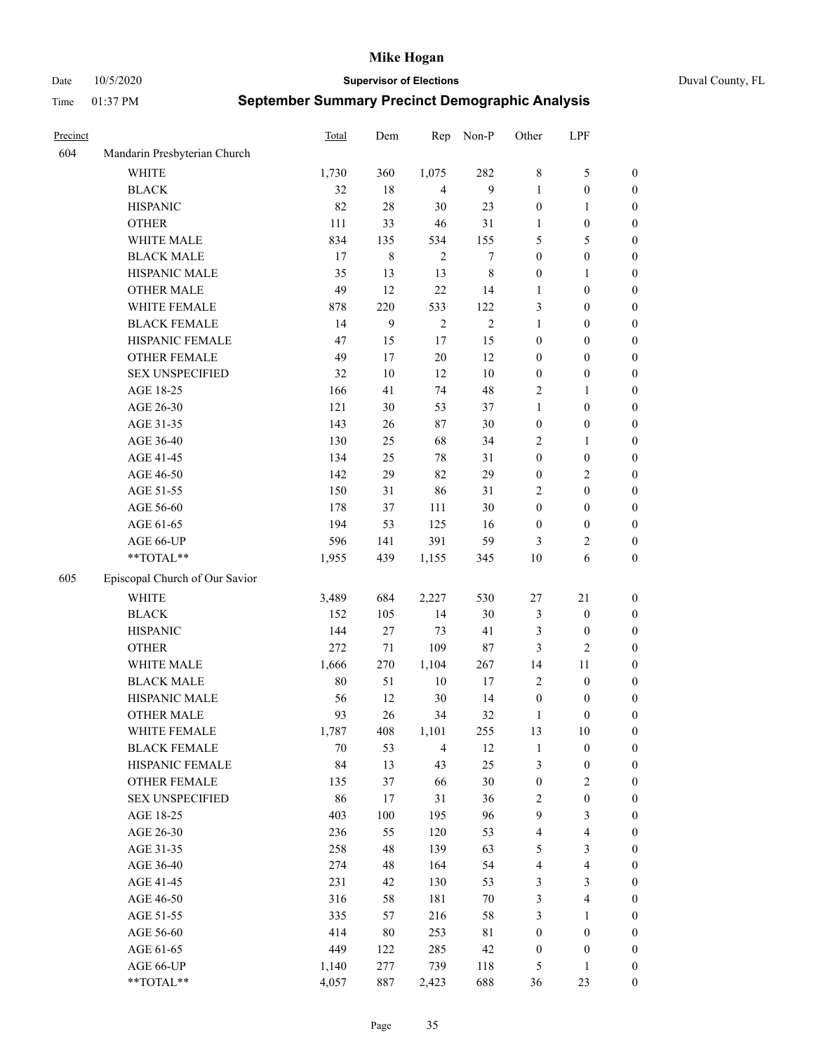# Mike Hogan

Date 10/5/2020 **Supervisor of Elections** Duval County, FL

Time 01:37 PM **September Summary Precinct Demographic Analysis**

| Precinct | | Total | Dem | Rep | Non-P | Other | LPF | |
|---|---|---|---|---|---|---|---|---|
| 604 | Mandarin Presbyterian Church | | | | | | | |
| | WHITE | 1,730 | 360 | 1,075 | 282 | 8 | 5 | 0 |
| | BLACK | 32 | 18 | 4 | 9 | 1 | 0 | 0 |
| | HISPANIC | 82 | 28 | 30 | 23 | 0 | 1 | 0 |
| | OTHER | 111 | 33 | 46 | 31 | 1 | 0 | 0 |
| | WHITE MALE | 834 | 135 | 534 | 155 | 5 | 5 | 0 |
| | BLACK MALE | 17 | 8 | 2 | 7 | 0 | 0 | 0 |
| | HISPANIC MALE | 35 | 13 | 13 | 8 | 0 | 1 | 0 |
| | OTHER MALE | 49 | 12 | 22 | 14 | 1 | 0 | 0 |
| | WHITE FEMALE | 878 | 220 | 533 | 122 | 3 | 0 | 0 |
| | BLACK FEMALE | 14 | 9 | 2 | 2 | 1 | 0 | 0 |
| | HISPANIC FEMALE | 47 | 15 | 17 | 15 | 0 | 0 | 0 |
| | OTHER FEMALE | 49 | 17 | 20 | 12 | 0 | 0 | 0 |
| | SEX UNSPECIFIED | 32 | 10 | 12 | 10 | 0 | 0 | 0 |
| | AGE 18-25 | 166 | 41 | 74 | 48 | 2 | 1 | 0 |
| | AGE 26-30 | 121 | 30 | 53 | 37 | 1 | 0 | 0 |
| | AGE 31-35 | 143 | 26 | 87 | 30 | 0 | 0 | 0 |
| | AGE 36-40 | 130 | 25 | 68 | 34 | 2 | 1 | 0 |
| | AGE 41-45 | 134 | 25 | 78 | 31 | 0 | 0 | 0 |
| | AGE 46-50 | 142 | 29 | 82 | 29 | 0 | 2 | 0 |
| | AGE 51-55 | 150 | 31 | 86 | 31 | 2 | 0 | 0 |
| | AGE 56-60 | 178 | 37 | 111 | 30 | 0 | 0 | 0 |
| | AGE 61-65 | 194 | 53 | 125 | 16 | 0 | 0 | 0 |
| | AGE 66-UP | 596 | 141 | 391 | 59 | 3 | 2 | 0 |
| | **TOTAL** | 1,955 | 439 | 1,155 | 345 | 10 | 6 | 0 |
| 605 | Episcopal Church of Our Savior | | | | | | | |
| | WHITE | 3,489 | 684 | 2,227 | 530 | 27 | 21 | 0 |
| | BLACK | 152 | 105 | 14 | 30 | 3 | 0 | 0 |
| | HISPANIC | 144 | 27 | 73 | 41 | 3 | 0 | 0 |
| | OTHER | 272 | 71 | 109 | 87 | 3 | 2 | 0 |
| | WHITE MALE | 1,666 | 270 | 1,104 | 267 | 14 | 11 | 0 |
| | BLACK MALE | 80 | 51 | 10 | 17 | 2 | 0 | 0 |
| | HISPANIC MALE | 56 | 12 | 30 | 14 | 0 | 0 | 0 |
| | OTHER MALE | 93 | 26 | 34 | 32 | 1 | 0 | 0 |
| | WHITE FEMALE | 1,787 | 408 | 1,101 | 255 | 13 | 10 | 0 |
| | BLACK FEMALE | 70 | 53 | 4 | 12 | 1 | 0 | 0 |
| | HISPANIC FEMALE | 84 | 13 | 43 | 25 | 3 | 0 | 0 |
| | OTHER FEMALE | 135 | 37 | 66 | 30 | 0 | 2 | 0 |
| | SEX UNSPECIFIED | 86 | 17 | 31 | 36 | 2 | 0 | 0 |
| | AGE 18-25 | 403 | 100 | 195 | 96 | 9 | 3 | 0 |
| | AGE 26-30 | 236 | 55 | 120 | 53 | 4 | 4 | 0 |
| | AGE 31-35 | 258 | 48 | 139 | 63 | 5 | 3 | 0 |
| | AGE 36-40 | 274 | 48 | 164 | 54 | 4 | 4 | 0 |
| | AGE 41-45 | 231 | 42 | 130 | 53 | 3 | 3 | 0 |
| | AGE 46-50 | 316 | 58 | 181 | 70 | 3 | 4 | 0 |
| | AGE 51-55 | 335 | 57 | 216 | 58 | 3 | 1 | 0 |
| | AGE 56-60 | 414 | 80 | 253 | 81 | 0 | 0 | 0 |
| | AGE 61-65 | 449 | 122 | 285 | 42 | 0 | 0 | 0 |
| | AGE 66-UP | 1,140 | 277 | 739 | 118 | 5 | 1 | 0 |
| | **TOTAL** | 4,057 | 887 | 2,423 | 688 | 36 | 23 | 0 |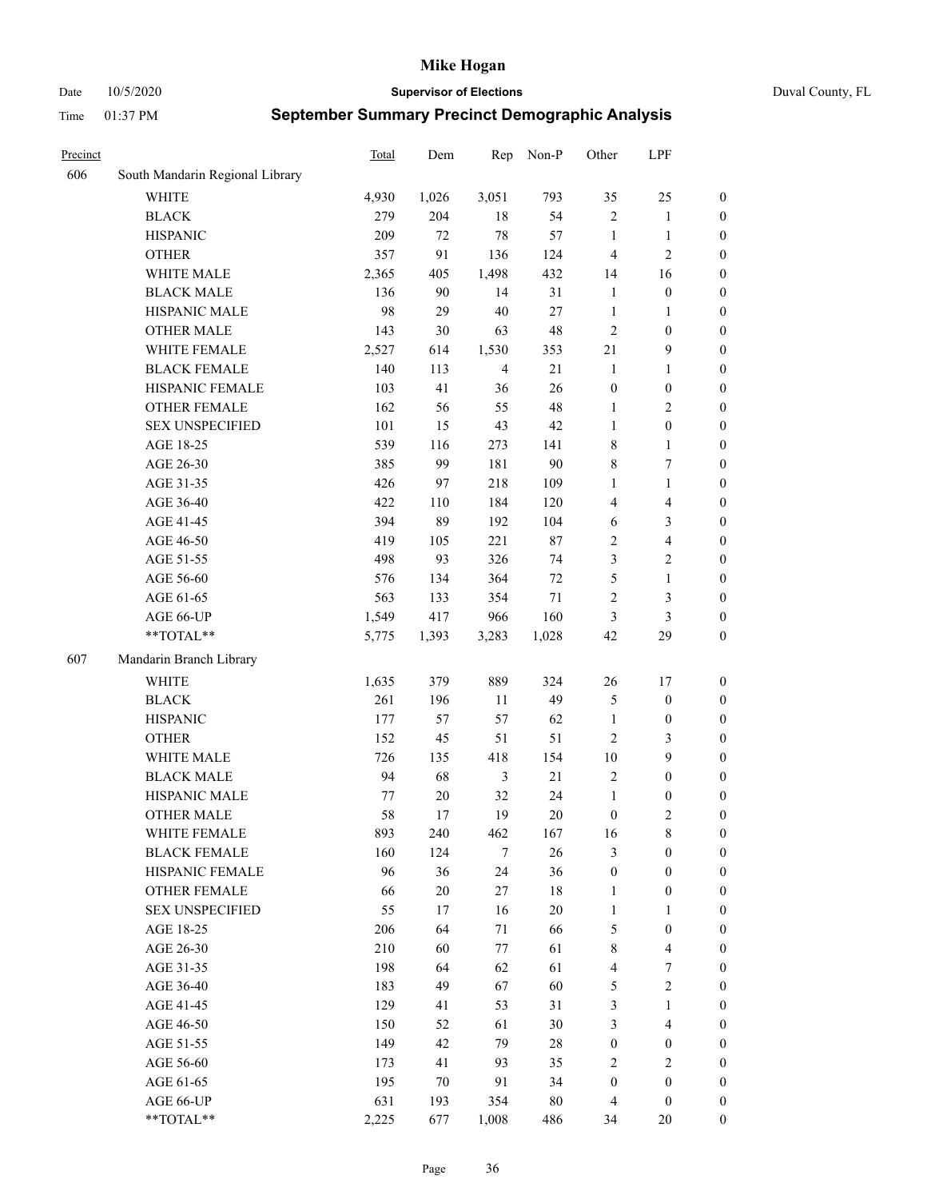# Mike Hogan

Date 10/5/2020 **Supervisor of Elections** Duval County, FL

Time 01:37 PM **September Summary Precinct Demographic Analysis**

| Precinct | | Total | Dem | Rep | Non-P | Other | LPF | |
|---|---|---|---|---|---|---|---|---|
| 606 | South Mandarin Regional Library | | | | | | | |
| | WHITE | 4,930 | 1,026 | 3,051 | 793 | 35 | 25 | 0 |
| | BLACK | 279 | 204 | 18 | 54 | 2 | 1 | 0 |
| | HISPANIC | 209 | 72 | 78 | 57 | 1 | 1 | 0 |
| | OTHER | 357 | 91 | 136 | 124 | 4 | 2 | 0 |
| | WHITE MALE | 2,365 | 405 | 1,498 | 432 | 14 | 16 | 0 |
| | BLACK MALE | 136 | 90 | 14 | 31 | 1 | 0 | 0 |
| | HISPANIC MALE | 98 | 29 | 40 | 27 | 1 | 1 | 0 |
| | OTHER MALE | 143 | 30 | 63 | 48 | 2 | 0 | 0 |
| | WHITE FEMALE | 2,527 | 614 | 1,530 | 353 | 21 | 9 | 0 |
| | BLACK FEMALE | 140 | 113 | 4 | 21 | 1 | 1 | 0 |
| | HISPANIC FEMALE | 103 | 41 | 36 | 26 | 0 | 0 | 0 |
| | OTHER FEMALE | 162 | 56 | 55 | 48 | 1 | 2 | 0 |
| | SEX UNSPECIFIED | 101 | 15 | 43 | 42 | 1 | 0 | 0 |
| | AGE 18-25 | 539 | 116 | 273 | 141 | 8 | 1 | 0 |
| | AGE 26-30 | 385 | 99 | 181 | 90 | 8 | 7 | 0 |
| | AGE 31-35 | 426 | 97 | 218 | 109 | 1 | 1 | 0 |
| | AGE 36-40 | 422 | 110 | 184 | 120 | 4 | 4 | 0 |
| | AGE 41-45 | 394 | 89 | 192 | 104 | 6 | 3 | 0 |
| | AGE 46-50 | 419 | 105 | 221 | 87 | 2 | 4 | 0 |
| | AGE 51-55 | 498 | 93 | 326 | 74 | 3 | 2 | 0 |
| | AGE 56-60 | 576 | 134 | 364 | 72 | 5 | 1 | 0 |
| | AGE 61-65 | 563 | 133 | 354 | 71 | 2 | 3 | 0 |
| | AGE 66-UP | 1,549 | 417 | 966 | 160 | 3 | 3 | 0 |
| | **TOTAL** | 5,775 | 1,393 | 3,283 | 1,028 | 42 | 29 | 0 |
| 607 | Mandarin Branch Library | | | | | | | |
| | WHITE | 1,635 | 379 | 889 | 324 | 26 | 17 | 0 |
| | BLACK | 261 | 196 | 11 | 49 | 5 | 0 | 0 |
| | HISPANIC | 177 | 57 | 57 | 62 | 1 | 0 | 0 |
| | OTHER | 152 | 45 | 51 | 51 | 2 | 3 | 0 |
| | WHITE MALE | 726 | 135 | 418 | 154 | 10 | 9 | 0 |
| | BLACK MALE | 94 | 68 | 3 | 21 | 2 | 0 | 0 |
| | HISPANIC MALE | 77 | 20 | 32 | 24 | 1 | 0 | 0 |
| | OTHER MALE | 58 | 17 | 19 | 20 | 0 | 2 | 0 |
| | WHITE FEMALE | 893 | 240 | 462 | 167 | 16 | 8 | 0 |
| | BLACK FEMALE | 160 | 124 | 7 | 26 | 3 | 0 | 0 |
| | HISPANIC FEMALE | 96 | 36 | 24 | 36 | 0 | 0 | 0 |
| | OTHER FEMALE | 66 | 20 | 27 | 18 | 1 | 0 | 0 |
| | SEX UNSPECIFIED | 55 | 17 | 16 | 20 | 1 | 1 | 0 |
| | AGE 18-25 | 206 | 64 | 71 | 66 | 5 | 0 | 0 |
| | AGE 26-30 | 210 | 60 | 77 | 61 | 8 | 4 | 0 |
| | AGE 31-35 | 198 | 64 | 62 | 61 | 4 | 7 | 0 |
| | AGE 36-40 | 183 | 49 | 67 | 60 | 5 | 2 | 0 |
| | AGE 41-45 | 129 | 41 | 53 | 31 | 3 | 1 | 0 |
| | AGE 46-50 | 150 | 52 | 61 | 30 | 3 | 4 | 0 |
| | AGE 51-55 | 149 | 42 | 79 | 28 | 0 | 0 | 0 |
| | AGE 56-60 | 173 | 41 | 93 | 35 | 2 | 2 | 0 |
| | AGE 61-65 | 195 | 70 | 91 | 34 | 0 | 0 | 0 |
| | AGE 66-UP | 631 | 193 | 354 | 80 | 4 | 0 | 0 |
| | **TOTAL** | 2,225 | 677 | 1,008 | 486 | 34 | 20 | 0 |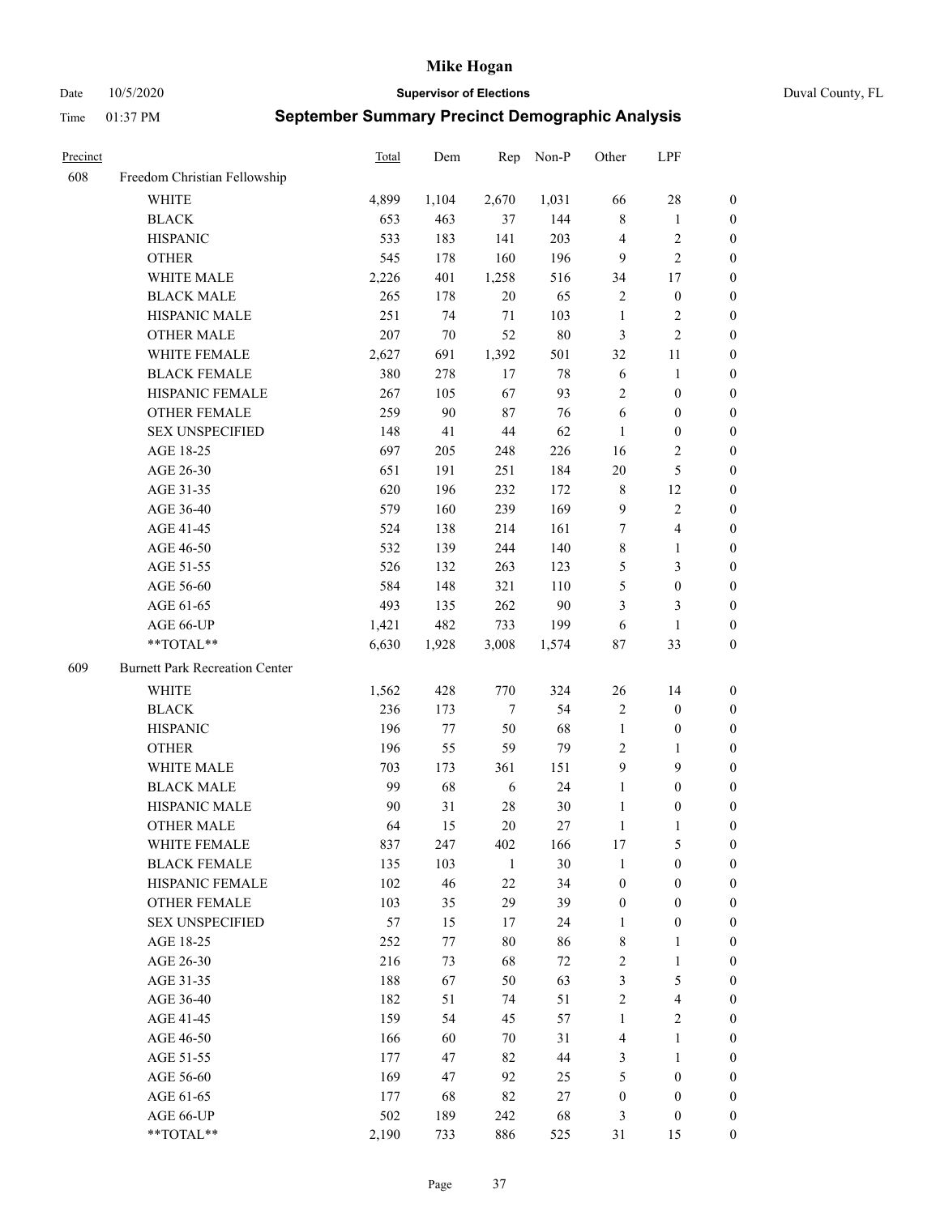# Mike Hogan

Date 10/5/2020 **Supervisor of Elections** Duval County, FL

Time 01:37 PM **September Summary Precinct Demographic Analysis**

| Precinct | | Total | Dem | Rep | Non-P | Other | LPF | |
|---|---|---|---|---|---|---|---|---|
| 608 | Freedom Christian Fellowship | | | | | | | |
| | WHITE | 4,899 | 1,104 | 2,670 | 1,031 | 66 | 28 | 0 |
| | BLACK | 653 | 463 | 37 | 144 | 8 | 1 | 0 |
| | HISPANIC | 533 | 183 | 141 | 203 | 4 | 2 | 0 |
| | OTHER | 545 | 178 | 160 | 196 | 9 | 2 | 0 |
| | WHITE MALE | 2,226 | 401 | 1,258 | 516 | 34 | 17 | 0 |
| | BLACK MALE | 265 | 178 | 20 | 65 | 2 | 0 | 0 |
| | HISPANIC MALE | 251 | 74 | 71 | 103 | 1 | 2 | 0 |
| | OTHER MALE | 207 | 70 | 52 | 80 | 3 | 2 | 0 |
| | WHITE FEMALE | 2,627 | 691 | 1,392 | 501 | 32 | 11 | 0 |
| | BLACK FEMALE | 380 | 278 | 17 | 78 | 6 | 1 | 0 |
| | HISPANIC FEMALE | 267 | 105 | 67 | 93 | 2 | 0 | 0 |
| | OTHER FEMALE | 259 | 90 | 87 | 76 | 6 | 0 | 0 |
| | SEX UNSPECIFIED | 148 | 41 | 44 | 62 | 1 | 0 | 0 |
| | AGE 18-25 | 697 | 205 | 248 | 226 | 16 | 2 | 0 |
| | AGE 26-30 | 651 | 191 | 251 | 184 | 20 | 5 | 0 |
| | AGE 31-35 | 620 | 196 | 232 | 172 | 8 | 12 | 0 |
| | AGE 36-40 | 579 | 160 | 239 | 169 | 9 | 2 | 0 |
| | AGE 41-45 | 524 | 138 | 214 | 161 | 7 | 4 | 0 |
| | AGE 46-50 | 532 | 139 | 244 | 140 | 8 | 1 | 0 |
| | AGE 51-55 | 526 | 132 | 263 | 123 | 5 | 3 | 0 |
| | AGE 56-60 | 584 | 148 | 321 | 110 | 5 | 0 | 0 |
| | AGE 61-65 | 493 | 135 | 262 | 90 | 3 | 3 | 0 |
| | AGE 66-UP | 1,421 | 482 | 733 | 199 | 6 | 1 | 0 |
| | **TOTAL** | 6,630 | 1,928 | 3,008 | 1,574 | 87 | 33 | 0 |
| 609 | Burnett Park Recreation Center | | | | | | | |
| | WHITE | 1,562 | 428 | 770 | 324 | 26 | 14 | 0 |
| | BLACK | 236 | 173 | 7 | 54 | 2 | 0 | 0 |
| | HISPANIC | 196 | 77 | 50 | 68 | 1 | 0 | 0 |
| | OTHER | 196 | 55 | 59 | 79 | 2 | 1 | 0 |
| | WHITE MALE | 703 | 173 | 361 | 151 | 9 | 9 | 0 |
| | BLACK MALE | 99 | 68 | 6 | 24 | 1 | 0 | 0 |
| | HISPANIC MALE | 90 | 31 | 28 | 30 | 1 | 0 | 0 |
| | OTHER MALE | 64 | 15 | 20 | 27 | 1 | 1 | 0 |
| | WHITE FEMALE | 837 | 247 | 402 | 166 | 17 | 5 | 0 |
| | BLACK FEMALE | 135 | 103 | 1 | 30 | 1 | 0 | 0 |
| | HISPANIC FEMALE | 102 | 46 | 22 | 34 | 0 | 0 | 0 |
| | OTHER FEMALE | 103 | 35 | 29 | 39 | 0 | 0 | 0 |
| | SEX UNSPECIFIED | 57 | 15 | 17 | 24 | 1 | 0 | 0 |
| | AGE 18-25 | 252 | 77 | 80 | 86 | 8 | 1 | 0 |
| | AGE 26-30 | 216 | 73 | 68 | 72 | 2 | 1 | 0 |
| | AGE 31-35 | 188 | 67 | 50 | 63 | 3 | 5 | 0 |
| | AGE 36-40 | 182 | 51 | 74 | 51 | 2 | 4 | 0 |
| | AGE 41-45 | 159 | 54 | 45 | 57 | 1 | 2 | 0 |
| | AGE 46-50 | 166 | 60 | 70 | 31 | 4 | 1 | 0 |
| | AGE 51-55 | 177 | 47 | 82 | 44 | 3 | 1 | 0 |
| | AGE 56-60 | 169 | 47 | 92 | 25 | 5 | 0 | 0 |
| | AGE 61-65 | 177 | 68 | 82 | 27 | 0 | 0 | 0 |
| | AGE 66-UP | 502 | 189 | 242 | 68 | 3 | 0 | 0 |
| | **TOTAL** | 2,190 | 733 | 886 | 525 | 31 | 15 | 0 |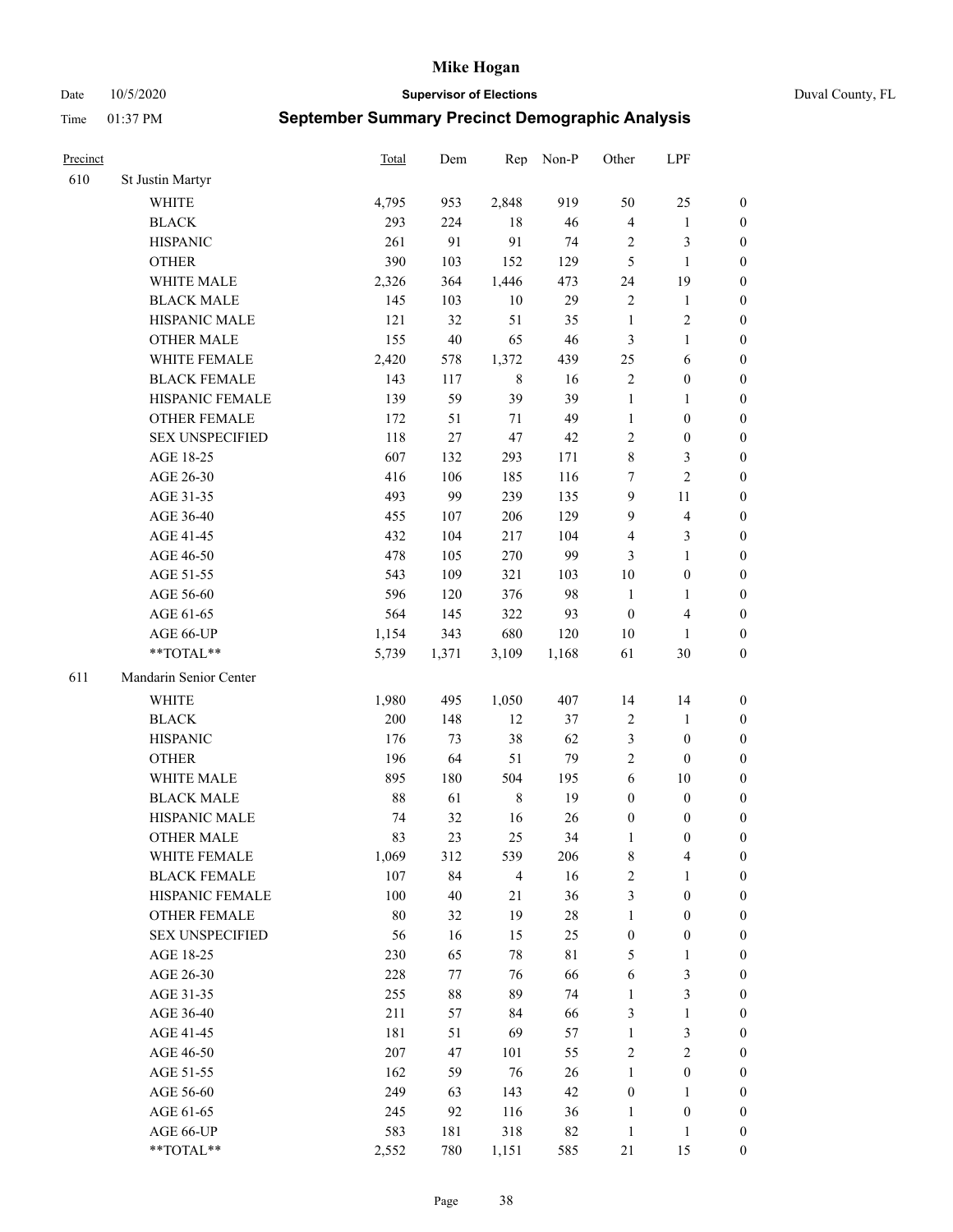# Mike Hogan

Date 10/5/2020 **Supervisor of Elections** Duval County, FL

Time 01:37 PM **September Summary Precinct Demographic Analysis**

| Precinct | | Total | Dem | Rep | Non-P | Other | LPF | |
|---|---|---|---|---|---|---|---|---|
| 610 | St Justin Martyr | | | | | | | |
| | WHITE | 4,795 | 953 | 2,848 | 919 | 50 | 25 | 0 |
| | BLACK | 293 | 224 | 18 | 46 | 4 | 1 | 0 |
| | HISPANIC | 261 | 91 | 91 | 74 | 2 | 3 | 0 |
| | OTHER | 390 | 103 | 152 | 129 | 5 | 1 | 0 |
| | WHITE MALE | 2,326 | 364 | 1,446 | 473 | 24 | 19 | 0 |
| | BLACK MALE | 145 | 103 | 10 | 29 | 2 | 1 | 0 |
| | HISPANIC MALE | 121 | 32 | 51 | 35 | 1 | 2 | 0 |
| | OTHER MALE | 155 | 40 | 65 | 46 | 3 | 1 | 0 |
| | WHITE FEMALE | 2,420 | 578 | 1,372 | 439 | 25 | 6 | 0 |
| | BLACK FEMALE | 143 | 117 | 8 | 16 | 2 | 0 | 0 |
| | HISPANIC FEMALE | 139 | 59 | 39 | 39 | 1 | 1 | 0 |
| | OTHER FEMALE | 172 | 51 | 71 | 49 | 1 | 0 | 0 |
| | SEX UNSPECIFIED | 118 | 27 | 47 | 42 | 2 | 0 | 0 |
| | AGE 18-25 | 607 | 132 | 293 | 171 | 8 | 3 | 0 |
| | AGE 26-30 | 416 | 106 | 185 | 116 | 7 | 2 | 0 |
| | AGE 31-35 | 493 | 99 | 239 | 135 | 9 | 11 | 0 |
| | AGE 36-40 | 455 | 107 | 206 | 129 | 9 | 4 | 0 |
| | AGE 41-45 | 432 | 104 | 217 | 104 | 4 | 3 | 0 |
| | AGE 46-50 | 478 | 105 | 270 | 99 | 3 | 1 | 0 |
| | AGE 51-55 | 543 | 109 | 321 | 103 | 10 | 0 | 0 |
| | AGE 56-60 | 596 | 120 | 376 | 98 | 1 | 1 | 0 |
| | AGE 61-65 | 564 | 145 | 322 | 93 | 0 | 4 | 0 |
| | AGE 66-UP | 1,154 | 343 | 680 | 120 | 10 | 1 | 0 |
| | **TOTAL** | 5,739 | 1,371 | 3,109 | 1,168 | 61 | 30 | 0 |
| 611 | Mandarin Senior Center | | | | | | | |
| | WHITE | 1,980 | 495 | 1,050 | 407 | 14 | 14 | 0 |
| | BLACK | 200 | 148 | 12 | 37 | 2 | 1 | 0 |
| | HISPANIC | 176 | 73 | 38 | 62 | 3 | 0 | 0 |
| | OTHER | 196 | 64 | 51 | 79 | 2 | 0 | 0 |
| | WHITE MALE | 895 | 180 | 504 | 195 | 6 | 10 | 0 |
| | BLACK MALE | 88 | 61 | 8 | 19 | 0 | 0 | 0 |
| | HISPANIC MALE | 74 | 32 | 16 | 26 | 0 | 0 | 0 |
| | OTHER MALE | 83 | 23 | 25 | 34 | 1 | 0 | 0 |
| | WHITE FEMALE | 1,069 | 312 | 539 | 206 | 8 | 4 | 0 |
| | BLACK FEMALE | 107 | 84 | 4 | 16 | 2 | 1 | 0 |
| | HISPANIC FEMALE | 100 | 40 | 21 | 36 | 3 | 0 | 0 |
| | OTHER FEMALE | 80 | 32 | 19 | 28 | 1 | 0 | 0 |
| | SEX UNSPECIFIED | 56 | 16 | 15 | 25 | 0 | 0 | 0 |
| | AGE 18-25 | 230 | 65 | 78 | 81 | 5 | 1 | 0 |
| | AGE 26-30 | 228 | 77 | 76 | 66 | 6 | 3 | 0 |
| | AGE 31-35 | 255 | 88 | 89 | 74 | 1 | 3 | 0 |
| | AGE 36-40 | 211 | 57 | 84 | 66 | 3 | 1 | 0 |
| | AGE 41-45 | 181 | 51 | 69 | 57 | 1 | 3 | 0 |
| | AGE 46-50 | 207 | 47 | 101 | 55 | 2 | 2 | 0 |
| | AGE 51-55 | 162 | 59 | 76 | 26 | 1 | 0 | 0 |
| | AGE 56-60 | 249 | 63 | 143 | 42 | 0 | 1 | 0 |
| | AGE 61-65 | 245 | 92 | 116 | 36 | 1 | 0 | 0 |
| | AGE 66-UP | 583 | 181 | 318 | 82 | 1 | 1 | 0 |
| | **TOTAL** | 2,552 | 780 | 1,151 | 585 | 21 | 15 | 0 |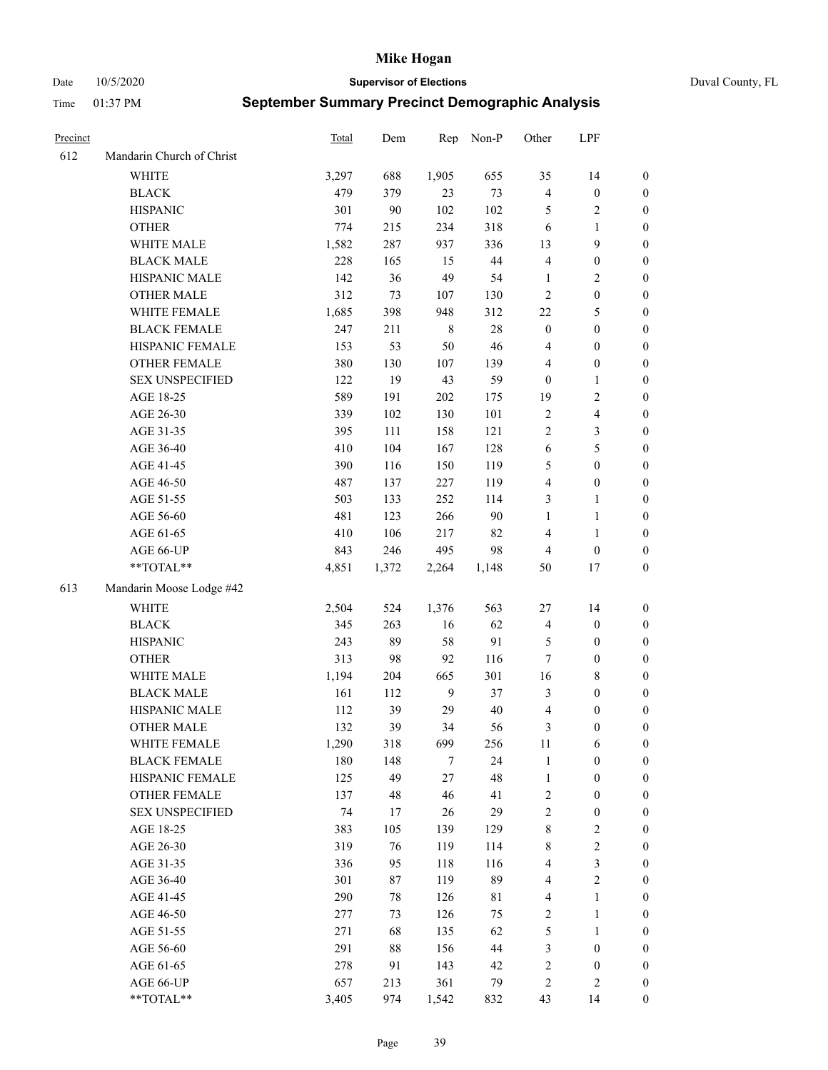# Mike Hogan

Date 10/5/2020 **Supervisor of Elections** Duval County, FL

Time 01:37 PM **September Summary Precinct Demographic Analysis**

| Precinct | | Total | Dem | Rep | Non-P | Other | LPF | |
|---|---|---|---|---|---|---|---|---|
| 612 | Mandarin Church of Christ | | | | | | | |
| | WHITE | 3,297 | 688 | 1,905 | 655 | 35 | 14 | 0 |
| | BLACK | 479 | 379 | 23 | 73 | 4 | 0 | 0 |
| | HISPANIC | 301 | 90 | 102 | 102 | 5 | 2 | 0 |
| | OTHER | 774 | 215 | 234 | 318 | 6 | 1 | 0 |
| | WHITE MALE | 1,582 | 287 | 937 | 336 | 13 | 9 | 0 |
| | BLACK MALE | 228 | 165 | 15 | 44 | 4 | 0 | 0 |
| | HISPANIC MALE | 142 | 36 | 49 | 54 | 1 | 2 | 0 |
| | OTHER MALE | 312 | 73 | 107 | 130 | 2 | 0 | 0 |
| | WHITE FEMALE | 1,685 | 398 | 948 | 312 | 22 | 5 | 0 |
| | BLACK FEMALE | 247 | 211 | 8 | 28 | 0 | 0 | 0 |
| | HISPANIC FEMALE | 153 | 53 | 50 | 46 | 4 | 0 | 0 |
| | OTHER FEMALE | 380 | 130 | 107 | 139 | 4 | 0 | 0 |
| | SEX UNSPECIFIED | 122 | 19 | 43 | 59 | 0 | 1 | 0 |
| | AGE 18-25 | 589 | 191 | 202 | 175 | 19 | 2 | 0 |
| | AGE 26-30 | 339 | 102 | 130 | 101 | 2 | 4 | 0 |
| | AGE 31-35 | 395 | 111 | 158 | 121 | 2 | 3 | 0 |
| | AGE 36-40 | 410 | 104 | 167 | 128 | 6 | 5 | 0 |
| | AGE 41-45 | 390 | 116 | 150 | 119 | 5 | 0 | 0 |
| | AGE 46-50 | 487 | 137 | 227 | 119 | 4 | 0 | 0 |
| | AGE 51-55 | 503 | 133 | 252 | 114 | 3 | 1 | 0 |
| | AGE 56-60 | 481 | 123 | 266 | 90 | 1 | 1 | 0 |
| | AGE 61-65 | 410 | 106 | 217 | 82 | 4 | 1 | 0 |
| | AGE 66-UP | 843 | 246 | 495 | 98 | 4 | 0 | 0 |
| | **TOTAL** | 4,851 | 1,372 | 2,264 | 1,148 | 50 | 17 | 0 |
| 613 | Mandarin Moose Lodge #42 | | | | | | | |
| | WHITE | 2,504 | 524 | 1,376 | 563 | 27 | 14 | 0 |
| | BLACK | 345 | 263 | 16 | 62 | 4 | 0 | 0 |
| | HISPANIC | 243 | 89 | 58 | 91 | 5 | 0 | 0 |
| | OTHER | 313 | 98 | 92 | 116 | 7 | 0 | 0 |
| | WHITE MALE | 1,194 | 204 | 665 | 301 | 16 | 8 | 0 |
| | BLACK MALE | 161 | 112 | 9 | 37 | 3 | 0 | 0 |
| | HISPANIC MALE | 112 | 39 | 29 | 40 | 4 | 0 | 0 |
| | OTHER MALE | 132 | 39 | 34 | 56 | 3 | 0 | 0 |
| | WHITE FEMALE | 1,290 | 318 | 699 | 256 | 11 | 6 | 0 |
| | BLACK FEMALE | 180 | 148 | 7 | 24 | 1 | 0 | 0 |
| | HISPANIC FEMALE | 125 | 49 | 27 | 48 | 1 | 0 | 0 |
| | OTHER FEMALE | 137 | 48 | 46 | 41 | 2 | 0 | 0 |
| | SEX UNSPECIFIED | 74 | 17 | 26 | 29 | 2 | 0 | 0 |
| | AGE 18-25 | 383 | 105 | 139 | 129 | 8 | 2 | 0 |
| | AGE 26-30 | 319 | 76 | 119 | 114 | 8 | 2 | 0 |
| | AGE 31-35 | 336 | 95 | 118 | 116 | 4 | 3 | 0 |
| | AGE 36-40 | 301 | 87 | 119 | 89 | 4 | 2 | 0 |
| | AGE 41-45 | 290 | 78 | 126 | 81 | 4 | 1 | 0 |
| | AGE 46-50 | 277 | 73 | 126 | 75 | 2 | 1 | 0 |
| | AGE 51-55 | 271 | 68 | 135 | 62 | 5 | 1 | 0 |
| | AGE 56-60 | 291 | 88 | 156 | 44 | 3 | 0 | 0 |
| | AGE 61-65 | 278 | 91 | 143 | 42 | 2 | 0 | 0 |
| | AGE 66-UP | 657 | 213 | 361 | 79 | 2 | 2 | 0 |
| | **TOTAL** | 3,405 | 974 | 1,542 | 832 | 43 | 14 | 0 |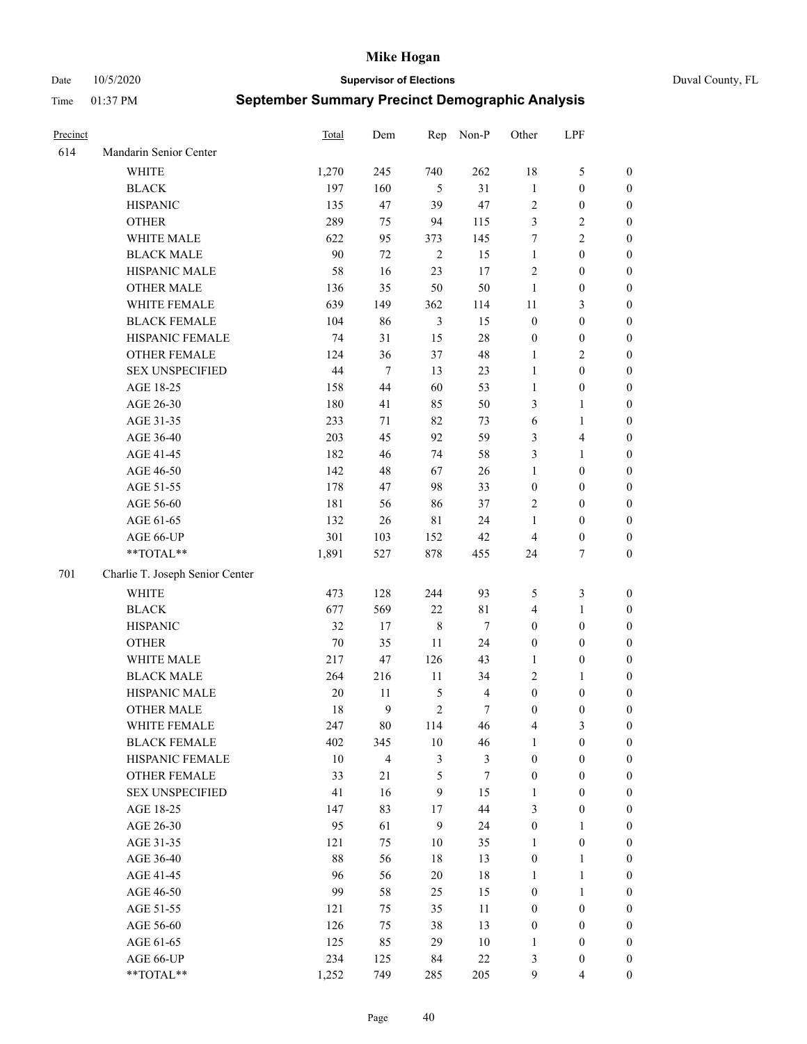| Precinct | | Total | Dem | Rep | Non-P | Other | LPF | |
|---|---|---|---|---|---|---|---|---|
| 614 | Mandarin Senior Center | | | | | | | |
| | WHITE | 1,270 | 245 | 740 | 262 | 18 | 5 | 0 |
| | BLACK | 197 | 160 | 5 | 31 | 1 | 0 | 0 |
| | HISPANIC | 135 | 47 | 39 | 47 | 2 | 0 | 0 |
| | OTHER | 289 | 75 | 94 | 115 | 3 | 2 | 0 |
| | WHITE MALE | 622 | 95 | 373 | 145 | 7 | 2 | 0 |
| | BLACK MALE | 90 | 72 | 2 | 15 | 1 | 0 | 0 |
| | HISPANIC MALE | 58 | 16 | 23 | 17 | 2 | 0 | 0 |
| | OTHER MALE | 136 | 35 | 50 | 50 | 1 | 0 | 0 |
| | WHITE FEMALE | 639 | 149 | 362 | 114 | 11 | 3 | 0 |
| | BLACK FEMALE | 104 | 86 | 3 | 15 | 0 | 0 | 0 |
| | HISPANIC FEMALE | 74 | 31 | 15 | 28 | 0 | 0 | 0 |
| | OTHER FEMALE | 124 | 36 | 37 | 48 | 1 | 2 | 0 |
| | SEX UNSPECIFIED | 44 | 7 | 13 | 23 | 1 | 0 | 0 |
| | AGE 18-25 | 158 | 44 | 60 | 53 | 1 | 0 | 0 |
| | AGE 26-30 | 180 | 41 | 85 | 50 | 3 | 1 | 0 |
| | AGE 31-35 | 233 | 71 | 82 | 73 | 6 | 1 | 0 |
| | AGE 36-40 | 203 | 45 | 92 | 59 | 3 | 4 | 0 |
| | AGE 41-45 | 182 | 46 | 74 | 58 | 3 | 1 | 0 |
| | AGE 46-50 | 142 | 48 | 67 | 26 | 1 | 0 | 0 |
| | AGE 51-55 | 178 | 47 | 98 | 33 | 0 | 0 | 0 |
| | AGE 56-60 | 181 | 56 | 86 | 37 | 2 | 0 | 0 |
| | AGE 61-65 | 132 | 26 | 81 | 24 | 1 | 0 | 0 |
| | AGE 66-UP | 301 | 103 | 152 | 42 | 4 | 0 | 0 |
| | **TOTAL** | 1,891 | 527 | 878 | 455 | 24 | 7 | 0 |
| 701 | Charlie T. Joseph Senior Center | | | | | | | |
| | WHITE | 473 | 128 | 244 | 93 | 5 | 3 | 0 |
| | BLACK | 677 | 569 | 22 | 81 | 4 | 1 | 0 |
| | HISPANIC | 32 | 17 | 8 | 7 | 0 | 0 | 0 |
| | OTHER | 70 | 35 | 11 | 24 | 0 | 0 | 0 |
| | WHITE MALE | 217 | 47 | 126 | 43 | 1 | 0 | 0 |
| | BLACK MALE | 264 | 216 | 11 | 34 | 2 | 1 | 0 |
| | HISPANIC MALE | 20 | 11 | 5 | 4 | 0 | 0 | 0 |
| | OTHER MALE | 18 | 9 | 2 | 7 | 0 | 0 | 0 |
| | WHITE FEMALE | 247 | 80 | 114 | 46 | 4 | 3 | 0 |
| | BLACK FEMALE | 402 | 345 | 10 | 46 | 1 | 0 | 0 |
| | HISPANIC FEMALE | 10 | 4 | 3 | 3 | 0 | 0 | 0 |
| | OTHER FEMALE | 33 | 21 | 5 | 7 | 0 | 0 | 0 |
| | SEX UNSPECIFIED | 41 | 16 | 9 | 15 | 1 | 0 | 0 |
| | AGE 18-25 | 147 | 83 | 17 | 44 | 3 | 0 | 0 |
| | AGE 26-30 | 95 | 61 | 9 | 24 | 0 | 1 | 0 |
| | AGE 31-35 | 121 | 75 | 10 | 35 | 1 | 0 | 0 |
| | AGE 36-40 | 88 | 56 | 18 | 13 | 0 | 1 | 0 |
| | AGE 41-45 | 96 | 56 | 20 | 18 | 1 | 1 | 0 |
| | AGE 46-50 | 99 | 58 | 25 | 15 | 0 | 1 | 0 |
| | AGE 51-55 | 121 | 75 | 35 | 11 | 0 | 0 | 0 |
| | AGE 56-60 | 126 | 75 | 38 | 13 | 0 | 0 | 0 |
| | AGE 61-65 | 125 | 85 | 29 | 10 | 1 | 0 | 0 |
| | AGE 66-UP | 234 | 125 | 84 | 22 | 3 | 0 | 0 |
| | **TOTAL** | 1,252 | 749 | 285 | 205 | 9 | 4 | 0 |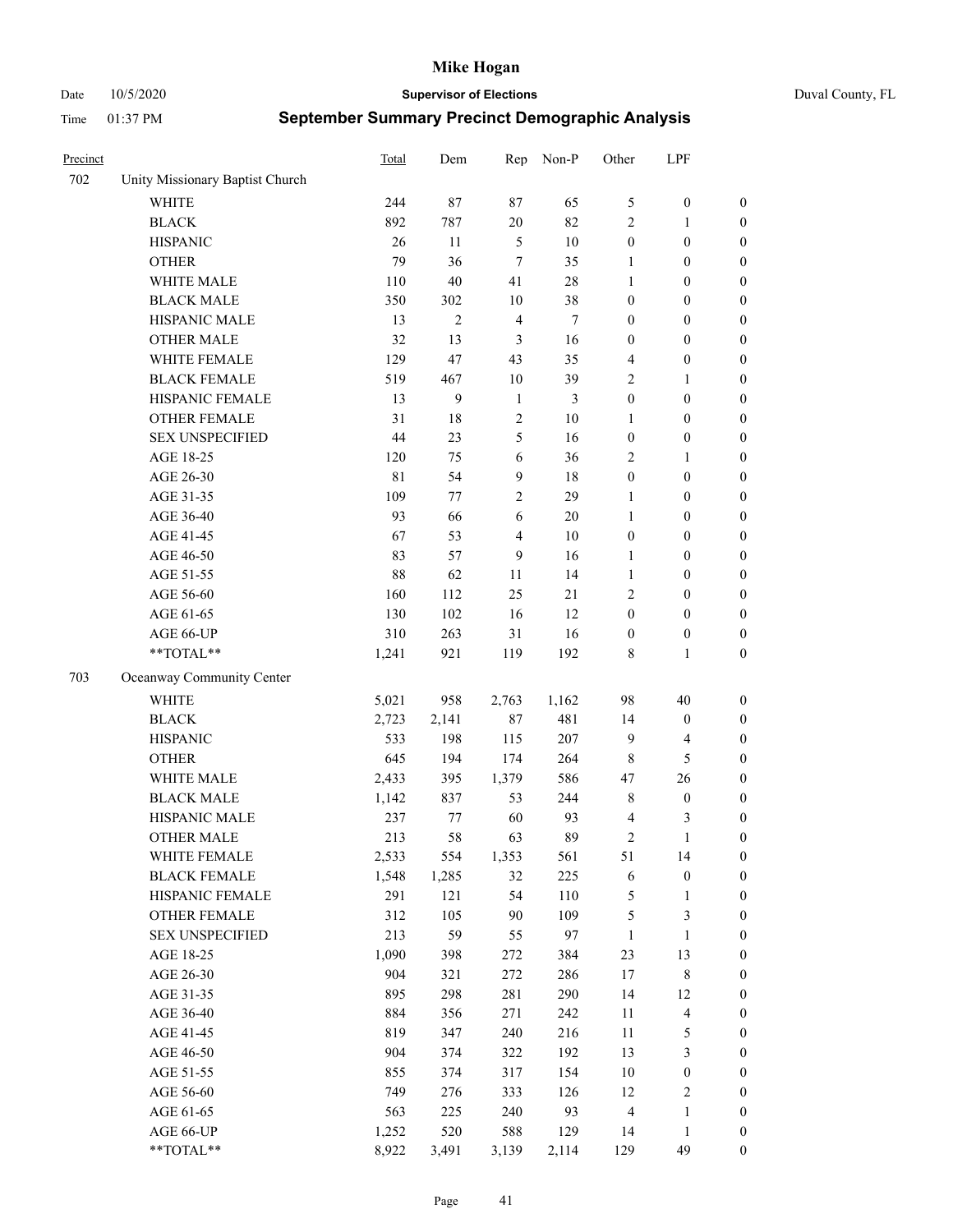# Mike Hogan

Date 10/5/2020 **Supervisor of Elections** Duval County, FL

Time 01:37 PM **September Summary Precinct Demographic Analysis**

| Precinct | | Total | Dem | Rep | Non-P | Other | LPF | |
|---|---|---|---|---|---|---|---|---|
| 702 | Unity Missionary Baptist Church | | | | | | | |
| | WHITE | 244 | 87 | 87 | 65 | 5 | 0 | 0 |
| | BLACK | 892 | 787 | 20 | 82 | 2 | 1 | 0 |
| | HISPANIC | 26 | 11 | 5 | 10 | 0 | 0 | 0 |
| | OTHER | 79 | 36 | 7 | 35 | 1 | 0 | 0 |
| | WHITE MALE | 110 | 40 | 41 | 28 | 1 | 0 | 0 |
| | BLACK MALE | 350 | 302 | 10 | 38 | 0 | 0 | 0 |
| | HISPANIC MALE | 13 | 2 | 4 | 7 | 0 | 0 | 0 |
| | OTHER MALE | 32 | 13 | 3 | 16 | 0 | 0 | 0 |
| | WHITE FEMALE | 129 | 47 | 43 | 35 | 4 | 0 | 0 |
| | BLACK FEMALE | 519 | 467 | 10 | 39 | 2 | 1 | 0 |
| | HISPANIC FEMALE | 13 | 9 | 1 | 3 | 0 | 0 | 0 |
| | OTHER FEMALE | 31 | 18 | 2 | 10 | 1 | 0 | 0 |
| | SEX UNSPECIFIED | 44 | 23 | 5 | 16 | 0 | 0 | 0 |
| | AGE 18-25 | 120 | 75 | 6 | 36 | 2 | 1 | 0 |
| | AGE 26-30 | 81 | 54 | 9 | 18 | 0 | 0 | 0 |
| | AGE 31-35 | 109 | 77 | 2 | 29 | 1 | 0 | 0 |
| | AGE 36-40 | 93 | 66 | 6 | 20 | 1 | 0 | 0 |
| | AGE 41-45 | 67 | 53 | 4 | 10 | 0 | 0 | 0 |
| | AGE 46-50 | 83 | 57 | 9 | 16 | 1 | 0 | 0 |
| | AGE 51-55 | 88 | 62 | 11 | 14 | 1 | 0 | 0 |
| | AGE 56-60 | 160 | 112 | 25 | 21 | 2 | 0 | 0 |
| | AGE 61-65 | 130 | 102 | 16 | 12 | 0 | 0 | 0 |
| | AGE 66-UP | 310 | 263 | 31 | 16 | 0 | 0 | 0 |
| | **TOTAL** | 1,241 | 921 | 119 | 192 | 8 | 1 | 0 |
| 703 | Oceanway Community Center | | | | | | | |
| | WHITE | 5,021 | 958 | 2,763 | 1,162 | 98 | 40 | 0 |
| | BLACK | 2,723 | 2,141 | 87 | 481 | 14 | 0 | 0 |
| | HISPANIC | 533 | 198 | 115 | 207 | 9 | 4 | 0 |
| | OTHER | 645 | 194 | 174 | 264 | 8 | 5 | 0 |
| | WHITE MALE | 2,433 | 395 | 1,379 | 586 | 47 | 26 | 0 |
| | BLACK MALE | 1,142 | 837 | 53 | 244 | 8 | 0 | 0 |
| | HISPANIC MALE | 237 | 77 | 60 | 93 | 4 | 3 | 0 |
| | OTHER MALE | 213 | 58 | 63 | 89 | 2 | 1 | 0 |
| | WHITE FEMALE | 2,533 | 554 | 1,353 | 561 | 51 | 14 | 0 |
| | BLACK FEMALE | 1,548 | 1,285 | 32 | 225 | 6 | 0 | 0 |
| | HISPANIC FEMALE | 291 | 121 | 54 | 110 | 5 | 1 | 0 |
| | OTHER FEMALE | 312 | 105 | 90 | 109 | 5 | 3 | 0 |
| | SEX UNSPECIFIED | 213 | 59 | 55 | 97 | 1 | 1 | 0 |
| | AGE 18-25 | 1,090 | 398 | 272 | 384 | 23 | 13 | 0 |
| | AGE 26-30 | 904 | 321 | 272 | 286 | 17 | 8 | 0 |
| | AGE 31-35 | 895 | 298 | 281 | 290 | 14 | 12 | 0 |
| | AGE 36-40 | 884 | 356 | 271 | 242 | 11 | 4 | 0 |
| | AGE 41-45 | 819 | 347 | 240 | 216 | 11 | 5 | 0 |
| | AGE 46-50 | 904 | 374 | 322 | 192 | 13 | 3 | 0 |
| | AGE 51-55 | 855 | 374 | 317 | 154 | 10 | 0 | 0 |
| | AGE 56-60 | 749 | 276 | 333 | 126 | 12 | 2 | 0 |
| | AGE 61-65 | 563 | 225 | 240 | 93 | 4 | 1 | 0 |
| | AGE 66-UP | 1,252 | 520 | 588 | 129 | 14 | 1 | 0 |
| | **TOTAL** | 8,922 | 3,491 | 3,139 | 2,114 | 129 | 49 | 0 |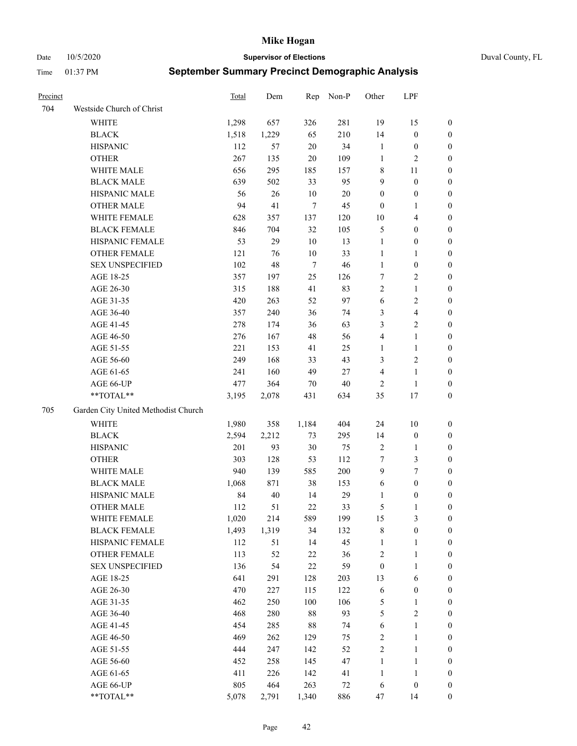# Mike Hogan

Date 10/5/2020 **Supervisor of Elections** Duval County, FL

Time 01:37 PM **September Summary Precinct Demographic Analysis**

| Precinct | | Total | Dem | Rep | Non-P | Other | LPF | |
|---|---|---|---|---|---|---|---|---|
| 704 | Westside Church of Christ | | | | | | | |
| | WHITE | 1,298 | 657 | 326 | 281 | 19 | 15 | 0 |
| | BLACK | 1,518 | 1,229 | 65 | 210 | 14 | 0 | 0 |
| | HISPANIC | 112 | 57 | 20 | 34 | 1 | 0 | 0 |
| | OTHER | 267 | 135 | 20 | 109 | 1 | 2 | 0 |
| | WHITE MALE | 656 | 295 | 185 | 157 | 8 | 11 | 0 |
| | BLACK MALE | 639 | 502 | 33 | 95 | 9 | 0 | 0 |
| | HISPANIC MALE | 56 | 26 | 10 | 20 | 0 | 0 | 0 |
| | OTHER MALE | 94 | 41 | 7 | 45 | 0 | 1 | 0 |
| | WHITE FEMALE | 628 | 357 | 137 | 120 | 10 | 4 | 0 |
| | BLACK FEMALE | 846 | 704 | 32 | 105 | 5 | 0 | 0 |
| | HISPANIC FEMALE | 53 | 29 | 10 | 13 | 1 | 0 | 0 |
| | OTHER FEMALE | 121 | 76 | 10 | 33 | 1 | 1 | 0 |
| | SEX UNSPECIFIED | 102 | 48 | 7 | 46 | 1 | 0 | 0 |
| | AGE 18-25 | 357 | 197 | 25 | 126 | 7 | 2 | 0 |
| | AGE 26-30 | 315 | 188 | 41 | 83 | 2 | 1 | 0 |
| | AGE 31-35 | 420 | 263 | 52 | 97 | 6 | 2 | 0 |
| | AGE 36-40 | 357 | 240 | 36 | 74 | 3 | 4 | 0 |
| | AGE 41-45 | 278 | 174 | 36 | 63 | 3 | 2 | 0 |
| | AGE 46-50 | 276 | 167 | 48 | 56 | 4 | 1 | 0 |
| | AGE 51-55 | 221 | 153 | 41 | 25 | 1 | 1 | 0 |
| | AGE 56-60 | 249 | 168 | 33 | 43 | 3 | 2 | 0 |
| | AGE 61-65 | 241 | 160 | 49 | 27 | 4 | 1 | 0 |
| | AGE 66-UP | 477 | 364 | 70 | 40 | 2 | 1 | 0 |
| | **TOTAL** | 3,195 | 2,078 | 431 | 634 | 35 | 17 | 0 |
| 705 | Garden City United Methodist Church | | | | | | | |
| | WHITE | 1,980 | 358 | 1,184 | 404 | 24 | 10 | 0 |
| | BLACK | 2,594 | 2,212 | 73 | 295 | 14 | 0 | 0 |
| | HISPANIC | 201 | 93 | 30 | 75 | 2 | 1 | 0 |
| | OTHER | 303 | 128 | 53 | 112 | 7 | 3 | 0 |
| | WHITE MALE | 940 | 139 | 585 | 200 | 9 | 7 | 0 |
| | BLACK MALE | 1,068 | 871 | 38 | 153 | 6 | 0 | 0 |
| | HISPANIC MALE | 84 | 40 | 14 | 29 | 1 | 0 | 0 |
| | OTHER MALE | 112 | 51 | 22 | 33 | 5 | 1 | 0 |
| | WHITE FEMALE | 1,020 | 214 | 589 | 199 | 15 | 3 | 0 |
| | BLACK FEMALE | 1,493 | 1,319 | 34 | 132 | 8 | 0 | 0 |
| | HISPANIC FEMALE | 112 | 51 | 14 | 45 | 1 | 1 | 0 |
| | OTHER FEMALE | 113 | 52 | 22 | 36 | 2 | 1 | 0 |
| | SEX UNSPECIFIED | 136 | 54 | 22 | 59 | 0 | 1 | 0 |
| | AGE 18-25 | 641 | 291 | 128 | 203 | 13 | 6 | 0 |
| | AGE 26-30 | 470 | 227 | 115 | 122 | 6 | 0 | 0 |
| | AGE 31-35 | 462 | 250 | 100 | 106 | 5 | 1 | 0 |
| | AGE 36-40 | 468 | 280 | 88 | 93 | 5 | 2 | 0 |
| | AGE 41-45 | 454 | 285 | 88 | 74 | 6 | 1 | 0 |
| | AGE 46-50 | 469 | 262 | 129 | 75 | 2 | 1 | 0 |
| | AGE 51-55 | 444 | 247 | 142 | 52 | 2 | 1 | 0 |
| | AGE 56-60 | 452 | 258 | 145 | 47 | 1 | 1 | 0 |
| | AGE 61-65 | 411 | 226 | 142 | 41 | 1 | 1 | 0 |
| | AGE 66-UP | 805 | 464 | 263 | 72 | 6 | 0 | 0 |
| | **TOTAL** | 5,078 | 2,791 | 1,340 | 886 | 47 | 14 | 0 |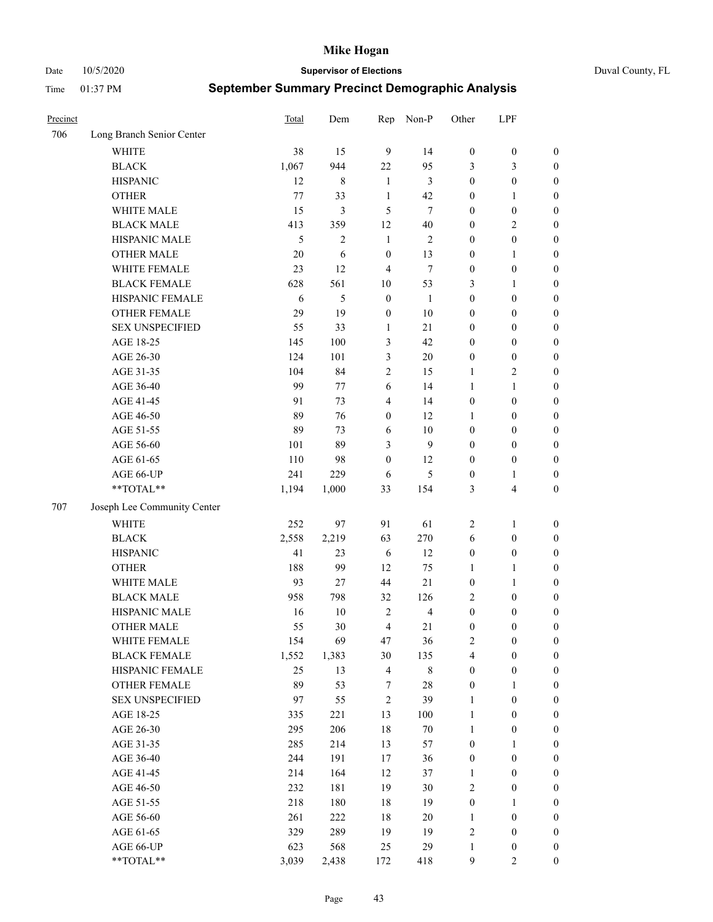| Precinct | | Total | Dem | Rep | Non-P | Other | LPF | |
|---|---|---|---|---|---|---|---|---|
| 706 | Long Branch Senior Center | | | | | | | |
| | WHITE | 38 | 15 | 9 | 14 | 0 | 0 | 0 |
| | BLACK | 1,067 | 944 | 22 | 95 | 3 | 3 | 0 |
| | HISPANIC | 12 | 8 | 1 | 3 | 0 | 0 | 0 |
| | OTHER | 77 | 33 | 1 | 42 | 0 | 1 | 0 |
| | WHITE MALE | 15 | 3 | 5 | 7 | 0 | 0 | 0 |
| | BLACK MALE | 413 | 359 | 12 | 40 | 0 | 2 | 0 |
| | HISPANIC MALE | 5 | 2 | 1 | 2 | 0 | 0 | 0 |
| | OTHER MALE | 20 | 6 | 0 | 13 | 0 | 1 | 0 |
| | WHITE FEMALE | 23 | 12 | 4 | 7 | 0 | 0 | 0 |
| | BLACK FEMALE | 628 | 561 | 10 | 53 | 3 | 1 | 0 |
| | HISPANIC FEMALE | 6 | 5 | 0 | 1 | 0 | 0 | 0 |
| | OTHER FEMALE | 29 | 19 | 0 | 10 | 0 | 0 | 0 |
| | SEX UNSPECIFIED | 55 | 33 | 1 | 21 | 0 | 0 | 0 |
| | AGE 18-25 | 145 | 100 | 3 | 42 | 0 | 0 | 0 |
| | AGE 26-30 | 124 | 101 | 3 | 20 | 0 | 0 | 0 |
| | AGE 31-35 | 104 | 84 | 2 | 15 | 1 | 2 | 0 |
| | AGE 36-40 | 99 | 77 | 6 | 14 | 1 | 1 | 0 |
| | AGE 41-45 | 91 | 73 | 4 | 14 | 0 | 0 | 0 |
| | AGE 46-50 | 89 | 76 | 0 | 12 | 1 | 0 | 0 |
| | AGE 51-55 | 89 | 73 | 6 | 10 | 0 | 0 | 0 |
| | AGE 56-60 | 101 | 89 | 3 | 9 | 0 | 0 | 0 |
| | AGE 61-65 | 110 | 98 | 0 | 12 | 0 | 0 | 0 |
| | AGE 66-UP | 241 | 229 | 6 | 5 | 0 | 1 | 0 |
| | **TOTAL** | 1,194 | 1,000 | 33 | 154 | 3 | 4 | 0 |
| 707 | Joseph Lee Community Center | | | | | | | |
| | WHITE | 252 | 97 | 91 | 61 | 2 | 1 | 0 |
| | BLACK | 2,558 | 2,219 | 63 | 270 | 6 | 0 | 0 |
| | HISPANIC | 41 | 23 | 6 | 12 | 0 | 0 | 0 |
| | OTHER | 188 | 99 | 12 | 75 | 1 | 1 | 0 |
| | WHITE MALE | 93 | 27 | 44 | 21 | 0 | 1 | 0 |
| | BLACK MALE | 958 | 798 | 32 | 126 | 2 | 0 | 0 |
| | HISPANIC MALE | 16 | 10 | 2 | 4 | 0 | 0 | 0 |
| | OTHER MALE | 55 | 30 | 4 | 21 | 0 | 0 | 0 |
| | WHITE FEMALE | 154 | 69 | 47 | 36 | 2 | 0 | 0 |
| | BLACK FEMALE | 1,552 | 1,383 | 30 | 135 | 4 | 0 | 0 |
| | HISPANIC FEMALE | 25 | 13 | 4 | 8 | 0 | 0 | 0 |
| | OTHER FEMALE | 89 | 53 | 7 | 28 | 0 | 1 | 0 |
| | SEX UNSPECIFIED | 97 | 55 | 2 | 39 | 1 | 0 | 0 |
| | AGE 18-25 | 335 | 221 | 13 | 100 | 1 | 0 | 0 |
| | AGE 26-30 | 295 | 206 | 18 | 70 | 1 | 0 | 0 |
| | AGE 31-35 | 285 | 214 | 13 | 57 | 0 | 1 | 0 |
| | AGE 36-40 | 244 | 191 | 17 | 36 | 0 | 0 | 0 |
| | AGE 41-45 | 214 | 164 | 12 | 37 | 1 | 0 | 0 |
| | AGE 46-50 | 232 | 181 | 19 | 30 | 2 | 0 | 0 |
| | AGE 51-55 | 218 | 180 | 18 | 19 | 0 | 1 | 0 |
| | AGE 56-60 | 261 | 222 | 18 | 20 | 1 | 0 | 0 |
| | AGE 61-65 | 329 | 289 | 19 | 19 | 2 | 0 | 0 |
| | AGE 66-UP | 623 | 568 | 25 | 29 | 1 | 0 | 0 |
| | **TOTAL** | 3,039 | 2,438 | 172 | 418 | 9 | 2 | 0 |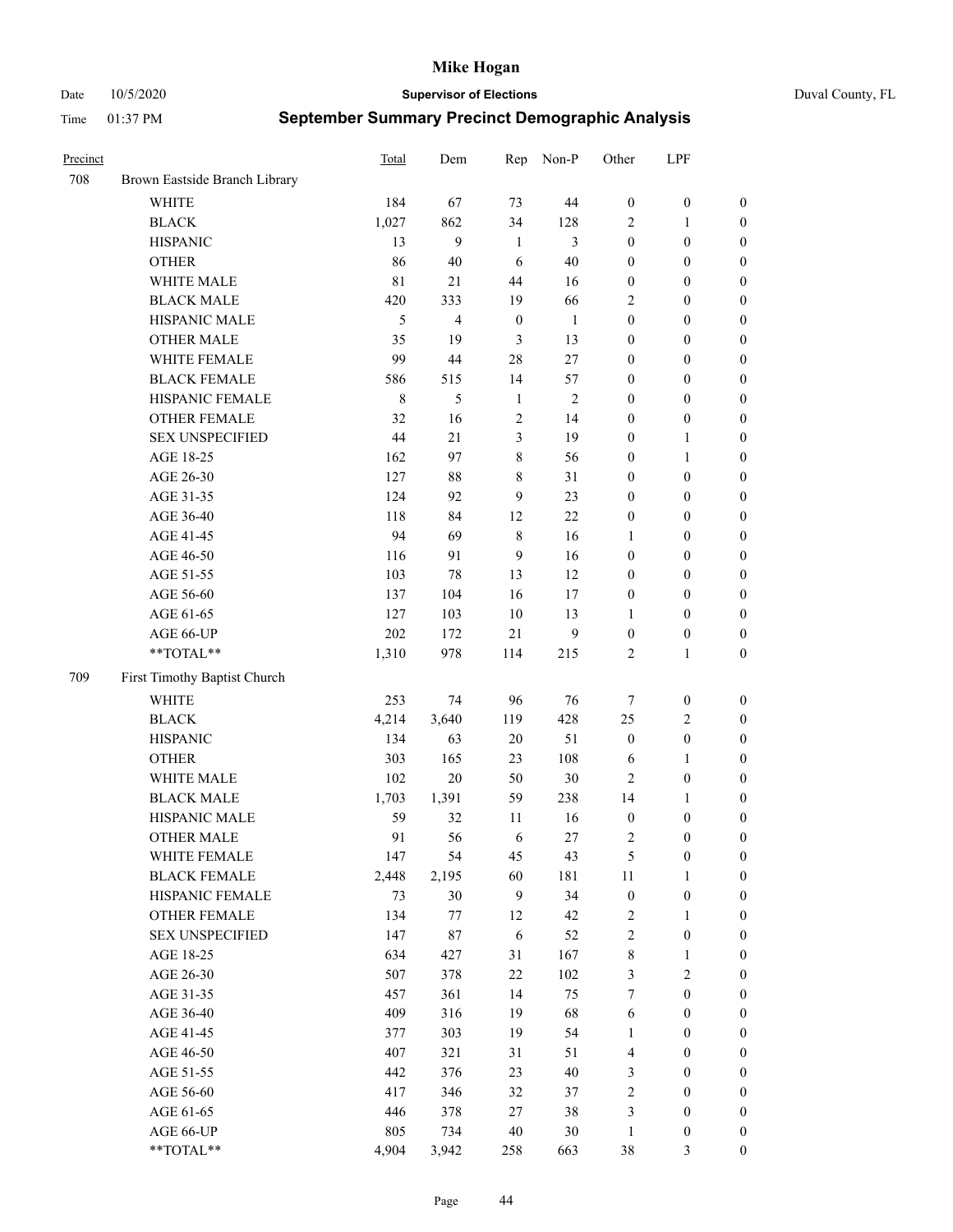# Mike Hogan

Date 10/5/2020 **Supervisor of Elections** Duval County, FL

Time 01:37 PM **September Summary Precinct Demographic Analysis**

| Precinct | | Total | Dem | Rep | Non-P | Other | LPF | |
|---|---|---|---|---|---|---|---|---|
| 708 | Brown Eastside Branch Library | | | | | | | |
| | WHITE | 184 | 67 | 73 | 44 | 0 | 0 | 0 |
| | BLACK | 1,027 | 862 | 34 | 128 | 2 | 1 | 0 |
| | HISPANIC | 13 | 9 | 1 | 3 | 0 | 0 | 0 |
| | OTHER | 86 | 40 | 6 | 40 | 0 | 0 | 0 |
| | WHITE MALE | 81 | 21 | 44 | 16 | 0 | 0 | 0 |
| | BLACK MALE | 420 | 333 | 19 | 66 | 2 | 0 | 0 |
| | HISPANIC MALE | 5 | 4 | 0 | 1 | 0 | 0 | 0 |
| | OTHER MALE | 35 | 19 | 3 | 13 | 0 | 0 | 0 |
| | WHITE FEMALE | 99 | 44 | 28 | 27 | 0 | 0 | 0 |
| | BLACK FEMALE | 586 | 515 | 14 | 57 | 0 | 0 | 0 |
| | HISPANIC FEMALE | 8 | 5 | 1 | 2 | 0 | 0 | 0 |
| | OTHER FEMALE | 32 | 16 | 2 | 14 | 0 | 0 | 0 |
| | SEX UNSPECIFIED | 44 | 21 | 3 | 19 | 0 | 1 | 0 |
| | AGE 18-25 | 162 | 97 | 8 | 56 | 0 | 1 | 0 |
| | AGE 26-30 | 127 | 88 | 8 | 31 | 0 | 0 | 0 |
| | AGE 31-35 | 124 | 92 | 9 | 23 | 0 | 0 | 0 |
| | AGE 36-40 | 118 | 84 | 12 | 22 | 0 | 0 | 0 |
| | AGE 41-45 | 94 | 69 | 8 | 16 | 1 | 0 | 0 |
| | AGE 46-50 | 116 | 91 | 9 | 16 | 0 | 0 | 0 |
| | AGE 51-55 | 103 | 78 | 13 | 12 | 0 | 0 | 0 |
| | AGE 56-60 | 137 | 104 | 16 | 17 | 0 | 0 | 0 |
| | AGE 61-65 | 127 | 103 | 10 | 13 | 1 | 0 | 0 |
| | AGE 66-UP | 202 | 172 | 21 | 9 | 0 | 0 | 0 |
| | **TOTAL** | 1,310 | 978 | 114 | 215 | 2 | 1 | 0 |
| 709 | First Timothy Baptist Church | | | | | | | |
| | WHITE | 253 | 74 | 96 | 76 | 7 | 0 | 0 |
| | BLACK | 4,214 | 3,640 | 119 | 428 | 25 | 2 | 0 |
| | HISPANIC | 134 | 63 | 20 | 51 | 0 | 0 | 0 |
| | OTHER | 303 | 165 | 23 | 108 | 6 | 1 | 0 |
| | WHITE MALE | 102 | 20 | 50 | 30 | 2 | 0 | 0 |
| | BLACK MALE | 1,703 | 1,391 | 59 | 238 | 14 | 1 | 0 |
| | HISPANIC MALE | 59 | 32 | 11 | 16 | 0 | 0 | 0 |
| | OTHER MALE | 91 | 56 | 6 | 27 | 2 | 0 | 0 |
| | WHITE FEMALE | 147 | 54 | 45 | 43 | 5 | 0 | 0 |
| | BLACK FEMALE | 2,448 | 2,195 | 60 | 181 | 11 | 1 | 0 |
| | HISPANIC FEMALE | 73 | 30 | 9 | 34 | 0 | 0 | 0 |
| | OTHER FEMALE | 134 | 77 | 12 | 42 | 2 | 1 | 0 |
| | SEX UNSPECIFIED | 147 | 87 | 6 | 52 | 2 | 0 | 0 |
| | AGE 18-25 | 634 | 427 | 31 | 167 | 8 | 1 | 0 |
| | AGE 26-30 | 507 | 378 | 22 | 102 | 3 | 2 | 0 |
| | AGE 31-35 | 457 | 361 | 14 | 75 | 7 | 0 | 0 |
| | AGE 36-40 | 409 | 316 | 19 | 68 | 6 | 0 | 0 |
| | AGE 41-45 | 377 | 303 | 19 | 54 | 1 | 0 | 0 |
| | AGE 46-50 | 407 | 321 | 31 | 51 | 4 | 0 | 0 |
| | AGE 51-55 | 442 | 376 | 23 | 40 | 3 | 0 | 0 |
| | AGE 56-60 | 417 | 346 | 32 | 37 | 2 | 0 | 0 |
| | AGE 61-65 | 446 | 378 | 27 | 38 | 3 | 0 | 0 |
| | AGE 66-UP | 805 | 734 | 40 | 30 | 1 | 0 | 0 |
| | **TOTAL** | 4,904 | 3,942 | 258 | 663 | 38 | 3 | 0 |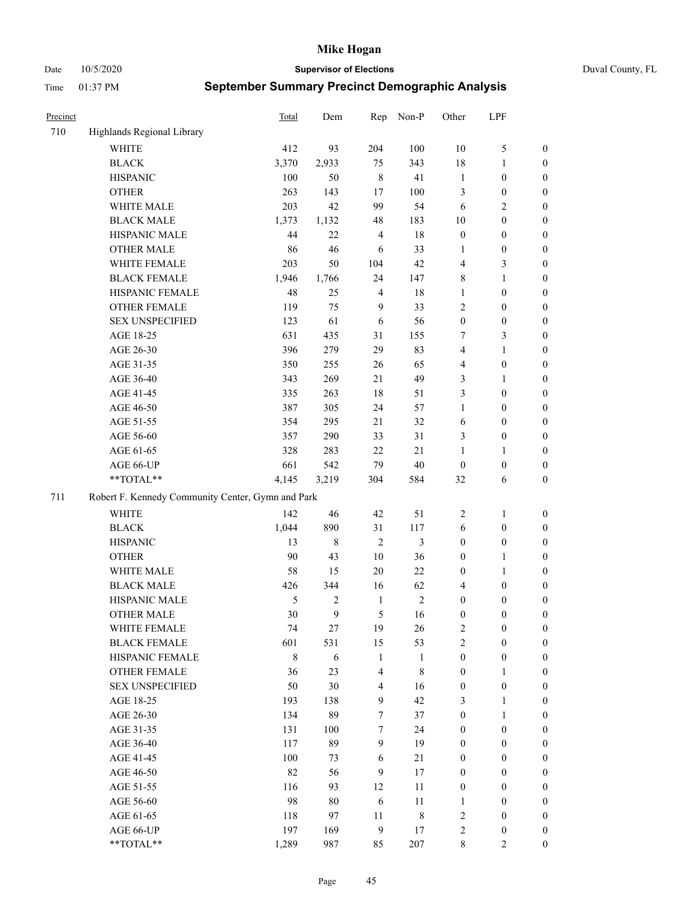# Mike Hogan

Date 10/5/2020 **Supervisor of Elections** Duval County, FL

Time 01:37 PM **September Summary Precinct Demographic Analysis**

| Precinct | | Total | Dem | Rep | Non-P | Other | LPF | |
|---|---|---|---|---|---|---|---|---|
| 710 | Highlands Regional Library | | | | | | | |
| | WHITE | 412 | 93 | 204 | 100 | 10 | 5 | 0 |
| | BLACK | 3,370 | 2,933 | 75 | 343 | 18 | 1 | 0 |
| | HISPANIC | 100 | 50 | 8 | 41 | 1 | 0 | 0 |
| | OTHER | 263 | 143 | 17 | 100 | 3 | 0 | 0 |
| | WHITE MALE | 203 | 42 | 99 | 54 | 6 | 2 | 0 |
| | BLACK MALE | 1,373 | 1,132 | 48 | 183 | 10 | 0 | 0 |
| | HISPANIC MALE | 44 | 22 | 4 | 18 | 0 | 0 | 0 |
| | OTHER MALE | 86 | 46 | 6 | 33 | 1 | 0 | 0 |
| | WHITE FEMALE | 203 | 50 | 104 | 42 | 4 | 3 | 0 |
| | BLACK FEMALE | 1,946 | 1,766 | 24 | 147 | 8 | 1 | 0 |
| | HISPANIC FEMALE | 48 | 25 | 4 | 18 | 1 | 0 | 0 |
| | OTHER FEMALE | 119 | 75 | 9 | 33 | 2 | 0 | 0 |
| | SEX UNSPECIFIED | 123 | 61 | 6 | 56 | 0 | 0 | 0 |
| | AGE 18-25 | 631 | 435 | 31 | 155 | 7 | 3 | 0 |
| | AGE 26-30 | 396 | 279 | 29 | 83 | 4 | 1 | 0 |
| | AGE 31-35 | 350 | 255 | 26 | 65 | 4 | 0 | 0 |
| | AGE 36-40 | 343 | 269 | 21 | 49 | 3 | 1 | 0 |
| | AGE 41-45 | 335 | 263 | 18 | 51 | 3 | 0 | 0 |
| | AGE 46-50 | 387 | 305 | 24 | 57 | 1 | 0 | 0 |
| | AGE 51-55 | 354 | 295 | 21 | 32 | 6 | 0 | 0 |
| | AGE 56-60 | 357 | 290 | 33 | 31 | 3 | 0 | 0 |
| | AGE 61-65 | 328 | 283 | 22 | 21 | 1 | 1 | 0 |
| | AGE 66-UP | 661 | 542 | 79 | 40 | 0 | 0 | 0 |
| | **TOTAL** | 4,145 | 3,219 | 304 | 584 | 32 | 6 | 0 |
| 711 | Robert F. Kennedy Community Center, Gymn and Park | | | | | | | |
| | WHITE | 142 | 46 | 42 | 51 | 2 | 1 | 0 |
| | BLACK | 1,044 | 890 | 31 | 117 | 6 | 0 | 0 |
| | HISPANIC | 13 | 8 | 2 | 3 | 0 | 0 | 0 |
| | OTHER | 90 | 43 | 10 | 36 | 0 | 1 | 0 |
| | WHITE MALE | 58 | 15 | 20 | 22 | 0 | 1 | 0 |
| | BLACK MALE | 426 | 344 | 16 | 62 | 4 | 0 | 0 |
| | HISPANIC MALE | 5 | 2 | 1 | 2 | 0 | 0 | 0 |
| | OTHER MALE | 30 | 9 | 5 | 16 | 0 | 0 | 0 |
| | WHITE FEMALE | 74 | 27 | 19 | 26 | 2 | 0 | 0 |
| | BLACK FEMALE | 601 | 531 | 15 | 53 | 2 | 0 | 0 |
| | HISPANIC FEMALE | 8 | 6 | 1 | 1 | 0 | 0 | 0 |
| | OTHER FEMALE | 36 | 23 | 4 | 8 | 0 | 1 | 0 |
| | SEX UNSPECIFIED | 50 | 30 | 4 | 16 | 0 | 0 | 0 |
| | AGE 18-25 | 193 | 138 | 9 | 42 | 3 | 1 | 0 |
| | AGE 26-30 | 134 | 89 | 7 | 37 | 0 | 1 | 0 |
| | AGE 31-35 | 131 | 100 | 7 | 24 | 0 | 0 | 0 |
| | AGE 36-40 | 117 | 89 | 9 | 19 | 0 | 0 | 0 |
| | AGE 41-45 | 100 | 73 | 6 | 21 | 0 | 0 | 0 |
| | AGE 46-50 | 82 | 56 | 9 | 17 | 0 | 0 | 0 |
| | AGE 51-55 | 116 | 93 | 12 | 11 | 0 | 0 | 0 |
| | AGE 56-60 | 98 | 80 | 6 | 11 | 1 | 0 | 0 |
| | AGE 61-65 | 118 | 97 | 11 | 8 | 2 | 0 | 0 |
| | AGE 66-UP | 197 | 169 | 9 | 17 | 2 | 0 | 0 |
| | **TOTAL** | 1,289 | 987 | 85 | 207 | 8 | 2 | 0 |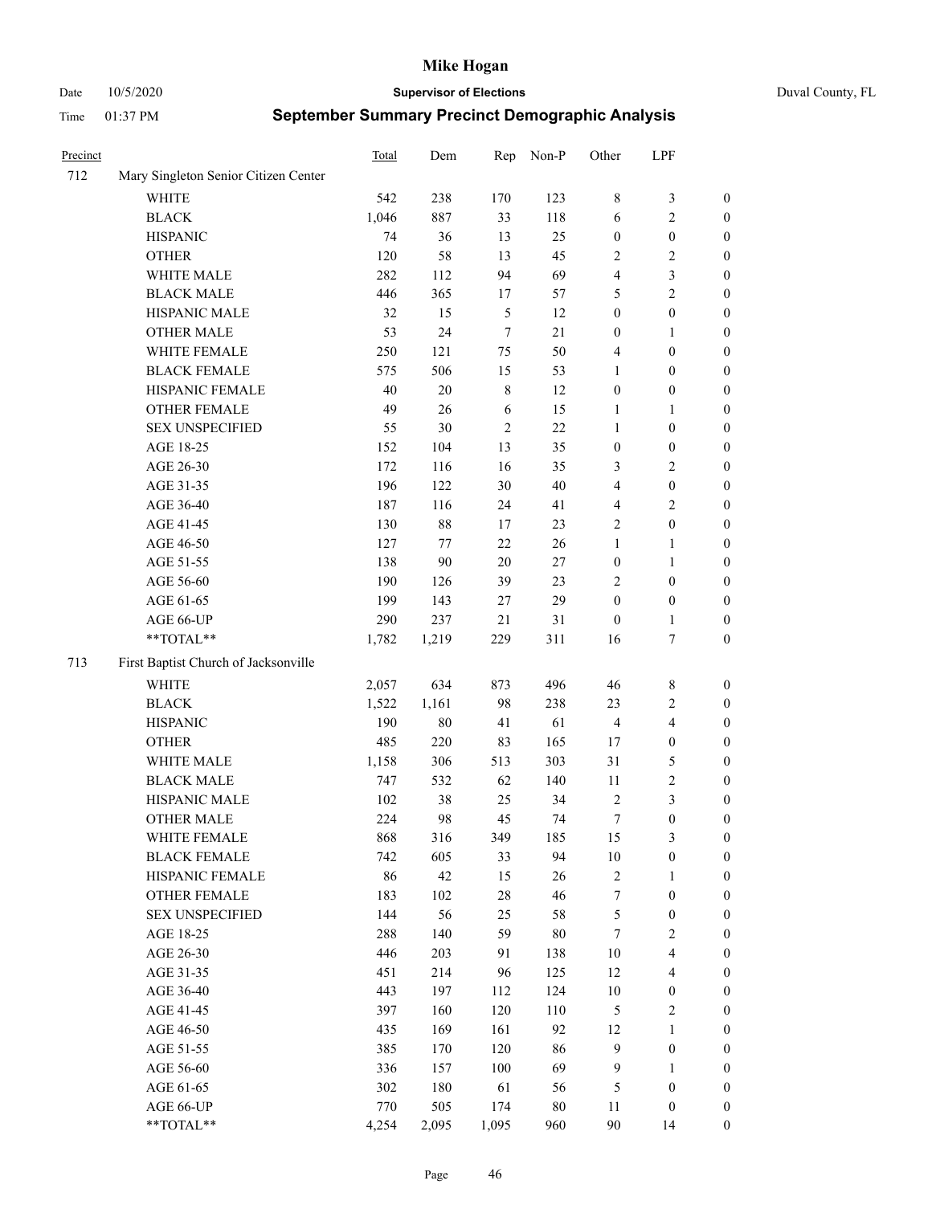# Mike Hogan

Date 10/5/2020 **Supervisor of Elections** Duval County, FL

Time 01:37 PM **September Summary Precinct Demographic Analysis**

| Precinct | | Total | Dem | Rep | Non-P | Other | LPF | |
|---|---|---|---|---|---|---|---|---|
| 712 | Mary Singleton Senior Citizen Center | | | | | | | |
| | WHITE | 542 | 238 | 170 | 123 | 8 | 3 | 0 |
| | BLACK | 1,046 | 887 | 33 | 118 | 6 | 2 | 0 |
| | HISPANIC | 74 | 36 | 13 | 25 | 0 | 0 | 0 |
| | OTHER | 120 | 58 | 13 | 45 | 2 | 2 | 0 |
| | WHITE MALE | 282 | 112 | 94 | 69 | 4 | 3 | 0 |
| | BLACK MALE | 446 | 365 | 17 | 57 | 5 | 2 | 0 |
| | HISPANIC MALE | 32 | 15 | 5 | 12 | 0 | 0 | 0 |
| | OTHER MALE | 53 | 24 | 7 | 21 | 0 | 1 | 0 |
| | WHITE FEMALE | 250 | 121 | 75 | 50 | 4 | 0 | 0 |
| | BLACK FEMALE | 575 | 506 | 15 | 53 | 1 | 0 | 0 |
| | HISPANIC FEMALE | 40 | 20 | 8 | 12 | 0 | 0 | 0 |
| | OTHER FEMALE | 49 | 26 | 6 | 15 | 1 | 1 | 0 |
| | SEX UNSPECIFIED | 55 | 30 | 2 | 22 | 1 | 0 | 0 |
| | AGE 18-25 | 152 | 104 | 13 | 35 | 0 | 0 | 0 |
| | AGE 26-30 | 172 | 116 | 16 | 35 | 3 | 2 | 0 |
| | AGE 31-35 | 196 | 122 | 30 | 40 | 4 | 0 | 0 |
| | AGE 36-40 | 187 | 116 | 24 | 41 | 4 | 2 | 0 |
| | AGE 41-45 | 130 | 88 | 17 | 23 | 2 | 0 | 0 |
| | AGE 46-50 | 127 | 77 | 22 | 26 | 1 | 1 | 0 |
| | AGE 51-55 | 138 | 90 | 20 | 27 | 0 | 1 | 0 |
| | AGE 56-60 | 190 | 126 | 39 | 23 | 2 | 0 | 0 |
| | AGE 61-65 | 199 | 143 | 27 | 29 | 0 | 0 | 0 |
| | AGE 66-UP | 290 | 237 | 21 | 31 | 0 | 1 | 0 |
| | **TOTAL** | 1,782 | 1,219 | 229 | 311 | 16 | 7 | 0 |
| 713 | First Baptist Church of Jacksonville | | | | | | | |
| | WHITE | 2,057 | 634 | 873 | 496 | 46 | 8 | 0 |
| | BLACK | 1,522 | 1,161 | 98 | 238 | 23 | 2 | 0 |
| | HISPANIC | 190 | 80 | 41 | 61 | 4 | 4 | 0 |
| | OTHER | 485 | 220 | 83 | 165 | 17 | 0 | 0 |
| | WHITE MALE | 1,158 | 306 | 513 | 303 | 31 | 5 | 0 |
| | BLACK MALE | 747 | 532 | 62 | 140 | 11 | 2 | 0 |
| | HISPANIC MALE | 102 | 38 | 25 | 34 | 2 | 3 | 0 |
| | OTHER MALE | 224 | 98 | 45 | 74 | 7 | 0 | 0 |
| | WHITE FEMALE | 868 | 316 | 349 | 185 | 15 | 3 | 0 |
| | BLACK FEMALE | 742 | 605 | 33 | 94 | 10 | 0 | 0 |
| | HISPANIC FEMALE | 86 | 42 | 15 | 26 | 2 | 1 | 0 |
| | OTHER FEMALE | 183 | 102 | 28 | 46 | 7 | 0 | 0 |
| | SEX UNSPECIFIED | 144 | 56 | 25 | 58 | 5 | 0 | 0 |
| | AGE 18-25 | 288 | 140 | 59 | 80 | 7 | 2 | 0 |
| | AGE 26-30 | 446 | 203 | 91 | 138 | 10 | 4 | 0 |
| | AGE 31-35 | 451 | 214 | 96 | 125 | 12 | 4 | 0 |
| | AGE 36-40 | 443 | 197 | 112 | 124 | 10 | 0 | 0 |
| | AGE 41-45 | 397 | 160 | 120 | 110 | 5 | 2 | 0 |
| | AGE 46-50 | 435 | 169 | 161 | 92 | 12 | 1 | 0 |
| | AGE 51-55 | 385 | 170 | 120 | 86 | 9 | 0 | 0 |
| | AGE 56-60 | 336 | 157 | 100 | 69 | 9 | 1 | 0 |
| | AGE 61-65 | 302 | 180 | 61 | 56 | 5 | 0 | 0 |
| | AGE 66-UP | 770 | 505 | 174 | 80 | 11 | 0 | 0 |
| | **TOTAL** | 4,254 | 2,095 | 1,095 | 960 | 90 | 14 | 0 |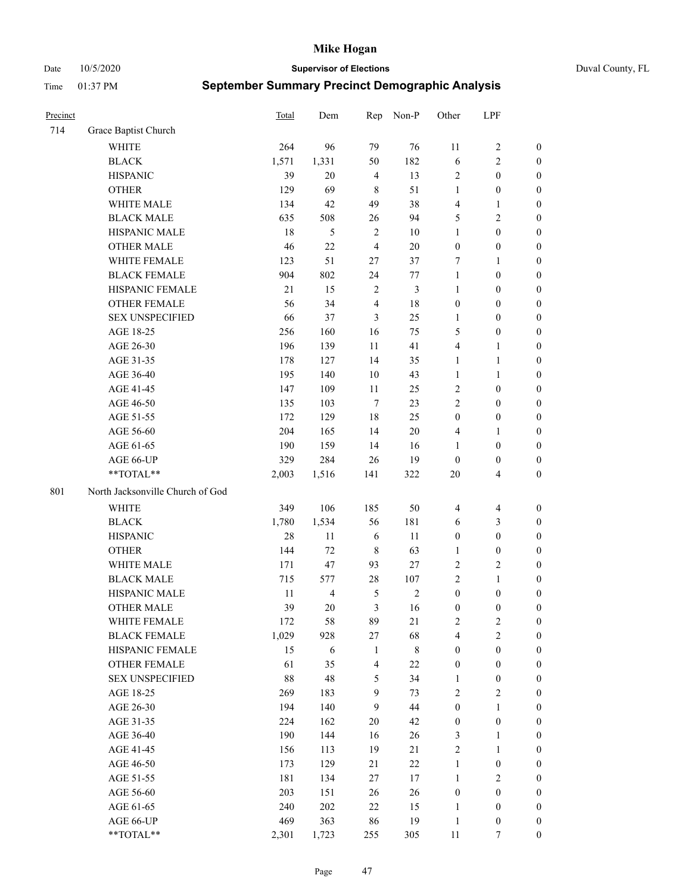# Mike Hogan

Date 10/5/2020 **Supervisor of Elections** Duval County, FL

Time 01:37 PM **September Summary Precinct Demographic Analysis**

| Precinct | | Total | Dem | Rep | Non-P | Other | LPF | |
|---|---|---|---|---|---|---|---|---|
| 714 | Grace Baptist Church | | | | | | | |
| | WHITE | 264 | 96 | 79 | 76 | 11 | 2 | 0 |
| | BLACK | 1,571 | 1,331 | 50 | 182 | 6 | 2 | 0 |
| | HISPANIC | 39 | 20 | 4 | 13 | 2 | 0 | 0 |
| | OTHER | 129 | 69 | 8 | 51 | 1 | 0 | 0 |
| | WHITE MALE | 134 | 42 | 49 | 38 | 4 | 1 | 0 |
| | BLACK MALE | 635 | 508 | 26 | 94 | 5 | 2 | 0 |
| | HISPANIC MALE | 18 | 5 | 2 | 10 | 1 | 0 | 0 |
| | OTHER MALE | 46 | 22 | 4 | 20 | 0 | 0 | 0 |
| | WHITE FEMALE | 123 | 51 | 27 | 37 | 7 | 1 | 0 |
| | BLACK FEMALE | 904 | 802 | 24 | 77 | 1 | 0 | 0 |
| | HISPANIC FEMALE | 21 | 15 | 2 | 3 | 1 | 0 | 0 |
| | OTHER FEMALE | 56 | 34 | 4 | 18 | 0 | 0 | 0 |
| | SEX UNSPECIFIED | 66 | 37 | 3 | 25 | 1 | 0 | 0 |
| | AGE 18-25 | 256 | 160 | 16 | 75 | 5 | 0 | 0 |
| | AGE 26-30 | 196 | 139 | 11 | 41 | 4 | 1 | 0 |
| | AGE 31-35 | 178 | 127 | 14 | 35 | 1 | 1 | 0 |
| | AGE 36-40 | 195 | 140 | 10 | 43 | 1 | 1 | 0 |
| | AGE 41-45 | 147 | 109 | 11 | 25 | 2 | 0 | 0 |
| | AGE 46-50 | 135 | 103 | 7 | 23 | 2 | 0 | 0 |
| | AGE 51-55 | 172 | 129 | 18 | 25 | 0 | 0 | 0 |
| | AGE 56-60 | 204 | 165 | 14 | 20 | 4 | 1 | 0 |
| | AGE 61-65 | 190 | 159 | 14 | 16 | 1 | 0 | 0 |
| | AGE 66-UP | 329 | 284 | 26 | 19 | 0 | 0 | 0 |
| | **TOTAL** | 2,003 | 1,516 | 141 | 322 | 20 | 4 | 0 |
| 801 | North Jacksonville Church of God | | | | | | | |
| | WHITE | 349 | 106 | 185 | 50 | 4 | 4 | 0 |
| | BLACK | 1,780 | 1,534 | 56 | 181 | 6 | 3 | 0 |
| | HISPANIC | 28 | 11 | 6 | 11 | 0 | 0 | 0 |
| | OTHER | 144 | 72 | 8 | 63 | 1 | 0 | 0 |
| | WHITE MALE | 171 | 47 | 93 | 27 | 2 | 2 | 0 |
| | BLACK MALE | 715 | 577 | 28 | 107 | 2 | 1 | 0 |
| | HISPANIC MALE | 11 | 4 | 5 | 2 | 0 | 0 | 0 |
| | OTHER MALE | 39 | 20 | 3 | 16 | 0 | 0 | 0 |
| | WHITE FEMALE | 172 | 58 | 89 | 21 | 2 | 2 | 0 |
| | BLACK FEMALE | 1,029 | 928 | 27 | 68 | 4 | 2 | 0 |
| | HISPANIC FEMALE | 15 | 6 | 1 | 8 | 0 | 0 | 0 |
| | OTHER FEMALE | 61 | 35 | 4 | 22 | 0 | 0 | 0 |
| | SEX UNSPECIFIED | 88 | 48 | 5 | 34 | 1 | 0 | 0 |
| | AGE 18-25 | 269 | 183 | 9 | 73 | 2 | 2 | 0 |
| | AGE 26-30 | 194 | 140 | 9 | 44 | 0 | 1 | 0 |
| | AGE 31-35 | 224 | 162 | 20 | 42 | 0 | 0 | 0 |
| | AGE 36-40 | 190 | 144 | 16 | 26 | 3 | 1 | 0 |
| | AGE 41-45 | 156 | 113 | 19 | 21 | 2 | 1 | 0 |
| | AGE 46-50 | 173 | 129 | 21 | 22 | 1 | 0 | 0 |
| | AGE 51-55 | 181 | 134 | 27 | 17 | 1 | 2 | 0 |
| | AGE 56-60 | 203 | 151 | 26 | 26 | 0 | 0 | 0 |
| | AGE 61-65 | 240 | 202 | 22 | 15 | 1 | 0 | 0 |
| | AGE 66-UP | 469 | 363 | 86 | 19 | 1 | 0 | 0 |
| | **TOTAL** | 2,301 | 1,723 | 255 | 305 | 11 | 7 | 0 |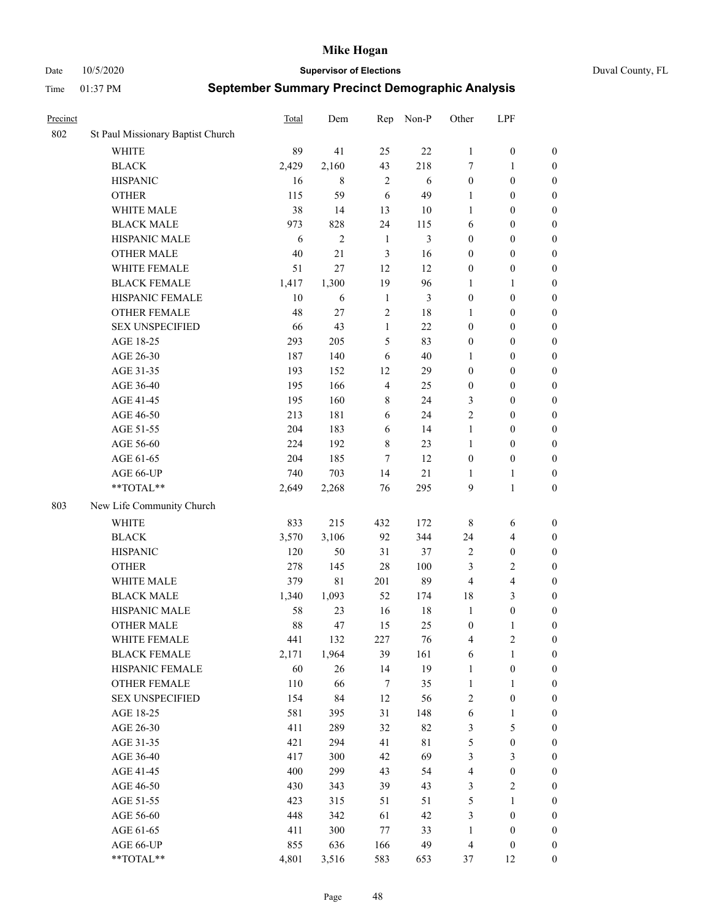# Mike Hogan

Date 10/5/2020 **Supervisor of Elections** Duval County, FL

Time 01:37 PM **September Summary Precinct Demographic Analysis**

| Precinct | | Total | Dem | Rep | Non-P | Other | LPF | |
|---|---|---|---|---|---|---|---|---|
| 802 | St Paul Missionary Baptist Church | | | | | | | |
| | WHITE | 89 | 41 | 25 | 22 | 1 | 0 | 0 |
| | BLACK | 2,429 | 2,160 | 43 | 218 | 7 | 1 | 0 |
| | HISPANIC | 16 | 8 | 2 | 6 | 0 | 0 | 0 |
| | OTHER | 115 | 59 | 6 | 49 | 1 | 0 | 0 |
| | WHITE MALE | 38 | 14 | 13 | 10 | 1 | 0 | 0 |
| | BLACK MALE | 973 | 828 | 24 | 115 | 6 | 0 | 0 |
| | HISPANIC MALE | 6 | 2 | 1 | 3 | 0 | 0 | 0 |
| | OTHER MALE | 40 | 21 | 3 | 16 | 0 | 0 | 0 |
| | WHITE FEMALE | 51 | 27 | 12 | 12 | 0 | 0 | 0 |
| | BLACK FEMALE | 1,417 | 1,300 | 19 | 96 | 1 | 1 | 0 |
| | HISPANIC FEMALE | 10 | 6 | 1 | 3 | 0 | 0 | 0 |
| | OTHER FEMALE | 48 | 27 | 2 | 18 | 1 | 0 | 0 |
| | SEX UNSPECIFIED | 66 | 43 | 1 | 22 | 0 | 0 | 0 |
| | AGE 18-25 | 293 | 205 | 5 | 83 | 0 | 0 | 0 |
| | AGE 26-30 | 187 | 140 | 6 | 40 | 1 | 0 | 0 |
| | AGE 31-35 | 193 | 152 | 12 | 29 | 0 | 0 | 0 |
| | AGE 36-40 | 195 | 166 | 4 | 25 | 0 | 0 | 0 |
| | AGE 41-45 | 195 | 160 | 8 | 24 | 3 | 0 | 0 |
| | AGE 46-50 | 213 | 181 | 6 | 24 | 2 | 0 | 0 |
| | AGE 51-55 | 204 | 183 | 6 | 14 | 1 | 0 | 0 |
| | AGE 56-60 | 224 | 192 | 8 | 23 | 1 | 0 | 0 |
| | AGE 61-65 | 204 | 185 | 7 | 12 | 0 | 0 | 0 |
| | AGE 66-UP | 740 | 703 | 14 | 21 | 1 | 1 | 0 |
| | **TOTAL** | 2,649 | 2,268 | 76 | 295 | 9 | 1 | 0 |
| 803 | New Life Community Church | | | | | | | |
| | WHITE | 833 | 215 | 432 | 172 | 8 | 6 | 0 |
| | BLACK | 3,570 | 3,106 | 92 | 344 | 24 | 4 | 0 |
| | HISPANIC | 120 | 50 | 31 | 37 | 2 | 0 | 0 |
| | OTHER | 278 | 145 | 28 | 100 | 3 | 2 | 0 |
| | WHITE MALE | 379 | 81 | 201 | 89 | 4 | 4 | 0 |
| | BLACK MALE | 1,340 | 1,093 | 52 | 174 | 18 | 3 | 0 |
| | HISPANIC MALE | 58 | 23 | 16 | 18 | 1 | 0 | 0 |
| | OTHER MALE | 88 | 47 | 15 | 25 | 0 | 1 | 0 |
| | WHITE FEMALE | 441 | 132 | 227 | 76 | 4 | 2 | 0 |
| | BLACK FEMALE | 2,171 | 1,964 | 39 | 161 | 6 | 1 | 0 |
| | HISPANIC FEMALE | 60 | 26 | 14 | 19 | 1 | 0 | 0 |
| | OTHER FEMALE | 110 | 66 | 7 | 35 | 1 | 1 | 0 |
| | SEX UNSPECIFIED | 154 | 84 | 12 | 56 | 2 | 0 | 0 |
| | AGE 18-25 | 581 | 395 | 31 | 148 | 6 | 1 | 0 |
| | AGE 26-30 | 411 | 289 | 32 | 82 | 3 | 5 | 0 |
| | AGE 31-35 | 421 | 294 | 41 | 81 | 5 | 0 | 0 |
| | AGE 36-40 | 417 | 300 | 42 | 69 | 3 | 3 | 0 |
| | AGE 41-45 | 400 | 299 | 43 | 54 | 4 | 0 | 0 |
| | AGE 46-50 | 430 | 343 | 39 | 43 | 3 | 2 | 0 |
| | AGE 51-55 | 423 | 315 | 51 | 51 | 5 | 1 | 0 |
| | AGE 56-60 | 448 | 342 | 61 | 42 | 3 | 0 | 0 |
| | AGE 61-65 | 411 | 300 | 77 | 33 | 1 | 0 | 0 |
| | AGE 66-UP | 855 | 636 | 166 | 49 | 4 | 0 | 0 |
| | **TOTAL** | 4,801 | 3,516 | 583 | 653 | 37 | 12 | 0 |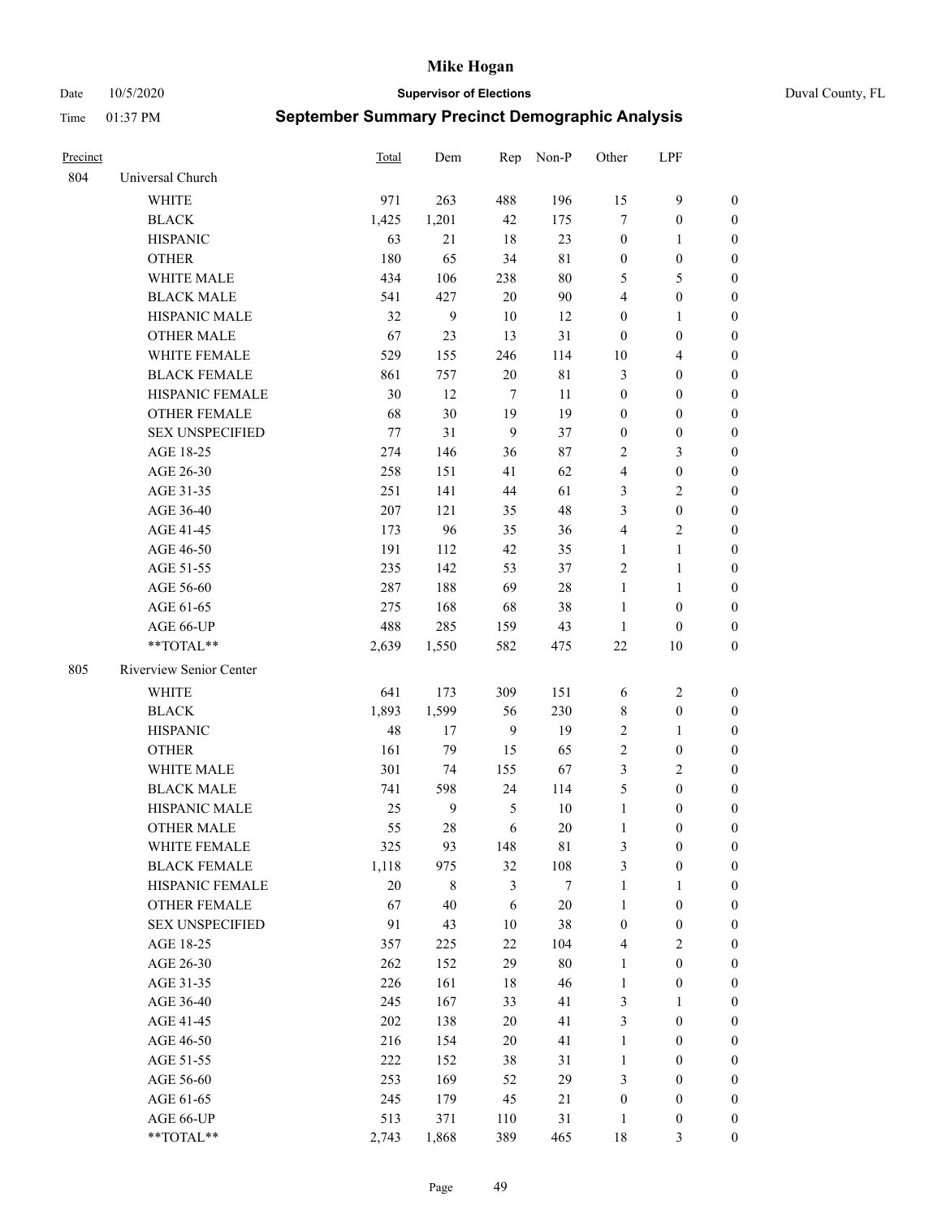# Mike Hogan

Date 10/5/2020 **Supervisor of Elections** Duval County, FL

Time 01:37 PM **September Summary Precinct Demographic Analysis**

| Precinct | | Total | Dem | Rep | Non-P | Other | LPF | |
|---|---|---|---|---|---|---|---|---|
| 804 | Universal Church | | | | | | | |
| | WHITE | 971 | 263 | 488 | 196 | 15 | 9 | 0 |
| | BLACK | 1,425 | 1,201 | 42 | 175 | 7 | 0 | 0 |
| | HISPANIC | 63 | 21 | 18 | 23 | 0 | 1 | 0 |
| | OTHER | 180 | 65 | 34 | 81 | 0 | 0 | 0 |
| | WHITE MALE | 434 | 106 | 238 | 80 | 5 | 5 | 0 |
| | BLACK MALE | 541 | 427 | 20 | 90 | 4 | 0 | 0 |
| | HISPANIC MALE | 32 | 9 | 10 | 12 | 0 | 1 | 0 |
| | OTHER MALE | 67 | 23 | 13 | 31 | 0 | 0 | 0 |
| | WHITE FEMALE | 529 | 155 | 246 | 114 | 10 | 4 | 0 |
| | BLACK FEMALE | 861 | 757 | 20 | 81 | 3 | 0 | 0 |
| | HISPANIC FEMALE | 30 | 12 | 7 | 11 | 0 | 0 | 0 |
| | OTHER FEMALE | 68 | 30 | 19 | 19 | 0 | 0 | 0 |
| | SEX UNSPECIFIED | 77 | 31 | 9 | 37 | 0 | 0 | 0 |
| | AGE 18-25 | 274 | 146 | 36 | 87 | 2 | 3 | 0 |
| | AGE 26-30 | 258 | 151 | 41 | 62 | 4 | 0 | 0 |
| | AGE 31-35 | 251 | 141 | 44 | 61 | 3 | 2 | 0 |
| | AGE 36-40 | 207 | 121 | 35 | 48 | 3 | 0 | 0 |
| | AGE 41-45 | 173 | 96 | 35 | 36 | 4 | 2 | 0 |
| | AGE 46-50 | 191 | 112 | 42 | 35 | 1 | 1 | 0 |
| | AGE 51-55 | 235 | 142 | 53 | 37 | 2 | 1 | 0 |
| | AGE 56-60 | 287 | 188 | 69 | 28 | 1 | 1 | 0 |
| | AGE 61-65 | 275 | 168 | 68 | 38 | 1 | 0 | 0 |
| | AGE 66-UP | 488 | 285 | 159 | 43 | 1 | 0 | 0 |
| | **TOTAL** | 2,639 | 1,550 | 582 | 475 | 22 | 10 | 0 |
| 805 | Riverview Senior Center | | | | | | | |
| | WHITE | 641 | 173 | 309 | 151 | 6 | 2 | 0 |
| | BLACK | 1,893 | 1,599 | 56 | 230 | 8 | 0 | 0 |
| | HISPANIC | 48 | 17 | 9 | 19 | 2 | 1 | 0 |
| | OTHER | 161 | 79 | 15 | 65 | 2 | 0 | 0 |
| | WHITE MALE | 301 | 74 | 155 | 67 | 3 | 2 | 0 |
| | BLACK MALE | 741 | 598 | 24 | 114 | 5 | 0 | 0 |
| | HISPANIC MALE | 25 | 9 | 5 | 10 | 1 | 0 | 0 |
| | OTHER MALE | 55 | 28 | 6 | 20 | 1 | 0 | 0 |
| | WHITE FEMALE | 325 | 93 | 148 | 81 | 3 | 0 | 0 |
| | BLACK FEMALE | 1,118 | 975 | 32 | 108 | 3 | 0 | 0 |
| | HISPANIC FEMALE | 20 | 8 | 3 | 7 | 1 | 1 | 0 |
| | OTHER FEMALE | 67 | 40 | 6 | 20 | 1 | 0 | 0 |
| | SEX UNSPECIFIED | 91 | 43 | 10 | 38 | 0 | 0 | 0 |
| | AGE 18-25 | 357 | 225 | 22 | 104 | 4 | 2 | 0 |
| | AGE 26-30 | 262 | 152 | 29 | 80 | 1 | 0 | 0 |
| | AGE 31-35 | 226 | 161 | 18 | 46 | 1 | 0 | 0 |
| | AGE 36-40 | 245 | 167 | 33 | 41 | 3 | 1 | 0 |
| | AGE 41-45 | 202 | 138 | 20 | 41 | 3 | 0 | 0 |
| | AGE 46-50 | 216 | 154 | 20 | 41 | 1 | 0 | 0 |
| | AGE 51-55 | 222 | 152 | 38 | 31 | 1 | 0 | 0 |
| | AGE 56-60 | 253 | 169 | 52 | 29 | 3 | 0 | 0 |
| | AGE 61-65 | 245 | 179 | 45 | 21 | 0 | 0 | 0 |
| | AGE 66-UP | 513 | 371 | 110 | 31 | 1 | 0 | 0 |
| | **TOTAL** | 2,743 | 1,868 | 389 | 465 | 18 | 3 | 0 |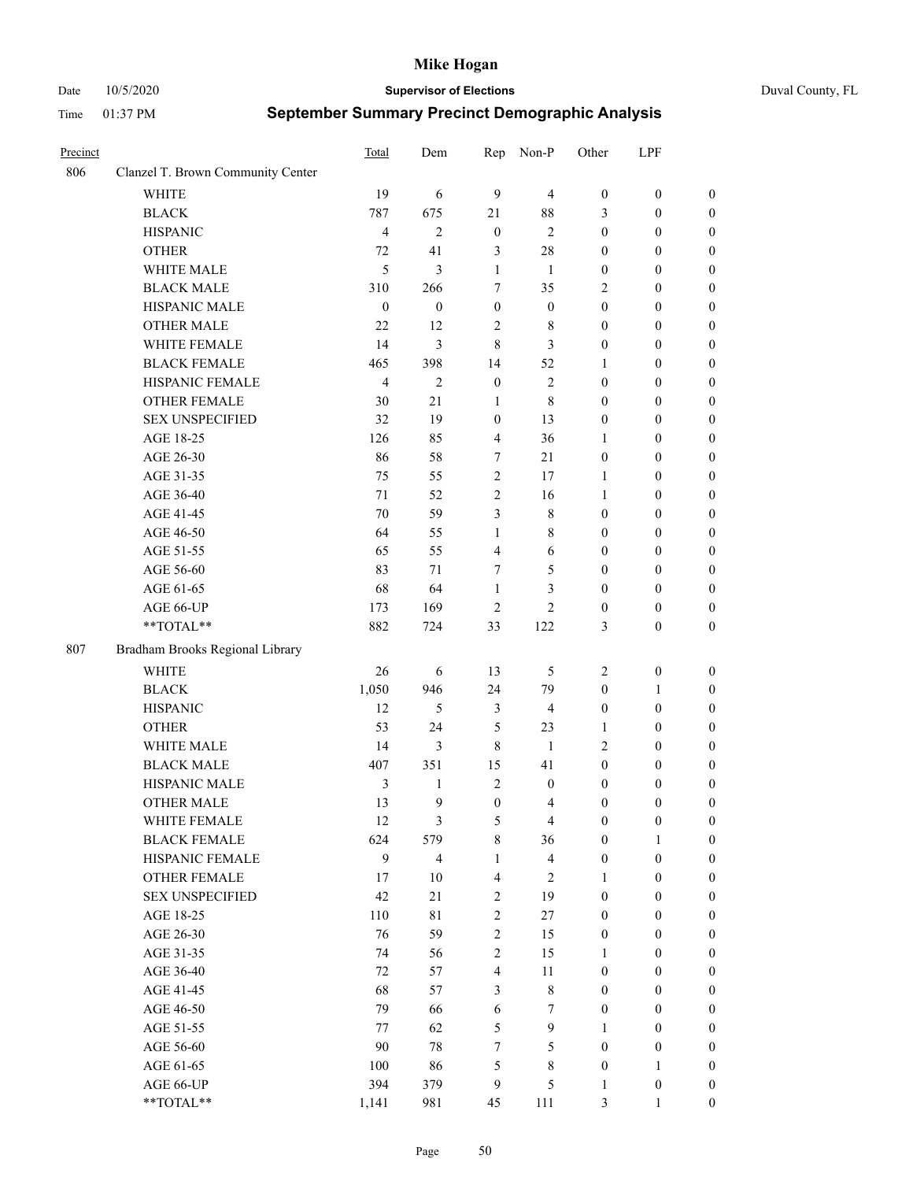# Mike Hogan

Date 10/5/2020 **Supervisor of Elections** Duval County, FL

Time 01:37 PM **September Summary Precinct Demographic Analysis**

| Precinct | | Total | Dem | Rep | Non-P | Other | LPF | |
|---|---|---|---|---|---|---|---|---|
| 806 | Clanzel T. Brown Community Center | | | | | | | |
| | WHITE | 19 | 6 | 9 | 4 | 0 | 0 | 0 |
| | BLACK | 787 | 675 | 21 | 88 | 3 | 0 | 0 |
| | HISPANIC | 4 | 2 | 0 | 2 | 0 | 0 | 0 |
| | OTHER | 72 | 41 | 3 | 28 | 0 | 0 | 0 |
| | WHITE MALE | 5 | 3 | 1 | 1 | 0 | 0 | 0 |
| | BLACK MALE | 310 | 266 | 7 | 35 | 2 | 0 | 0 |
| | HISPANIC MALE | 0 | 0 | 0 | 0 | 0 | 0 | 0 |
| | OTHER MALE | 22 | 12 | 2 | 8 | 0 | 0 | 0 |
| | WHITE FEMALE | 14 | 3 | 8 | 3 | 0 | 0 | 0 |
| | BLACK FEMALE | 465 | 398 | 14 | 52 | 1 | 0 | 0 |
| | HISPANIC FEMALE | 4 | 2 | 0 | 2 | 0 | 0 | 0 |
| | OTHER FEMALE | 30 | 21 | 1 | 8 | 0 | 0 | 0 |
| | SEX UNSPECIFIED | 32 | 19 | 0 | 13 | 0 | 0 | 0 |
| | AGE 18-25 | 126 | 85 | 4 | 36 | 1 | 0 | 0 |
| | AGE 26-30 | 86 | 58 | 7 | 21 | 0 | 0 | 0 |
| | AGE 31-35 | 75 | 55 | 2 | 17 | 1 | 0 | 0 |
| | AGE 36-40 | 71 | 52 | 2 | 16 | 1 | 0 | 0 |
| | AGE 41-45 | 70 | 59 | 3 | 8 | 0 | 0 | 0 |
| | AGE 46-50 | 64 | 55 | 1 | 8 | 0 | 0 | 0 |
| | AGE 51-55 | 65 | 55 | 4 | 6 | 0 | 0 | 0 |
| | AGE 56-60 | 83 | 71 | 7 | 5 | 0 | 0 | 0 |
| | AGE 61-65 | 68 | 64 | 1 | 3 | 0 | 0 | 0 |
| | AGE 66-UP | 173 | 169 | 2 | 2 | 0 | 0 | 0 |
| | **TOTAL** | 882 | 724 | 33 | 122 | 3 | 0 | 0 |
| 807 | Bradham Brooks Regional Library | | | | | | | |
| | WHITE | 26 | 6 | 13 | 5 | 2 | 0 | 0 |
| | BLACK | 1,050 | 946 | 24 | 79 | 0 | 1 | 0 |
| | HISPANIC | 12 | 5 | 3 | 4 | 0 | 0 | 0 |
| | OTHER | 53 | 24 | 5 | 23 | 1 | 0 | 0 |
| | WHITE MALE | 14 | 3 | 8 | 1 | 2 | 0 | 0 |
| | BLACK MALE | 407 | 351 | 15 | 41 | 0 | 0 | 0 |
| | HISPANIC MALE | 3 | 1 | 2 | 0 | 0 | 0 | 0 |
| | OTHER MALE | 13 | 9 | 0 | 4 | 0 | 0 | 0 |
| | WHITE FEMALE | 12 | 3 | 5 | 4 | 0 | 0 | 0 |
| | BLACK FEMALE | 624 | 579 | 8 | 36 | 0 | 1 | 0 |
| | HISPANIC FEMALE | 9 | 4 | 1 | 4 | 0 | 0 | 0 |
| | OTHER FEMALE | 17 | 10 | 4 | 2 | 1 | 0 | 0 |
| | SEX UNSPECIFIED | 42 | 21 | 2 | 19 | 0 | 0 | 0 |
| | AGE 18-25 | 110 | 81 | 2 | 27 | 0 | 0 | 0 |
| | AGE 26-30 | 76 | 59 | 2 | 15 | 0 | 0 | 0 |
| | AGE 31-35 | 74 | 56 | 2 | 15 | 1 | 0 | 0 |
| | AGE 36-40 | 72 | 57 | 4 | 11 | 0 | 0 | 0 |
| | AGE 41-45 | 68 | 57 | 3 | 8 | 0 | 0 | 0 |
| | AGE 46-50 | 79 | 66 | 6 | 7 | 0 | 0 | 0 |
| | AGE 51-55 | 77 | 62 | 5 | 9 | 1 | 0 | 0 |
| | AGE 56-60 | 90 | 78 | 7 | 5 | 0 | 0 | 0 |
| | AGE 61-65 | 100 | 86 | 5 | 8 | 0 | 1 | 0 |
| | AGE 66-UP | 394 | 379 | 9 | 5 | 1 | 0 | 0 |
| | **TOTAL** | 1,141 | 981 | 45 | 111 | 3 | 1 | 0 |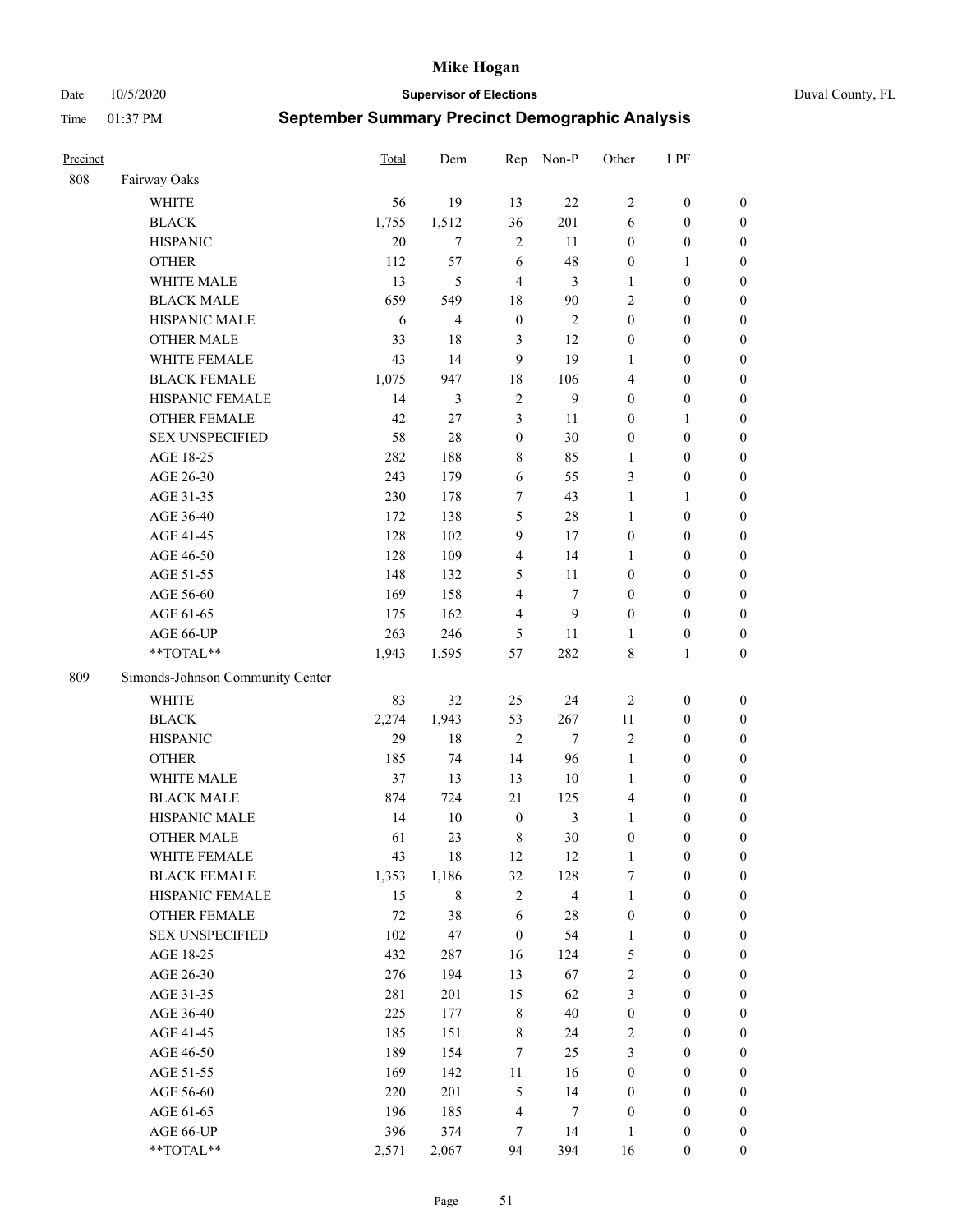| Precinct | | Total | Dem | Rep | Non-P | Other | LPF | |
|---|---|---|---|---|---|---|---|---|
| 808 | Fairway Oaks | | | | | | | |
| | WHITE | 56 | 19 | 13 | 22 | 2 | 0 | 0 |
| | BLACK | 1,755 | 1,512 | 36 | 201 | 6 | 0 | 0 |
| | HISPANIC | 20 | 7 | 2 | 11 | 0 | 0 | 0 |
| | OTHER | 112 | 57 | 6 | 48 | 0 | 1 | 0 |
| | WHITE MALE | 13 | 5 | 4 | 3 | 1 | 0 | 0 |
| | BLACK MALE | 659 | 549 | 18 | 90 | 2 | 0 | 0 |
| | HISPANIC MALE | 6 | 4 | 0 | 2 | 0 | 0 | 0 |
| | OTHER MALE | 33 | 18 | 3 | 12 | 0 | 0 | 0 |
| | WHITE FEMALE | 43 | 14 | 9 | 19 | 1 | 0 | 0 |
| | BLACK FEMALE | 1,075 | 947 | 18 | 106 | 4 | 0 | 0 |
| | HISPANIC FEMALE | 14 | 3 | 2 | 9 | 0 | 0 | 0 |
| | OTHER FEMALE | 42 | 27 | 3 | 11 | 0 | 1 | 0 |
| | SEX UNSPECIFIED | 58 | 28 | 0 | 30 | 0 | 0 | 0 |
| | AGE 18-25 | 282 | 188 | 8 | 85 | 1 | 0 | 0 |
| | AGE 26-30 | 243 | 179 | 6 | 55 | 3 | 0 | 0 |
| | AGE 31-35 | 230 | 178 | 7 | 43 | 1 | 1 | 0 |
| | AGE 36-40 | 172 | 138 | 5 | 28 | 1 | 0 | 0 |
| | AGE 41-45 | 128 | 102 | 9 | 17 | 0 | 0 | 0 |
| | AGE 46-50 | 128 | 109 | 4 | 14 | 1 | 0 | 0 |
| | AGE 51-55 | 148 | 132 | 5 | 11 | 0 | 0 | 0 |
| | AGE 56-60 | 169 | 158 | 4 | 7 | 0 | 0 | 0 |
| | AGE 61-65 | 175 | 162 | 4 | 9 | 0 | 0 | 0 |
| | AGE 66-UP | 263 | 246 | 5 | 11 | 1 | 0 | 0 |
| | **TOTAL** | 1,943 | 1,595 | 57 | 282 | 8 | 1 | 0 |
| 809 | Simonds-Johnson Community Center | | | | | | | |
| | WHITE | 83 | 32 | 25 | 24 | 2 | 0 | 0 |
| | BLACK | 2,274 | 1,943 | 53 | 267 | 11 | 0 | 0 |
| | HISPANIC | 29 | 18 | 2 | 7 | 2 | 0 | 0 |
| | OTHER | 185 | 74 | 14 | 96 | 1 | 0 | 0 |
| | WHITE MALE | 37 | 13 | 13 | 10 | 1 | 0 | 0 |
| | BLACK MALE | 874 | 724 | 21 | 125 | 4 | 0 | 0 |
| | HISPANIC MALE | 14 | 10 | 0 | 3 | 1 | 0 | 0 |
| | OTHER MALE | 61 | 23 | 8 | 30 | 0 | 0 | 0 |
| | WHITE FEMALE | 43 | 18 | 12 | 12 | 1 | 0 | 0 |
| | BLACK FEMALE | 1,353 | 1,186 | 32 | 128 | 7 | 0 | 0 |
| | HISPANIC FEMALE | 15 | 8 | 2 | 4 | 1 | 0 | 0 |
| | OTHER FEMALE | 72 | 38 | 6 | 28 | 0 | 0 | 0 |
| | SEX UNSPECIFIED | 102 | 47 | 0 | 54 | 1 | 0 | 0 |
| | AGE 18-25 | 432 | 287 | 16 | 124 | 5 | 0 | 0 |
| | AGE 26-30 | 276 | 194 | 13 | 67 | 2 | 0 | 0 |
| | AGE 31-35 | 281 | 201 | 15 | 62 | 3 | 0 | 0 |
| | AGE 36-40 | 225 | 177 | 8 | 40 | 0 | 0 | 0 |
| | AGE 41-45 | 185 | 151 | 8 | 24 | 2 | 0 | 0 |
| | AGE 46-50 | 189 | 154 | 7 | 25 | 3 | 0 | 0 |
| | AGE 51-55 | 169 | 142 | 11 | 16 | 0 | 0 | 0 |
| | AGE 56-60 | 220 | 201 | 5 | 14 | 0 | 0 | 0 |
| | AGE 61-65 | 196 | 185 | 4 | 7 | 0 | 0 | 0 |
| | AGE 66-UP | 396 | 374 | 7 | 14 | 1 | 0 | 0 |
| | **TOTAL** | 2,571 | 2,067 | 94 | 394 | 16 | 0 | 0 |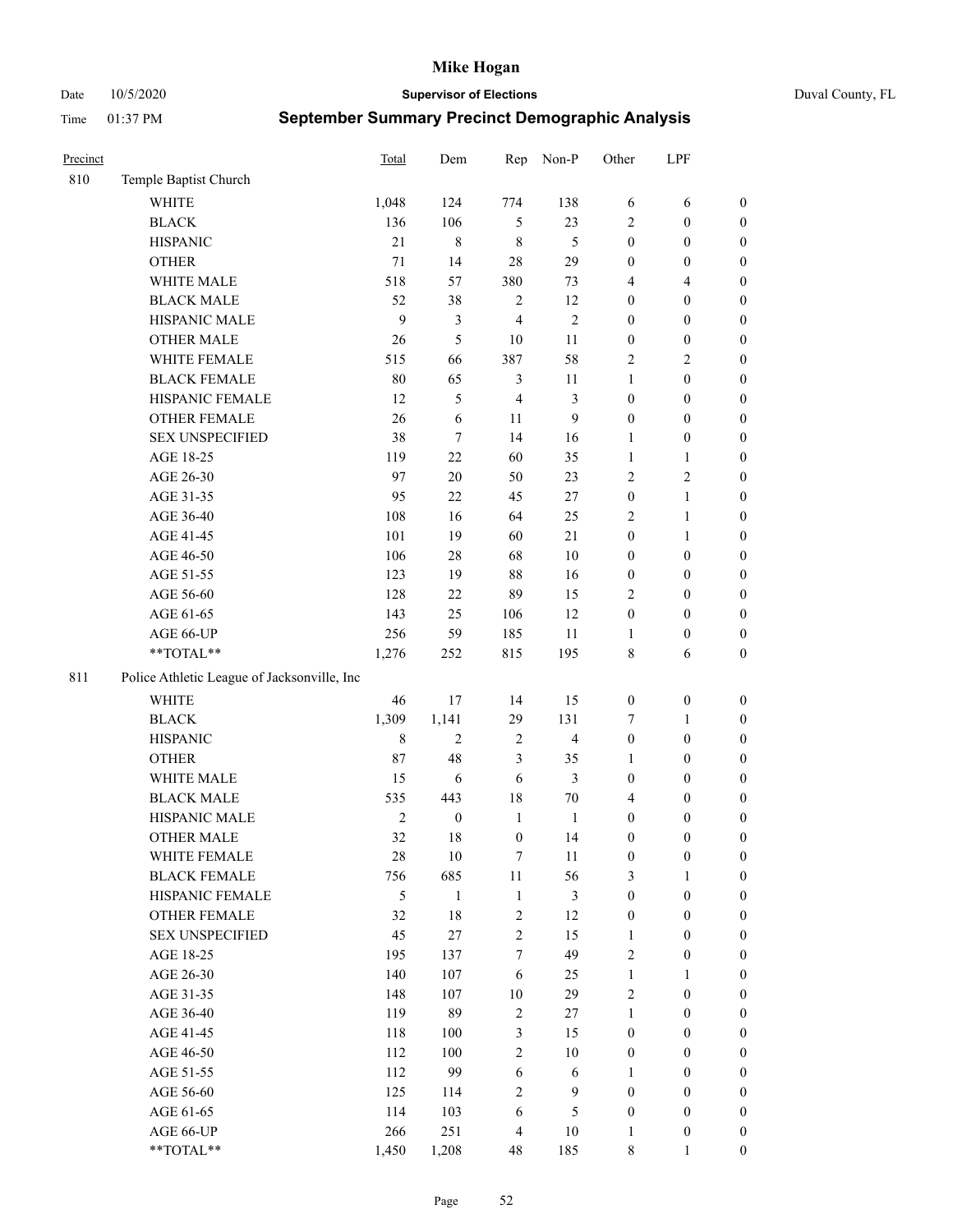# Mike Hogan

Date 10/5/2020 **Supervisor of Elections** Duval County, FL

Time 01:37 PM **September Summary Precinct Demographic Analysis**

| Precinct | | Total | Dem | Rep | Non-P | Other | LPF | |
|---|---|---|---|---|---|---|---|---|
| 810 | Temple Baptist Church | | | | | | | |
| | WHITE | 1,048 | 124 | 774 | 138 | 6 | 6 | 0 |
| | BLACK | 136 | 106 | 5 | 23 | 2 | 0 | 0 |
| | HISPANIC | 21 | 8 | 8 | 5 | 0 | 0 | 0 |
| | OTHER | 71 | 14 | 28 | 29 | 0 | 0 | 0 |
| | WHITE MALE | 518 | 57 | 380 | 73 | 4 | 4 | 0 |
| | BLACK MALE | 52 | 38 | 2 | 12 | 0 | 0 | 0 |
| | HISPANIC MALE | 9 | 3 | 4 | 2 | 0 | 0 | 0 |
| | OTHER MALE | 26 | 5 | 10 | 11 | 0 | 0 | 0 |
| | WHITE FEMALE | 515 | 66 | 387 | 58 | 2 | 2 | 0 |
| | BLACK FEMALE | 80 | 65 | 3 | 11 | 1 | 0 | 0 |
| | HISPANIC FEMALE | 12 | 5 | 4 | 3 | 0 | 0 | 0 |
| | OTHER FEMALE | 26 | 6 | 11 | 9 | 0 | 0 | 0 |
| | SEX UNSPECIFIED | 38 | 7 | 14 | 16 | 1 | 0 | 0 |
| | AGE 18-25 | 119 | 22 | 60 | 35 | 1 | 1 | 0 |
| | AGE 26-30 | 97 | 20 | 50 | 23 | 2 | 2 | 0 |
| | AGE 31-35 | 95 | 22 | 45 | 27 | 0 | 1 | 0 |
| | AGE 36-40 | 108 | 16 | 64 | 25 | 2 | 1 | 0 |
| | AGE 41-45 | 101 | 19 | 60 | 21 | 0 | 1 | 0 |
| | AGE 46-50 | 106 | 28 | 68 | 10 | 0 | 0 | 0 |
| | AGE 51-55 | 123 | 19 | 88 | 16 | 0 | 0 | 0 |
| | AGE 56-60 | 128 | 22 | 89 | 15 | 2 | 0 | 0 |
| | AGE 61-65 | 143 | 25 | 106 | 12 | 0 | 0 | 0 |
| | AGE 66-UP | 256 | 59 | 185 | 11 | 1 | 0 | 0 |
| | **TOTAL** | 1,276 | 252 | 815 | 195 | 8 | 6 | 0 |
| 811 | Police Athletic League of Jacksonville, Inc | | | | | | | |
| | WHITE | 46 | 17 | 14 | 15 | 0 | 0 | 0 |
| | BLACK | 1,309 | 1,141 | 29 | 131 | 7 | 1 | 0 |
| | HISPANIC | 8 | 2 | 2 | 4 | 0 | 0 | 0 |
| | OTHER | 87 | 48 | 3 | 35 | 1 | 0 | 0 |
| | WHITE MALE | 15 | 6 | 6 | 3 | 0 | 0 | 0 |
| | BLACK MALE | 535 | 443 | 18 | 70 | 4 | 0 | 0 |
| | HISPANIC MALE | 2 | 0 | 1 | 1 | 0 | 0 | 0 |
| | OTHER MALE | 32 | 18 | 0 | 14 | 0 | 0 | 0 |
| | WHITE FEMALE | 28 | 10 | 7 | 11 | 0 | 0 | 0 |
| | BLACK FEMALE | 756 | 685 | 11 | 56 | 3 | 1 | 0 |
| | HISPANIC FEMALE | 5 | 1 | 1 | 3 | 0 | 0 | 0 |
| | OTHER FEMALE | 32 | 18 | 2 | 12 | 0 | 0 | 0 |
| | SEX UNSPECIFIED | 45 | 27 | 2 | 15 | 1 | 0 | 0 |
| | AGE 18-25 | 195 | 137 | 7 | 49 | 2 | 0 | 0 |
| | AGE 26-30 | 140 | 107 | 6 | 25 | 1 | 1 | 0 |
| | AGE 31-35 | 148 | 107 | 10 | 29 | 2 | 0 | 0 |
| | AGE 36-40 | 119 | 89 | 2 | 27 | 1 | 0 | 0 |
| | AGE 41-45 | 118 | 100 | 3 | 15 | 0 | 0 | 0 |
| | AGE 46-50 | 112 | 100 | 2 | 10 | 0 | 0 | 0 |
| | AGE 51-55 | 112 | 99 | 6 | 6 | 1 | 0 | 0 |
| | AGE 56-60 | 125 | 114 | 2 | 9 | 0 | 0 | 0 |
| | AGE 61-65 | 114 | 103 | 6 | 5 | 0 | 0 | 0 |
| | AGE 66-UP | 266 | 251 | 4 | 10 | 1 | 0 | 0 |
| | **TOTAL** | 1,450 | 1,208 | 48 | 185 | 8 | 1 | 0 |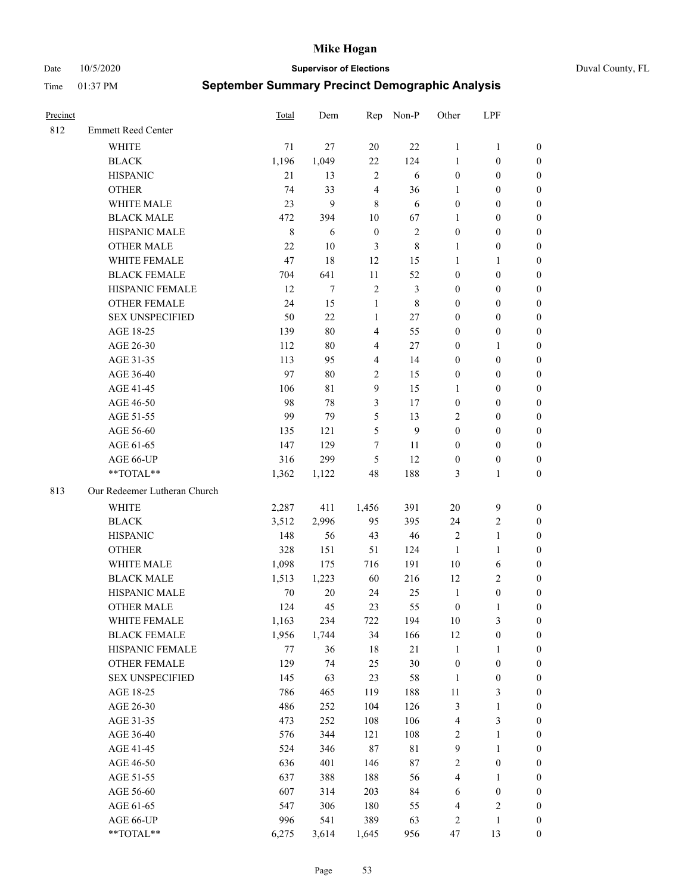# Mike Hogan

Date 10/5/2020 **Supervisor of Elections** Duval County, FL

Time 01:37 PM **September Summary Precinct Demographic Analysis**

| Precinct | | Total | Dem | Rep | Non-P | Other | LPF | |
|---|---|---|---|---|---|---|---|---|
| 812 | Emmett Reed Center | | | | | | | |
| | WHITE | 71 | 27 | 20 | 22 | 1 | 1 | 0 |
| | BLACK | 1,196 | 1,049 | 22 | 124 | 1 | 0 | 0 |
| | HISPANIC | 21 | 13 | 2 | 6 | 0 | 0 | 0 |
| | OTHER | 74 | 33 | 4 | 36 | 1 | 0 | 0 |
| | WHITE MALE | 23 | 9 | 8 | 6 | 0 | 0 | 0 |
| | BLACK MALE | 472 | 394 | 10 | 67 | 1 | 0 | 0 |
| | HISPANIC MALE | 8 | 6 | 0 | 2 | 0 | 0 | 0 |
| | OTHER MALE | 22 | 10 | 3 | 8 | 1 | 0 | 0 |
| | WHITE FEMALE | 47 | 18 | 12 | 15 | 1 | 1 | 0 |
| | BLACK FEMALE | 704 | 641 | 11 | 52 | 0 | 0 | 0 |
| | HISPANIC FEMALE | 12 | 7 | 2 | 3 | 0 | 0 | 0 |
| | OTHER FEMALE | 24 | 15 | 1 | 8 | 0 | 0 | 0 |
| | SEX UNSPECIFIED | 50 | 22 | 1 | 27 | 0 | 0 | 0 |
| | AGE 18-25 | 139 | 80 | 4 | 55 | 0 | 0 | 0 |
| | AGE 26-30 | 112 | 80 | 4 | 27 | 0 | 1 | 0 |
| | AGE 31-35 | 113 | 95 | 4 | 14 | 0 | 0 | 0 |
| | AGE 36-40 | 97 | 80 | 2 | 15 | 0 | 0 | 0 |
| | AGE 41-45 | 106 | 81 | 9 | 15 | 1 | 0 | 0 |
| | AGE 46-50 | 98 | 78 | 3 | 17 | 0 | 0 | 0 |
| | AGE 51-55 | 99 | 79 | 5 | 13 | 2 | 0 | 0 |
| | AGE 56-60 | 135 | 121 | 5 | 9 | 0 | 0 | 0 |
| | AGE 61-65 | 147 | 129 | 7 | 11 | 0 | 0 | 0 |
| | AGE 66-UP | 316 | 299 | 5 | 12 | 0 | 0 | 0 |
| | **TOTAL** | 1,362 | 1,122 | 48 | 188 | 3 | 1 | 0 |
| 813 | Our Redeemer Lutheran Church | | | | | | | |
| | WHITE | 2,287 | 411 | 1,456 | 391 | 20 | 9 | 0 |
| | BLACK | 3,512 | 2,996 | 95 | 395 | 24 | 2 | 0 |
| | HISPANIC | 148 | 56 | 43 | 46 | 2 | 1 | 0 |
| | OTHER | 328 | 151 | 51 | 124 | 1 | 1 | 0 |
| | WHITE MALE | 1,098 | 175 | 716 | 191 | 10 | 6 | 0 |
| | BLACK MALE | 1,513 | 1,223 | 60 | 216 | 12 | 2 | 0 |
| | HISPANIC MALE | 70 | 20 | 24 | 25 | 1 | 0 | 0 |
| | OTHER MALE | 124 | 45 | 23 | 55 | 0 | 1 | 0 |
| | WHITE FEMALE | 1,163 | 234 | 722 | 194 | 10 | 3 | 0 |
| | BLACK FEMALE | 1,956 | 1,744 | 34 | 166 | 12 | 0 | 0 |
| | HISPANIC FEMALE | 77 | 36 | 18 | 21 | 1 | 1 | 0 |
| | OTHER FEMALE | 129 | 74 | 25 | 30 | 0 | 0 | 0 |
| | SEX UNSPECIFIED | 145 | 63 | 23 | 58 | 1 | 0 | 0 |
| | AGE 18-25 | 786 | 465 | 119 | 188 | 11 | 3 | 0 |
| | AGE 26-30 | 486 | 252 | 104 | 126 | 3 | 1 | 0 |
| | AGE 31-35 | 473 | 252 | 108 | 106 | 4 | 3 | 0 |
| | AGE 36-40 | 576 | 344 | 121 | 108 | 2 | 1 | 0 |
| | AGE 41-45 | 524 | 346 | 87 | 81 | 9 | 1 | 0 |
| | AGE 46-50 | 636 | 401 | 146 | 87 | 2 | 0 | 0 |
| | AGE 51-55 | 637 | 388 | 188 | 56 | 4 | 1 | 0 |
| | AGE 56-60 | 607 | 314 | 203 | 84 | 6 | 0 | 0 |
| | AGE 61-65 | 547 | 306 | 180 | 55 | 4 | 2 | 0 |
| | AGE 66-UP | 996 | 541 | 389 | 63 | 2 | 1 | 0 |
| | **TOTAL** | 6,275 | 3,614 | 1,645 | 956 | 47 | 13 | 0 |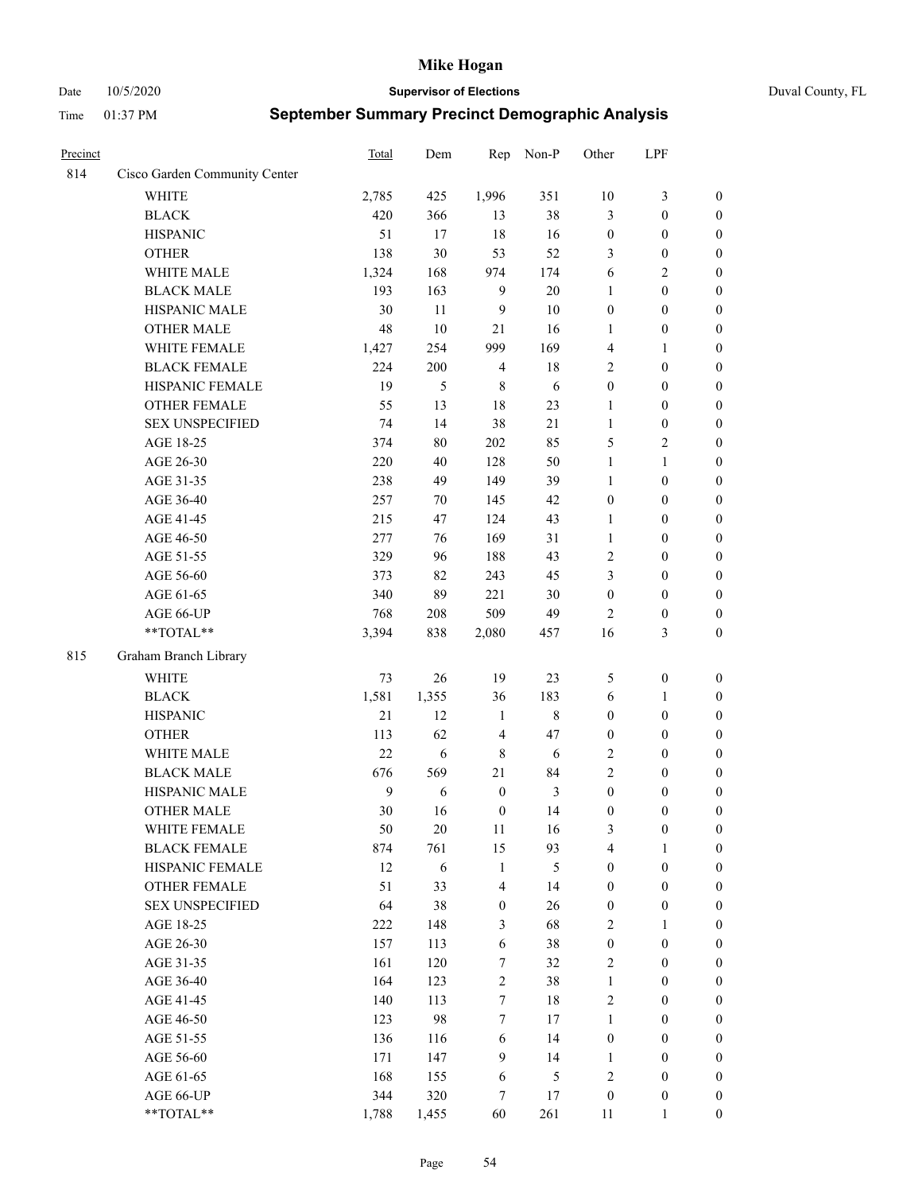# Mike Hogan

Date 10/5/2020 **Supervisor of Elections** Duval County, FL

Time 01:37 PM **September Summary Precinct Demographic Analysis**

| Precinct | | Total | Dem | Rep | Non-P | Other | LPF | |
|---|---|---|---|---|---|---|---|---|
| 814 | Cisco Garden Community Center | | | | | | | |
| | WHITE | 2,785 | 425 | 1,996 | 351 | 10 | 3 | 0 |
| | BLACK | 420 | 366 | 13 | 38 | 3 | 0 | 0 |
| | HISPANIC | 51 | 17 | 18 | 16 | 0 | 0 | 0 |
| | OTHER | 138 | 30 | 53 | 52 | 3 | 0 | 0 |
| | WHITE MALE | 1,324 | 168 | 974 | 174 | 6 | 2 | 0 |
| | BLACK MALE | 193 | 163 | 9 | 20 | 1 | 0 | 0 |
| | HISPANIC MALE | 30 | 11 | 9 | 10 | 0 | 0 | 0 |
| | OTHER MALE | 48 | 10 | 21 | 16 | 1 | 0 | 0 |
| | WHITE FEMALE | 1,427 | 254 | 999 | 169 | 4 | 1 | 0 |
| | BLACK FEMALE | 224 | 200 | 4 | 18 | 2 | 0 | 0 |
| | HISPANIC FEMALE | 19 | 5 | 8 | 6 | 0 | 0 | 0 |
| | OTHER FEMALE | 55 | 13 | 18 | 23 | 1 | 0 | 0 |
| | SEX UNSPECIFIED | 74 | 14 | 38 | 21 | 1 | 0 | 0 |
| | AGE 18-25 | 374 | 80 | 202 | 85 | 5 | 2 | 0 |
| | AGE 26-30 | 220 | 40 | 128 | 50 | 1 | 1 | 0 |
| | AGE 31-35 | 238 | 49 | 149 | 39 | 1 | 0 | 0 |
| | AGE 36-40 | 257 | 70 | 145 | 42 | 0 | 0 | 0 |
| | AGE 41-45 | 215 | 47 | 124 | 43 | 1 | 0 | 0 |
| | AGE 46-50 | 277 | 76 | 169 | 31 | 1 | 0 | 0 |
| | AGE 51-55 | 329 | 96 | 188 | 43 | 2 | 0 | 0 |
| | AGE 56-60 | 373 | 82 | 243 | 45 | 3 | 0 | 0 |
| | AGE 61-65 | 340 | 89 | 221 | 30 | 0 | 0 | 0 |
| | AGE 66-UP | 768 | 208 | 509 | 49 | 2 | 0 | 0 |
| | **TOTAL** | 3,394 | 838 | 2,080 | 457 | 16 | 3 | 0 |
| 815 | Graham Branch Library | | | | | | | |
| | WHITE | 73 | 26 | 19 | 23 | 5 | 0 | 0 |
| | BLACK | 1,581 | 1,355 | 36 | 183 | 6 | 1 | 0 |
| | HISPANIC | 21 | 12 | 1 | 8 | 0 | 0 | 0 |
| | OTHER | 113 | 62 | 4 | 47 | 0 | 0 | 0 |
| | WHITE MALE | 22 | 6 | 8 | 6 | 2 | 0 | 0 |
| | BLACK MALE | 676 | 569 | 21 | 84 | 2 | 0 | 0 |
| | HISPANIC MALE | 9 | 6 | 0 | 3 | 0 | 0 | 0 |
| | OTHER MALE | 30 | 16 | 0 | 14 | 0 | 0 | 0 |
| | WHITE FEMALE | 50 | 20 | 11 | 16 | 3 | 0 | 0 |
| | BLACK FEMALE | 874 | 761 | 15 | 93 | 4 | 1 | 0 |
| | HISPANIC FEMALE | 12 | 6 | 1 | 5 | 0 | 0 | 0 |
| | OTHER FEMALE | 51 | 33 | 4 | 14 | 0 | 0 | 0 |
| | SEX UNSPECIFIED | 64 | 38 | 0 | 26 | 0 | 0 | 0 |
| | AGE 18-25 | 222 | 148 | 3 | 68 | 2 | 1 | 0 |
| | AGE 26-30 | 157 | 113 | 6 | 38 | 0 | 0 | 0 |
| | AGE 31-35 | 161 | 120 | 7 | 32 | 2 | 0 | 0 |
| | AGE 36-40 | 164 | 123 | 2 | 38 | 1 | 0 | 0 |
| | AGE 41-45 | 140 | 113 | 7 | 18 | 2 | 0 | 0 |
| | AGE 46-50 | 123 | 98 | 7 | 17 | 1 | 0 | 0 |
| | AGE 51-55 | 136 | 116 | 6 | 14 | 0 | 0 | 0 |
| | AGE 56-60 | 171 | 147 | 9 | 14 | 1 | 0 | 0 |
| | AGE 61-65 | 168 | 155 | 6 | 5 | 2 | 0 | 0 |
| | AGE 66-UP | 344 | 320 | 7 | 17 | 0 | 0 | 0 |
| | **TOTAL** | 1,788 | 1,455 | 60 | 261 | 11 | 1 | 0 |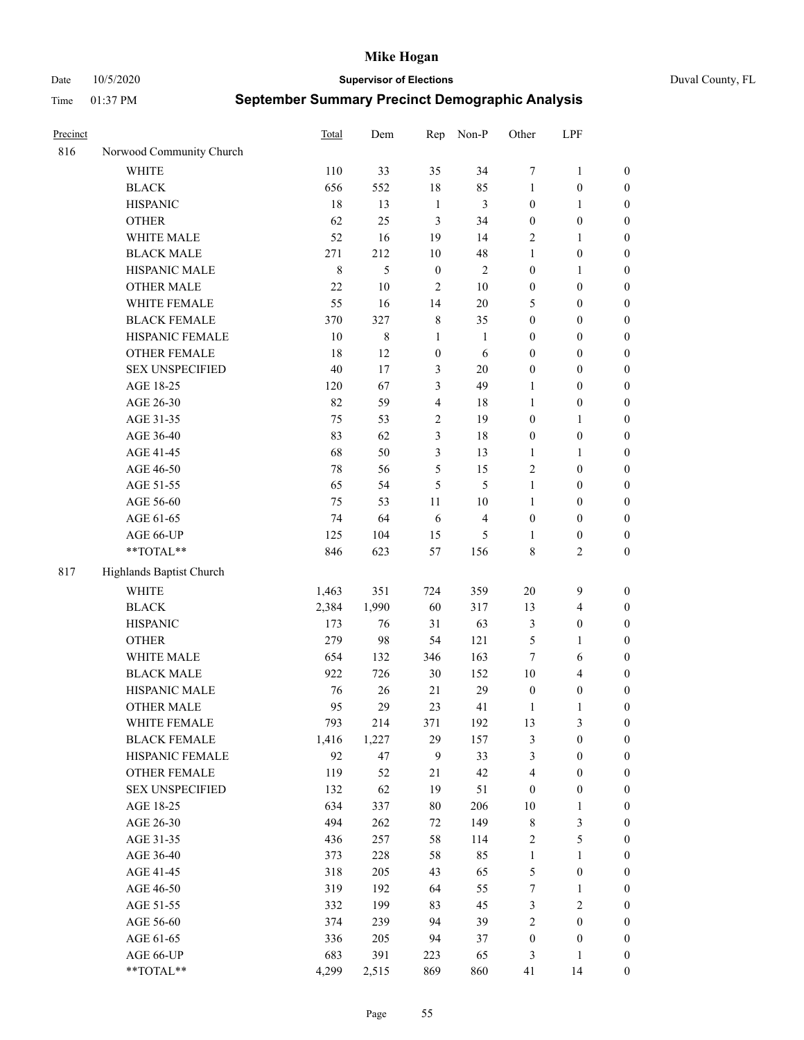# Mike Hogan

Date 10/5/2020 **Supervisor of Elections** Duval County, FL

Time 01:37 PM **September Summary Precinct Demographic Analysis**

| Precinct | | Total | Dem | Rep | Non-P | Other | LPF | |
|---|---|---|---|---|---|---|---|---|
| 816 | Norwood Community Church | | | | | | | |
| | WHITE | 110 | 33 | 35 | 34 | 7 | 1 | 0 |
| | BLACK | 656 | 552 | 18 | 85 | 1 | 0 | 0 |
| | HISPANIC | 18 | 13 | 1 | 3 | 0 | 1 | 0 |
| | OTHER | 62 | 25 | 3 | 34 | 0 | 0 | 0 |
| | WHITE MALE | 52 | 16 | 19 | 14 | 2 | 1 | 0 |
| | BLACK MALE | 271 | 212 | 10 | 48 | 1 | 0 | 0 |
| | HISPANIC MALE | 8 | 5 | 0 | 2 | 0 | 1 | 0 |
| | OTHER MALE | 22 | 10 | 2 | 10 | 0 | 0 | 0 |
| | WHITE FEMALE | 55 | 16 | 14 | 20 | 5 | 0 | 0 |
| | BLACK FEMALE | 370 | 327 | 8 | 35 | 0 | 0 | 0 |
| | HISPANIC FEMALE | 10 | 8 | 1 | 1 | 0 | 0 | 0 |
| | OTHER FEMALE | 18 | 12 | 0 | 6 | 0 | 0 | 0 |
| | SEX UNSPECIFIED | 40 | 17 | 3 | 20 | 0 | 0 | 0 |
| | AGE 18-25 | 120 | 67 | 3 | 49 | 1 | 0 | 0 |
| | AGE 26-30 | 82 | 59 | 4 | 18 | 1 | 0 | 0 |
| | AGE 31-35 | 75 | 53 | 2 | 19 | 0 | 1 | 0 |
| | AGE 36-40 | 83 | 62 | 3 | 18 | 0 | 0 | 0 |
| | AGE 41-45 | 68 | 50 | 3 | 13 | 1 | 1 | 0 |
| | AGE 46-50 | 78 | 56 | 5 | 15 | 2 | 0 | 0 |
| | AGE 51-55 | 65 | 54 | 5 | 5 | 1 | 0 | 0 |
| | AGE 56-60 | 75 | 53 | 11 | 10 | 1 | 0 | 0 |
| | AGE 61-65 | 74 | 64 | 6 | 4 | 0 | 0 | 0 |
| | AGE 66-UP | 125 | 104 | 15 | 5 | 1 | 0 | 0 |
| | **TOTAL** | 846 | 623 | 57 | 156 | 8 | 2 | 0 |
| 817 | Highlands Baptist Church | | | | | | | |
| | WHITE | 1,463 | 351 | 724 | 359 | 20 | 9 | 0 |
| | BLACK | 2,384 | 1,990 | 60 | 317 | 13 | 4 | 0 |
| | HISPANIC | 173 | 76 | 31 | 63 | 3 | 0 | 0 |
| | OTHER | 279 | 98 | 54 | 121 | 5 | 1 | 0 |
| | WHITE MALE | 654 | 132 | 346 | 163 | 7 | 6 | 0 |
| | BLACK MALE | 922 | 726 | 30 | 152 | 10 | 4 | 0 |
| | HISPANIC MALE | 76 | 26 | 21 | 29 | 0 | 0 | 0 |
| | OTHER MALE | 95 | 29 | 23 | 41 | 1 | 1 | 0 |
| | WHITE FEMALE | 793 | 214 | 371 | 192 | 13 | 3 | 0 |
| | BLACK FEMALE | 1,416 | 1,227 | 29 | 157 | 3 | 0 | 0 |
| | HISPANIC FEMALE | 92 | 47 | 9 | 33 | 3 | 0 | 0 |
| | OTHER FEMALE | 119 | 52 | 21 | 42 | 4 | 0 | 0 |
| | SEX UNSPECIFIED | 132 | 62 | 19 | 51 | 0 | 0 | 0 |
| | AGE 18-25 | 634 | 337 | 80 | 206 | 10 | 1 | 0 |
| | AGE 26-30 | 494 | 262 | 72 | 149 | 8 | 3 | 0 |
| | AGE 31-35 | 436 | 257 | 58 | 114 | 2 | 5 | 0 |
| | AGE 36-40 | 373 | 228 | 58 | 85 | 1 | 1 | 0 |
| | AGE 41-45 | 318 | 205 | 43 | 65 | 5 | 0 | 0 |
| | AGE 46-50 | 319 | 192 | 64 | 55 | 7 | 1 | 0 |
| | AGE 51-55 | 332 | 199 | 83 | 45 | 3 | 2 | 0 |
| | AGE 56-60 | 374 | 239 | 94 | 39 | 2 | 0 | 0 |
| | AGE 61-65 | 336 | 205 | 94 | 37 | 0 | 0 | 0 |
| | AGE 66-UP | 683 | 391 | 223 | 65 | 3 | 1 | 0 |
| | **TOTAL** | 4,299 | 2,515 | 869 | 860 | 41 | 14 | 0 |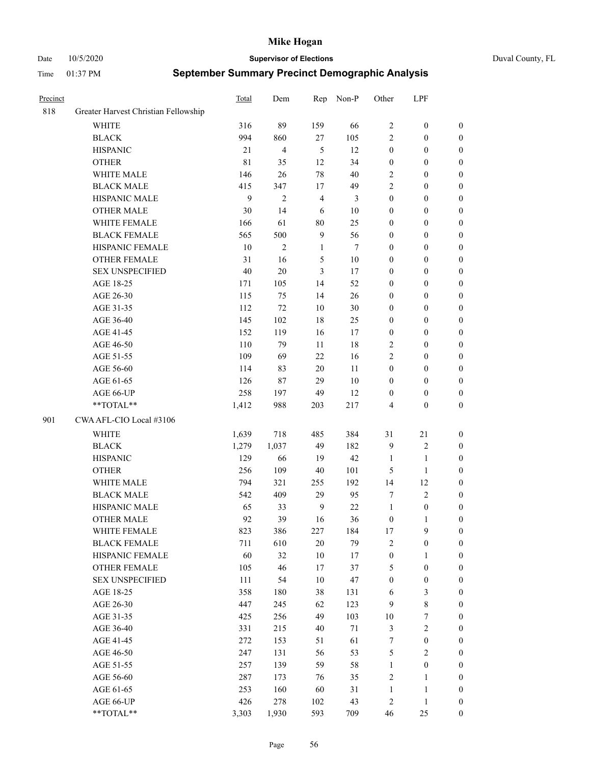# Mike Hogan

Date 10/5/2020 **Supervisor of Elections** Duval County, FL

Time 01:37 PM **September Summary Precinct Demographic Analysis**

| Precinct | | Total | Dem | Rep | Non-P | Other | LPF | |
|---|---|---|---|---|---|---|---|---|
| 818 | Greater Harvest Christian Fellowship | | | | | | | |
| | WHITE | 316 | 89 | 159 | 66 | 2 | 0 | 0 |
| | BLACK | 994 | 860 | 27 | 105 | 2 | 0 | 0 |
| | HISPANIC | 21 | 4 | 5 | 12 | 0 | 0 | 0 |
| | OTHER | 81 | 35 | 12 | 34 | 0 | 0 | 0 |
| | WHITE MALE | 146 | 26 | 78 | 40 | 2 | 0 | 0 |
| | BLACK MALE | 415 | 347 | 17 | 49 | 2 | 0 | 0 |
| | HISPANIC MALE | 9 | 2 | 4 | 3 | 0 | 0 | 0 |
| | OTHER MALE | 30 | 14 | 6 | 10 | 0 | 0 | 0 |
| | WHITE FEMALE | 166 | 61 | 80 | 25 | 0 | 0 | 0 |
| | BLACK FEMALE | 565 | 500 | 9 | 56 | 0 | 0 | 0 |
| | HISPANIC FEMALE | 10 | 2 | 1 | 7 | 0 | 0 | 0 |
| | OTHER FEMALE | 31 | 16 | 5 | 10 | 0 | 0 | 0 |
| | SEX UNSPECIFIED | 40 | 20 | 3 | 17 | 0 | 0 | 0 |
| | AGE 18-25 | 171 | 105 | 14 | 52 | 0 | 0 | 0 |
| | AGE 26-30 | 115 | 75 | 14 | 26 | 0 | 0 | 0 |
| | AGE 31-35 | 112 | 72 | 10 | 30 | 0 | 0 | 0 |
| | AGE 36-40 | 145 | 102 | 18 | 25 | 0 | 0 | 0 |
| | AGE 41-45 | 152 | 119 | 16 | 17 | 0 | 0 | 0 |
| | AGE 46-50 | 110 | 79 | 11 | 18 | 2 | 0 | 0 |
| | AGE 51-55 | 109 | 69 | 22 | 16 | 2 | 0 | 0 |
| | AGE 56-60 | 114 | 83 | 20 | 11 | 0 | 0 | 0 |
| | AGE 61-65 | 126 | 87 | 29 | 10 | 0 | 0 | 0 |
| | AGE 66-UP | 258 | 197 | 49 | 12 | 0 | 0 | 0 |
| | **TOTAL** | 1,412 | 988 | 203 | 217 | 4 | 0 | 0 |
| 901 | CWA AFL-CIO Local #3106 | | | | | | | |
| | WHITE | 1,639 | 718 | 485 | 384 | 31 | 21 | 0 |
| | BLACK | 1,279 | 1,037 | 49 | 182 | 9 | 2 | 0 |
| | HISPANIC | 129 | 66 | 19 | 42 | 1 | 1 | 0 |
| | OTHER | 256 | 109 | 40 | 101 | 5 | 1 | 0 |
| | WHITE MALE | 794 | 321 | 255 | 192 | 14 | 12 | 0 |
| | BLACK MALE | 542 | 409 | 29 | 95 | 7 | 2 | 0 |
| | HISPANIC MALE | 65 | 33 | 9 | 22 | 1 | 0 | 0 |
| | OTHER MALE | 92 | 39 | 16 | 36 | 0 | 1 | 0 |
| | WHITE FEMALE | 823 | 386 | 227 | 184 | 17 | 9 | 0 |
| | BLACK FEMALE | 711 | 610 | 20 | 79 | 2 | 0 | 0 |
| | HISPANIC FEMALE | 60 | 32 | 10 | 17 | 0 | 1 | 0 |
| | OTHER FEMALE | 105 | 46 | 17 | 37 | 5 | 0 | 0 |
| | SEX UNSPECIFIED | 111 | 54 | 10 | 47 | 0 | 0 | 0 |
| | AGE 18-25 | 358 | 180 | 38 | 131 | 6 | 3 | 0 |
| | AGE 26-30 | 447 | 245 | 62 | 123 | 9 | 8 | 0 |
| | AGE 31-35 | 425 | 256 | 49 | 103 | 10 | 7 | 0 |
| | AGE 36-40 | 331 | 215 | 40 | 71 | 3 | 2 | 0 |
| | AGE 41-45 | 272 | 153 | 51 | 61 | 7 | 0 | 0 |
| | AGE 46-50 | 247 | 131 | 56 | 53 | 5 | 2 | 0 |
| | AGE 51-55 | 257 | 139 | 59 | 58 | 1 | 0 | 0 |
| | AGE 56-60 | 287 | 173 | 76 | 35 | 2 | 1 | 0 |
| | AGE 61-65 | 253 | 160 | 60 | 31 | 1 | 1 | 0 |
| | AGE 66-UP | 426 | 278 | 102 | 43 | 2 | 1 | 0 |
| | **TOTAL** | 3,303 | 1,930 | 593 | 709 | 46 | 25 | 0 |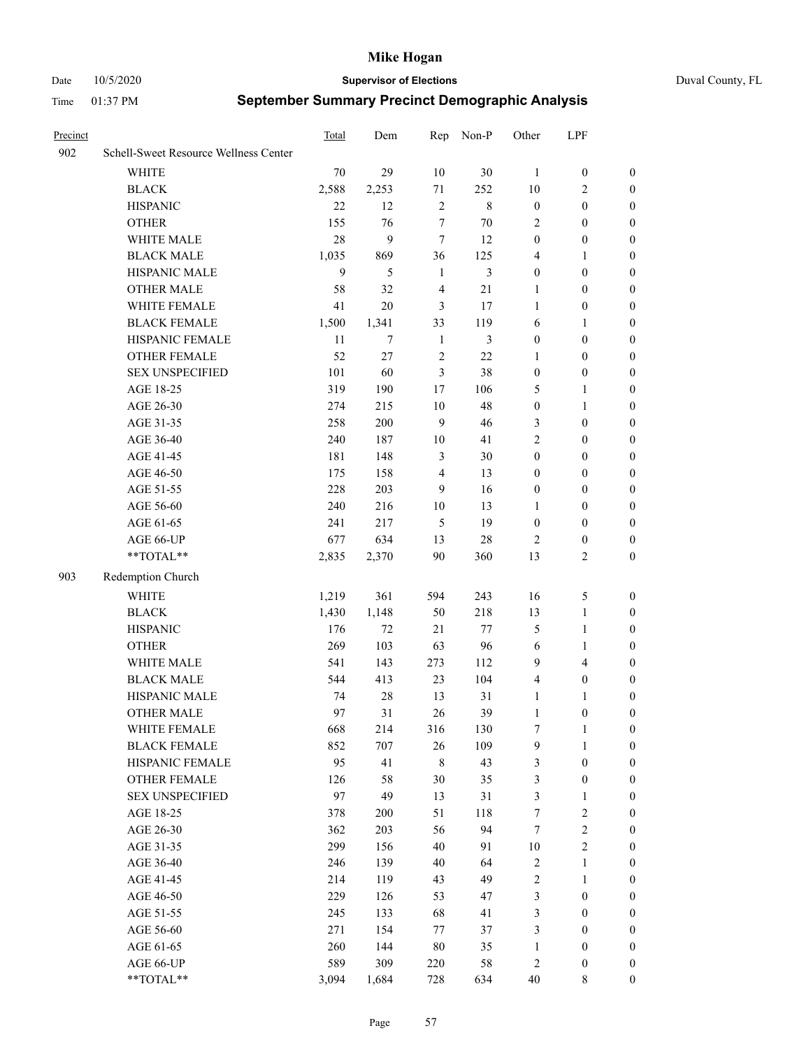# September Summary Precinct Demographic Analysis

| Precinct | | Total | Dem | Rep | Non-P | Other | LPF | |
|---|---|---|---|---|---|---|---|---|
| 902 | Schell-Sweet Resource Wellness Center | | | | | | | |
| | WHITE | 70 | 29 | 10 | 30 | 1 | 0 | 0 |
| | BLACK | 2,588 | 2,253 | 71 | 252 | 10 | 2 | 0 |
| | HISPANIC | 22 | 12 | 2 | 8 | 0 | 0 | 0 |
| | OTHER | 155 | 76 | 7 | 70 | 2 | 0 | 0 |
| | WHITE MALE | 28 | 9 | 7 | 12 | 0 | 0 | 0 |
| | BLACK MALE | 1,035 | 869 | 36 | 125 | 4 | 1 | 0 |
| | HISPANIC MALE | 9 | 5 | 1 | 3 | 0 | 0 | 0 |
| | OTHER MALE | 58 | 32 | 4 | 21 | 1 | 0 | 0 |
| | WHITE FEMALE | 41 | 20 | 3 | 17 | 1 | 0 | 0 |
| | BLACK FEMALE | 1,500 | 1,341 | 33 | 119 | 6 | 1 | 0 |
| | HISPANIC FEMALE | 11 | 7 | 1 | 3 | 0 | 0 | 0 |
| | OTHER FEMALE | 52 | 27 | 2 | 22 | 1 | 0 | 0 |
| | SEX UNSPECIFIED | 101 | 60 | 3 | 38 | 0 | 0 | 0 |
| | AGE 18-25 | 319 | 190 | 17 | 106 | 5 | 1 | 0 |
| | AGE 26-30 | 274 | 215 | 10 | 48 | 0 | 1 | 0 |
| | AGE 31-35 | 258 | 200 | 9 | 46 | 3 | 0 | 0 |
| | AGE 36-40 | 240 | 187 | 10 | 41 | 2 | 0 | 0 |
| | AGE 41-45 | 181 | 148 | 3 | 30 | 0 | 0 | 0 |
| | AGE 46-50 | 175 | 158 | 4 | 13 | 0 | 0 | 0 |
| | AGE 51-55 | 228 | 203 | 9 | 16 | 0 | 0 | 0 |
| | AGE 56-60 | 240 | 216 | 10 | 13 | 1 | 0 | 0 |
| | AGE 61-65 | 241 | 217 | 5 | 19 | 0 | 0 | 0 |
| | AGE 66-UP | 677 | 634 | 13 | 28 | 2 | 0 | 0 |
| | **TOTAL** | 2,835 | 2,370 | 90 | 360 | 13 | 2 | 0 |
| 903 | Redemption Church | | | | | | | |
| | WHITE | 1,219 | 361 | 594 | 243 | 16 | 5 | 0 |
| | BLACK | 1,430 | 1,148 | 50 | 218 | 13 | 1 | 0 |
| | HISPANIC | 176 | 72 | 21 | 77 | 5 | 1 | 0 |
| | OTHER | 269 | 103 | 63 | 96 | 6 | 1 | 0 |
| | WHITE MALE | 541 | 143 | 273 | 112 | 9 | 4 | 0 |
| | BLACK MALE | 544 | 413 | 23 | 104 | 4 | 0 | 0 |
| | HISPANIC MALE | 74 | 28 | 13 | 31 | 1 | 1 | 0 |
| | OTHER MALE | 97 | 31 | 26 | 39 | 1 | 0 | 0 |
| | WHITE FEMALE | 668 | 214 | 316 | 130 | 7 | 1 | 0 |
| | BLACK FEMALE | 852 | 707 | 26 | 109 | 9 | 1 | 0 |
| | HISPANIC FEMALE | 95 | 41 | 8 | 43 | 3 | 0 | 0 |
| | OTHER FEMALE | 126 | 58 | 30 | 35 | 3 | 0 | 0 |
| | SEX UNSPECIFIED | 97 | 49 | 13 | 31 | 3 | 1 | 0 |
| | AGE 18-25 | 378 | 200 | 51 | 118 | 7 | 2 | 0 |
| | AGE 26-30 | 362 | 203 | 56 | 94 | 7 | 2 | 0 |
| | AGE 31-35 | 299 | 156 | 40 | 91 | 10 | 2 | 0 |
| | AGE 36-40 | 246 | 139 | 40 | 64 | 2 | 1 | 0 |
| | AGE 41-45 | 214 | 119 | 43 | 49 | 2 | 1 | 0 |
| | AGE 46-50 | 229 | 126 | 53 | 47 | 3 | 0 | 0 |
| | AGE 51-55 | 245 | 133 | 68 | 41 | 3 | 0 | 0 |
| | AGE 56-60 | 271 | 154 | 77 | 37 | 3 | 0 | 0 |
| | AGE 61-65 | 260 | 144 | 80 | 35 | 1 | 0 | 0 |
| | AGE 66-UP | 589 | 309 | 220 | 58 | 2 | 0 | 0 |
| | **TOTAL** | 3,094 | 1,684 | 728 | 634 | 40 | 8 | 0 |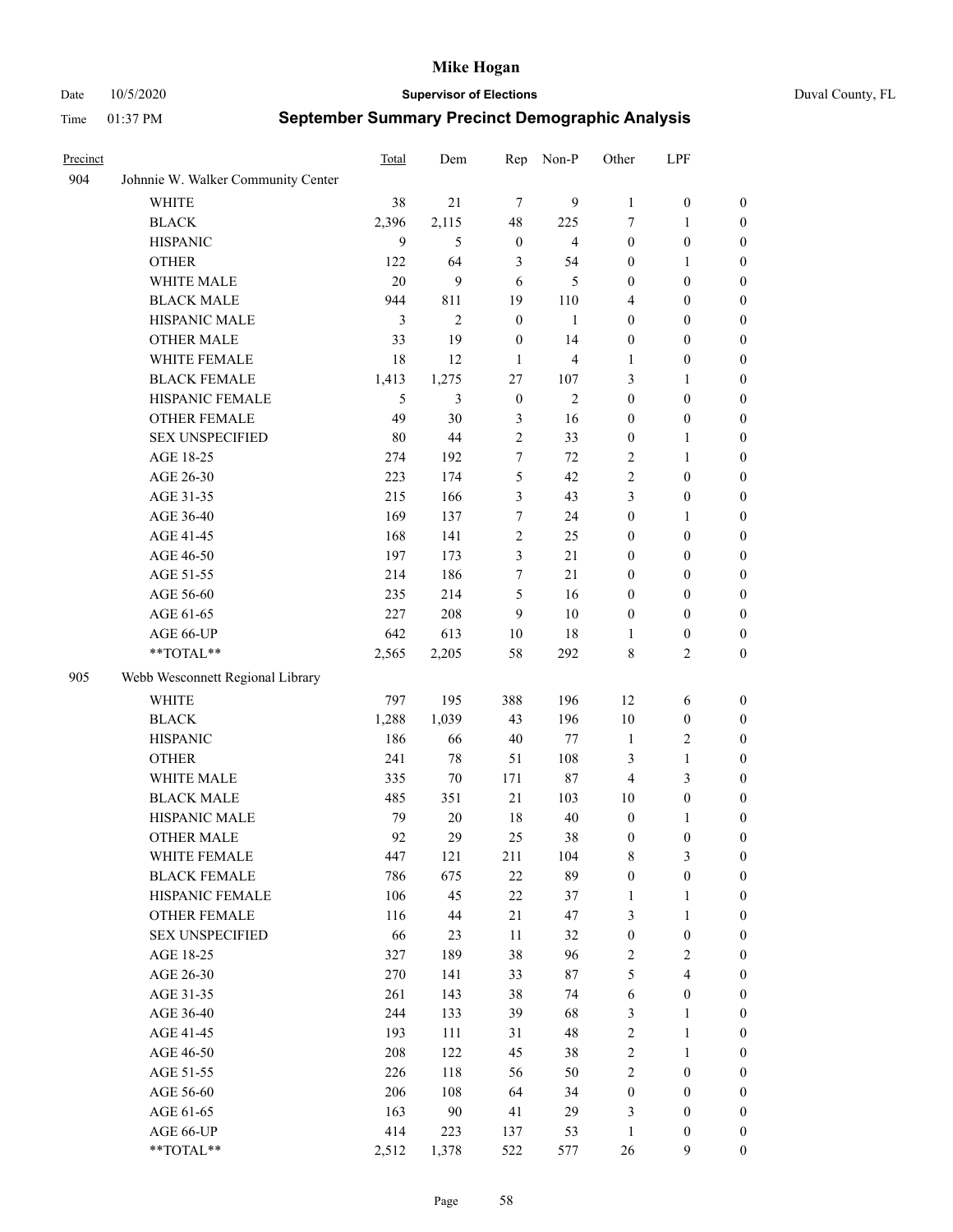# Mike Hogan

Date 10/5/2020 **Supervisor of Elections** Duval County, FL

Time 01:37 PM **September Summary Precinct Demographic Analysis**

| Precinct | | Total | Dem | Rep | Non-P | Other | LPF | |
|---|---|---|---|---|---|---|---|---|
| 904 | Johnnie W. Walker Community Center | | | | | | | |
| | WHITE | 38 | 21 | 7 | 9 | 1 | 0 | 0 |
| | BLACK | 2,396 | 2,115 | 48 | 225 | 7 | 1 | 0 |
| | HISPANIC | 9 | 5 | 0 | 4 | 0 | 0 | 0 |
| | OTHER | 122 | 64 | 3 | 54 | 0 | 1 | 0 |
| | WHITE MALE | 20 | 9 | 6 | 5 | 0 | 0 | 0 |
| | BLACK MALE | 944 | 811 | 19 | 110 | 4 | 0 | 0 |
| | HISPANIC MALE | 3 | 2 | 0 | 1 | 0 | 0 | 0 |
| | OTHER MALE | 33 | 19 | 0 | 14 | 0 | 0 | 0 |
| | WHITE FEMALE | 18 | 12 | 1 | 4 | 1 | 0 | 0 |
| | BLACK FEMALE | 1,413 | 1,275 | 27 | 107 | 3 | 1 | 0 |
| | HISPANIC FEMALE | 5 | 3 | 0 | 2 | 0 | 0 | 0 |
| | OTHER FEMALE | 49 | 30 | 3 | 16 | 0 | 0 | 0 |
| | SEX UNSPECIFIED | 80 | 44 | 2 | 33 | 0 | 1 | 0 |
| | AGE 18-25 | 274 | 192 | 7 | 72 | 2 | 1 | 0 |
| | AGE 26-30 | 223 | 174 | 5 | 42 | 2 | 0 | 0 |
| | AGE 31-35 | 215 | 166 | 3 | 43 | 3 | 0 | 0 |
| | AGE 36-40 | 169 | 137 | 7 | 24 | 0 | 1 | 0 |
| | AGE 41-45 | 168 | 141 | 2 | 25 | 0 | 0 | 0 |
| | AGE 46-50 | 197 | 173 | 3 | 21 | 0 | 0 | 0 |
| | AGE 51-55 | 214 | 186 | 7 | 21 | 0 | 0 | 0 |
| | AGE 56-60 | 235 | 214 | 5 | 16 | 0 | 0 | 0 |
| | AGE 61-65 | 227 | 208 | 9 | 10 | 0 | 0 | 0 |
| | AGE 66-UP | 642 | 613 | 10 | 18 | 1 | 0 | 0 |
| | **TOTAL** | 2,565 | 2,205 | 58 | 292 | 8 | 2 | 0 |
| 905 | Webb Wesconnett Regional Library | | | | | | | |
| | WHITE | 797 | 195 | 388 | 196 | 12 | 6 | 0 |
| | BLACK | 1,288 | 1,039 | 43 | 196 | 10 | 0 | 0 |
| | HISPANIC | 186 | 66 | 40 | 77 | 1 | 2 | 0 |
| | OTHER | 241 | 78 | 51 | 108 | 3 | 1 | 0 |
| | WHITE MALE | 335 | 70 | 171 | 87 | 4 | 3 | 0 |
| | BLACK MALE | 485 | 351 | 21 | 103 | 10 | 0 | 0 |
| | HISPANIC MALE | 79 | 20 | 18 | 40 | 0 | 1 | 0 |
| | OTHER MALE | 92 | 29 | 25 | 38 | 0 | 0 | 0 |
| | WHITE FEMALE | 447 | 121 | 211 | 104 | 8 | 3 | 0 |
| | BLACK FEMALE | 786 | 675 | 22 | 89 | 0 | 0 | 0 |
| | HISPANIC FEMALE | 106 | 45 | 22 | 37 | 1 | 1 | 0 |
| | OTHER FEMALE | 116 | 44 | 21 | 47 | 3 | 1 | 0 |
| | SEX UNSPECIFIED | 66 | 23 | 11 | 32 | 0 | 0 | 0 |
| | AGE 18-25 | 327 | 189 | 38 | 96 | 2 | 2 | 0 |
| | AGE 26-30 | 270 | 141 | 33 | 87 | 5 | 4 | 0 |
| | AGE 31-35 | 261 | 143 | 38 | 74 | 6 | 0 | 0 |
| | AGE 36-40 | 244 | 133 | 39 | 68 | 3 | 1 | 0 |
| | AGE 41-45 | 193 | 111 | 31 | 48 | 2 | 1 | 0 |
| | AGE 46-50 | 208 | 122 | 45 | 38 | 2 | 1 | 0 |
| | AGE 51-55 | 226 | 118 | 56 | 50 | 2 | 0 | 0 |
| | AGE 56-60 | 206 | 108 | 64 | 34 | 0 | 0 | 0 |
| | AGE 61-65 | 163 | 90 | 41 | 29 | 3 | 0 | 0 |
| | AGE 66-UP | 414 | 223 | 137 | 53 | 1 | 0 | 0 |
| | **TOTAL** | 2,512 | 1,378 | 522 | 577 | 26 | 9 | 0 |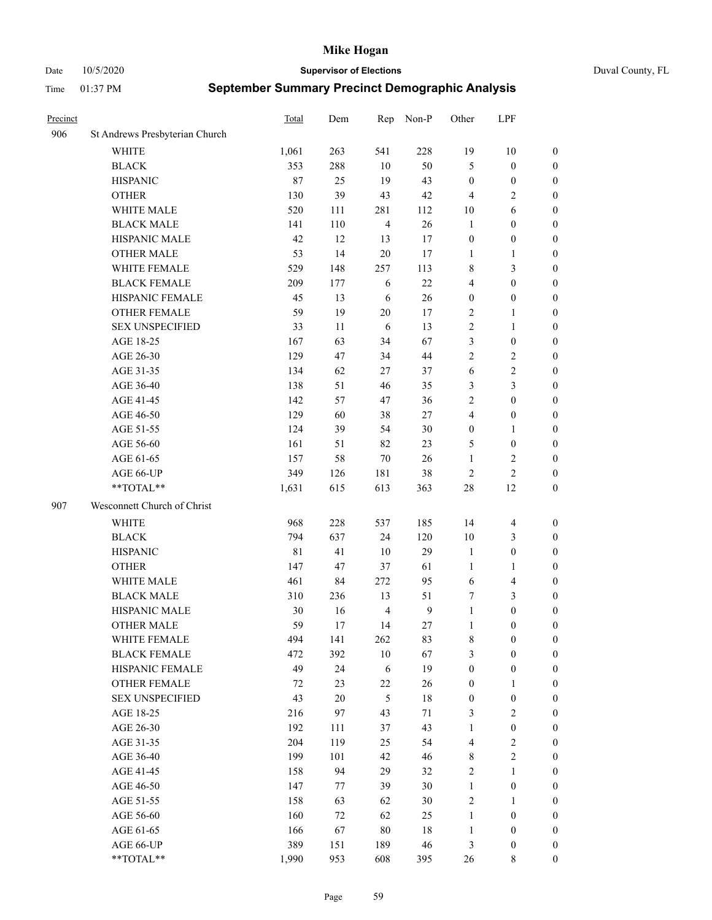# Mike Hogan

Date 10/5/2020 **Supervisor of Elections** Duval County, FL

Time 01:37 PM **September Summary Precinct Demographic Analysis**

| Precinct | | Total | Dem | Rep | Non-P | Other | LPF | |
|---|---|---|---|---|---|---|---|---|
| 906 | St Andrews Presbyterian Church | | | | | | | |
| | WHITE | 1,061 | 263 | 541 | 228 | 19 | 10 | 0 |
| | BLACK | 353 | 288 | 10 | 50 | 5 | 0 | 0 |
| | HISPANIC | 87 | 25 | 19 | 43 | 0 | 0 | 0 |
| | OTHER | 130 | 39 | 43 | 42 | 4 | 2 | 0 |
| | WHITE MALE | 520 | 111 | 281 | 112 | 10 | 6 | 0 |
| | BLACK MALE | 141 | 110 | 4 | 26 | 1 | 0 | 0 |
| | HISPANIC MALE | 42 | 12 | 13 | 17 | 0 | 0 | 0 |
| | OTHER MALE | 53 | 14 | 20 | 17 | 1 | 1 | 0 |
| | WHITE FEMALE | 529 | 148 | 257 | 113 | 8 | 3 | 0 |
| | BLACK FEMALE | 209 | 177 | 6 | 22 | 4 | 0 | 0 |
| | HISPANIC FEMALE | 45 | 13 | 6 | 26 | 0 | 0 | 0 |
| | OTHER FEMALE | 59 | 19 | 20 | 17 | 2 | 1 | 0 |
| | SEX UNSPECIFIED | 33 | 11 | 6 | 13 | 2 | 1 | 0 |
| | AGE 18-25 | 167 | 63 | 34 | 67 | 3 | 0 | 0 |
| | AGE 26-30 | 129 | 47 | 34 | 44 | 2 | 2 | 0 |
| | AGE 31-35 | 134 | 62 | 27 | 37 | 6 | 2 | 0 |
| | AGE 36-40 | 138 | 51 | 46 | 35 | 3 | 3 | 0 |
| | AGE 41-45 | 142 | 57 | 47 | 36 | 2 | 0 | 0 |
| | AGE 46-50 | 129 | 60 | 38 | 27 | 4 | 0 | 0 |
| | AGE 51-55 | 124 | 39 | 54 | 30 | 0 | 1 | 0 |
| | AGE 56-60 | 161 | 51 | 82 | 23 | 5 | 0 | 0 |
| | AGE 61-65 | 157 | 58 | 70 | 26 | 1 | 2 | 0 |
| | AGE 66-UP | 349 | 126 | 181 | 38 | 2 | 2 | 0 |
| | **TOTAL** | 1,631 | 615 | 613 | 363 | 28 | 12 | 0 |
| 907 | Wesconnett Church of Christ | | | | | | | |
| | WHITE | 968 | 228 | 537 | 185 | 14 | 4 | 0 |
| | BLACK | 794 | 637 | 24 | 120 | 10 | 3 | 0 |
| | HISPANIC | 81 | 41 | 10 | 29 | 1 | 0 | 0 |
| | OTHER | 147 | 47 | 37 | 61 | 1 | 1 | 0 |
| | WHITE MALE | 461 | 84 | 272 | 95 | 6 | 4 | 0 |
| | BLACK MALE | 310 | 236 | 13 | 51 | 7 | 3 | 0 |
| | HISPANIC MALE | 30 | 16 | 4 | 9 | 1 | 0 | 0 |
| | OTHER MALE | 59 | 17 | 14 | 27 | 1 | 0 | 0 |
| | WHITE FEMALE | 494 | 141 | 262 | 83 | 8 | 0 | 0 |
| | BLACK FEMALE | 472 | 392 | 10 | 67 | 3 | 0 | 0 |
| | HISPANIC FEMALE | 49 | 24 | 6 | 19 | 0 | 0 | 0 |
| | OTHER FEMALE | 72 | 23 | 22 | 26 | 0 | 1 | 0 |
| | SEX UNSPECIFIED | 43 | 20 | 5 | 18 | 0 | 0 | 0 |
| | AGE 18-25 | 216 | 97 | 43 | 71 | 3 | 2 | 0 |
| | AGE 26-30 | 192 | 111 | 37 | 43 | 1 | 0 | 0 |
| | AGE 31-35 | 204 | 119 | 25 | 54 | 4 | 2 | 0 |
| | AGE 36-40 | 199 | 101 | 42 | 46 | 8 | 2 | 0 |
| | AGE 41-45 | 158 | 94 | 29 | 32 | 2 | 1 | 0 |
| | AGE 46-50 | 147 | 77 | 39 | 30 | 1 | 0 | 0 |
| | AGE 51-55 | 158 | 63 | 62 | 30 | 2 | 1 | 0 |
| | AGE 56-60 | 160 | 72 | 62 | 25 | 1 | 0 | 0 |
| | AGE 61-65 | 166 | 67 | 80 | 18 | 1 | 0 | 0 |
| | AGE 66-UP | 389 | 151 | 189 | 46 | 3 | 0 | 0 |
| | **TOTAL** | 1,990 | 953 | 608 | 395 | 26 | 8 | 0 |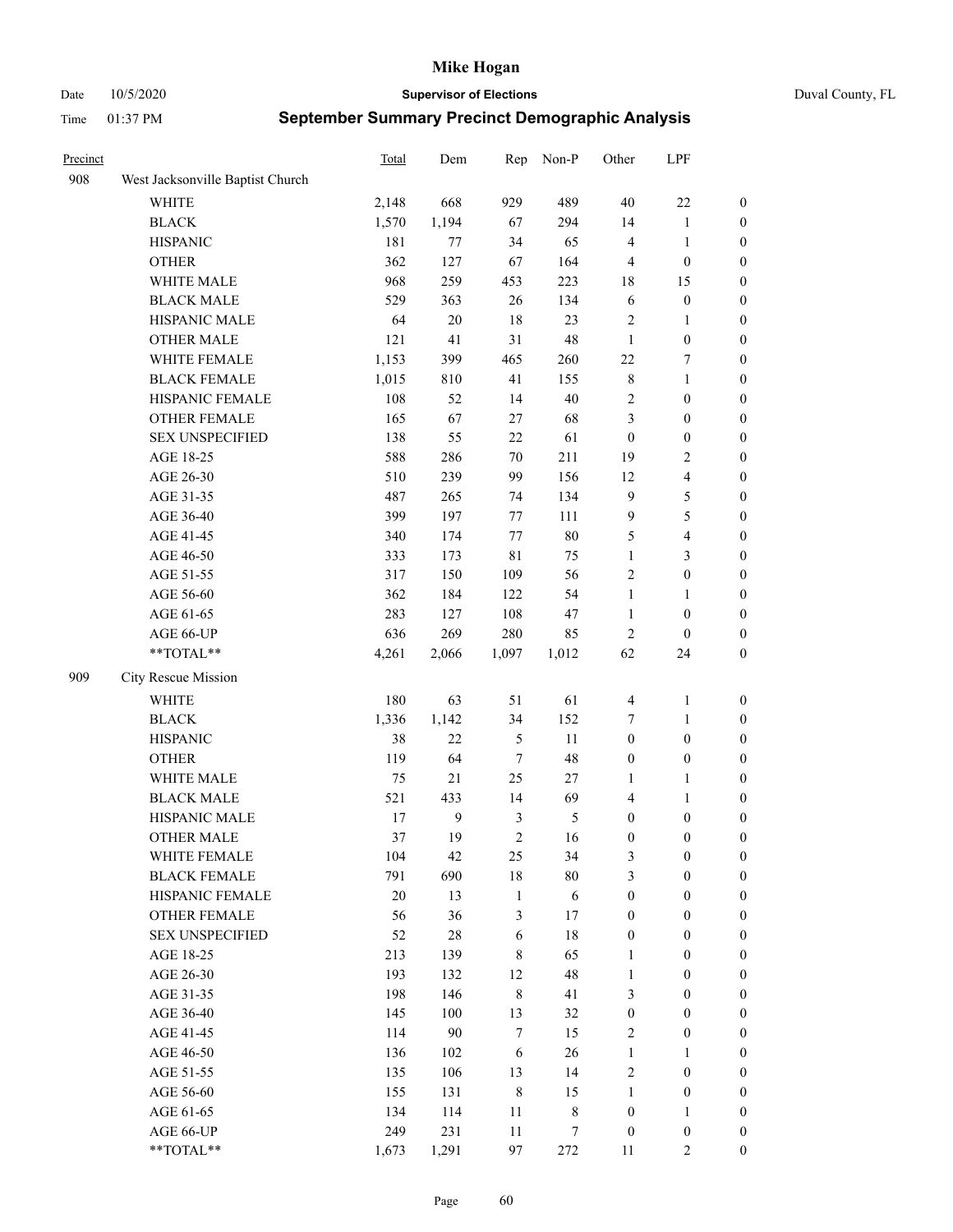# Mike Hogan

Date 10/5/2020 **Supervisor of Elections** Duval County, FL

Time 01:37 PM **September Summary Precinct Demographic Analysis**

| Precinct | | Total | Dem | Rep | Non-P | Other | LPF | |
|---|---|---|---|---|---|---|---|---|
| 908 | West Jacksonville Baptist Church | | | | | | | |
| | WHITE | 2,148 | 668 | 929 | 489 | 40 | 22 | 0 |
| | BLACK | 1,570 | 1,194 | 67 | 294 | 14 | 1 | 0 |
| | HISPANIC | 181 | 77 | 34 | 65 | 4 | 1 | 0 |
| | OTHER | 362 | 127 | 67 | 164 | 4 | 0 | 0 |
| | WHITE MALE | 968 | 259 | 453 | 223 | 18 | 15 | 0 |
| | BLACK MALE | 529 | 363 | 26 | 134 | 6 | 0 | 0 |
| | HISPANIC MALE | 64 | 20 | 18 | 23 | 2 | 1 | 0 |
| | OTHER MALE | 121 | 41 | 31 | 48 | 1 | 0 | 0 |
| | WHITE FEMALE | 1,153 | 399 | 465 | 260 | 22 | 7 | 0 |
| | BLACK FEMALE | 1,015 | 810 | 41 | 155 | 8 | 1 | 0 |
| | HISPANIC FEMALE | 108 | 52 | 14 | 40 | 2 | 0 | 0 |
| | OTHER FEMALE | 165 | 67 | 27 | 68 | 3 | 0 | 0 |
| | SEX UNSPECIFIED | 138 | 55 | 22 | 61 | 0 | 0 | 0 |
| | AGE 18-25 | 588 | 286 | 70 | 211 | 19 | 2 | 0 |
| | AGE 26-30 | 510 | 239 | 99 | 156 | 12 | 4 | 0 |
| | AGE 31-35 | 487 | 265 | 74 | 134 | 9 | 5 | 0 |
| | AGE 36-40 | 399 | 197 | 77 | 111 | 9 | 5 | 0 |
| | AGE 41-45 | 340 | 174 | 77 | 80 | 5 | 4 | 0 |
| | AGE 46-50 | 333 | 173 | 81 | 75 | 1 | 3 | 0 |
| | AGE 51-55 | 317 | 150 | 109 | 56 | 2 | 0 | 0 |
| | AGE 56-60 | 362 | 184 | 122 | 54 | 1 | 1 | 0 |
| | AGE 61-65 | 283 | 127 | 108 | 47 | 1 | 0 | 0 |
| | AGE 66-UP | 636 | 269 | 280 | 85 | 2 | 0 | 0 |
| | **TOTAL** | 4,261 | 2,066 | 1,097 | 1,012 | 62 | 24 | 0 |
| 909 | City Rescue Mission | | | | | | | |
| | WHITE | 180 | 63 | 51 | 61 | 4 | 1 | 0 |
| | BLACK | 1,336 | 1,142 | 34 | 152 | 7 | 1 | 0 |
| | HISPANIC | 38 | 22 | 5 | 11 | 0 | 0 | 0 |
| | OTHER | 119 | 64 | 7 | 48 | 0 | 0 | 0 |
| | WHITE MALE | 75 | 21 | 25 | 27 | 1 | 1 | 0 |
| | BLACK MALE | 521 | 433 | 14 | 69 | 4 | 1 | 0 |
| | HISPANIC MALE | 17 | 9 | 3 | 5 | 0 | 0 | 0 |
| | OTHER MALE | 37 | 19 | 2 | 16 | 0 | 0 | 0 |
| | WHITE FEMALE | 104 | 42 | 25 | 34 | 3 | 0 | 0 |
| | BLACK FEMALE | 791 | 690 | 18 | 80 | 3 | 0 | 0 |
| | HISPANIC FEMALE | 20 | 13 | 1 | 6 | 0 | 0 | 0 |
| | OTHER FEMALE | 56 | 36 | 3 | 17 | 0 | 0 | 0 |
| | SEX UNSPECIFIED | 52 | 28 | 6 | 18 | 0 | 0 | 0 |
| | AGE 18-25 | 213 | 139 | 8 | 65 | 1 | 0 | 0 |
| | AGE 26-30 | 193 | 132 | 12 | 48 | 1 | 0 | 0 |
| | AGE 31-35 | 198 | 146 | 8 | 41 | 3 | 0 | 0 |
| | AGE 36-40 | 145 | 100 | 13 | 32 | 0 | 0 | 0 |
| | AGE 41-45 | 114 | 90 | 7 | 15 | 2 | 0 | 0 |
| | AGE 46-50 | 136 | 102 | 6 | 26 | 1 | 1 | 0 |
| | AGE 51-55 | 135 | 106 | 13 | 14 | 2 | 0 | 0 |
| | AGE 56-60 | 155 | 131 | 8 | 15 | 1 | 0 | 0 |
| | AGE 61-65 | 134 | 114 | 11 | 8 | 0 | 1 | 0 |
| | AGE 66-UP | 249 | 231 | 11 | 7 | 0 | 0 | 0 |
| | **TOTAL** | 1,673 | 1,291 | 97 | 272 | 11 | 2 | 0 |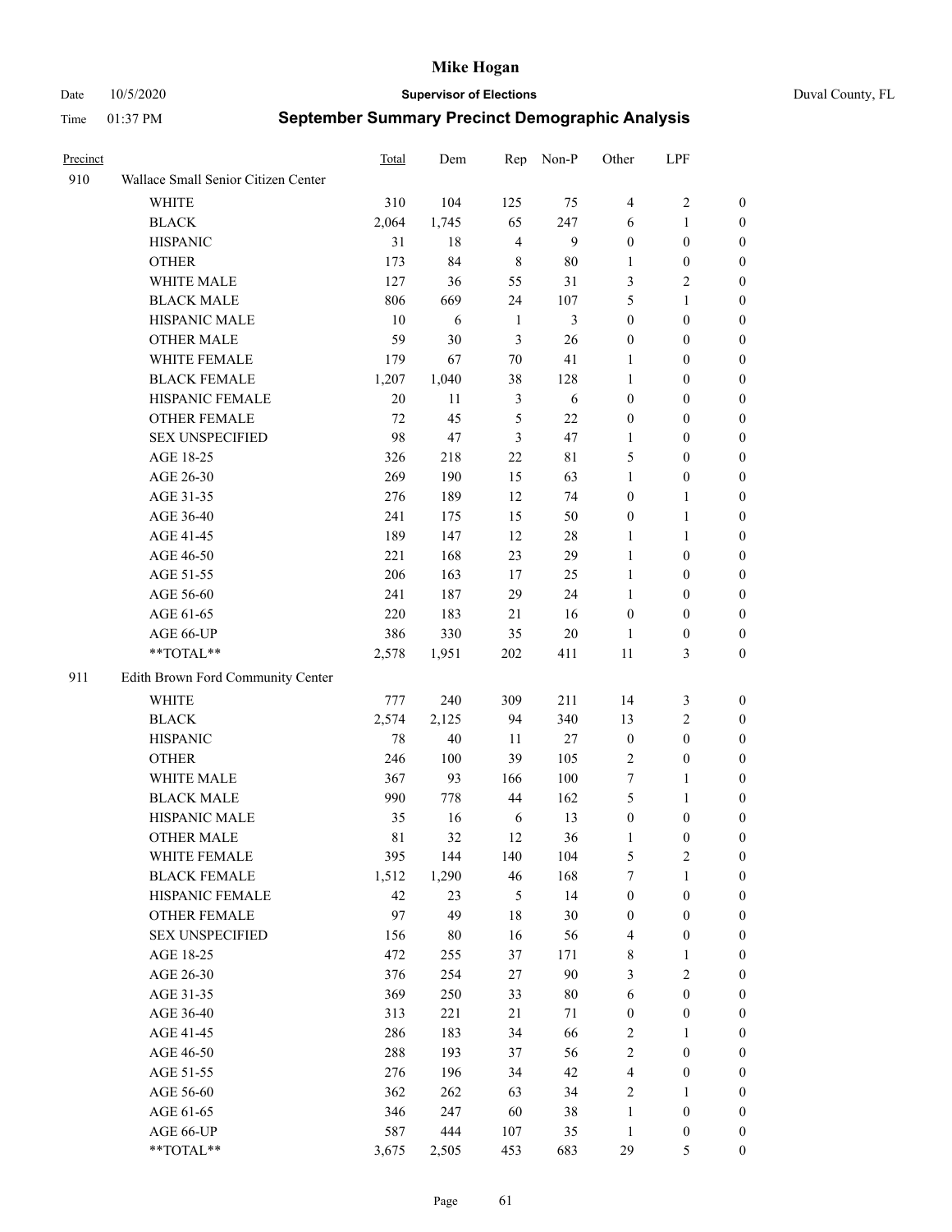# Mike Hogan

Date 10/5/2020 **Supervisor of Elections** Duval County, FL

Time 01:37 PM **September Summary Precinct Demographic Analysis**

| Precinct | | Total | Dem | Rep | Non-P | Other | LPF | |
|---|---|---|---|---|---|---|---|---|
| 910 | Wallace Small Senior Citizen Center | | | | | | | |
| | WHITE | 310 | 104 | 125 | 75 | 4 | 2 | 0 |
| | BLACK | 2,064 | 1,745 | 65 | 247 | 6 | 1 | 0 |
| | HISPANIC | 31 | 18 | 4 | 9 | 0 | 0 | 0 |
| | OTHER | 173 | 84 | 8 | 80 | 1 | 0 | 0 |
| | WHITE MALE | 127 | 36 | 55 | 31 | 3 | 2 | 0 |
| | BLACK MALE | 806 | 669 | 24 | 107 | 5 | 1 | 0 |
| | HISPANIC MALE | 10 | 6 | 1 | 3 | 0 | 0 | 0 |
| | OTHER MALE | 59 | 30 | 3 | 26 | 0 | 0 | 0 |
| | WHITE FEMALE | 179 | 67 | 70 | 41 | 1 | 0 | 0 |
| | BLACK FEMALE | 1,207 | 1,040 | 38 | 128 | 1 | 0 | 0 |
| | HISPANIC FEMALE | 20 | 11 | 3 | 6 | 0 | 0 | 0 |
| | OTHER FEMALE | 72 | 45 | 5 | 22 | 0 | 0 | 0 |
| | SEX UNSPECIFIED | 98 | 47 | 3 | 47 | 1 | 0 | 0 |
| | AGE 18-25 | 326 | 218 | 22 | 81 | 5 | 0 | 0 |
| | AGE 26-30 | 269 | 190 | 15 | 63 | 1 | 0 | 0 |
| | AGE 31-35 | 276 | 189 | 12 | 74 | 0 | 1 | 0 |
| | AGE 36-40 | 241 | 175 | 15 | 50 | 0 | 1 | 0 |
| | AGE 41-45 | 189 | 147 | 12 | 28 | 1 | 1 | 0 |
| | AGE 46-50 | 221 | 168 | 23 | 29 | 1 | 0 | 0 |
| | AGE 51-55 | 206 | 163 | 17 | 25 | 1 | 0 | 0 |
| | AGE 56-60 | 241 | 187 | 29 | 24 | 1 | 0 | 0 |
| | AGE 61-65 | 220 | 183 | 21 | 16 | 0 | 0 | 0 |
| | AGE 66-UP | 386 | 330 | 35 | 20 | 1 | 0 | 0 |
| | **TOTAL** | 2,578 | 1,951 | 202 | 411 | 11 | 3 | 0 |
| 911 | Edith Brown Ford Community Center | | | | | | | |
| | WHITE | 777 | 240 | 309 | 211 | 14 | 3 | 0 |
| | BLACK | 2,574 | 2,125 | 94 | 340 | 13 | 2 | 0 |
| | HISPANIC | 78 | 40 | 11 | 27 | 0 | 0 | 0 |
| | OTHER | 246 | 100 | 39 | 105 | 2 | 0 | 0 |
| | WHITE MALE | 367 | 93 | 166 | 100 | 7 | 1 | 0 |
| | BLACK MALE | 990 | 778 | 44 | 162 | 5 | 1 | 0 |
| | HISPANIC MALE | 35 | 16 | 6 | 13 | 0 | 0 | 0 |
| | OTHER MALE | 81 | 32 | 12 | 36 | 1 | 0 | 0 |
| | WHITE FEMALE | 395 | 144 | 140 | 104 | 5 | 2 | 0 |
| | BLACK FEMALE | 1,512 | 1,290 | 46 | 168 | 7 | 1 | 0 |
| | HISPANIC FEMALE | 42 | 23 | 5 | 14 | 0 | 0 | 0 |
| | OTHER FEMALE | 97 | 49 | 18 | 30 | 0 | 0 | 0 |
| | SEX UNSPECIFIED | 156 | 80 | 16 | 56 | 4 | 0 | 0 |
| | AGE 18-25 | 472 | 255 | 37 | 171 | 8 | 1 | 0 |
| | AGE 26-30 | 376 | 254 | 27 | 90 | 3 | 2 | 0 |
| | AGE 31-35 | 369 | 250 | 33 | 80 | 6 | 0 | 0 |
| | AGE 36-40 | 313 | 221 | 21 | 71 | 0 | 0 | 0 |
| | AGE 41-45 | 286 | 183 | 34 | 66 | 2 | 1 | 0 |
| | AGE 46-50 | 288 | 193 | 37 | 56 | 2 | 0 | 0 |
| | AGE 51-55 | 276 | 196 | 34 | 42 | 4 | 0 | 0 |
| | AGE 56-60 | 362 | 262 | 63 | 34 | 2 | 1 | 0 |
| | AGE 61-65 | 346 | 247 | 60 | 38 | 1 | 0 | 0 |
| | AGE 66-UP | 587 | 444 | 107 | 35 | 1 | 0 | 0 |
| | **TOTAL** | 3,675 | 2,505 | 453 | 683 | 29 | 5 | 0 |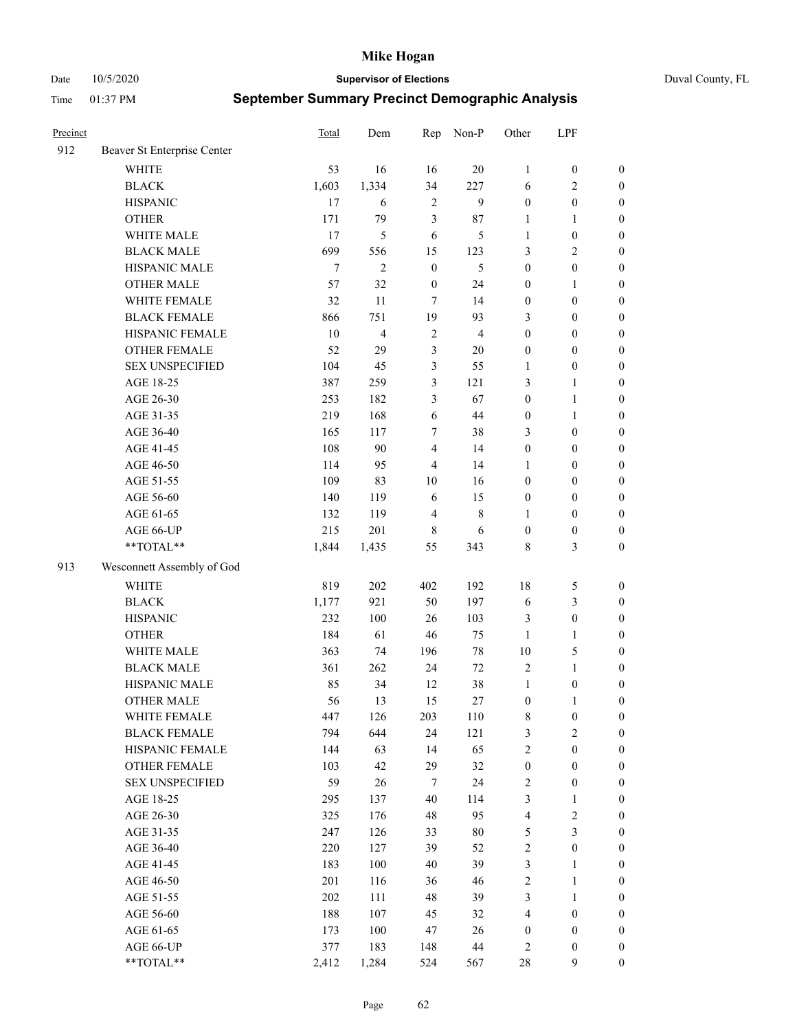# Mike Hogan

Date 10/5/2020 **Supervisor of Elections** Duval County, FL

Time 01:37 PM **September Summary Precinct Demographic Analysis**

| Precinct | | Total | Dem | Rep | Non-P | Other | LPF | |
|---|---|---|---|---|---|---|---|---|
| 912 | Beaver St Enterprise Center | | | | | | | |
| | WHITE | 53 | 16 | 16 | 20 | 1 | 0 | 0 |
| | BLACK | 1,603 | 1,334 | 34 | 227 | 6 | 2 | 0 |
| | HISPANIC | 17 | 6 | 2 | 9 | 0 | 0 | 0 |
| | OTHER | 171 | 79 | 3 | 87 | 1 | 1 | 0 |
| | WHITE MALE | 17 | 5 | 6 | 5 | 1 | 0 | 0 |
| | BLACK MALE | 699 | 556 | 15 | 123 | 3 | 2 | 0 |
| | HISPANIC MALE | 7 | 2 | 0 | 5 | 0 | 0 | 0 |
| | OTHER MALE | 57 | 32 | 0 | 24 | 0 | 1 | 0 |
| | WHITE FEMALE | 32 | 11 | 7 | 14 | 0 | 0 | 0 |
| | BLACK FEMALE | 866 | 751 | 19 | 93 | 3 | 0 | 0 |
| | HISPANIC FEMALE | 10 | 4 | 2 | 4 | 0 | 0 | 0 |
| | OTHER FEMALE | 52 | 29 | 3 | 20 | 0 | 0 | 0 |
| | SEX UNSPECIFIED | 104 | 45 | 3 | 55 | 1 | 0 | 0 |
| | AGE 18-25 | 387 | 259 | 3 | 121 | 3 | 1 | 0 |
| | AGE 26-30 | 253 | 182 | 3 | 67 | 0 | 1 | 0 |
| | AGE 31-35 | 219 | 168 | 6 | 44 | 0 | 1 | 0 |
| | AGE 36-40 | 165 | 117 | 7 | 38 | 3 | 0 | 0 |
| | AGE 41-45 | 108 | 90 | 4 | 14 | 0 | 0 | 0 |
| | AGE 46-50 | 114 | 95 | 4 | 14 | 1 | 0 | 0 |
| | AGE 51-55 | 109 | 83 | 10 | 16 | 0 | 0 | 0 |
| | AGE 56-60 | 140 | 119 | 6 | 15 | 0 | 0 | 0 |
| | AGE 61-65 | 132 | 119 | 4 | 8 | 1 | 0 | 0 |
| | AGE 66-UP | 215 | 201 | 8 | 6 | 0 | 0 | 0 |
| | **TOTAL** | 1,844 | 1,435 | 55 | 343 | 8 | 3 | 0 |
| 913 | Wesconnett Assembly of God | | | | | | | |
| | WHITE | 819 | 202 | 402 | 192 | 18 | 5 | 0 |
| | BLACK | 1,177 | 921 | 50 | 197 | 6 | 3 | 0 |
| | HISPANIC | 232 | 100 | 26 | 103 | 3 | 0 | 0 |
| | OTHER | 184 | 61 | 46 | 75 | 1 | 1 | 0 |
| | WHITE MALE | 363 | 74 | 196 | 78 | 10 | 5 | 0 |
| | BLACK MALE | 361 | 262 | 24 | 72 | 2 | 1 | 0 |
| | HISPANIC MALE | 85 | 34 | 12 | 38 | 1 | 0 | 0 |
| | OTHER MALE | 56 | 13 | 15 | 27 | 0 | 1 | 0 |
| | WHITE FEMALE | 447 | 126 | 203 | 110 | 8 | 0 | 0 |
| | BLACK FEMALE | 794 | 644 | 24 | 121 | 3 | 2 | 0 |
| | HISPANIC FEMALE | 144 | 63 | 14 | 65 | 2 | 0 | 0 |
| | OTHER FEMALE | 103 | 42 | 29 | 32 | 0 | 0 | 0 |
| | SEX UNSPECIFIED | 59 | 26 | 7 | 24 | 2 | 0 | 0 |
| | AGE 18-25 | 295 | 137 | 40 | 114 | 3 | 1 | 0 |
| | AGE 26-30 | 325 | 176 | 48 | 95 | 4 | 2 | 0 |
| | AGE 31-35 | 247 | 126 | 33 | 80 | 5 | 3 | 0 |
| | AGE 36-40 | 220 | 127 | 39 | 52 | 2 | 0 | 0 |
| | AGE 41-45 | 183 | 100 | 40 | 39 | 3 | 1 | 0 |
| | AGE 46-50 | 201 | 116 | 36 | 46 | 2 | 1 | 0 |
| | AGE 51-55 | 202 | 111 | 48 | 39 | 3 | 1 | 0 |
| | AGE 56-60 | 188 | 107 | 45 | 32 | 4 | 0 | 0 |
| | AGE 61-65 | 173 | 100 | 47 | 26 | 0 | 0 | 0 |
| | AGE 66-UP | 377 | 183 | 148 | 44 | 2 | 0 | 0 |
| | **TOTAL** | 2,412 | 1,284 | 524 | 567 | 28 | 9 | 0 |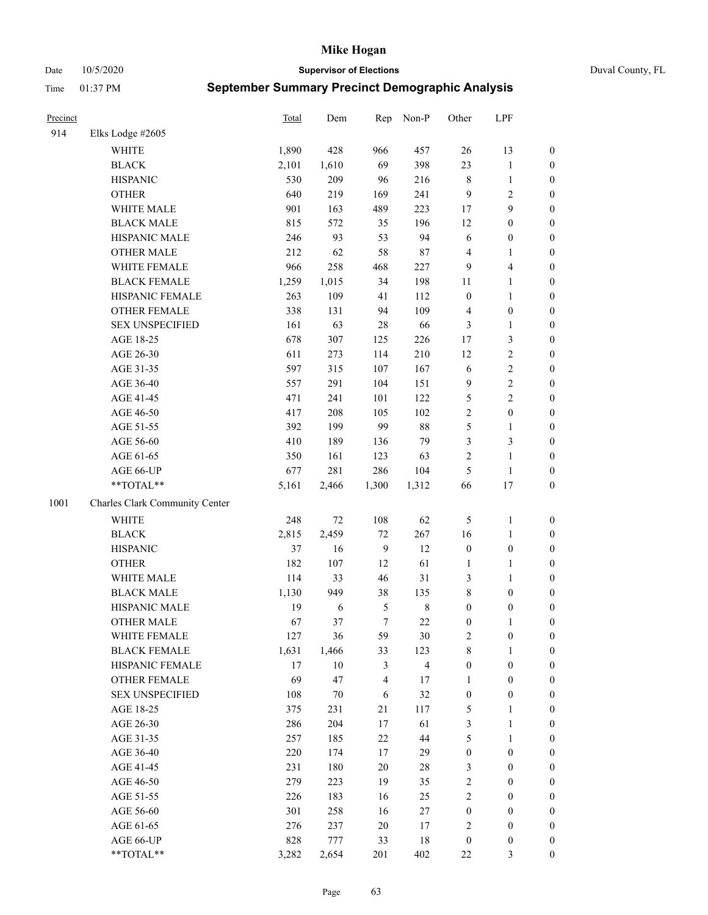# Mike Hogan

Date 10/5/2020 **Supervisor of Elections** Duval County, FL

Time 01:37 PM **September Summary Precinct Demographic Analysis**

| Precinct | | Total | Dem | Rep | Non-P | Other | LPF | |
|---|---|---|---|---|---|---|---|---|
| 914 | Elks Lodge #2605 | | | | | | | |
| | WHITE | 1,890 | 428 | 966 | 457 | 26 | 13 | 0 |
| | BLACK | 2,101 | 1,610 | 69 | 398 | 23 | 1 | 0 |
| | HISPANIC | 530 | 209 | 96 | 216 | 8 | 1 | 0 |
| | OTHER | 640 | 219 | 169 | 241 | 9 | 2 | 0 |
| | WHITE MALE | 901 | 163 | 489 | 223 | 17 | 9 | 0 |
| | BLACK MALE | 815 | 572 | 35 | 196 | 12 | 0 | 0 |
| | HISPANIC MALE | 246 | 93 | 53 | 94 | 6 | 0 | 0 |
| | OTHER MALE | 212 | 62 | 58 | 87 | 4 | 1 | 0 |
| | WHITE FEMALE | 966 | 258 | 468 | 227 | 9 | 4 | 0 |
| | BLACK FEMALE | 1,259 | 1,015 | 34 | 198 | 11 | 1 | 0 |
| | HISPANIC FEMALE | 263 | 109 | 41 | 112 | 0 | 1 | 0 |
| | OTHER FEMALE | 338 | 131 | 94 | 109 | 4 | 0 | 0 |
| | SEX UNSPECIFIED | 161 | 63 | 28 | 66 | 3 | 1 | 0 |
| | AGE 18-25 | 678 | 307 | 125 | 226 | 17 | 3 | 0 |
| | AGE 26-30 | 611 | 273 | 114 | 210 | 12 | 2 | 0 |
| | AGE 31-35 | 597 | 315 | 107 | 167 | 6 | 2 | 0 |
| | AGE 36-40 | 557 | 291 | 104 | 151 | 9 | 2 | 0 |
| | AGE 41-45 | 471 | 241 | 101 | 122 | 5 | 2 | 0 |
| | AGE 46-50 | 417 | 208 | 105 | 102 | 2 | 0 | 0 |
| | AGE 51-55 | 392 | 199 | 99 | 88 | 5 | 1 | 0 |
| | AGE 56-60 | 410 | 189 | 136 | 79 | 3 | 3 | 0 |
| | AGE 61-65 | 350 | 161 | 123 | 63 | 2 | 1 | 0 |
| | AGE 66-UP | 677 | 281 | 286 | 104 | 5 | 1 | 0 |
| | **TOTAL** | 5,161 | 2,466 | 1,300 | 1,312 | 66 | 17 | 0 |
| 1001 | Charles Clark Community Center | | | | | | | |
| | WHITE | 248 | 72 | 108 | 62 | 5 | 1 | 0 |
| | BLACK | 2,815 | 2,459 | 72 | 267 | 16 | 1 | 0 |
| | HISPANIC | 37 | 16 | 9 | 12 | 0 | 0 | 0 |
| | OTHER | 182 | 107 | 12 | 61 | 1 | 1 | 0 |
| | WHITE MALE | 114 | 33 | 46 | 31 | 3 | 1 | 0 |
| | BLACK MALE | 1,130 | 949 | 38 | 135 | 8 | 0 | 0 |
| | HISPANIC MALE | 19 | 6 | 5 | 8 | 0 | 0 | 0 |
| | OTHER MALE | 67 | 37 | 7 | 22 | 0 | 1 | 0 |
| | WHITE FEMALE | 127 | 36 | 59 | 30 | 2 | 0 | 0 |
| | BLACK FEMALE | 1,631 | 1,466 | 33 | 123 | 8 | 1 | 0 |
| | HISPANIC FEMALE | 17 | 10 | 3 | 4 | 0 | 0 | 0 |
| | OTHER FEMALE | 69 | 47 | 4 | 17 | 1 | 0 | 0 |
| | SEX UNSPECIFIED | 108 | 70 | 6 | 32 | 0 | 0 | 0 |
| | AGE 18-25 | 375 | 231 | 21 | 117 | 5 | 1 | 0 |
| | AGE 26-30 | 286 | 204 | 17 | 61 | 3 | 1 | 0 |
| | AGE 31-35 | 257 | 185 | 22 | 44 | 5 | 1 | 0 |
| | AGE 36-40 | 220 | 174 | 17 | 29 | 0 | 0 | 0 |
| | AGE 41-45 | 231 | 180 | 20 | 28 | 3 | 0 | 0 |
| | AGE 46-50 | 279 | 223 | 19 | 35 | 2 | 0 | 0 |
| | AGE 51-55 | 226 | 183 | 16 | 25 | 2 | 0 | 0 |
| | AGE 56-60 | 301 | 258 | 16 | 27 | 0 | 0 | 0 |
| | AGE 61-65 | 276 | 237 | 20 | 17 | 2 | 0 | 0 |
| | AGE 66-UP | 828 | 777 | 33 | 18 | 0 | 0 | 0 |
| | **TOTAL** | 3,282 | 2,654 | 201 | 402 | 22 | 3 | 0 |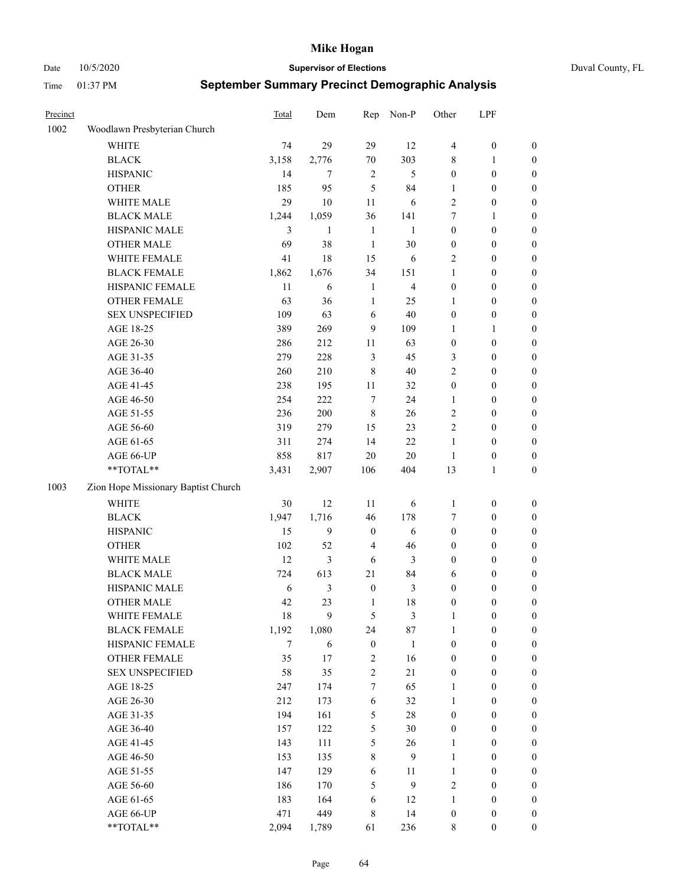# Mike Hogan

Date 10/5/2020 **Supervisor of Elections** Duval County, FL

Time 01:37 PM **September Summary Precinct Demographic Analysis**

| Precinct | | Total | Dem | Rep | Non-P | Other | LPF | |
|---|---|---|---|---|---|---|---|---|
| 1002 | Woodlawn Presbyterian Church | | | | | | | |
| | WHITE | 74 | 29 | 29 | 12 | 4 | 0 | 0 |
| | BLACK | 3,158 | 2,776 | 70 | 303 | 8 | 1 | 0 |
| | HISPANIC | 14 | 7 | 2 | 5 | 0 | 0 | 0 |
| | OTHER | 185 | 95 | 5 | 84 | 1 | 0 | 0 |
| | WHITE MALE | 29 | 10 | 11 | 6 | 2 | 0 | 0 |
| | BLACK MALE | 1,244 | 1,059 | 36 | 141 | 7 | 1 | 0 |
| | HISPANIC MALE | 3 | 1 | 1 | 1 | 0 | 0 | 0 |
| | OTHER MALE | 69 | 38 | 1 | 30 | 0 | 0 | 0 |
| | WHITE FEMALE | 41 | 18 | 15 | 6 | 2 | 0 | 0 |
| | BLACK FEMALE | 1,862 | 1,676 | 34 | 151 | 1 | 0 | 0 |
| | HISPANIC FEMALE | 11 | 6 | 1 | 4 | 0 | 0 | 0 |
| | OTHER FEMALE | 63 | 36 | 1 | 25 | 1 | 0 | 0 |
| | SEX UNSPECIFIED | 109 | 63 | 6 | 40 | 0 | 0 | 0 |
| | AGE 18-25 | 389 | 269 | 9 | 109 | 1 | 1 | 0 |
| | AGE 26-30 | 286 | 212 | 11 | 63 | 0 | 0 | 0 |
| | AGE 31-35 | 279 | 228 | 3 | 45 | 3 | 0 | 0 |
| | AGE 36-40 | 260 | 210 | 8 | 40 | 2 | 0 | 0 |
| | AGE 41-45 | 238 | 195 | 11 | 32 | 0 | 0 | 0 |
| | AGE 46-50 | 254 | 222 | 7 | 24 | 1 | 0 | 0 |
| | AGE 51-55 | 236 | 200 | 8 | 26 | 2 | 0 | 0 |
| | AGE 56-60 | 319 | 279 | 15 | 23 | 2 | 0 | 0 |
| | AGE 61-65 | 311 | 274 | 14 | 22 | 1 | 0 | 0 |
| | AGE 66-UP | 858 | 817 | 20 | 20 | 1 | 0 | 0 |
| | **TOTAL** | 3,431 | 2,907 | 106 | 404 | 13 | 1 | 0 |
| 1003 | Zion Hope Missionary Baptist Church | | | | | | | |
| | WHITE | 30 | 12 | 11 | 6 | 1 | 0 | 0 |
| | BLACK | 1,947 | 1,716 | 46 | 178 | 7 | 0 | 0 |
| | HISPANIC | 15 | 9 | 0 | 6 | 0 | 0 | 0 |
| | OTHER | 102 | 52 | 4 | 46 | 0 | 0 | 0 |
| | WHITE MALE | 12 | 3 | 6 | 3 | 0 | 0 | 0 |
| | BLACK MALE | 724 | 613 | 21 | 84 | 6 | 0 | 0 |
| | HISPANIC MALE | 6 | 3 | 0 | 3 | 0 | 0 | 0 |
| | OTHER MALE | 42 | 23 | 1 | 18 | 0 | 0 | 0 |
| | WHITE FEMALE | 18 | 9 | 5 | 3 | 1 | 0 | 0 |
| | BLACK FEMALE | 1,192 | 1,080 | 24 | 87 | 1 | 0 | 0 |
| | HISPANIC FEMALE | 7 | 6 | 0 | 1 | 0 | 0 | 0 |
| | OTHER FEMALE | 35 | 17 | 2 | 16 | 0 | 0 | 0 |
| | SEX UNSPECIFIED | 58 | 35 | 2 | 21 | 0 | 0 | 0 |
| | AGE 18-25 | 247 | 174 | 7 | 65 | 1 | 0 | 0 |
| | AGE 26-30 | 212 | 173 | 6 | 32 | 1 | 0 | 0 |
| | AGE 31-35 | 194 | 161 | 5 | 28 | 0 | 0 | 0 |
| | AGE 36-40 | 157 | 122 | 5 | 30 | 0 | 0 | 0 |
| | AGE 41-45 | 143 | 111 | 5 | 26 | 1 | 0 | 0 |
| | AGE 46-50 | 153 | 135 | 8 | 9 | 1 | 0 | 0 |
| | AGE 51-55 | 147 | 129 | 6 | 11 | 1 | 0 | 0 |
| | AGE 56-60 | 186 | 170 | 5 | 9 | 2 | 0 | 0 |
| | AGE 61-65 | 183 | 164 | 6 | 12 | 1 | 0 | 0 |
| | AGE 66-UP | 471 | 449 | 8 | 14 | 0 | 0 | 0 |
| | **TOTAL** | 2,094 | 1,789 | 61 | 236 | 8 | 0 | 0 |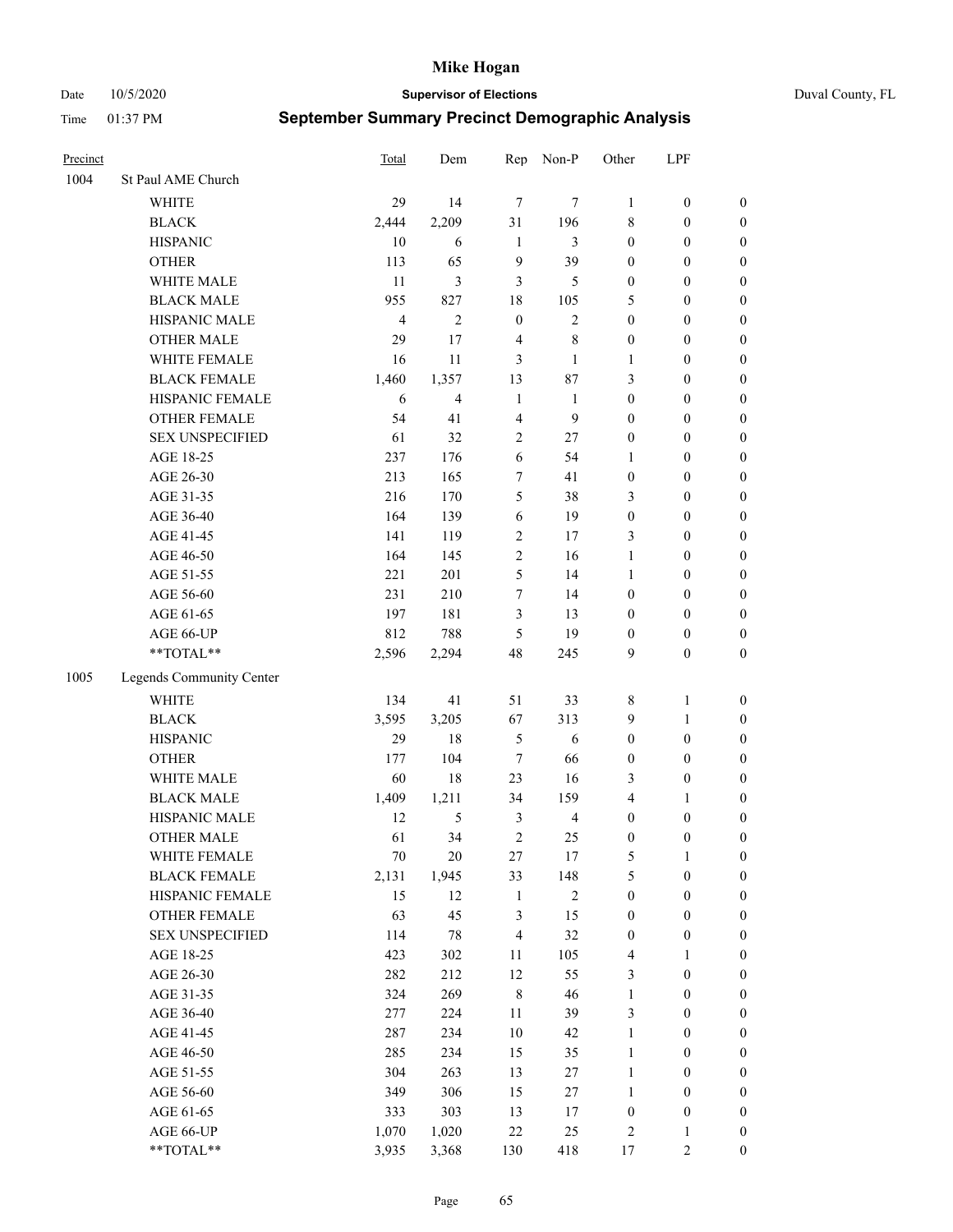# Mike Hogan

Date 10/5/2020 **Supervisor of Elections** Duval County, FL

Time 01:37 PM **September Summary Precinct Demographic Analysis**

| Precinct | | Total | Dem | Rep | Non-P | Other | LPF | |
|---|---|---|---|---|---|---|---|---|
| 1004 | St Paul AME Church | | | | | | | |
| | WHITE | 29 | 14 | 7 | 7 | 1 | 0 | 0 |
| | BLACK | 2,444 | 2,209 | 31 | 196 | 8 | 0 | 0 |
| | HISPANIC | 10 | 6 | 1 | 3 | 0 | 0 | 0 |
| | OTHER | 113 | 65 | 9 | 39 | 0 | 0 | 0 |
| | WHITE MALE | 11 | 3 | 3 | 5 | 0 | 0 | 0 |
| | BLACK MALE | 955 | 827 | 18 | 105 | 5 | 0 | 0 |
| | HISPANIC MALE | 4 | 2 | 0 | 2 | 0 | 0 | 0 |
| | OTHER MALE | 29 | 17 | 4 | 8 | 0 | 0 | 0 |
| | WHITE FEMALE | 16 | 11 | 3 | 1 | 1 | 0 | 0 |
| | BLACK FEMALE | 1,460 | 1,357 | 13 | 87 | 3 | 0 | 0 |
| | HISPANIC FEMALE | 6 | 4 | 1 | 1 | 0 | 0 | 0 |
| | OTHER FEMALE | 54 | 41 | 4 | 9 | 0 | 0 | 0 |
| | SEX UNSPECIFIED | 61 | 32 | 2 | 27 | 0 | 0 | 0 |
| | AGE 18-25 | 237 | 176 | 6 | 54 | 1 | 0 | 0 |
| | AGE 26-30 | 213 | 165 | 7 | 41 | 0 | 0 | 0 |
| | AGE 31-35 | 216 | 170 | 5 | 38 | 3 | 0 | 0 |
| | AGE 36-40 | 164 | 139 | 6 | 19 | 0 | 0 | 0 |
| | AGE 41-45 | 141 | 119 | 2 | 17 | 3 | 0 | 0 |
| | AGE 46-50 | 164 | 145 | 2 | 16 | 1 | 0 | 0 |
| | AGE 51-55 | 221 | 201 | 5 | 14 | 1 | 0 | 0 |
| | AGE 56-60 | 231 | 210 | 7 | 14 | 0 | 0 | 0 |
| | AGE 61-65 | 197 | 181 | 3 | 13 | 0 | 0 | 0 |
| | AGE 66-UP | 812 | 788 | 5 | 19 | 0 | 0 | 0 |
| | **TOTAL** | 2,596 | 2,294 | 48 | 245 | 9 | 0 | 0 |
| 1005 | Legends Community Center | | | | | | | |
| | WHITE | 134 | 41 | 51 | 33 | 8 | 1 | 0 |
| | BLACK | 3,595 | 3,205 | 67 | 313 | 9 | 1 | 0 |
| | HISPANIC | 29 | 18 | 5 | 6 | 0 | 0 | 0 |
| | OTHER | 177 | 104 | 7 | 66 | 0 | 0 | 0 |
| | WHITE MALE | 60 | 18 | 23 | 16 | 3 | 0 | 0 |
| | BLACK MALE | 1,409 | 1,211 | 34 | 159 | 4 | 1 | 0 |
| | HISPANIC MALE | 12 | 5 | 3 | 4 | 0 | 0 | 0 |
| | OTHER MALE | 61 | 34 | 2 | 25 | 0 | 0 | 0 |
| | WHITE FEMALE | 70 | 20 | 27 | 17 | 5 | 1 | 0 |
| | BLACK FEMALE | 2,131 | 1,945 | 33 | 148 | 5 | 0 | 0 |
| | HISPANIC FEMALE | 15 | 12 | 1 | 2 | 0 | 0 | 0 |
| | OTHER FEMALE | 63 | 45 | 3 | 15 | 0 | 0 | 0 |
| | SEX UNSPECIFIED | 114 | 78 | 4 | 32 | 0 | 0 | 0 |
| | AGE 18-25 | 423 | 302 | 11 | 105 | 4 | 1 | 0 |
| | AGE 26-30 | 282 | 212 | 12 | 55 | 3 | 0 | 0 |
| | AGE 31-35 | 324 | 269 | 8 | 46 | 1 | 0 | 0 |
| | AGE 36-40 | 277 | 224 | 11 | 39 | 3 | 0 | 0 |
| | AGE 41-45 | 287 | 234 | 10 | 42 | 1 | 0 | 0 |
| | AGE 46-50 | 285 | 234 | 15 | 35 | 1 | 0 | 0 |
| | AGE 51-55 | 304 | 263 | 13 | 27 | 1 | 0 | 0 |
| | AGE 56-60 | 349 | 306 | 15 | 27 | 1 | 0 | 0 |
| | AGE 61-65 | 333 | 303 | 13 | 17 | 0 | 0 | 0 |
| | AGE 66-UP | 1,070 | 1,020 | 22 | 25 | 2 | 1 | 0 |
| | **TOTAL** | 3,935 | 3,368 | 130 | 418 | 17 | 2 | 0 |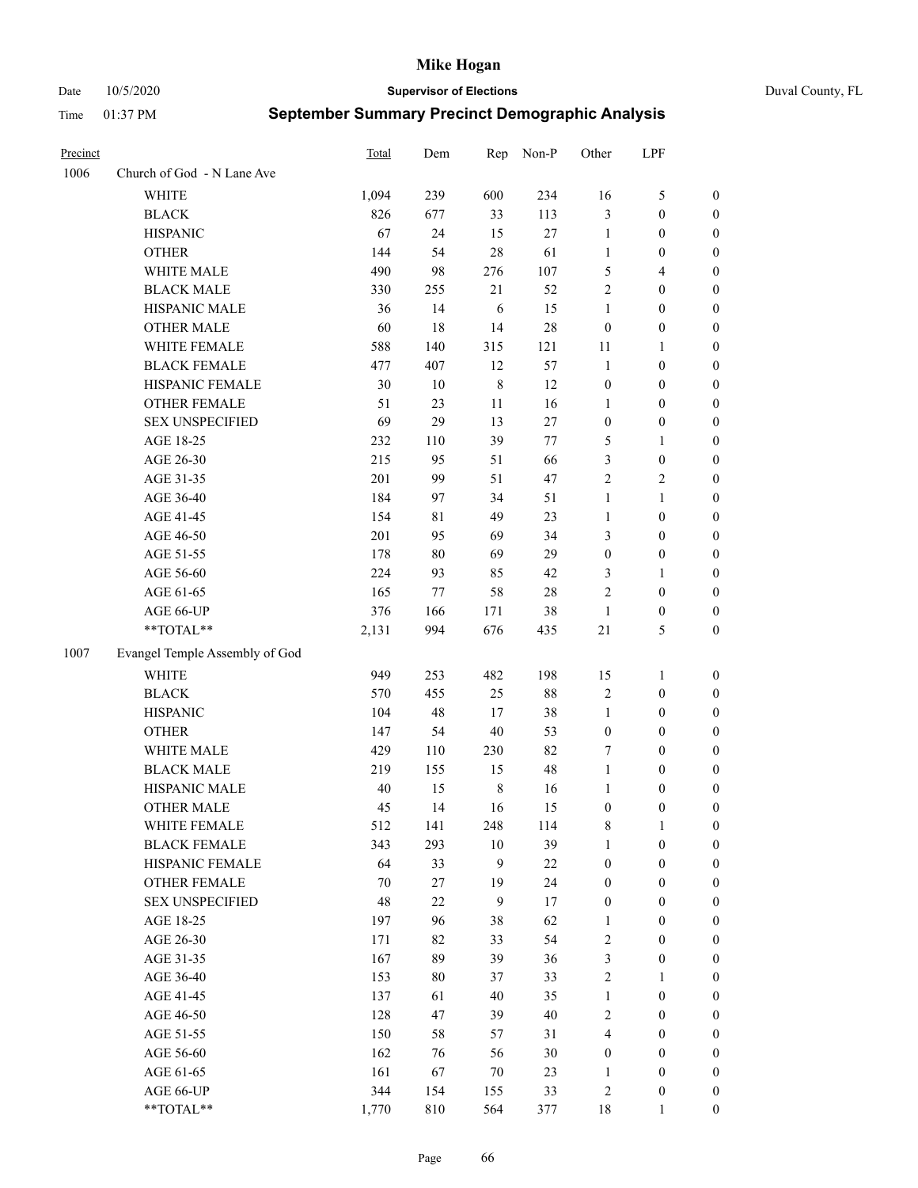# Mike Hogan

Date 10/5/2020 **Supervisor of Elections** Duval County, FL

Time 01:37 PM **September Summary Precinct Demographic Analysis**

| Precinct | | Total | Dem | Rep | Non-P | Other | LPF | |
|---|---|---|---|---|---|---|---|---|
| 1006 | Church of God - N Lane Ave | | | | | | | |
| | WHITE | 1,094 | 239 | 600 | 234 | 16 | 5 | 0 |
| | BLACK | 826 | 677 | 33 | 113 | 3 | 0 | 0 |
| | HISPANIC | 67 | 24 | 15 | 27 | 1 | 0 | 0 |
| | OTHER | 144 | 54 | 28 | 61 | 1 | 0 | 0 |
| | WHITE MALE | 490 | 98 | 276 | 107 | 5 | 4 | 0 |
| | BLACK MALE | 330 | 255 | 21 | 52 | 2 | 0 | 0 |
| | HISPANIC MALE | 36 | 14 | 6 | 15 | 1 | 0 | 0 |
| | OTHER MALE | 60 | 18 | 14 | 28 | 0 | 0 | 0 |
| | WHITE FEMALE | 588 | 140 | 315 | 121 | 11 | 1 | 0 |
| | BLACK FEMALE | 477 | 407 | 12 | 57 | 1 | 0 | 0 |
| | HISPANIC FEMALE | 30 | 10 | 8 | 12 | 0 | 0 | 0 |
| | OTHER FEMALE | 51 | 23 | 11 | 16 | 1 | 0 | 0 |
| | SEX UNSPECIFIED | 69 | 29 | 13 | 27 | 0 | 0 | 0 |
| | AGE 18-25 | 232 | 110 | 39 | 77 | 5 | 1 | 0 |
| | AGE 26-30 | 215 | 95 | 51 | 66 | 3 | 0 | 0 |
| | AGE 31-35 | 201 | 99 | 51 | 47 | 2 | 2 | 0 |
| | AGE 36-40 | 184 | 97 | 34 | 51 | 1 | 1 | 0 |
| | AGE 41-45 | 154 | 81 | 49 | 23 | 1 | 0 | 0 |
| | AGE 46-50 | 201 | 95 | 69 | 34 | 3 | 0 | 0 |
| | AGE 51-55 | 178 | 80 | 69 | 29 | 0 | 0 | 0 |
| | AGE 56-60 | 224 | 93 | 85 | 42 | 3 | 1 | 0 |
| | AGE 61-65 | 165 | 77 | 58 | 28 | 2 | 0 | 0 |
| | AGE 66-UP | 376 | 166 | 171 | 38 | 1 | 0 | 0 |
| | **TOTAL** | 2,131 | 994 | 676 | 435 | 21 | 5 | 0 |
| 1007 | Evangel Temple Assembly of God | | | | | | | |
| | WHITE | 949 | 253 | 482 | 198 | 15 | 1 | 0 |
| | BLACK | 570 | 455 | 25 | 88 | 2 | 0 | 0 |
| | HISPANIC | 104 | 48 | 17 | 38 | 1 | 0 | 0 |
| | OTHER | 147 | 54 | 40 | 53 | 0 | 0 | 0 |
| | WHITE MALE | 429 | 110 | 230 | 82 | 7 | 0 | 0 |
| | BLACK MALE | 219 | 155 | 15 | 48 | 1 | 0 | 0 |
| | HISPANIC MALE | 40 | 15 | 8 | 16 | 1 | 0 | 0 |
| | OTHER MALE | 45 | 14 | 16 | 15 | 0 | 0 | 0 |
| | WHITE FEMALE | 512 | 141 | 248 | 114 | 8 | 1 | 0 |
| | BLACK FEMALE | 343 | 293 | 10 | 39 | 1 | 0 | 0 |
| | HISPANIC FEMALE | 64 | 33 | 9 | 22 | 0 | 0 | 0 |
| | OTHER FEMALE | 70 | 27 | 19 | 24 | 0 | 0 | 0 |
| | SEX UNSPECIFIED | 48 | 22 | 9 | 17 | 0 | 0 | 0 |
| | AGE 18-25 | 197 | 96 | 38 | 62 | 1 | 0 | 0 |
| | AGE 26-30 | 171 | 82 | 33 | 54 | 2 | 0 | 0 |
| | AGE 31-35 | 167 | 89 | 39 | 36 | 3 | 0 | 0 |
| | AGE 36-40 | 153 | 80 | 37 | 33 | 2 | 1 | 0 |
| | AGE 41-45 | 137 | 61 | 40 | 35 | 1 | 0 | 0 |
| | AGE 46-50 | 128 | 47 | 39 | 40 | 2 | 0 | 0 |
| | AGE 51-55 | 150 | 58 | 57 | 31 | 4 | 0 | 0 |
| | AGE 56-60 | 162 | 76 | 56 | 30 | 0 | 0 | 0 |
| | AGE 61-65 | 161 | 67 | 70 | 23 | 1 | 0 | 0 |
| | AGE 66-UP | 344 | 154 | 155 | 33 | 2 | 0 | 0 |
| | **TOTAL** | 1,770 | 810 | 564 | 377 | 18 | 1 | 0 |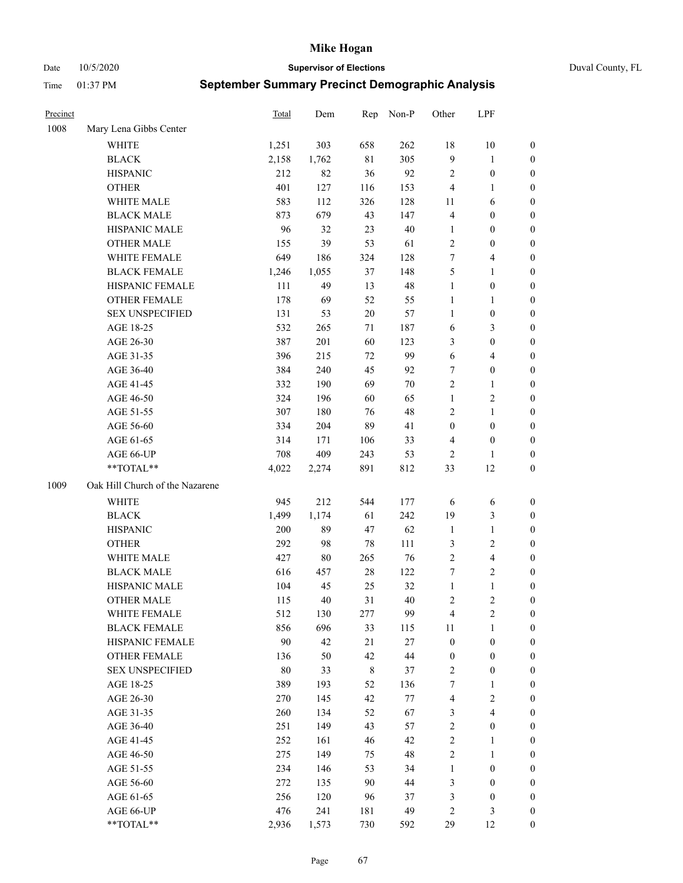# Mike Hogan

Date 10/5/2020 **Supervisor of Elections** Duval County, FL

Time 01:37 PM **September Summary Precinct Demographic Analysis**

| Precinct | | Total | Dem | Rep | Non-P | Other | LPF | |
|---|---|---|---|---|---|---|---|---|
| 1008 | Mary Lena Gibbs Center | | | | | | | |
| | WHITE | 1,251 | 303 | 658 | 262 | 18 | 10 | 0 |
| | BLACK | 2,158 | 1,762 | 81 | 305 | 9 | 1 | 0 |
| | HISPANIC | 212 | 82 | 36 | 92 | 2 | 0 | 0 |
| | OTHER | 401 | 127 | 116 | 153 | 4 | 1 | 0 |
| | WHITE MALE | 583 | 112 | 326 | 128 | 11 | 6 | 0 |
| | BLACK MALE | 873 | 679 | 43 | 147 | 4 | 0 | 0 |
| | HISPANIC MALE | 96 | 32 | 23 | 40 | 1 | 0 | 0 |
| | OTHER MALE | 155 | 39 | 53 | 61 | 2 | 0 | 0 |
| | WHITE FEMALE | 649 | 186 | 324 | 128 | 7 | 4 | 0 |
| | BLACK FEMALE | 1,246 | 1,055 | 37 | 148 | 5 | 1 | 0 |
| | HISPANIC FEMALE | 111 | 49 | 13 | 48 | 1 | 0 | 0 |
| | OTHER FEMALE | 178 | 69 | 52 | 55 | 1 | 1 | 0 |
| | SEX UNSPECIFIED | 131 | 53 | 20 | 57 | 1 | 0 | 0 |
| | AGE 18-25 | 532 | 265 | 71 | 187 | 6 | 3 | 0 |
| | AGE 26-30 | 387 | 201 | 60 | 123 | 3 | 0 | 0 |
| | AGE 31-35 | 396 | 215 | 72 | 99 | 6 | 4 | 0 |
| | AGE 36-40 | 384 | 240 | 45 | 92 | 7 | 0 | 0 |
| | AGE 41-45 | 332 | 190 | 69 | 70 | 2 | 1 | 0 |
| | AGE 46-50 | 324 | 196 | 60 | 65 | 1 | 2 | 0 |
| | AGE 51-55 | 307 | 180 | 76 | 48 | 2 | 1 | 0 |
| | AGE 56-60 | 334 | 204 | 89 | 41 | 0 | 0 | 0 |
| | AGE 61-65 | 314 | 171 | 106 | 33 | 4 | 0 | 0 |
| | AGE 66-UP | 708 | 409 | 243 | 53 | 2 | 1 | 0 |
| | **TOTAL** | 4,022 | 2,274 | 891 | 812 | 33 | 12 | 0 |
| 1009 | Oak Hill Church of the Nazarene | | | | | | | |
| | WHITE | 945 | 212 | 544 | 177 | 6 | 6 | 0 |
| | BLACK | 1,499 | 1,174 | 61 | 242 | 19 | 3 | 0 |
| | HISPANIC | 200 | 89 | 47 | 62 | 1 | 1 | 0 |
| | OTHER | 292 | 98 | 78 | 111 | 3 | 2 | 0 |
| | WHITE MALE | 427 | 80 | 265 | 76 | 2 | 4 | 0 |
| | BLACK MALE | 616 | 457 | 28 | 122 | 7 | 2 | 0 |
| | HISPANIC MALE | 104 | 45 | 25 | 32 | 1 | 1 | 0 |
| | OTHER MALE | 115 | 40 | 31 | 40 | 2 | 2 | 0 |
| | WHITE FEMALE | 512 | 130 | 277 | 99 | 4 | 2 | 0 |
| | BLACK FEMALE | 856 | 696 | 33 | 115 | 11 | 1 | 0 |
| | HISPANIC FEMALE | 90 | 42 | 21 | 27 | 0 | 0 | 0 |
| | OTHER FEMALE | 136 | 50 | 42 | 44 | 0 | 0 | 0 |
| | SEX UNSPECIFIED | 80 | 33 | 8 | 37 | 2 | 0 | 0 |
| | AGE 18-25 | 389 | 193 | 52 | 136 | 7 | 1 | 0 |
| | AGE 26-30 | 270 | 145 | 42 | 77 | 4 | 2 | 0 |
| | AGE 31-35 | 260 | 134 | 52 | 67 | 3 | 4 | 0 |
| | AGE 36-40 | 251 | 149 | 43 | 57 | 2 | 0 | 0 |
| | AGE 41-45 | 252 | 161 | 46 | 42 | 2 | 1 | 0 |
| | AGE 46-50 | 275 | 149 | 75 | 48 | 2 | 1 | 0 |
| | AGE 51-55 | 234 | 146 | 53 | 34 | 1 | 0 | 0 |
| | AGE 56-60 | 272 | 135 | 90 | 44 | 3 | 0 | 0 |
| | AGE 61-65 | 256 | 120 | 96 | 37 | 3 | 0 | 0 |
| | AGE 66-UP | 476 | 241 | 181 | 49 | 2 | 3 | 0 |
| | **TOTAL** | 2,936 | 1,573 | 730 | 592 | 29 | 12 | 0 |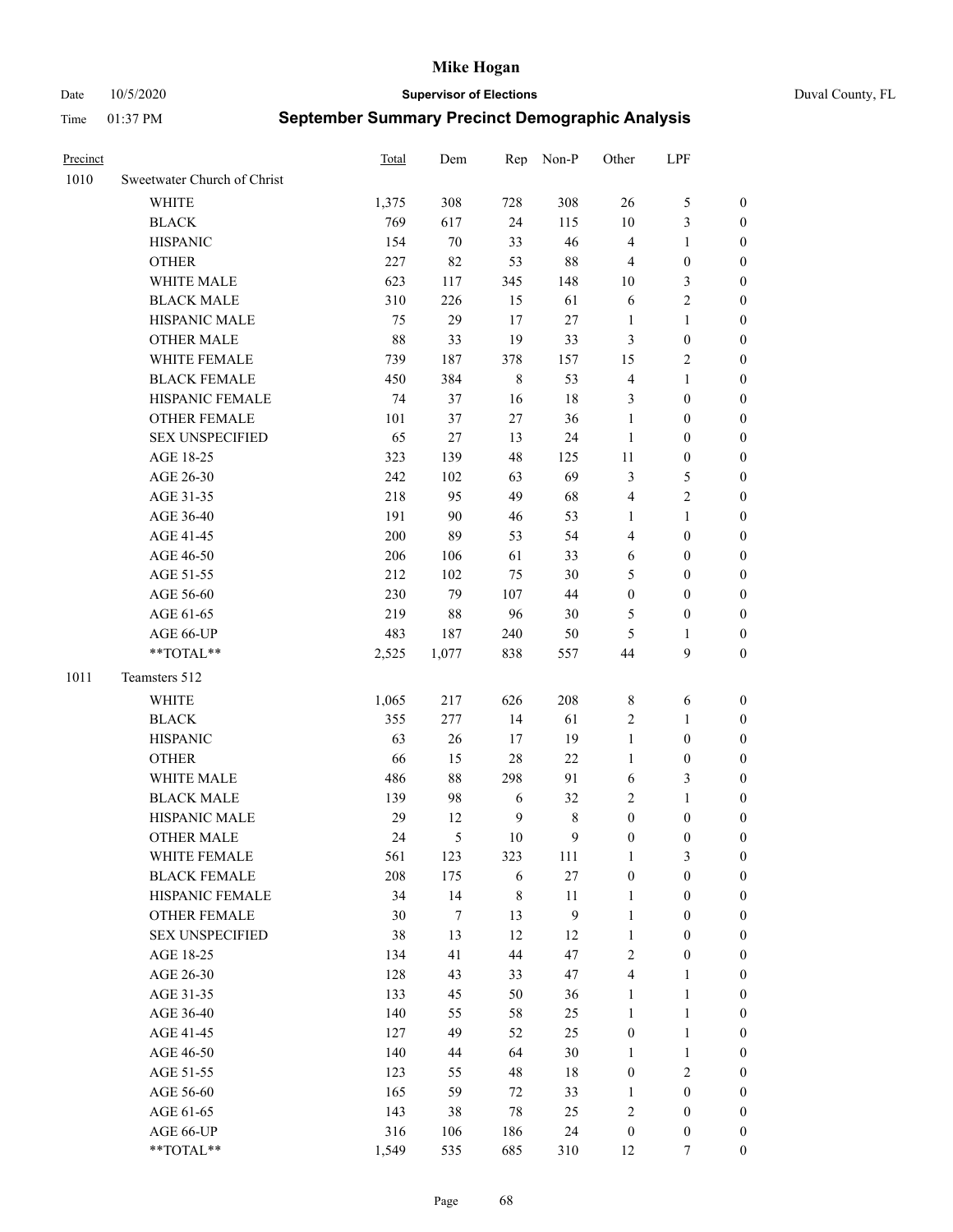# Mike Hogan

Date 10/5/2020 **Supervisor of Elections** Duval County, FL

Time 01:37 PM **September Summary Precinct Demographic Analysis**

| Precinct | | Total | Dem | Rep | Non-P | Other | LPF | |
|---|---|---|---|---|---|---|---|---|
| 1010 | Sweetwater Church of Christ | | | | | | | |
| | WHITE | 1,375 | 308 | 728 | 308 | 26 | 5 | 0 |
| | BLACK | 769 | 617 | 24 | 115 | 10 | 3 | 0 |
| | HISPANIC | 154 | 70 | 33 | 46 | 4 | 1 | 0 |
| | OTHER | 227 | 82 | 53 | 88 | 4 | 0 | 0 |
| | WHITE MALE | 623 | 117 | 345 | 148 | 10 | 3 | 0 |
| | BLACK MALE | 310 | 226 | 15 | 61 | 6 | 2 | 0 |
| | HISPANIC MALE | 75 | 29 | 17 | 27 | 1 | 1 | 0 |
| | OTHER MALE | 88 | 33 | 19 | 33 | 3 | 0 | 0 |
| | WHITE FEMALE | 739 | 187 | 378 | 157 | 15 | 2 | 0 |
| | BLACK FEMALE | 450 | 384 | 8 | 53 | 4 | 1 | 0 |
| | HISPANIC FEMALE | 74 | 37 | 16 | 18 | 3 | 0 | 0 |
| | OTHER FEMALE | 101 | 37 | 27 | 36 | 1 | 0 | 0 |
| | SEX UNSPECIFIED | 65 | 27 | 13 | 24 | 1 | 0 | 0 |
| | AGE 18-25 | 323 | 139 | 48 | 125 | 11 | 0 | 0 |
| | AGE 26-30 | 242 | 102 | 63 | 69 | 3 | 5 | 0 |
| | AGE 31-35 | 218 | 95 | 49 | 68 | 4 | 2 | 0 |
| | AGE 36-40 | 191 | 90 | 46 | 53 | 1 | 1 | 0 |
| | AGE 41-45 | 200 | 89 | 53 | 54 | 4 | 0 | 0 |
| | AGE 46-50 | 206 | 106 | 61 | 33 | 6 | 0 | 0 |
| | AGE 51-55 | 212 | 102 | 75 | 30 | 5 | 0 | 0 |
| | AGE 56-60 | 230 | 79 | 107 | 44 | 0 | 0 | 0 |
| | AGE 61-65 | 219 | 88 | 96 | 30 | 5 | 0 | 0 |
| | AGE 66-UP | 483 | 187 | 240 | 50 | 5 | 1 | 0 |
| | **TOTAL** | 2,525 | 1,077 | 838 | 557 | 44 | 9 | 0 |
| 1011 | Teamsters 512 | | | | | | | |
| | WHITE | 1,065 | 217 | 626 | 208 | 8 | 6 | 0 |
| | BLACK | 355 | 277 | 14 | 61 | 2 | 1 | 0 |
| | HISPANIC | 63 | 26 | 17 | 19 | 1 | 0 | 0 |
| | OTHER | 66 | 15 | 28 | 22 | 1 | 0 | 0 |
| | WHITE MALE | 486 | 88 | 298 | 91 | 6 | 3 | 0 |
| | BLACK MALE | 139 | 98 | 6 | 32 | 2 | 1 | 0 |
| | HISPANIC MALE | 29 | 12 | 9 | 8 | 0 | 0 | 0 |
| | OTHER MALE | 24 | 5 | 10 | 9 | 0 | 0 | 0 |
| | WHITE FEMALE | 561 | 123 | 323 | 111 | 1 | 3 | 0 |
| | BLACK FEMALE | 208 | 175 | 6 | 27 | 0 | 0 | 0 |
| | HISPANIC FEMALE | 34 | 14 | 8 | 11 | 1 | 0 | 0 |
| | OTHER FEMALE | 30 | 7 | 13 | 9 | 1 | 0 | 0 |
| | SEX UNSPECIFIED | 38 | 13 | 12 | 12 | 1 | 0 | 0 |
| | AGE 18-25 | 134 | 41 | 44 | 47 | 2 | 0 | 0 |
| | AGE 26-30 | 128 | 43 | 33 | 47 | 4 | 1 | 0 |
| | AGE 31-35 | 133 | 45 | 50 | 36 | 1 | 1 | 0 |
| | AGE 36-40 | 140 | 55 | 58 | 25 | 1 | 1 | 0 |
| | AGE 41-45 | 127 | 49 | 52 | 25 | 0 | 1 | 0 |
| | AGE 46-50 | 140 | 44 | 64 | 30 | 1 | 1 | 0 |
| | AGE 51-55 | 123 | 55 | 48 | 18 | 0 | 2 | 0 |
| | AGE 56-60 | 165 | 59 | 72 | 33 | 1 | 0 | 0 |
| | AGE 61-65 | 143 | 38 | 78 | 25 | 2 | 0 | 0 |
| | AGE 66-UP | 316 | 106 | 186 | 24 | 0 | 0 | 0 |
| | **TOTAL** | 1,549 | 535 | 685 | 310 | 12 | 7 | 0 |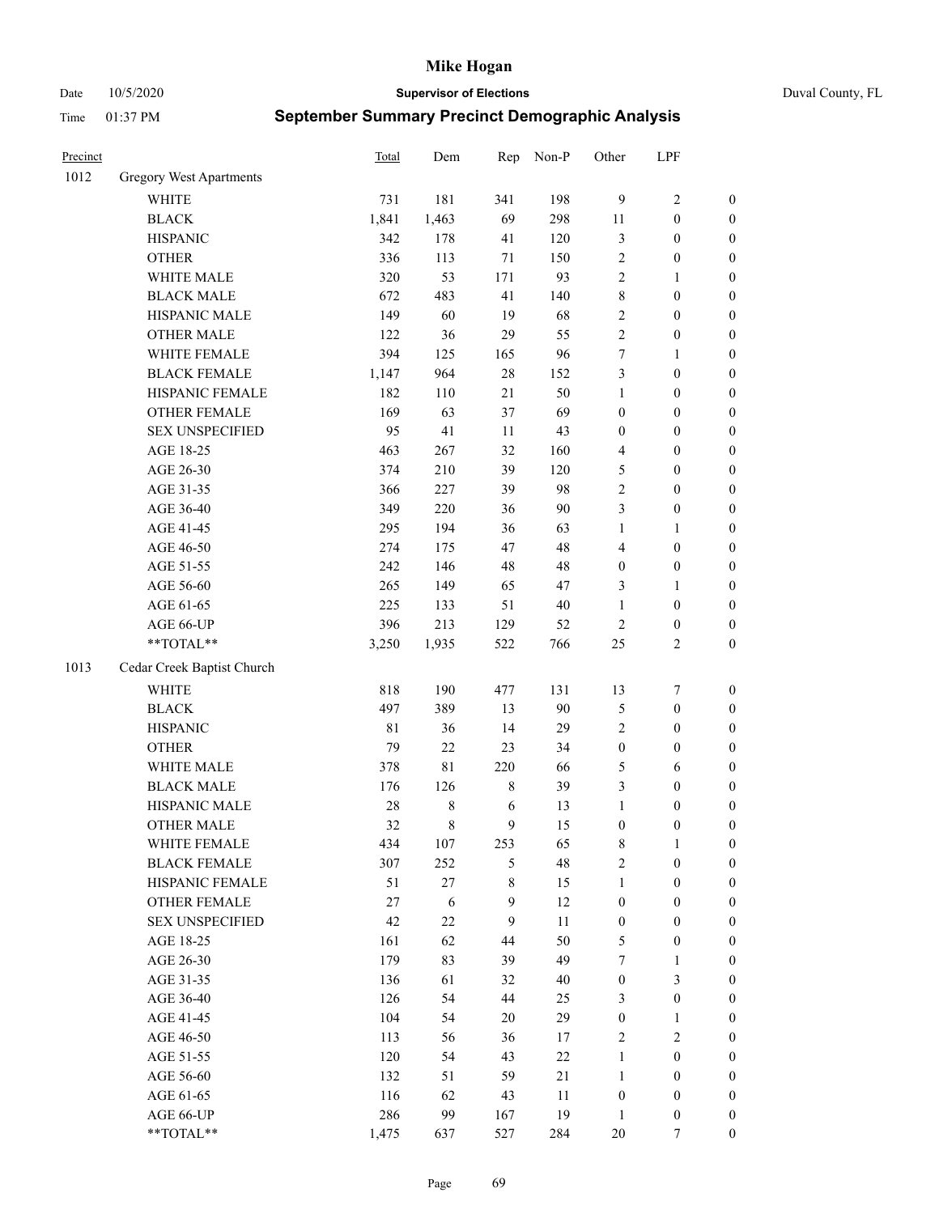# Mike Hogan

Date 10/5/2020 **Supervisor of Elections** Duval County, FL

Time 01:37 PM **September Summary Precinct Demographic Analysis**

| Precinct | | Total | Dem | Rep | Non-P | Other | LPF | |
|---|---|---|---|---|---|---|---|---|
| 1012 | Gregory West Apartments | | | | | | | |
| | WHITE | 731 | 181 | 341 | 198 | 9 | 2 | 0 |
| | BLACK | 1,841 | 1,463 | 69 | 298 | 11 | 0 | 0 |
| | HISPANIC | 342 | 178 | 41 | 120 | 3 | 0 | 0 |
| | OTHER | 336 | 113 | 71 | 150 | 2 | 0 | 0 |
| | WHITE MALE | 320 | 53 | 171 | 93 | 2 | 1 | 0 |
| | BLACK MALE | 672 | 483 | 41 | 140 | 8 | 0 | 0 |
| | HISPANIC MALE | 149 | 60 | 19 | 68 | 2 | 0 | 0 |
| | OTHER MALE | 122 | 36 | 29 | 55 | 2 | 0 | 0 |
| | WHITE FEMALE | 394 | 125 | 165 | 96 | 7 | 1 | 0 |
| | BLACK FEMALE | 1,147 | 964 | 28 | 152 | 3 | 0 | 0 |
| | HISPANIC FEMALE | 182 | 110 | 21 | 50 | 1 | 0 | 0 |
| | OTHER FEMALE | 169 | 63 | 37 | 69 | 0 | 0 | 0 |
| | SEX UNSPECIFIED | 95 | 41 | 11 | 43 | 0 | 0 | 0 |
| | AGE 18-25 | 463 | 267 | 32 | 160 | 4 | 0 | 0 |
| | AGE 26-30 | 374 | 210 | 39 | 120 | 5 | 0 | 0 |
| | AGE 31-35 | 366 | 227 | 39 | 98 | 2 | 0 | 0 |
| | AGE 36-40 | 349 | 220 | 36 | 90 | 3 | 0 | 0 |
| | AGE 41-45 | 295 | 194 | 36 | 63 | 1 | 1 | 0 |
| | AGE 46-50 | 274 | 175 | 47 | 48 | 4 | 0 | 0 |
| | AGE 51-55 | 242 | 146 | 48 | 48 | 0 | 0 | 0 |
| | AGE 56-60 | 265 | 149 | 65 | 47 | 3 | 1 | 0 |
| | AGE 61-65 | 225 | 133 | 51 | 40 | 1 | 0 | 0 |
| | AGE 66-UP | 396 | 213 | 129 | 52 | 2 | 0 | 0 |
| | **TOTAL** | 3,250 | 1,935 | 522 | 766 | 25 | 2 | 0 |
| 1013 | Cedar Creek Baptist Church | | | | | | | |
| | WHITE | 818 | 190 | 477 | 131 | 13 | 7 | 0 |
| | BLACK | 497 | 389 | 13 | 90 | 5 | 0 | 0 |
| | HISPANIC | 81 | 36 | 14 | 29 | 2 | 0 | 0 |
| | OTHER | 79 | 22 | 23 | 34 | 0 | 0 | 0 |
| | WHITE MALE | 378 | 81 | 220 | 66 | 5 | 6 | 0 |
| | BLACK MALE | 176 | 126 | 8 | 39 | 3 | 0 | 0 |
| | HISPANIC MALE | 28 | 8 | 6 | 13 | 1 | 0 | 0 |
| | OTHER MALE | 32 | 8 | 9 | 15 | 0 | 0 | 0 |
| | WHITE FEMALE | 434 | 107 | 253 | 65 | 8 | 1 | 0 |
| | BLACK FEMALE | 307 | 252 | 5 | 48 | 2 | 0 | 0 |
| | HISPANIC FEMALE | 51 | 27 | 8 | 15 | 1 | 0 | 0 |
| | OTHER FEMALE | 27 | 6 | 9 | 12 | 0 | 0 | 0 |
| | SEX UNSPECIFIED | 42 | 22 | 9 | 11 | 0 | 0 | 0 |
| | AGE 18-25 | 161 | 62 | 44 | 50 | 5 | 0 | 0 |
| | AGE 26-30 | 179 | 83 | 39 | 49 | 7 | 1 | 0 |
| | AGE 31-35 | 136 | 61 | 32 | 40 | 0 | 3 | 0 |
| | AGE 36-40 | 126 | 54 | 44 | 25 | 3 | 0 | 0 |
| | AGE 41-45 | 104 | 54 | 20 | 29 | 0 | 1 | 0 |
| | AGE 46-50 | 113 | 56 | 36 | 17 | 2 | 2 | 0 |
| | AGE 51-55 | 120 | 54 | 43 | 22 | 1 | 0 | 0 |
| | AGE 56-60 | 132 | 51 | 59 | 21 | 1 | 0 | 0 |
| | AGE 61-65 | 116 | 62 | 43 | 11 | 0 | 0 | 0 |
| | AGE 66-UP | 286 | 99 | 167 | 19 | 1 | 0 | 0 |
| | **TOTAL** | 1,475 | 637 | 527 | 284 | 20 | 7 | 0 |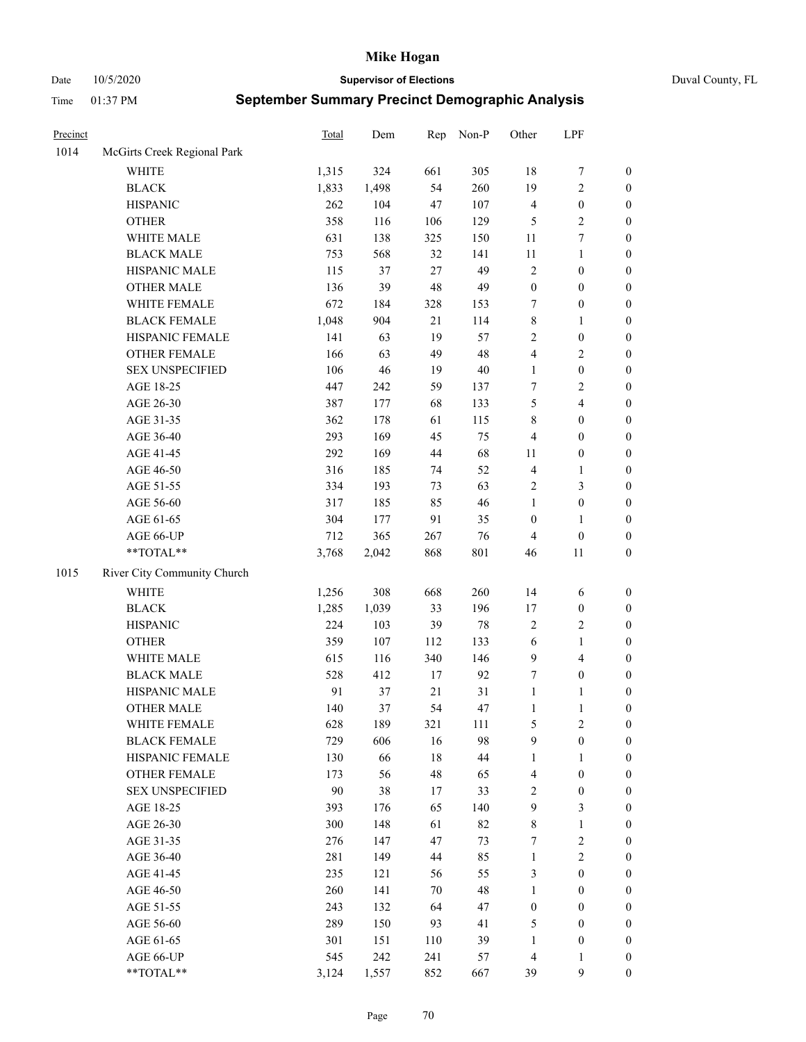# Mike Hogan

Date 10/5/2020 **Supervisor of Elections** Duval County, FL

Time 01:37 PM **September Summary Precinct Demographic Analysis**

| Precinct | | Total | Dem | Rep | Non-P | Other | LPF | |
|---|---|---|---|---|---|---|---|---|
| 1014 | McGirts Creek Regional Park | | | | | | | |
| | WHITE | 1,315 | 324 | 661 | 305 | 18 | 7 | 0 |
| | BLACK | 1,833 | 1,498 | 54 | 260 | 19 | 2 | 0 |
| | HISPANIC | 262 | 104 | 47 | 107 | 4 | 0 | 0 |
| | OTHER | 358 | 116 | 106 | 129 | 5 | 2 | 0 |
| | WHITE MALE | 631 | 138 | 325 | 150 | 11 | 7 | 0 |
| | BLACK MALE | 753 | 568 | 32 | 141 | 11 | 1 | 0 |
| | HISPANIC MALE | 115 | 37 | 27 | 49 | 2 | 0 | 0 |
| | OTHER MALE | 136 | 39 | 48 | 49 | 0 | 0 | 0 |
| | WHITE FEMALE | 672 | 184 | 328 | 153 | 7 | 0 | 0 |
| | BLACK FEMALE | 1,048 | 904 | 21 | 114 | 8 | 1 | 0 |
| | HISPANIC FEMALE | 141 | 63 | 19 | 57 | 2 | 0 | 0 |
| | OTHER FEMALE | 166 | 63 | 49 | 48 | 4 | 2 | 0 |
| | SEX UNSPECIFIED | 106 | 46 | 19 | 40 | 1 | 0 | 0 |
| | AGE 18-25 | 447 | 242 | 59 | 137 | 7 | 2 | 0 |
| | AGE 26-30 | 387 | 177 | 68 | 133 | 5 | 4 | 0 |
| | AGE 31-35 | 362 | 178 | 61 | 115 | 8 | 0 | 0 |
| | AGE 36-40 | 293 | 169 | 45 | 75 | 4 | 0 | 0 |
| | AGE 41-45 | 292 | 169 | 44 | 68 | 11 | 0 | 0 |
| | AGE 46-50 | 316 | 185 | 74 | 52 | 4 | 1 | 0 |
| | AGE 51-55 | 334 | 193 | 73 | 63 | 2 | 3 | 0 |
| | AGE 56-60 | 317 | 185 | 85 | 46 | 1 | 0 | 0 |
| | AGE 61-65 | 304 | 177 | 91 | 35 | 0 | 1 | 0 |
| | AGE 66-UP | 712 | 365 | 267 | 76 | 4 | 0 | 0 |
| | **TOTAL** | 3,768 | 2,042 | 868 | 801 | 46 | 11 | 0 |
| 1015 | River City Community Church | | | | | | | |
| | WHITE | 1,256 | 308 | 668 | 260 | 14 | 6 | 0 |
| | BLACK | 1,285 | 1,039 | 33 | 196 | 17 | 0 | 0 |
| | HISPANIC | 224 | 103 | 39 | 78 | 2 | 2 | 0 |
| | OTHER | 359 | 107 | 112 | 133 | 6 | 1 | 0 |
| | WHITE MALE | 615 | 116 | 340 | 146 | 9 | 4 | 0 |
| | BLACK MALE | 528 | 412 | 17 | 92 | 7 | 0 | 0 |
| | HISPANIC MALE | 91 | 37 | 21 | 31 | 1 | 1 | 0 |
| | OTHER MALE | 140 | 37 | 54 | 47 | 1 | 1 | 0 |
| | WHITE FEMALE | 628 | 189 | 321 | 111 | 5 | 2 | 0 |
| | BLACK FEMALE | 729 | 606 | 16 | 98 | 9 | 0 | 0 |
| | HISPANIC FEMALE | 130 | 66 | 18 | 44 | 1 | 1 | 0 |
| | OTHER FEMALE | 173 | 56 | 48 | 65 | 4 | 0 | 0 |
| | SEX UNSPECIFIED | 90 | 38 | 17 | 33 | 2 | 0 | 0 |
| | AGE 18-25 | 393 | 176 | 65 | 140 | 9 | 3 | 0 |
| | AGE 26-30 | 300 | 148 | 61 | 82 | 8 | 1 | 0 |
| | AGE 31-35 | 276 | 147 | 47 | 73 | 7 | 2 | 0 |
| | AGE 36-40 | 281 | 149 | 44 | 85 | 1 | 2 | 0 |
| | AGE 41-45 | 235 | 121 | 56 | 55 | 3 | 0 | 0 |
| | AGE 46-50 | 260 | 141 | 70 | 48 | 1 | 0 | 0 |
| | AGE 51-55 | 243 | 132 | 64 | 47 | 0 | 0 | 0 |
| | AGE 56-60 | 289 | 150 | 93 | 41 | 5 | 0 | 0 |
| | AGE 61-65 | 301 | 151 | 110 | 39 | 1 | 0 | 0 |
| | AGE 66-UP | 545 | 242 | 241 | 57 | 4 | 1 | 0 |
| | **TOTAL** | 3,124 | 1,557 | 852 | 667 | 39 | 9 | 0 |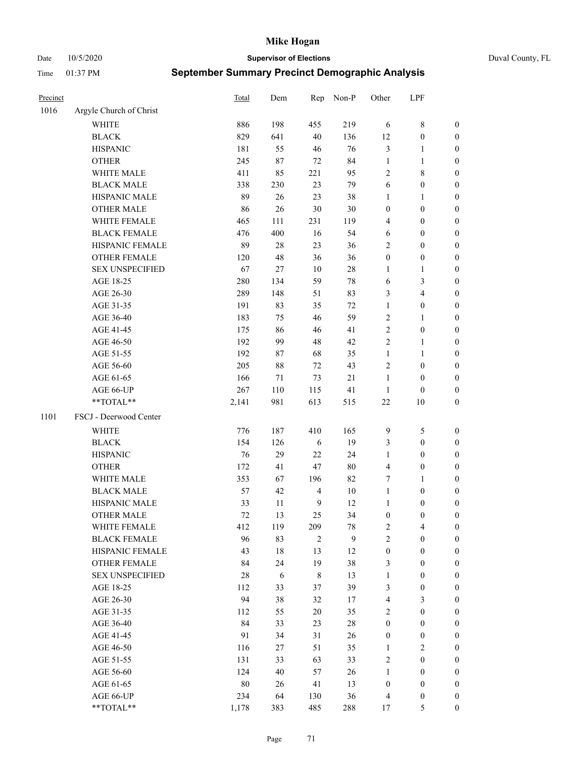# Mike Hogan

Date 10/5/2020 **Supervisor of Elections** Duval County, FL

Time 01:37 PM **September Summary Precinct Demographic Analysis**

| Precinct | | Total | Dem | Rep | Non-P | Other | LPF | |
|---|---|---|---|---|---|---|---|---|
| 1016 | Argyle Church of Christ | | | | | | | |
| | WHITE | 886 | 198 | 455 | 219 | 6 | 8 | 0 |
| | BLACK | 829 | 641 | 40 | 136 | 12 | 0 | 0 |
| | HISPANIC | 181 | 55 | 46 | 76 | 3 | 1 | 0 |
| | OTHER | 245 | 87 | 72 | 84 | 1 | 1 | 0 |
| | WHITE MALE | 411 | 85 | 221 | 95 | 2 | 8 | 0 |
| | BLACK MALE | 338 | 230 | 23 | 79 | 6 | 0 | 0 |
| | HISPANIC MALE | 89 | 26 | 23 | 38 | 1 | 1 | 0 |
| | OTHER MALE | 86 | 26 | 30 | 30 | 0 | 0 | 0 |
| | WHITE FEMALE | 465 | 111 | 231 | 119 | 4 | 0 | 0 |
| | BLACK FEMALE | 476 | 400 | 16 | 54 | 6 | 0 | 0 |
| | HISPANIC FEMALE | 89 | 28 | 23 | 36 | 2 | 0 | 0 |
| | OTHER FEMALE | 120 | 48 | 36 | 36 | 0 | 0 | 0 |
| | SEX UNSPECIFIED | 67 | 27 | 10 | 28 | 1 | 1 | 0 |
| | AGE 18-25 | 280 | 134 | 59 | 78 | 6 | 3 | 0 |
| | AGE 26-30 | 289 | 148 | 51 | 83 | 3 | 4 | 0 |
| | AGE 31-35 | 191 | 83 | 35 | 72 | 1 | 0 | 0 |
| | AGE 36-40 | 183 | 75 | 46 | 59 | 2 | 1 | 0 |
| | AGE 41-45 | 175 | 86 | 46 | 41 | 2 | 0 | 0 |
| | AGE 46-50 | 192 | 99 | 48 | 42 | 2 | 1 | 0 |
| | AGE 51-55 | 192 | 87 | 68 | 35 | 1 | 1 | 0 |
| | AGE 56-60 | 205 | 88 | 72 | 43 | 2 | 0 | 0 |
| | AGE 61-65 | 166 | 71 | 73 | 21 | 1 | 0 | 0 |
| | AGE 66-UP | 267 | 110 | 115 | 41 | 1 | 0 | 0 |
| | **TOTAL** | 2,141 | 981 | 613 | 515 | 22 | 10 | 0 |
| 1101 | FSCJ - Deerwood Center | | | | | | | |
| | WHITE | 776 | 187 | 410 | 165 | 9 | 5 | 0 |
| | BLACK | 154 | 126 | 6 | 19 | 3 | 0 | 0 |
| | HISPANIC | 76 | 29 | 22 | 24 | 1 | 0 | 0 |
| | OTHER | 172 | 41 | 47 | 80 | 4 | 0 | 0 |
| | WHITE MALE | 353 | 67 | 196 | 82 | 7 | 1 | 0 |
| | BLACK MALE | 57 | 42 | 4 | 10 | 1 | 0 | 0 |
| | HISPANIC MALE | 33 | 11 | 9 | 12 | 1 | 0 | 0 |
| | OTHER MALE | 72 | 13 | 25 | 34 | 0 | 0 | 0 |
| | WHITE FEMALE | 412 | 119 | 209 | 78 | 2 | 4 | 0 |
| | BLACK FEMALE | 96 | 83 | 2 | 9 | 2 | 0 | 0 |
| | HISPANIC FEMALE | 43 | 18 | 13 | 12 | 0 | 0 | 0 |
| | OTHER FEMALE | 84 | 24 | 19 | 38 | 3 | 0 | 0 |
| | SEX UNSPECIFIED | 28 | 6 | 8 | 13 | 1 | 0 | 0 |
| | AGE 18-25 | 112 | 33 | 37 | 39 | 3 | 0 | 0 |
| | AGE 26-30 | 94 | 38 | 32 | 17 | 4 | 3 | 0 |
| | AGE 31-35 | 112 | 55 | 20 | 35 | 2 | 0 | 0 |
| | AGE 36-40 | 84 | 33 | 23 | 28 | 0 | 0 | 0 |
| | AGE 41-45 | 91 | 34 | 31 | 26 | 0 | 0 | 0 |
| | AGE 46-50 | 116 | 27 | 51 | 35 | 1 | 2 | 0 |
| | AGE 51-55 | 131 | 33 | 63 | 33 | 2 | 0 | 0 |
| | AGE 56-60 | 124 | 40 | 57 | 26 | 1 | 0 | 0 |
| | AGE 61-65 | 80 | 26 | 41 | 13 | 0 | 0 | 0 |
| | AGE 66-UP | 234 | 64 | 130 | 36 | 4 | 0 | 0 |
| | **TOTAL** | 1,178 | 383 | 485 | 288 | 17 | 5 | 0 |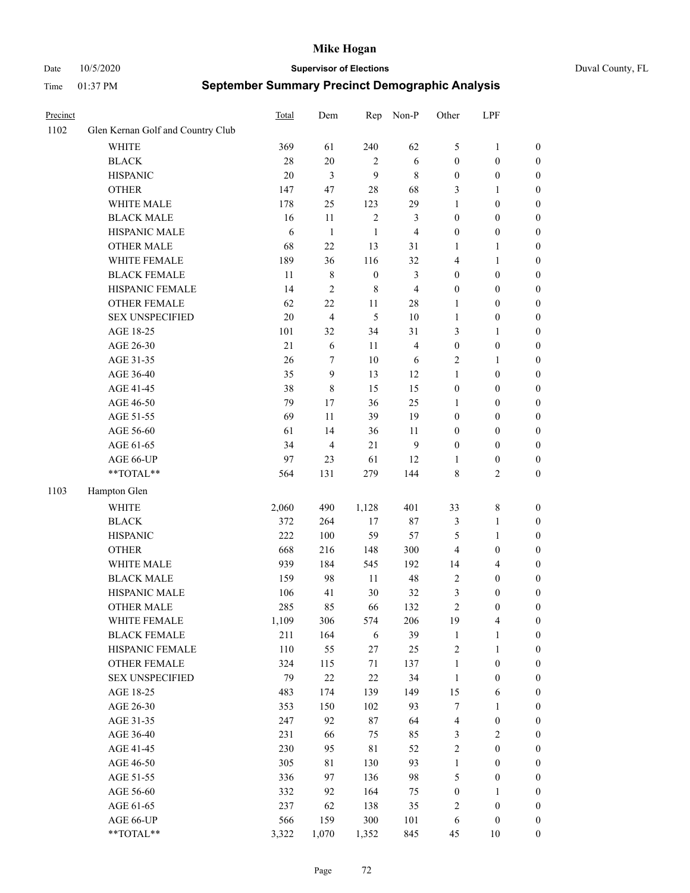# Mike Hogan

Date 10/5/2020 **Supervisor of Elections** Duval County, FL

Time 01:37 PM **September Summary Precinct Demographic Analysis**

| Precinct | | Total | Dem | Rep | Non-P | Other | LPF | |
|---|---|---|---|---|---|---|---|---|
| 1102 | Glen Kernan Golf and Country Club | | | | | | | |
| | WHITE | 369 | 61 | 240 | 62 | 5 | 1 | 0 |
| | BLACK | 28 | 20 | 2 | 6 | 0 | 0 | 0 |
| | HISPANIC | 20 | 3 | 9 | 8 | 0 | 0 | 0 |
| | OTHER | 147 | 47 | 28 | 68 | 3 | 1 | 0 |
| | WHITE MALE | 178 | 25 | 123 | 29 | 1 | 0 | 0 |
| | BLACK MALE | 16 | 11 | 2 | 3 | 0 | 0 | 0 |
| | HISPANIC MALE | 6 | 1 | 1 | 4 | 0 | 0 | 0 |
| | OTHER MALE | 68 | 22 | 13 | 31 | 1 | 1 | 0 |
| | WHITE FEMALE | 189 | 36 | 116 | 32 | 4 | 1 | 0 |
| | BLACK FEMALE | 11 | 8 | 0 | 3 | 0 | 0 | 0 |
| | HISPANIC FEMALE | 14 | 2 | 8 | 4 | 0 | 0 | 0 |
| | OTHER FEMALE | 62 | 22 | 11 | 28 | 1 | 0 | 0 |
| | SEX UNSPECIFIED | 20 | 4 | 5 | 10 | 1 | 0 | 0 |
| | AGE 18-25 | 101 | 32 | 34 | 31 | 3 | 1 | 0 |
| | AGE 26-30 | 21 | 6 | 11 | 4 | 0 | 0 | 0 |
| | AGE 31-35 | 26 | 7 | 10 | 6 | 2 | 1 | 0 |
| | AGE 36-40 | 35 | 9 | 13 | 12 | 1 | 0 | 0 |
| | AGE 41-45 | 38 | 8 | 15 | 15 | 0 | 0 | 0 |
| | AGE 46-50 | 79 | 17 | 36 | 25 | 1 | 0 | 0 |
| | AGE 51-55 | 69 | 11 | 39 | 19 | 0 | 0 | 0 |
| | AGE 56-60 | 61 | 14 | 36 | 11 | 0 | 0 | 0 |
| | AGE 61-65 | 34 | 4 | 21 | 9 | 0 | 0 | 0 |
| | AGE 66-UP | 97 | 23 | 61 | 12 | 1 | 0 | 0 |
| | **TOTAL** | 564 | 131 | 279 | 144 | 8 | 2 | 0 |
| 1103 | Hampton Glen | | | | | | | |
| | WHITE | 2,060 | 490 | 1,128 | 401 | 33 | 8 | 0 |
| | BLACK | 372 | 264 | 17 | 87 | 3 | 1 | 0 |
| | HISPANIC | 222 | 100 | 59 | 57 | 5 | 1 | 0 |
| | OTHER | 668 | 216 | 148 | 300 | 4 | 0 | 0 |
| | WHITE MALE | 939 | 184 | 545 | 192 | 14 | 4 | 0 |
| | BLACK MALE | 159 | 98 | 11 | 48 | 2 | 0 | 0 |
| | HISPANIC MALE | 106 | 41 | 30 | 32 | 3 | 0 | 0 |
| | OTHER MALE | 285 | 85 | 66 | 132 | 2 | 0 | 0 |
| | WHITE FEMALE | 1,109 | 306 | 574 | 206 | 19 | 4 | 0 |
| | BLACK FEMALE | 211 | 164 | 6 | 39 | 1 | 1 | 0 |
| | HISPANIC FEMALE | 110 | 55 | 27 | 25 | 2 | 1 | 0 |
| | OTHER FEMALE | 324 | 115 | 71 | 137 | 1 | 0 | 0 |
| | SEX UNSPECIFIED | 79 | 22 | 22 | 34 | 1 | 0 | 0 |
| | AGE 18-25 | 483 | 174 | 139 | 149 | 15 | 6 | 0 |
| | AGE 26-30 | 353 | 150 | 102 | 93 | 7 | 1 | 0 |
| | AGE 31-35 | 247 | 92 | 87 | 64 | 4 | 0 | 0 |
| | AGE 36-40 | 231 | 66 | 75 | 85 | 3 | 2 | 0 |
| | AGE 41-45 | 230 | 95 | 81 | 52 | 2 | 0 | 0 |
| | AGE 46-50 | 305 | 81 | 130 | 93 | 1 | 0 | 0 |
| | AGE 51-55 | 336 | 97 | 136 | 98 | 5 | 0 | 0 |
| | AGE 56-60 | 332 | 92 | 164 | 75 | 0 | 1 | 0 |
| | AGE 61-65 | 237 | 62 | 138 | 35 | 2 | 0 | 0 |
| | AGE 66-UP | 566 | 159 | 300 | 101 | 6 | 0 | 0 |
| | **TOTAL** | 3,322 | 1,070 | 1,352 | 845 | 45 | 10 | 0 |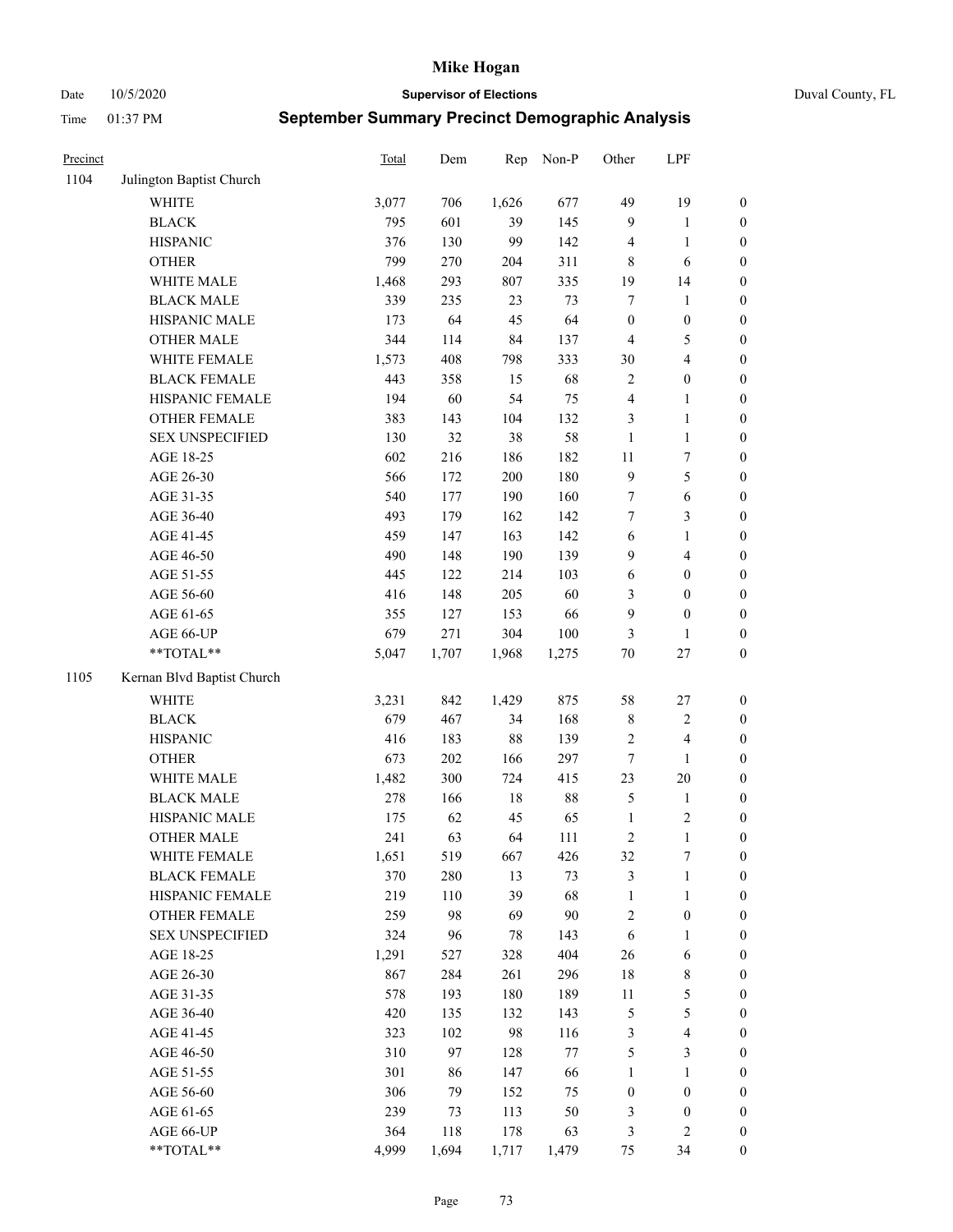# Mike Hogan

Date 10/5/2020 **Supervisor of Elections** Duval County, FL

Time 01:37 PM **September Summary Precinct Demographic Analysis**

| Precinct | | Total | Dem | Rep | Non-P | Other | LPF | |
|---|---|---|---|---|---|---|---|---|
| 1104 | Julington Baptist Church | | | | | | | |
| | WHITE | 3,077 | 706 | 1,626 | 677 | 49 | 19 | 0 |
| | BLACK | 795 | 601 | 39 | 145 | 9 | 1 | 0 |
| | HISPANIC | 376 | 130 | 99 | 142 | 4 | 1 | 0 |
| | OTHER | 799 | 270 | 204 | 311 | 8 | 6 | 0 |
| | WHITE MALE | 1,468 | 293 | 807 | 335 | 19 | 14 | 0 |
| | BLACK MALE | 339 | 235 | 23 | 73 | 7 | 1 | 0 |
| | HISPANIC MALE | 173 | 64 | 45 | 64 | 0 | 0 | 0 |
| | OTHER MALE | 344 | 114 | 84 | 137 | 4 | 5 | 0 |
| | WHITE FEMALE | 1,573 | 408 | 798 | 333 | 30 | 4 | 0 |
| | BLACK FEMALE | 443 | 358 | 15 | 68 | 2 | 0 | 0 |
| | HISPANIC FEMALE | 194 | 60 | 54 | 75 | 4 | 1 | 0 |
| | OTHER FEMALE | 383 | 143 | 104 | 132 | 3 | 1 | 0 |
| | SEX UNSPECIFIED | 130 | 32 | 38 | 58 | 1 | 1 | 0 |
| | AGE 18-25 | 602 | 216 | 186 | 182 | 11 | 7 | 0 |
| | AGE 26-30 | 566 | 172 | 200 | 180 | 9 | 5 | 0 |
| | AGE 31-35 | 540 | 177 | 190 | 160 | 7 | 6 | 0 |
| | AGE 36-40 | 493 | 179 | 162 | 142 | 7 | 3 | 0 |
| | AGE 41-45 | 459 | 147 | 163 | 142 | 6 | 1 | 0 |
| | AGE 46-50 | 490 | 148 | 190 | 139 | 9 | 4 | 0 |
| | AGE 51-55 | 445 | 122 | 214 | 103 | 6 | 0 | 0 |
| | AGE 56-60 | 416 | 148 | 205 | 60 | 3 | 0 | 0 |
| | AGE 61-65 | 355 | 127 | 153 | 66 | 9 | 0 | 0 |
| | AGE 66-UP | 679 | 271 | 304 | 100 | 3 | 1 | 0 |
| | **TOTAL** | 5,047 | 1,707 | 1,968 | 1,275 | 70 | 27 | 0 |
| 1105 | Kernan Blvd Baptist Church | | | | | | | |
| | WHITE | 3,231 | 842 | 1,429 | 875 | 58 | 27 | 0 |
| | BLACK | 679 | 467 | 34 | 168 | 8 | 2 | 0 |
| | HISPANIC | 416 | 183 | 88 | 139 | 2 | 4 | 0 |
| | OTHER | 673 | 202 | 166 | 297 | 7 | 1 | 0 |
| | WHITE MALE | 1,482 | 300 | 724 | 415 | 23 | 20 | 0 |
| | BLACK MALE | 278 | 166 | 18 | 88 | 5 | 1 | 0 |
| | HISPANIC MALE | 175 | 62 | 45 | 65 | 1 | 2 | 0 |
| | OTHER MALE | 241 | 63 | 64 | 111 | 2 | 1 | 0 |
| | WHITE FEMALE | 1,651 | 519 | 667 | 426 | 32 | 7 | 0 |
| | BLACK FEMALE | 370 | 280 | 13 | 73 | 3 | 1 | 0 |
| | HISPANIC FEMALE | 219 | 110 | 39 | 68 | 1 | 1 | 0 |
| | OTHER FEMALE | 259 | 98 | 69 | 90 | 2 | 0 | 0 |
| | SEX UNSPECIFIED | 324 | 96 | 78 | 143 | 6 | 1 | 0 |
| | AGE 18-25 | 1,291 | 527 | 328 | 404 | 26 | 6 | 0 |
| | AGE 26-30 | 867 | 284 | 261 | 296 | 18 | 8 | 0 |
| | AGE 31-35 | 578 | 193 | 180 | 189 | 11 | 5 | 0 |
| | AGE 36-40 | 420 | 135 | 132 | 143 | 5 | 5 | 0 |
| | AGE 41-45 | 323 | 102 | 98 | 116 | 3 | 4 | 0 |
| | AGE 46-50 | 310 | 97 | 128 | 77 | 5 | 3 | 0 |
| | AGE 51-55 | 301 | 86 | 147 | 66 | 1 | 1 | 0 |
| | AGE 56-60 | 306 | 79 | 152 | 75 | 0 | 0 | 0 |
| | AGE 61-65 | 239 | 73 | 113 | 50 | 3 | 0 | 0 |
| | AGE 66-UP | 364 | 118 | 178 | 63 | 3 | 2 | 0 |
| | **TOTAL** | 4,999 | 1,694 | 1,717 | 1,479 | 75 | 34 | 0 |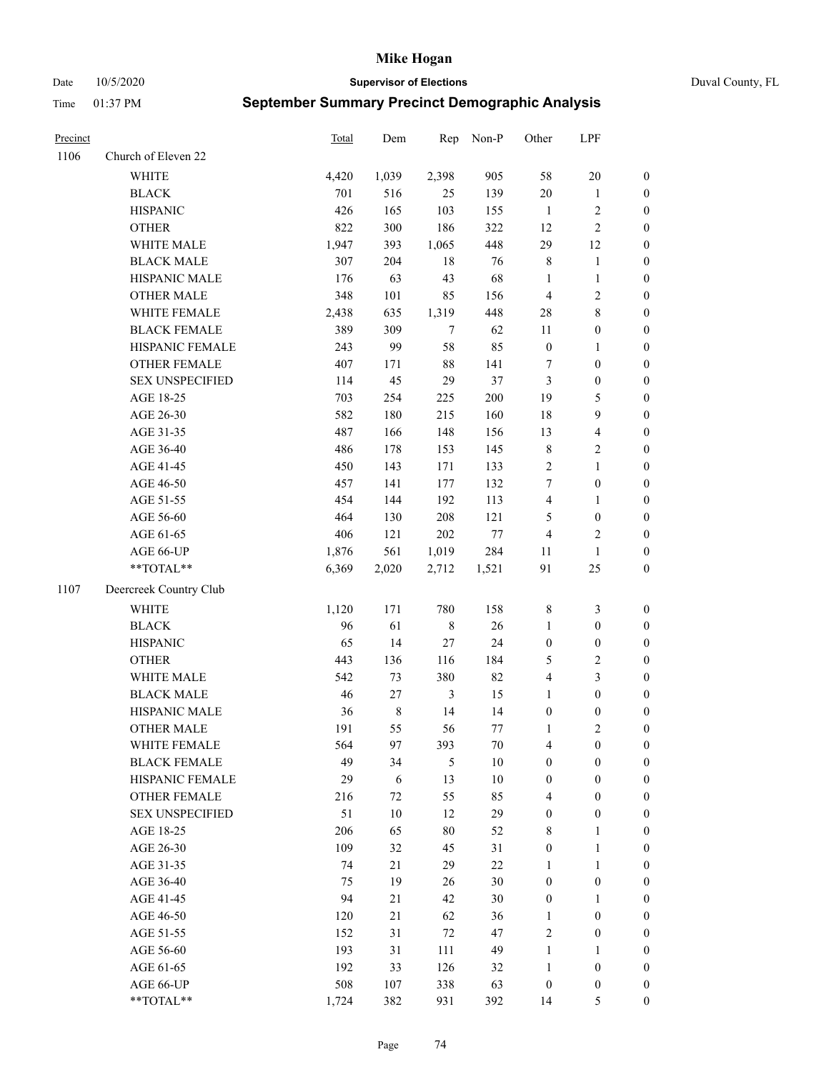# Mike Hogan

Date 10/5/2020 **Supervisor of Elections** Duval County, FL

Time 01:37 PM **September Summary Precinct Demographic Analysis**

| Precinct | | Total | Dem | Rep | Non-P | Other | LPF | |
|---|---|---|---|---|---|---|---|---|
| 1106 | Church of Eleven 22 | | | | | | | |
| | WHITE | 4,420 | 1,039 | 2,398 | 905 | 58 | 20 | 0 |
| | BLACK | 701 | 516 | 25 | 139 | 20 | 1 | 0 |
| | HISPANIC | 426 | 165 | 103 | 155 | 1 | 2 | 0 |
| | OTHER | 822 | 300 | 186 | 322 | 12 | 2 | 0 |
| | WHITE MALE | 1,947 | 393 | 1,065 | 448 | 29 | 12 | 0 |
| | BLACK MALE | 307 | 204 | 18 | 76 | 8 | 1 | 0 |
| | HISPANIC MALE | 176 | 63 | 43 | 68 | 1 | 1 | 0 |
| | OTHER MALE | 348 | 101 | 85 | 156 | 4 | 2 | 0 |
| | WHITE FEMALE | 2,438 | 635 | 1,319 | 448 | 28 | 8 | 0 |
| | BLACK FEMALE | 389 | 309 | 7 | 62 | 11 | 0 | 0 |
| | HISPANIC FEMALE | 243 | 99 | 58 | 85 | 0 | 1 | 0 |
| | OTHER FEMALE | 407 | 171 | 88 | 141 | 7 | 0 | 0 |
| | SEX UNSPECIFIED | 114 | 45 | 29 | 37 | 3 | 0 | 0 |
| | AGE 18-25 | 703 | 254 | 225 | 200 | 19 | 5 | 0 |
| | AGE 26-30 | 582 | 180 | 215 | 160 | 18 | 9 | 0 |
| | AGE 31-35 | 487 | 166 | 148 | 156 | 13 | 4 | 0 |
| | AGE 36-40 | 486 | 178 | 153 | 145 | 8 | 2 | 0 |
| | AGE 41-45 | 450 | 143 | 171 | 133 | 2 | 1 | 0 |
| | AGE 46-50 | 457 | 141 | 177 | 132 | 7 | 0 | 0 |
| | AGE 51-55 | 454 | 144 | 192 | 113 | 4 | 1 | 0 |
| | AGE 56-60 | 464 | 130 | 208 | 121 | 5 | 0 | 0 |
| | AGE 61-65 | 406 | 121 | 202 | 77 | 4 | 2 | 0 |
| | AGE 66-UP | 1,876 | 561 | 1,019 | 284 | 11 | 1 | 0 |
| | **TOTAL** | 6,369 | 2,020 | 2,712 | 1,521 | 91 | 25 | 0 |
| 1107 | Deercreek Country Club | | | | | | | |
| | WHITE | 1,120 | 171 | 780 | 158 | 8 | 3 | 0 |
| | BLACK | 96 | 61 | 8 | 26 | 1 | 0 | 0 |
| | HISPANIC | 65 | 14 | 27 | 24 | 0 | 0 | 0 |
| | OTHER | 443 | 136 | 116 | 184 | 5 | 2 | 0 |
| | WHITE MALE | 542 | 73 | 380 | 82 | 4 | 3 | 0 |
| | BLACK MALE | 46 | 27 | 3 | 15 | 1 | 0 | 0 |
| | HISPANIC MALE | 36 | 8 | 14 | 14 | 0 | 0 | 0 |
| | OTHER MALE | 191 | 55 | 56 | 77 | 1 | 2 | 0 |
| | WHITE FEMALE | 564 | 97 | 393 | 70 | 4 | 0 | 0 |
| | BLACK FEMALE | 49 | 34 | 5 | 10 | 0 | 0 | 0 |
| | HISPANIC FEMALE | 29 | 6 | 13 | 10 | 0 | 0 | 0 |
| | OTHER FEMALE | 216 | 72 | 55 | 85 | 4 | 0 | 0 |
| | SEX UNSPECIFIED | 51 | 10 | 12 | 29 | 0 | 0 | 0 |
| | AGE 18-25 | 206 | 65 | 80 | 52 | 8 | 1 | 0 |
| | AGE 26-30 | 109 | 32 | 45 | 31 | 0 | 1 | 0 |
| | AGE 31-35 | 74 | 21 | 29 | 22 | 1 | 1 | 0 |
| | AGE 36-40 | 75 | 19 | 26 | 30 | 0 | 0 | 0 |
| | AGE 41-45 | 94 | 21 | 42 | 30 | 0 | 1 | 0 |
| | AGE 46-50 | 120 | 21 | 62 | 36 | 1 | 0 | 0 |
| | AGE 51-55 | 152 | 31 | 72 | 47 | 2 | 0 | 0 |
| | AGE 56-60 | 193 | 31 | 111 | 49 | 1 | 1 | 0 |
| | AGE 61-65 | 192 | 33 | 126 | 32 | 1 | 0 | 0 |
| | AGE 66-UP | 508 | 107 | 338 | 63 | 0 | 0 | 0 |
| | **TOTAL** | 1,724 | 382 | 931 | 392 | 14 | 5 | 0 |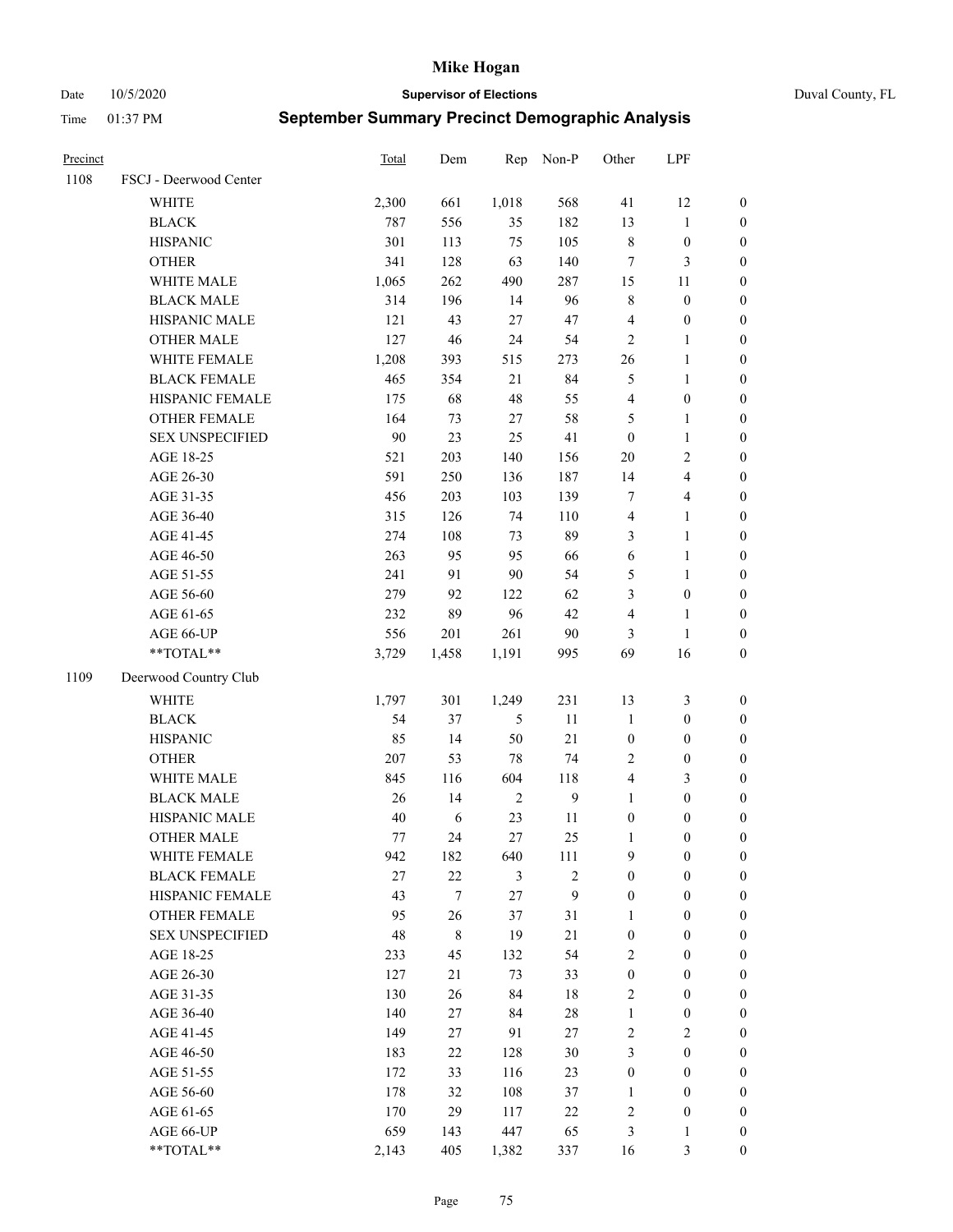# Mike Hogan

Date 10/5/2020 **Supervisor of Elections** Duval County, FL

Time 01:37 PM **September Summary Precinct Demographic Analysis**

| Precinct | | Total | Dem | Rep | Non-P | Other | LPF | |
|---|---|---|---|---|---|---|---|---|
| 1108 | FSCJ - Deerwood Center | | | | | | | |
| | WHITE | 2,300 | 661 | 1,018 | 568 | 41 | 12 | 0 |
| | BLACK | 787 | 556 | 35 | 182 | 13 | 1 | 0 |
| | HISPANIC | 301 | 113 | 75 | 105 | 8 | 0 | 0 |
| | OTHER | 341 | 128 | 63 | 140 | 7 | 3 | 0 |
| | WHITE MALE | 1,065 | 262 | 490 | 287 | 15 | 11 | 0 |
| | BLACK MALE | 314 | 196 | 14 | 96 | 8 | 0 | 0 |
| | HISPANIC MALE | 121 | 43 | 27 | 47 | 4 | 0 | 0 |
| | OTHER MALE | 127 | 46 | 24 | 54 | 2 | 1 | 0 |
| | WHITE FEMALE | 1,208 | 393 | 515 | 273 | 26 | 1 | 0 |
| | BLACK FEMALE | 465 | 354 | 21 | 84 | 5 | 1 | 0 |
| | HISPANIC FEMALE | 175 | 68 | 48 | 55 | 4 | 0 | 0 |
| | OTHER FEMALE | 164 | 73 | 27 | 58 | 5 | 1 | 0 |
| | SEX UNSPECIFIED | 90 | 23 | 25 | 41 | 0 | 1 | 0 |
| | AGE 18-25 | 521 | 203 | 140 | 156 | 20 | 2 | 0 |
| | AGE 26-30 | 591 | 250 | 136 | 187 | 14 | 4 | 0 |
| | AGE 31-35 | 456 | 203 | 103 | 139 | 7 | 4 | 0 |
| | AGE 36-40 | 315 | 126 | 74 | 110 | 4 | 1 | 0 |
| | AGE 41-45 | 274 | 108 | 73 | 89 | 3 | 1 | 0 |
| | AGE 46-50 | 263 | 95 | 95 | 66 | 6 | 1 | 0 |
| | AGE 51-55 | 241 | 91 | 90 | 54 | 5 | 1 | 0 |
| | AGE 56-60 | 279 | 92 | 122 | 62 | 3 | 0 | 0 |
| | AGE 61-65 | 232 | 89 | 96 | 42 | 4 | 1 | 0 |
| | AGE 66-UP | 556 | 201 | 261 | 90 | 3 | 1 | 0 |
| | **TOTAL** | 3,729 | 1,458 | 1,191 | 995 | 69 | 16 | 0 |
| 1109 | Deerwood Country Club | | | | | | | |
| | WHITE | 1,797 | 301 | 1,249 | 231 | 13 | 3 | 0 |
| | BLACK | 54 | 37 | 5 | 11 | 1 | 0 | 0 |
| | HISPANIC | 85 | 14 | 50 | 21 | 0 | 0 | 0 |
| | OTHER | 207 | 53 | 78 | 74 | 2 | 0 | 0 |
| | WHITE MALE | 845 | 116 | 604 | 118 | 4 | 3 | 0 |
| | BLACK MALE | 26 | 14 | 2 | 9 | 1 | 0 | 0 |
| | HISPANIC MALE | 40 | 6 | 23 | 11 | 0 | 0 | 0 |
| | OTHER MALE | 77 | 24 | 27 | 25 | 1 | 0 | 0 |
| | WHITE FEMALE | 942 | 182 | 640 | 111 | 9 | 0 | 0 |
| | BLACK FEMALE | 27 | 22 | 3 | 2 | 0 | 0 | 0 |
| | HISPANIC FEMALE | 43 | 7 | 27 | 9 | 0 | 0 | 0 |
| | OTHER FEMALE | 95 | 26 | 37 | 31 | 1 | 0 | 0 |
| | SEX UNSPECIFIED | 48 | 8 | 19 | 21 | 0 | 0 | 0 |
| | AGE 18-25 | 233 | 45 | 132 | 54 | 2 | 0 | 0 |
| | AGE 26-30 | 127 | 21 | 73 | 33 | 0 | 0 | 0 |
| | AGE 31-35 | 130 | 26 | 84 | 18 | 2 | 0 | 0 |
| | AGE 36-40 | 140 | 27 | 84 | 28 | 1 | 0 | 0 |
| | AGE 41-45 | 149 | 27 | 91 | 27 | 2 | 2 | 0 |
| | AGE 46-50 | 183 | 22 | 128 | 30 | 3 | 0 | 0 |
| | AGE 51-55 | 172 | 33 | 116 | 23 | 0 | 0 | 0 |
| | AGE 56-60 | 178 | 32 | 108 | 37 | 1 | 0 | 0 |
| | AGE 61-65 | 170 | 29 | 117 | 22 | 2 | 0 | 0 |
| | AGE 66-UP | 659 | 143 | 447 | 65 | 3 | 1 | 0 |
| | **TOTAL** | 2,143 | 405 | 1,382 | 337 | 16 | 3 | 0 |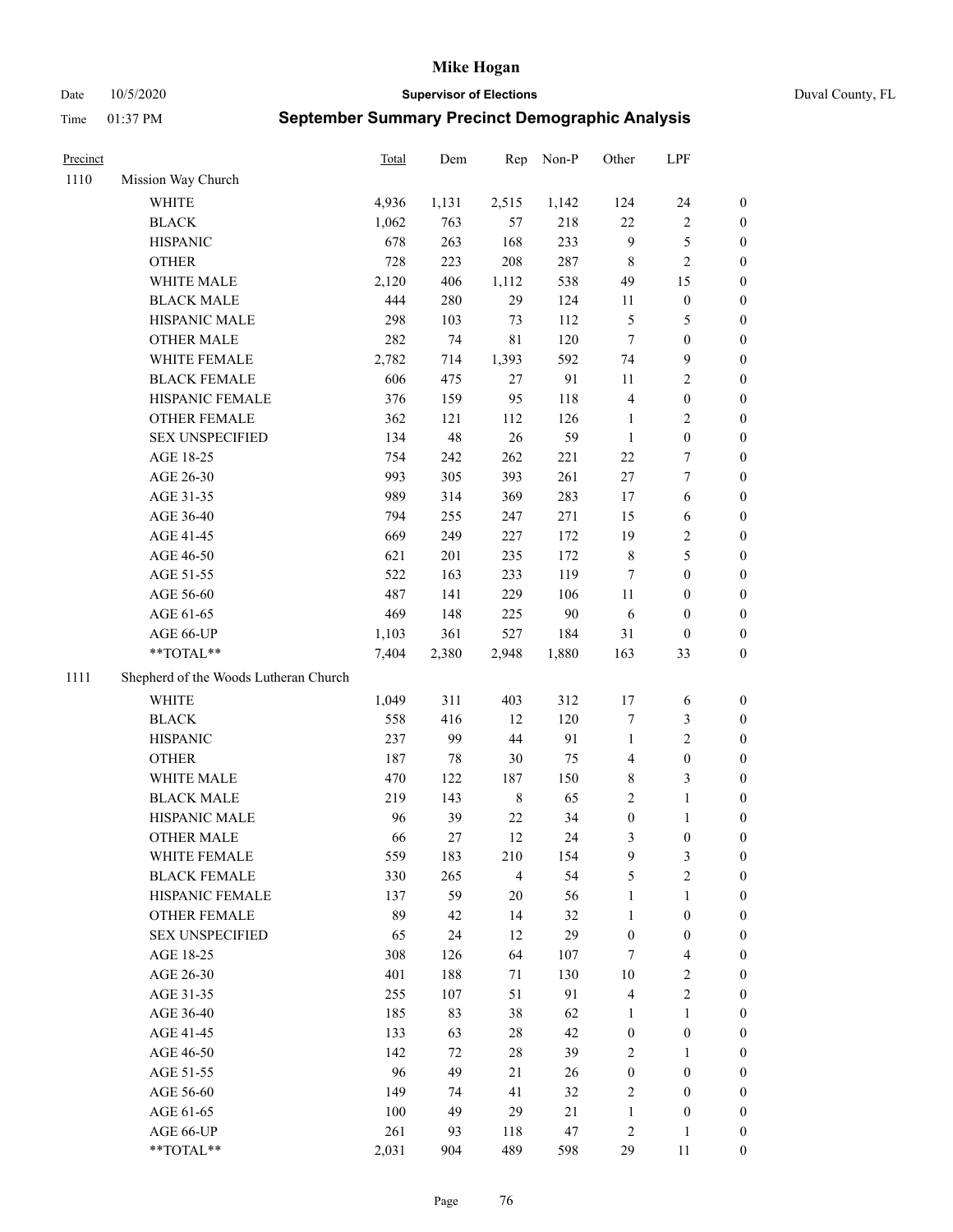| Precinct | | Total | Dem | Rep | Non-P | Other | LPF | |
|---|---|---|---|---|---|---|---|---|
| 1110 | Mission Way Church | | | | | | | |
| | WHITE | 4,936 | 1,131 | 2,515 | 1,142 | 124 | 24 | 0 |
| | BLACK | 1,062 | 763 | 57 | 218 | 22 | 2 | 0 |
| | HISPANIC | 678 | 263 | 168 | 233 | 9 | 5 | 0 |
| | OTHER | 728 | 223 | 208 | 287 | 8 | 2 | 0 |
| | WHITE MALE | 2,120 | 406 | 1,112 | 538 | 49 | 15 | 0 |
| | BLACK MALE | 444 | 280 | 29 | 124 | 11 | 0 | 0 |
| | HISPANIC MALE | 298 | 103 | 73 | 112 | 5 | 5 | 0 |
| | OTHER MALE | 282 | 74 | 81 | 120 | 7 | 0 | 0 |
| | WHITE FEMALE | 2,782 | 714 | 1,393 | 592 | 74 | 9 | 0 |
| | BLACK FEMALE | 606 | 475 | 27 | 91 | 11 | 2 | 0 |
| | HISPANIC FEMALE | 376 | 159 | 95 | 118 | 4 | 0 | 0 |
| | OTHER FEMALE | 362 | 121 | 112 | 126 | 1 | 2 | 0 |
| | SEX UNSPECIFIED | 134 | 48 | 26 | 59 | 1 | 0 | 0 |
| | AGE 18-25 | 754 | 242 | 262 | 221 | 22 | 7 | 0 |
| | AGE 26-30 | 993 | 305 | 393 | 261 | 27 | 7 | 0 |
| | AGE 31-35 | 989 | 314 | 369 | 283 | 17 | 6 | 0 |
| | AGE 36-40 | 794 | 255 | 247 | 271 | 15 | 6 | 0 |
| | AGE 41-45 | 669 | 249 | 227 | 172 | 19 | 2 | 0 |
| | AGE 46-50 | 621 | 201 | 235 | 172 | 8 | 5 | 0 |
| | AGE 51-55 | 522 | 163 | 233 | 119 | 7 | 0 | 0 |
| | AGE 56-60 | 487 | 141 | 229 | 106 | 11 | 0 | 0 |
| | AGE 61-65 | 469 | 148 | 225 | 90 | 6 | 0 | 0 |
| | AGE 66-UP | 1,103 | 361 | 527 | 184 | 31 | 0 | 0 |
| | **TOTAL** | 7,404 | 2,380 | 2,948 | 1,880 | 163 | 33 | 0 |
| 1111 | Shepherd of the Woods Lutheran Church | | | | | | | |
| | WHITE | 1,049 | 311 | 403 | 312 | 17 | 6 | 0 |
| | BLACK | 558 | 416 | 12 | 120 | 7 | 3 | 0 |
| | HISPANIC | 237 | 99 | 44 | 91 | 1 | 2 | 0 |
| | OTHER | 187 | 78 | 30 | 75 | 4 | 0 | 0 |
| | WHITE MALE | 470 | 122 | 187 | 150 | 8 | 3 | 0 |
| | BLACK MALE | 219 | 143 | 8 | 65 | 2 | 1 | 0 |
| | HISPANIC MALE | 96 | 39 | 22 | 34 | 0 | 1 | 0 |
| | OTHER MALE | 66 | 27 | 12 | 24 | 3 | 0 | 0 |
| | WHITE FEMALE | 559 | 183 | 210 | 154 | 9 | 3 | 0 |
| | BLACK FEMALE | 330 | 265 | 4 | 54 | 5 | 2 | 0 |
| | HISPANIC FEMALE | 137 | 59 | 20 | 56 | 1 | 1 | 0 |
| | OTHER FEMALE | 89 | 42 | 14 | 32 | 1 | 0 | 0 |
| | SEX UNSPECIFIED | 65 | 24 | 12 | 29 | 0 | 0 | 0 |
| | AGE 18-25 | 308 | 126 | 64 | 107 | 7 | 4 | 0 |
| | AGE 26-30 | 401 | 188 | 71 | 130 | 10 | 2 | 0 |
| | AGE 31-35 | 255 | 107 | 51 | 91 | 4 | 2 | 0 |
| | AGE 36-40 | 185 | 83 | 38 | 62 | 1 | 1 | 0 |
| | AGE 41-45 | 133 | 63 | 28 | 42 | 0 | 0 | 0 |
| | AGE 46-50 | 142 | 72 | 28 | 39 | 2 | 1 | 0 |
| | AGE 51-55 | 96 | 49 | 21 | 26 | 0 | 0 | 0 |
| | AGE 56-60 | 149 | 74 | 41 | 32 | 2 | 0 | 0 |
| | AGE 61-65 | 100 | 49 | 29 | 21 | 1 | 0 | 0 |
| | AGE 66-UP | 261 | 93 | 118 | 47 | 2 | 1 | 0 |
| | **TOTAL** | 2,031 | 904 | 489 | 598 | 29 | 11 | 0 |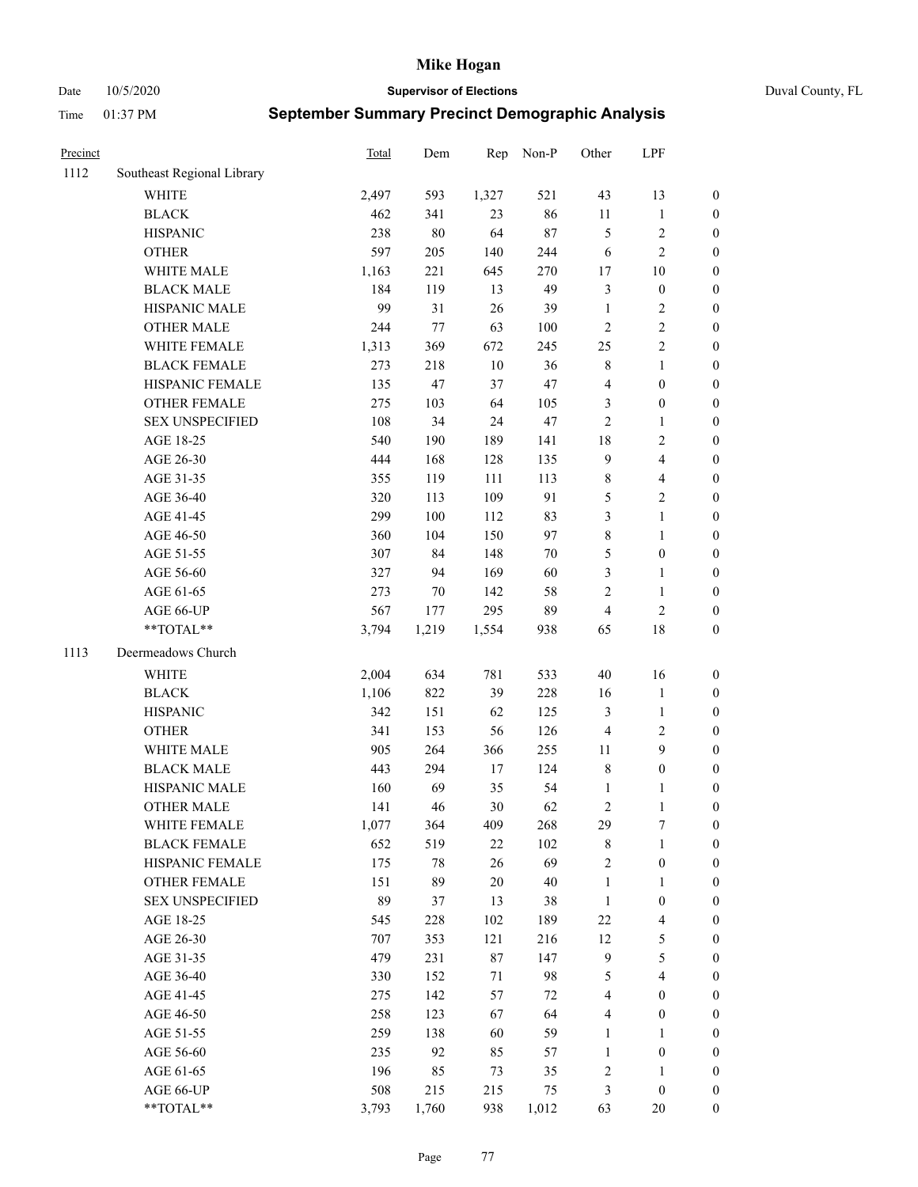# Mike Hogan

Date 10/5/2020 **Supervisor of Elections** Duval County, FL

Time 01:37 PM **September Summary Precinct Demographic Analysis**

| Precinct | | Total | Dem | Rep | Non-P | Other | LPF | |
|---|---|---|---|---|---|---|---|---|
| 1112 | Southeast Regional Library | | | | | | | |
| | WHITE | 2,497 | 593 | 1,327 | 521 | 43 | 13 | 0 |
| | BLACK | 462 | 341 | 23 | 86 | 11 | 1 | 0 |
| | HISPANIC | 238 | 80 | 64 | 87 | 5 | 2 | 0 |
| | OTHER | 597 | 205 | 140 | 244 | 6 | 2 | 0 |
| | WHITE MALE | 1,163 | 221 | 645 | 270 | 17 | 10 | 0 |
| | BLACK MALE | 184 | 119 | 13 | 49 | 3 | 0 | 0 |
| | HISPANIC MALE | 99 | 31 | 26 | 39 | 1 | 2 | 0 |
| | OTHER MALE | 244 | 77 | 63 | 100 | 2 | 2 | 0 |
| | WHITE FEMALE | 1,313 | 369 | 672 | 245 | 25 | 2 | 0 |
| | BLACK FEMALE | 273 | 218 | 10 | 36 | 8 | 1 | 0 |
| | HISPANIC FEMALE | 135 | 47 | 37 | 47 | 4 | 0 | 0 |
| | OTHER FEMALE | 275 | 103 | 64 | 105 | 3 | 0 | 0 |
| | SEX UNSPECIFIED | 108 | 34 | 24 | 47 | 2 | 1 | 0 |
| | AGE 18-25 | 540 | 190 | 189 | 141 | 18 | 2 | 0 |
| | AGE 26-30 | 444 | 168 | 128 | 135 | 9 | 4 | 0 |
| | AGE 31-35 | 355 | 119 | 111 | 113 | 8 | 4 | 0 |
| | AGE 36-40 | 320 | 113 | 109 | 91 | 5 | 2 | 0 |
| | AGE 41-45 | 299 | 100 | 112 | 83 | 3 | 1 | 0 |
| | AGE 46-50 | 360 | 104 | 150 | 97 | 8 | 1 | 0 |
| | AGE 51-55 | 307 | 84 | 148 | 70 | 5 | 0 | 0 |
| | AGE 56-60 | 327 | 94 | 169 | 60 | 3 | 1 | 0 |
| | AGE 61-65 | 273 | 70 | 142 | 58 | 2 | 1 | 0 |
| | AGE 66-UP | 567 | 177 | 295 | 89 | 4 | 2 | 0 |
| | **TOTAL** | 3,794 | 1,219 | 1,554 | 938 | 65 | 18 | 0 |
| 1113 | Deermeadows Church | | | | | | | |
| | WHITE | 2,004 | 634 | 781 | 533 | 40 | 16 | 0 |
| | BLACK | 1,106 | 822 | 39 | 228 | 16 | 1 | 0 |
| | HISPANIC | 342 | 151 | 62 | 125 | 3 | 1 | 0 |
| | OTHER | 341 | 153 | 56 | 126 | 4 | 2 | 0 |
| | WHITE MALE | 905 | 264 | 366 | 255 | 11 | 9 | 0 |
| | BLACK MALE | 443 | 294 | 17 | 124 | 8 | 0 | 0 |
| | HISPANIC MALE | 160 | 69 | 35 | 54 | 1 | 1 | 0 |
| | OTHER MALE | 141 | 46 | 30 | 62 | 2 | 1 | 0 |
| | WHITE FEMALE | 1,077 | 364 | 409 | 268 | 29 | 7 | 0 |
| | BLACK FEMALE | 652 | 519 | 22 | 102 | 8 | 1 | 0 |
| | HISPANIC FEMALE | 175 | 78 | 26 | 69 | 2 | 0 | 0 |
| | OTHER FEMALE | 151 | 89 | 20 | 40 | 1 | 1 | 0 |
| | SEX UNSPECIFIED | 89 | 37 | 13 | 38 | 1 | 0 | 0 |
| | AGE 18-25 | 545 | 228 | 102 | 189 | 22 | 4 | 0 |
| | AGE 26-30 | 707 | 353 | 121 | 216 | 12 | 5 | 0 |
| | AGE 31-35 | 479 | 231 | 87 | 147 | 9 | 5 | 0 |
| | AGE 36-40 | 330 | 152 | 71 | 98 | 5 | 4 | 0 |
| | AGE 41-45 | 275 | 142 | 57 | 72 | 4 | 0 | 0 |
| | AGE 46-50 | 258 | 123 | 67 | 64 | 4 | 0 | 0 |
| | AGE 51-55 | 259 | 138 | 60 | 59 | 1 | 1 | 0 |
| | AGE 56-60 | 235 | 92 | 85 | 57 | 1 | 0 | 0 |
| | AGE 61-65 | 196 | 85 | 73 | 35 | 2 | 1 | 0 |
| | AGE 66-UP | 508 | 215 | 215 | 75 | 3 | 0 | 0 |
| | **TOTAL** | 3,793 | 1,760 | 938 | 1,012 | 63 | 20 | 0 |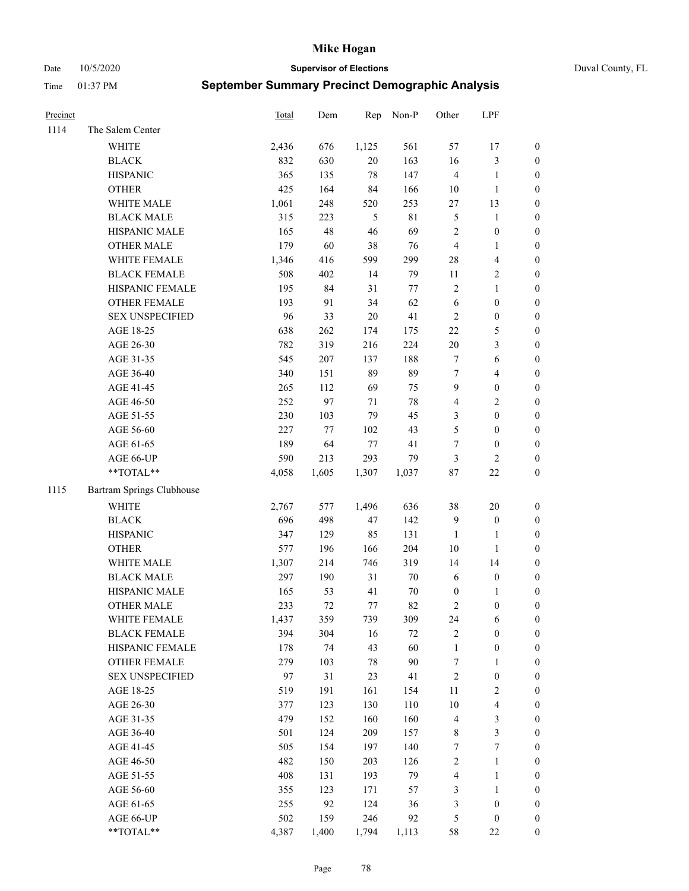# Mike Hogan

Date 10/5/2020 **Supervisor of Elections** Duval County, FL

Time 01:37 PM **September Summary Precinct Demographic Analysis**

| Precinct | | Total | Dem | Rep | Non-P | Other | LPF | |
|---|---|---|---|---|---|---|---|---|
| 1114 | The Salem Center | | | | | | | |
| | WHITE | 2,436 | 676 | 1,125 | 561 | 57 | 17 | 0 |
| | BLACK | 832 | 630 | 20 | 163 | 16 | 3 | 0 |
| | HISPANIC | 365 | 135 | 78 | 147 | 4 | 1 | 0 |
| | OTHER | 425 | 164 | 84 | 166 | 10 | 1 | 0 |
| | WHITE MALE | 1,061 | 248 | 520 | 253 | 27 | 13 | 0 |
| | BLACK MALE | 315 | 223 | 5 | 81 | 5 | 1 | 0 |
| | HISPANIC MALE | 165 | 48 | 46 | 69 | 2 | 0 | 0 |
| | OTHER MALE | 179 | 60 | 38 | 76 | 4 | 1 | 0 |
| | WHITE FEMALE | 1,346 | 416 | 599 | 299 | 28 | 4 | 0 |
| | BLACK FEMALE | 508 | 402 | 14 | 79 | 11 | 2 | 0 |
| | HISPANIC FEMALE | 195 | 84 | 31 | 77 | 2 | 1 | 0 |
| | OTHER FEMALE | 193 | 91 | 34 | 62 | 6 | 0 | 0 |
| | SEX UNSPECIFIED | 96 | 33 | 20 | 41 | 2 | 0 | 0 |
| | AGE 18-25 | 638 | 262 | 174 | 175 | 22 | 5 | 0 |
| | AGE 26-30 | 782 | 319 | 216 | 224 | 20 | 3 | 0 |
| | AGE 31-35 | 545 | 207 | 137 | 188 | 7 | 6 | 0 |
| | AGE 36-40 | 340 | 151 | 89 | 89 | 7 | 4 | 0 |
| | AGE 41-45 | 265 | 112 | 69 | 75 | 9 | 0 | 0 |
| | AGE 46-50 | 252 | 97 | 71 | 78 | 4 | 2 | 0 |
| | AGE 51-55 | 230 | 103 | 79 | 45 | 3 | 0 | 0 |
| | AGE 56-60 | 227 | 77 | 102 | 43 | 5 | 0 | 0 |
| | AGE 61-65 | 189 | 64 | 77 | 41 | 7 | 0 | 0 |
| | AGE 66-UP | 590 | 213 | 293 | 79 | 3 | 2 | 0 |
| | **TOTAL** | 4,058 | 1,605 | 1,307 | 1,037 | 87 | 22 | 0 |
| 1115 | Bartram Springs Clubhouse | | | | | | | |
| | WHITE | 2,767 | 577 | 1,496 | 636 | 38 | 20 | 0 |
| | BLACK | 696 | 498 | 47 | 142 | 9 | 0 | 0 |
| | HISPANIC | 347 | 129 | 85 | 131 | 1 | 1 | 0 |
| | OTHER | 577 | 196 | 166 | 204 | 10 | 1 | 0 |
| | WHITE MALE | 1,307 | 214 | 746 | 319 | 14 | 14 | 0 |
| | BLACK MALE | 297 | 190 | 31 | 70 | 6 | 0 | 0 |
| | HISPANIC MALE | 165 | 53 | 41 | 70 | 0 | 1 | 0 |
| | OTHER MALE | 233 | 72 | 77 | 82 | 2 | 0 | 0 |
| | WHITE FEMALE | 1,437 | 359 | 739 | 309 | 24 | 6 | 0 |
| | BLACK FEMALE | 394 | 304 | 16 | 72 | 2 | 0 | 0 |
| | HISPANIC FEMALE | 178 | 74 | 43 | 60 | 1 | 0 | 0 |
| | OTHER FEMALE | 279 | 103 | 78 | 90 | 7 | 1 | 0 |
| | SEX UNSPECIFIED | 97 | 31 | 23 | 41 | 2 | 0 | 0 |
| | AGE 18-25 | 519 | 191 | 161 | 154 | 11 | 2 | 0 |
| | AGE 26-30 | 377 | 123 | 130 | 110 | 10 | 4 | 0 |
| | AGE 31-35 | 479 | 152 | 160 | 160 | 4 | 3 | 0 |
| | AGE 36-40 | 501 | 124 | 209 | 157 | 8 | 3 | 0 |
| | AGE 41-45 | 505 | 154 | 197 | 140 | 7 | 7 | 0 |
| | AGE 46-50 | 482 | 150 | 203 | 126 | 2 | 1 | 0 |
| | AGE 51-55 | 408 | 131 | 193 | 79 | 4 | 1 | 0 |
| | AGE 56-60 | 355 | 123 | 171 | 57 | 3 | 1 | 0 |
| | AGE 61-65 | 255 | 92 | 124 | 36 | 3 | 0 | 0 |
| | AGE 66-UP | 502 | 159 | 246 | 92 | 5 | 0 | 0 |
| | **TOTAL** | 4,387 | 1,400 | 1,794 | 1,113 | 58 | 22 | 0 |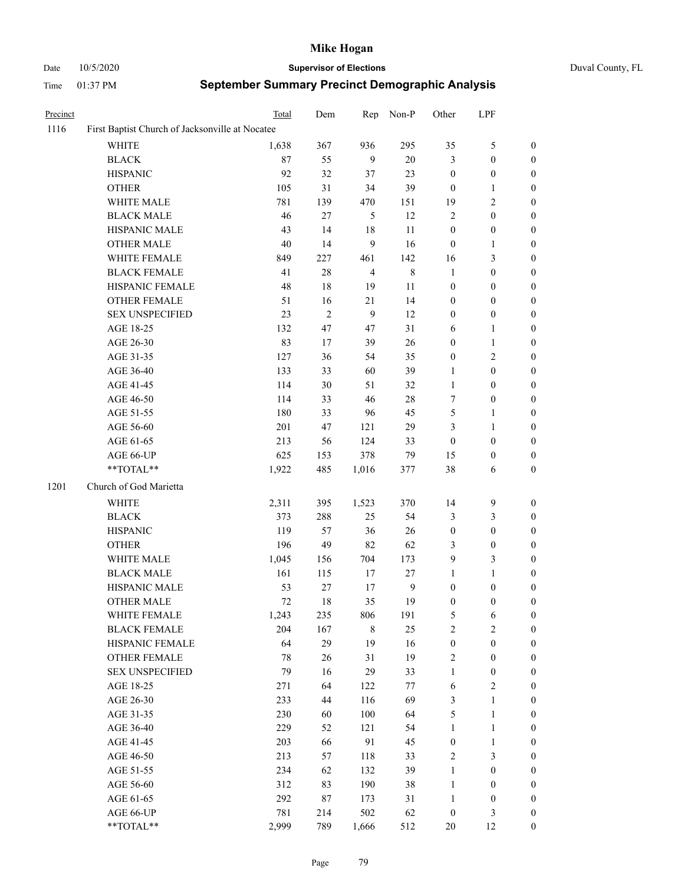# Mike Hogan

Date 10/5/2020 **Supervisor of Elections** Duval County, FL

Time 01:37 PM **September Summary Precinct Demographic Analysis**

| Precinct | | Total | Dem | Rep | Non-P | Other | LPF | |
|---|---|---|---|---|---|---|---|---|
| 1116 | First Baptist Church of Jacksonville at Nocatee | | | | | | | |
| | WHITE | 1,638 | 367 | 936 | 295 | 35 | 5 | 0 |
| | BLACK | 87 | 55 | 9 | 20 | 3 | 0 | 0 |
| | HISPANIC | 92 | 32 | 37 | 23 | 0 | 0 | 0 |
| | OTHER | 105 | 31 | 34 | 39 | 0 | 1 | 0 |
| | WHITE MALE | 781 | 139 | 470 | 151 | 19 | 2 | 0 |
| | BLACK MALE | 46 | 27 | 5 | 12 | 2 | 0 | 0 |
| | HISPANIC MALE | 43 | 14 | 18 | 11 | 0 | 0 | 0 |
| | OTHER MALE | 40 | 14 | 9 | 16 | 0 | 1 | 0 |
| | WHITE FEMALE | 849 | 227 | 461 | 142 | 16 | 3 | 0 |
| | BLACK FEMALE | 41 | 28 | 4 | 8 | 1 | 0 | 0 |
| | HISPANIC FEMALE | 48 | 18 | 19 | 11 | 0 | 0 | 0 |
| | OTHER FEMALE | 51 | 16 | 21 | 14 | 0 | 0 | 0 |
| | SEX UNSPECIFIED | 23 | 2 | 9 | 12 | 0 | 0 | 0 |
| | AGE 18-25 | 132 | 47 | 47 | 31 | 6 | 1 | 0 |
| | AGE 26-30 | 83 | 17 | 39 | 26 | 0 | 1 | 0 |
| | AGE 31-35 | 127 | 36 | 54 | 35 | 0 | 2 | 0 |
| | AGE 36-40 | 133 | 33 | 60 | 39 | 1 | 0 | 0 |
| | AGE 41-45 | 114 | 30 | 51 | 32 | 1 | 0 | 0 |
| | AGE 46-50 | 114 | 33 | 46 | 28 | 7 | 0 | 0 |
| | AGE 51-55 | 180 | 33 | 96 | 45 | 5 | 1 | 0 |
| | AGE 56-60 | 201 | 47 | 121 | 29 | 3 | 1 | 0 |
| | AGE 61-65 | 213 | 56 | 124 | 33 | 0 | 0 | 0 |
| | AGE 66-UP | 625 | 153 | 378 | 79 | 15 | 0 | 0 |
| | **TOTAL** | 1,922 | 485 | 1,016 | 377 | 38 | 6 | 0 |
| 1201 | Church of God Marietta | | | | | | | |
| | WHITE | 2,311 | 395 | 1,523 | 370 | 14 | 9 | 0 |
| | BLACK | 373 | 288 | 25 | 54 | 3 | 3 | 0 |
| | HISPANIC | 119 | 57 | 36 | 26 | 0 | 0 | 0 |
| | OTHER | 196 | 49 | 82 | 62 | 3 | 0 | 0 |
| | WHITE MALE | 1,045 | 156 | 704 | 173 | 9 | 3 | 0 |
| | BLACK MALE | 161 | 115 | 17 | 27 | 1 | 1 | 0 |
| | HISPANIC MALE | 53 | 27 | 17 | 9 | 0 | 0 | 0 |
| | OTHER MALE | 72 | 18 | 35 | 19 | 0 | 0 | 0 |
| | WHITE FEMALE | 1,243 | 235 | 806 | 191 | 5 | 6 | 0 |
| | BLACK FEMALE | 204 | 167 | 8 | 25 | 2 | 2 | 0 |
| | HISPANIC FEMALE | 64 | 29 | 19 | 16 | 0 | 0 | 0 |
| | OTHER FEMALE | 78 | 26 | 31 | 19 | 2 | 0 | 0 |
| | SEX UNSPECIFIED | 79 | 16 | 29 | 33 | 1 | 0 | 0 |
| | AGE 18-25 | 271 | 64 | 122 | 77 | 6 | 2 | 0 |
| | AGE 26-30 | 233 | 44 | 116 | 69 | 3 | 1 | 0 |
| | AGE 31-35 | 230 | 60 | 100 | 64 | 5 | 1 | 0 |
| | AGE 36-40 | 229 | 52 | 121 | 54 | 1 | 1 | 0 |
| | AGE 41-45 | 203 | 66 | 91 | 45 | 0 | 1 | 0 |
| | AGE 46-50 | 213 | 57 | 118 | 33 | 2 | 3 | 0 |
| | AGE 51-55 | 234 | 62 | 132 | 39 | 1 | 0 | 0 |
| | AGE 56-60 | 312 | 83 | 190 | 38 | 1 | 0 | 0 |
| | AGE 61-65 | 292 | 87 | 173 | 31 | 1 | 0 | 0 |
| | AGE 66-UP | 781 | 214 | 502 | 62 | 0 | 3 | 0 |
| | **TOTAL** | 2,999 | 789 | 1,666 | 512 | 20 | 12 | 0 |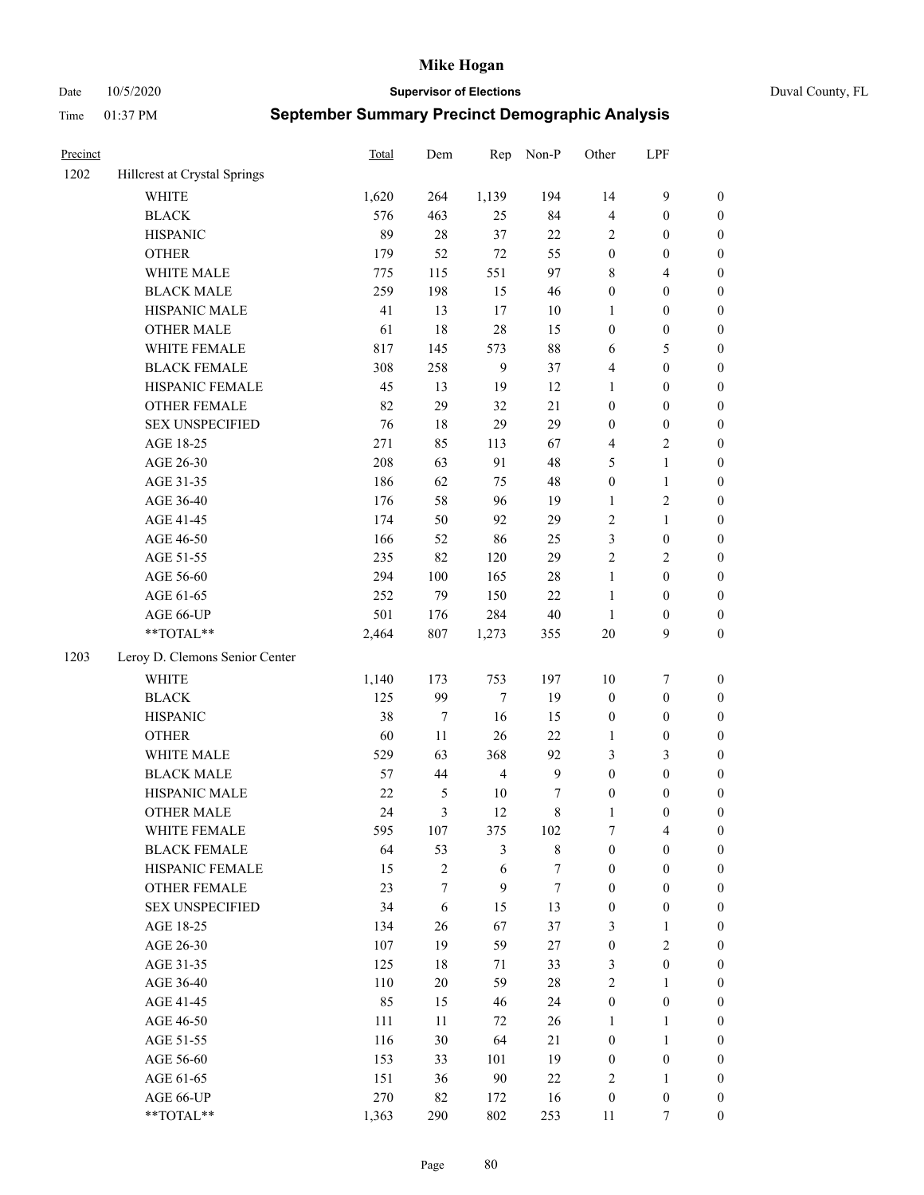| Precinct | | Total | Dem | Rep | Non-P | Other | LPF | |
|---|---|---|---|---|---|---|---|---|
| 1202 | Hillcrest at Crystal Springs | | | | | | | |
| | WHITE | 1,620 | 264 | 1,139 | 194 | 14 | 9 | 0 |
| | BLACK | 576 | 463 | 25 | 84 | 4 | 0 | 0 |
| | HISPANIC | 89 | 28 | 37 | 22 | 2 | 0 | 0 |
| | OTHER | 179 | 52 | 72 | 55 | 0 | 0 | 0 |
| | WHITE MALE | 775 | 115 | 551 | 97 | 8 | 4 | 0 |
| | BLACK MALE | 259 | 198 | 15 | 46 | 0 | 0 | 0 |
| | HISPANIC MALE | 41 | 13 | 17 | 10 | 1 | 0 | 0 |
| | OTHER MALE | 61 | 18 | 28 | 15 | 0 | 0 | 0 |
| | WHITE FEMALE | 817 | 145 | 573 | 88 | 6 | 5 | 0 |
| | BLACK FEMALE | 308 | 258 | 9 | 37 | 4 | 0 | 0 |
| | HISPANIC FEMALE | 45 | 13 | 19 | 12 | 1 | 0 | 0 |
| | OTHER FEMALE | 82 | 29 | 32 | 21 | 0 | 0 | 0 |
| | SEX UNSPECIFIED | 76 | 18 | 29 | 29 | 0 | 0 | 0 |
| | AGE 18-25 | 271 | 85 | 113 | 67 | 4 | 2 | 0 |
| | AGE 26-30 | 208 | 63 | 91 | 48 | 5 | 1 | 0 |
| | AGE 31-35 | 186 | 62 | 75 | 48 | 0 | 1 | 0 |
| | AGE 36-40 | 176 | 58 | 96 | 19 | 1 | 2 | 0 |
| | AGE 41-45 | 174 | 50 | 92 | 29 | 2 | 1 | 0 |
| | AGE 46-50 | 166 | 52 | 86 | 25 | 3 | 0 | 0 |
| | AGE 51-55 | 235 | 82 | 120 | 29 | 2 | 2 | 0 |
| | AGE 56-60 | 294 | 100 | 165 | 28 | 1 | 0 | 0 |
| | AGE 61-65 | 252 | 79 | 150 | 22 | 1 | 0 | 0 |
| | AGE 66-UP | 501 | 176 | 284 | 40 | 1 | 0 | 0 |
| | **TOTAL** | 2,464 | 807 | 1,273 | 355 | 20 | 9 | 0 |
| 1203 | Leroy D. Clemons Senior Center | | | | | | | |
| | WHITE | 1,140 | 173 | 753 | 197 | 10 | 7 | 0 |
| | BLACK | 125 | 99 | 7 | 19 | 0 | 0 | 0 |
| | HISPANIC | 38 | 7 | 16 | 15 | 0 | 0 | 0 |
| | OTHER | 60 | 11 | 26 | 22 | 1 | 0 | 0 |
| | WHITE MALE | 529 | 63 | 368 | 92 | 3 | 3 | 0 |
| | BLACK MALE | 57 | 44 | 4 | 9 | 0 | 0 | 0 |
| | HISPANIC MALE | 22 | 5 | 10 | 7 | 0 | 0 | 0 |
| | OTHER MALE | 24 | 3 | 12 | 8 | 1 | 0 | 0 |
| | WHITE FEMALE | 595 | 107 | 375 | 102 | 7 | 4 | 0 |
| | BLACK FEMALE | 64 | 53 | 3 | 8 | 0 | 0 | 0 |
| | HISPANIC FEMALE | 15 | 2 | 6 | 7 | 0 | 0 | 0 |
| | OTHER FEMALE | 23 | 7 | 9 | 7 | 0 | 0 | 0 |
| | SEX UNSPECIFIED | 34 | 6 | 15 | 13 | 0 | 0 | 0 |
| | AGE 18-25 | 134 | 26 | 67 | 37 | 3 | 1 | 0 |
| | AGE 26-30 | 107 | 19 | 59 | 27 | 0 | 2 | 0 |
| | AGE 31-35 | 125 | 18 | 71 | 33 | 3 | 0 | 0 |
| | AGE 36-40 | 110 | 20 | 59 | 28 | 2 | 1 | 0 |
| | AGE 41-45 | 85 | 15 | 46 | 24 | 0 | 0 | 0 |
| | AGE 46-50 | 111 | 11 | 72 | 26 | 1 | 1 | 0 |
| | AGE 51-55 | 116 | 30 | 64 | 21 | 0 | 1 | 0 |
| | AGE 56-60 | 153 | 33 | 101 | 19 | 0 | 0 | 0 |
| | AGE 61-65 | 151 | 36 | 90 | 22 | 2 | 1 | 0 |
| | AGE 66-UP | 270 | 82 | 172 | 16 | 0 | 0 | 0 |
| | **TOTAL** | 1,363 | 290 | 802 | 253 | 11 | 7 | 0 |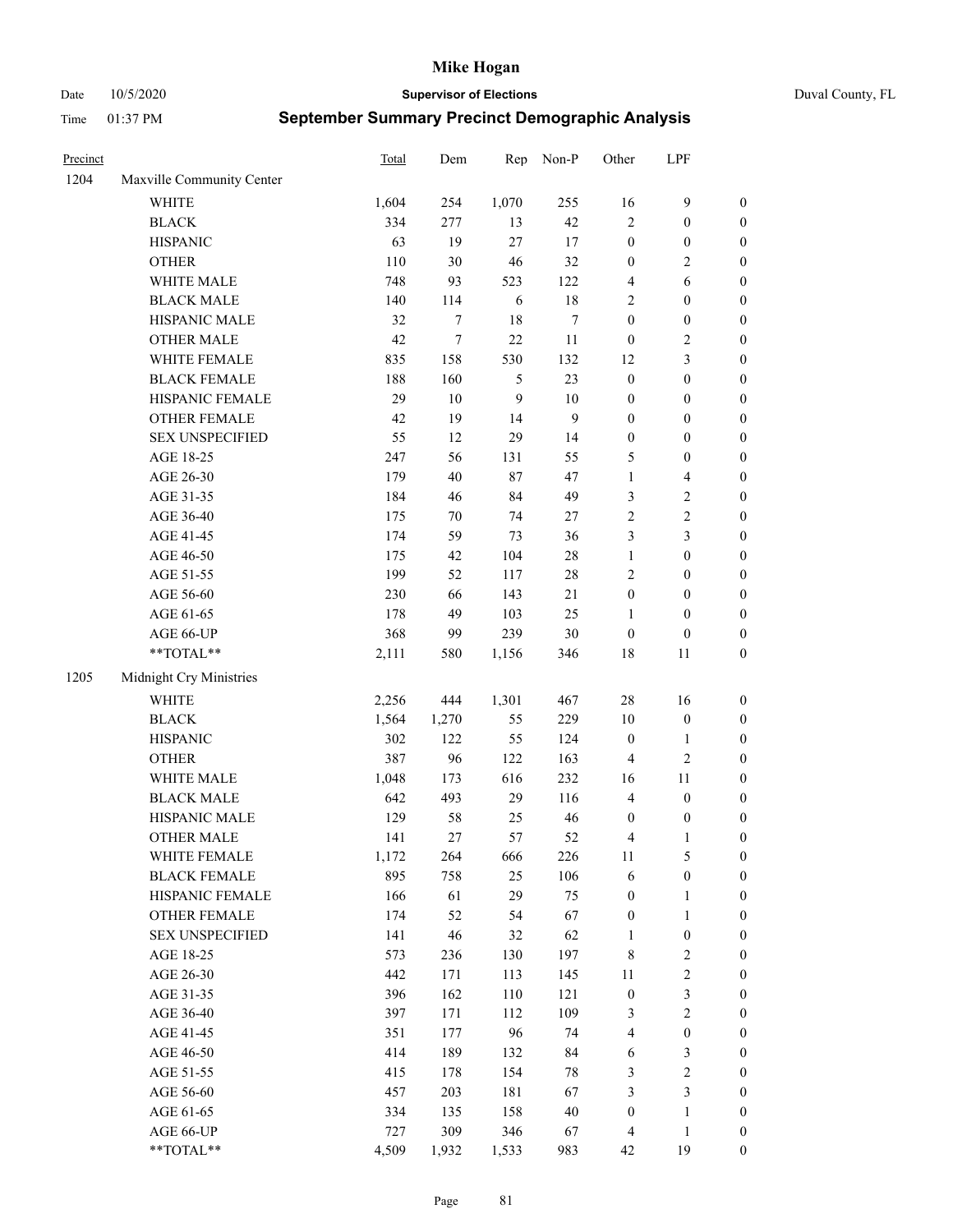# Mike Hogan

Date 10/5/2020 **Supervisor of Elections** Duval County, FL

Time 01:37 PM **September Summary Precinct Demographic Analysis**

| Precinct | | Total | Dem | Rep | Non-P | Other | LPF | |
|---|---|---|---|---|---|---|---|---|
| 1204 | Maxville Community Center | | | | | | | |
| | WHITE | 1,604 | 254 | 1,070 | 255 | 16 | 9 | 0 |
| | BLACK | 334 | 277 | 13 | 42 | 2 | 0 | 0 |
| | HISPANIC | 63 | 19 | 27 | 17 | 0 | 0 | 0 |
| | OTHER | 110 | 30 | 46 | 32 | 0 | 2 | 0 |
| | WHITE MALE | 748 | 93 | 523 | 122 | 4 | 6 | 0 |
| | BLACK MALE | 140 | 114 | 6 | 18 | 2 | 0 | 0 |
| | HISPANIC MALE | 32 | 7 | 18 | 7 | 0 | 0 | 0 |
| | OTHER MALE | 42 | 7 | 22 | 11 | 0 | 2 | 0 |
| | WHITE FEMALE | 835 | 158 | 530 | 132 | 12 | 3 | 0 |
| | BLACK FEMALE | 188 | 160 | 5 | 23 | 0 | 0 | 0 |
| | HISPANIC FEMALE | 29 | 10 | 9 | 10 | 0 | 0 | 0 |
| | OTHER FEMALE | 42 | 19 | 14 | 9 | 0 | 0 | 0 |
| | SEX UNSPECIFIED | 55 | 12 | 29 | 14 | 0 | 0 | 0 |
| | AGE 18-25 | 247 | 56 | 131 | 55 | 5 | 0 | 0 |
| | AGE 26-30 | 179 | 40 | 87 | 47 | 1 | 4 | 0 |
| | AGE 31-35 | 184 | 46 | 84 | 49 | 3 | 2 | 0 |
| | AGE 36-40 | 175 | 70 | 74 | 27 | 2 | 2 | 0 |
| | AGE 41-45 | 174 | 59 | 73 | 36 | 3 | 3 | 0 |
| | AGE 46-50 | 175 | 42 | 104 | 28 | 1 | 0 | 0 |
| | AGE 51-55 | 199 | 52 | 117 | 28 | 2 | 0 | 0 |
| | AGE 56-60 | 230 | 66 | 143 | 21 | 0 | 0 | 0 |
| | AGE 61-65 | 178 | 49 | 103 | 25 | 1 | 0 | 0 |
| | AGE 66-UP | 368 | 99 | 239 | 30 | 0 | 0 | 0 |
| | **TOTAL** | 2,111 | 580 | 1,156 | 346 | 18 | 11 | 0 |
| 1205 | Midnight Cry Ministries | | | | | | | |
| | WHITE | 2,256 | 444 | 1,301 | 467 | 28 | 16 | 0 |
| | BLACK | 1,564 | 1,270 | 55 | 229 | 10 | 0 | 0 |
| | HISPANIC | 302 | 122 | 55 | 124 | 0 | 1 | 0 |
| | OTHER | 387 | 96 | 122 | 163 | 4 | 2 | 0 |
| | WHITE MALE | 1,048 | 173 | 616 | 232 | 16 | 11 | 0 |
| | BLACK MALE | 642 | 493 | 29 | 116 | 4 | 0 | 0 |
| | HISPANIC MALE | 129 | 58 | 25 | 46 | 0 | 0 | 0 |
| | OTHER MALE | 141 | 27 | 57 | 52 | 4 | 1 | 0 |
| | WHITE FEMALE | 1,172 | 264 | 666 | 226 | 11 | 5 | 0 |
| | BLACK FEMALE | 895 | 758 | 25 | 106 | 6 | 0 | 0 |
| | HISPANIC FEMALE | 166 | 61 | 29 | 75 | 0 | 1 | 0 |
| | OTHER FEMALE | 174 | 52 | 54 | 67 | 0 | 1 | 0 |
| | SEX UNSPECIFIED | 141 | 46 | 32 | 62 | 1 | 0 | 0 |
| | AGE 18-25 | 573 | 236 | 130 | 197 | 8 | 2 | 0 |
| | AGE 26-30 | 442 | 171 | 113 | 145 | 11 | 2 | 0 |
| | AGE 31-35 | 396 | 162 | 110 | 121 | 0 | 3 | 0 |
| | AGE 36-40 | 397 | 171 | 112 | 109 | 3 | 2 | 0 |
| | AGE 41-45 | 351 | 177 | 96 | 74 | 4 | 0 | 0 |
| | AGE 46-50 | 414 | 189 | 132 | 84 | 6 | 3 | 0 |
| | AGE 51-55 | 415 | 178 | 154 | 78 | 3 | 2 | 0 |
| | AGE 56-60 | 457 | 203 | 181 | 67 | 3 | 3 | 0 |
| | AGE 61-65 | 334 | 135 | 158 | 40 | 0 | 1 | 0 |
| | AGE 66-UP | 727 | 309 | 346 | 67 | 4 | 1 | 0 |
| | **TOTAL** | 4,509 | 1,932 | 1,533 | 983 | 42 | 19 | 0 |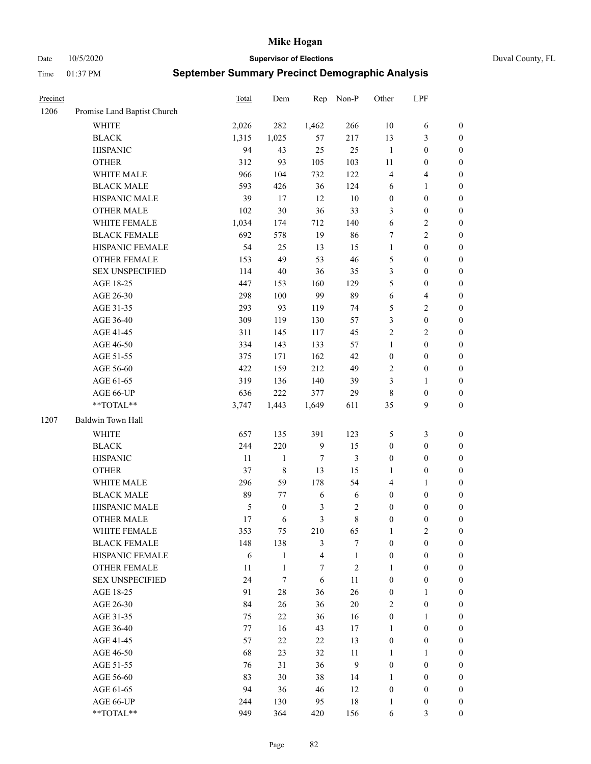# Mike Hogan

Date 10/5/2020 **Supervisor of Elections** Duval County, FL

Time 01:37 PM **September Summary Precinct Demographic Analysis**

| Precinct | | Total | Dem | Rep | Non-P | Other | LPF | |
|---|---|---|---|---|---|---|---|---|
| 1206 | Promise Land Baptist Church | | | | | | | |
| | WHITE | 2,026 | 282 | 1,462 | 266 | 10 | 6 | 0 |
| | BLACK | 1,315 | 1,025 | 57 | 217 | 13 | 3 | 0 |
| | HISPANIC | 94 | 43 | 25 | 25 | 1 | 0 | 0 |
| | OTHER | 312 | 93 | 105 | 103 | 11 | 0 | 0 |
| | WHITE MALE | 966 | 104 | 732 | 122 | 4 | 4 | 0 |
| | BLACK MALE | 593 | 426 | 36 | 124 | 6 | 1 | 0 |
| | HISPANIC MALE | 39 | 17 | 12 | 10 | 0 | 0 | 0 |
| | OTHER MALE | 102 | 30 | 36 | 33 | 3 | 0 | 0 |
| | WHITE FEMALE | 1,034 | 174 | 712 | 140 | 6 | 2 | 0 |
| | BLACK FEMALE | 692 | 578 | 19 | 86 | 7 | 2 | 0 |
| | HISPANIC FEMALE | 54 | 25 | 13 | 15 | 1 | 0 | 0 |
| | OTHER FEMALE | 153 | 49 | 53 | 46 | 5 | 0 | 0 |
| | SEX UNSPECIFIED | 114 | 40 | 36 | 35 | 3 | 0 | 0 |
| | AGE 18-25 | 447 | 153 | 160 | 129 | 5 | 0 | 0 |
| | AGE 26-30 | 298 | 100 | 99 | 89 | 6 | 4 | 0 |
| | AGE 31-35 | 293 | 93 | 119 | 74 | 5 | 2 | 0 |
| | AGE 36-40 | 309 | 119 | 130 | 57 | 3 | 0 | 0 |
| | AGE 41-45 | 311 | 145 | 117 | 45 | 2 | 2 | 0 |
| | AGE 46-50 | 334 | 143 | 133 | 57 | 1 | 0 | 0 |
| | AGE 51-55 | 375 | 171 | 162 | 42 | 0 | 0 | 0 |
| | AGE 56-60 | 422 | 159 | 212 | 49 | 2 | 0 | 0 |
| | AGE 61-65 | 319 | 136 | 140 | 39 | 3 | 1 | 0 |
| | AGE 66-UP | 636 | 222 | 377 | 29 | 8 | 0 | 0 |
| | **TOTAL** | 3,747 | 1,443 | 1,649 | 611 | 35 | 9 | 0 |
| 1207 | Baldwin Town Hall | | | | | | | |
| | WHITE | 657 | 135 | 391 | 123 | 5 | 3 | 0 |
| | BLACK | 244 | 220 | 9 | 15 | 0 | 0 | 0 |
| | HISPANIC | 11 | 1 | 7 | 3 | 0 | 0 | 0 |
| | OTHER | 37 | 8 | 13 | 15 | 1 | 0 | 0 |
| | WHITE MALE | 296 | 59 | 178 | 54 | 4 | 1 | 0 |
| | BLACK MALE | 89 | 77 | 6 | 6 | 0 | 0 | 0 |
| | HISPANIC MALE | 5 | 0 | 3 | 2 | 0 | 0 | 0 |
| | OTHER MALE | 17 | 6 | 3 | 8 | 0 | 0 | 0 |
| | WHITE FEMALE | 353 | 75 | 210 | 65 | 1 | 2 | 0 |
| | BLACK FEMALE | 148 | 138 | 3 | 7 | 0 | 0 | 0 |
| | HISPANIC FEMALE | 6 | 1 | 4 | 1 | 0 | 0 | 0 |
| | OTHER FEMALE | 11 | 1 | 7 | 2 | 1 | 0 | 0 |
| | SEX UNSPECIFIED | 24 | 7 | 6 | 11 | 0 | 0 | 0 |
| | AGE 18-25 | 91 | 28 | 36 | 26 | 0 | 1 | 0 |
| | AGE 26-30 | 84 | 26 | 36 | 20 | 2 | 0 | 0 |
| | AGE 31-35 | 75 | 22 | 36 | 16 | 0 | 1 | 0 |
| | AGE 36-40 | 77 | 16 | 43 | 17 | 1 | 0 | 0 |
| | AGE 41-45 | 57 | 22 | 22 | 13 | 0 | 0 | 0 |
| | AGE 46-50 | 68 | 23 | 32 | 11 | 1 | 1 | 0 |
| | AGE 51-55 | 76 | 31 | 36 | 9 | 0 | 0 | 0 |
| | AGE 56-60 | 83 | 30 | 38 | 14 | 1 | 0 | 0 |
| | AGE 61-65 | 94 | 36 | 46 | 12 | 0 | 0 | 0 |
| | AGE 66-UP | 244 | 130 | 95 | 18 | 1 | 0 | 0 |
| | **TOTAL** | 949 | 364 | 420 | 156 | 6 | 3 | 0 |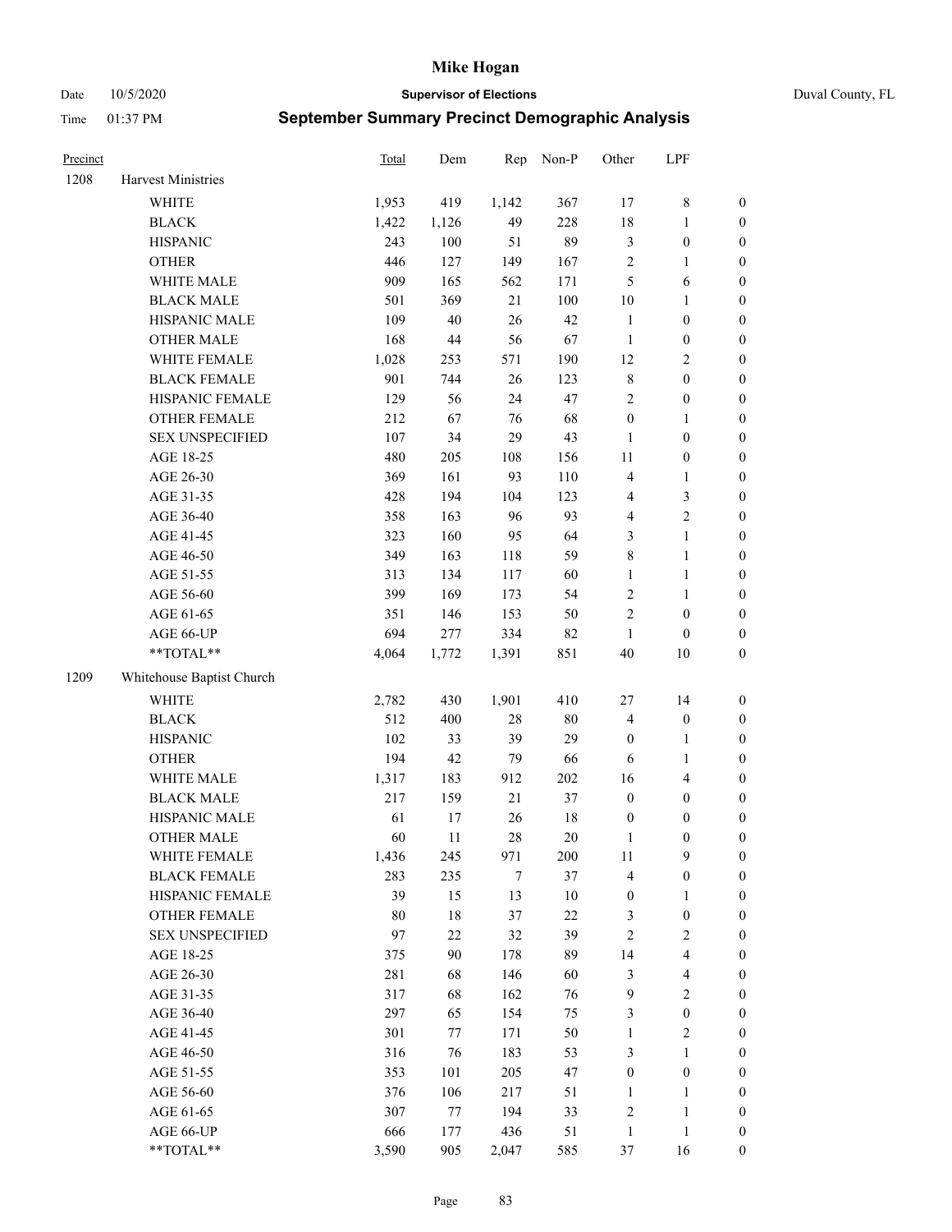# Mike Hogan

Date 10/5/2020 **Supervisor of Elections** Duval County, FL

Time 01:37 PM **September Summary Precinct Demographic Analysis**

| Precinct | | Total | Dem | Rep | Non-P | Other | LPF | |
|---|---|---|---|---|---|---|---|---|
| 1208 | Harvest Ministries | | | | | | | |
| | WHITE | 1,953 | 419 | 1,142 | 367 | 17 | 8 | 0 |
| | BLACK | 1,422 | 1,126 | 49 | 228 | 18 | 1 | 0 |
| | HISPANIC | 243 | 100 | 51 | 89 | 3 | 0 | 0 |
| | OTHER | 446 | 127 | 149 | 167 | 2 | 1 | 0 |
| | WHITE MALE | 909 | 165 | 562 | 171 | 5 | 6 | 0 |
| | BLACK MALE | 501 | 369 | 21 | 100 | 10 | 1 | 0 |
| | HISPANIC MALE | 109 | 40 | 26 | 42 | 1 | 0 | 0 |
| | OTHER MALE | 168 | 44 | 56 | 67 | 1 | 0 | 0 |
| | WHITE FEMALE | 1,028 | 253 | 571 | 190 | 12 | 2 | 0 |
| | BLACK FEMALE | 901 | 744 | 26 | 123 | 8 | 0 | 0 |
| | HISPANIC FEMALE | 129 | 56 | 24 | 47 | 2 | 0 | 0 |
| | OTHER FEMALE | 212 | 67 | 76 | 68 | 0 | 1 | 0 |
| | SEX UNSPECIFIED | 107 | 34 | 29 | 43 | 1 | 0 | 0 |
| | AGE 18-25 | 480 | 205 | 108 | 156 | 11 | 0 | 0 |
| | AGE 26-30 | 369 | 161 | 93 | 110 | 4 | 1 | 0 |
| | AGE 31-35 | 428 | 194 | 104 | 123 | 4 | 3 | 0 |
| | AGE 36-40 | 358 | 163 | 96 | 93 | 4 | 2 | 0 |
| | AGE 41-45 | 323 | 160 | 95 | 64 | 3 | 1 | 0 |
| | AGE 46-50 | 349 | 163 | 118 | 59 | 8 | 1 | 0 |
| | AGE 51-55 | 313 | 134 | 117 | 60 | 1 | 1 | 0 |
| | AGE 56-60 | 399 | 169 | 173 | 54 | 2 | 1 | 0 |
| | AGE 61-65 | 351 | 146 | 153 | 50 | 2 | 0 | 0 |
| | AGE 66-UP | 694 | 277 | 334 | 82 | 1 | 0 | 0 |
| | **TOTAL** | 4,064 | 1,772 | 1,391 | 851 | 40 | 10 | 0 |
| 1209 | Whitehouse Baptist Church | | | | | | | |
| | WHITE | 2,782 | 430 | 1,901 | 410 | 27 | 14 | 0 |
| | BLACK | 512 | 400 | 28 | 80 | 4 | 0 | 0 |
| | HISPANIC | 102 | 33 | 39 | 29 | 0 | 1 | 0 |
| | OTHER | 194 | 42 | 79 | 66 | 6 | 1 | 0 |
| | WHITE MALE | 1,317 | 183 | 912 | 202 | 16 | 4 | 0 |
| | BLACK MALE | 217 | 159 | 21 | 37 | 0 | 0 | 0 |
| | HISPANIC MALE | 61 | 17 | 26 | 18 | 0 | 0 | 0 |
| | OTHER MALE | 60 | 11 | 28 | 20 | 1 | 0 | 0 |
| | WHITE FEMALE | 1,436 | 245 | 971 | 200 | 11 | 9 | 0 |
| | BLACK FEMALE | 283 | 235 | 7 | 37 | 4 | 0 | 0 |
| | HISPANIC FEMALE | 39 | 15 | 13 | 10 | 0 | 1 | 0 |
| | OTHER FEMALE | 80 | 18 | 37 | 22 | 3 | 0 | 0 |
| | SEX UNSPECIFIED | 97 | 22 | 32 | 39 | 2 | 2 | 0 |
| | AGE 18-25 | 375 | 90 | 178 | 89 | 14 | 4 | 0 |
| | AGE 26-30 | 281 | 68 | 146 | 60 | 3 | 4 | 0 |
| | AGE 31-35 | 317 | 68 | 162 | 76 | 9 | 2 | 0 |
| | AGE 36-40 | 297 | 65 | 154 | 75 | 3 | 0 | 0 |
| | AGE 41-45 | 301 | 77 | 171 | 50 | 1 | 2 | 0 |
| | AGE 46-50 | 316 | 76 | 183 | 53 | 3 | 1 | 0 |
| | AGE 51-55 | 353 | 101 | 205 | 47 | 0 | 0 | 0 |
| | AGE 56-60 | 376 | 106 | 217 | 51 | 1 | 1 | 0 |
| | AGE 61-65 | 307 | 77 | 194 | 33 | 2 | 1 | 0 |
| | AGE 66-UP | 666 | 177 | 436 | 51 | 1 | 1 | 0 |
| | **TOTAL** | 3,590 | 905 | 2,047 | 585 | 37 | 16 | 0 |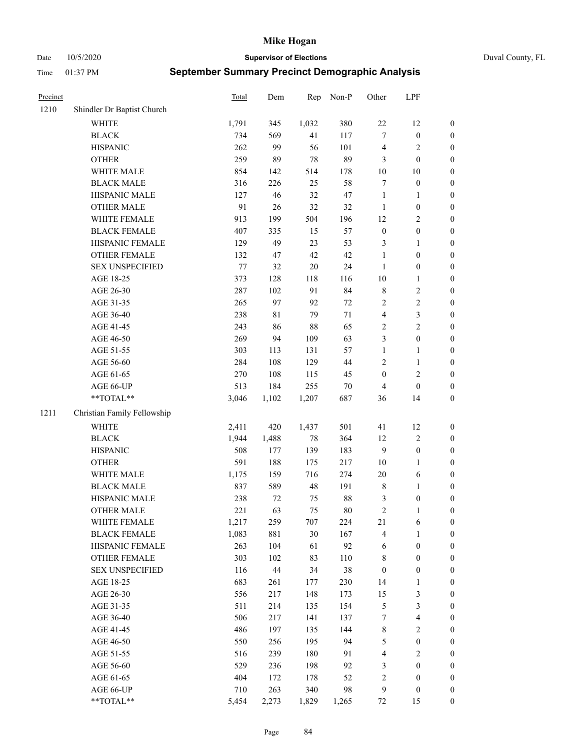# Mike Hogan

Date 10/5/2020 **Supervisor of Elections** Duval County, FL

Time 01:37 PM **September Summary Precinct Demographic Analysis**

| Precinct | | Total | Dem | Rep | Non-P | Other | LPF | |
|---|---|---|---|---|---|---|---|---|
| 1210 | Shindler Dr Baptist Church | | | | | | | |
| | WHITE | 1,791 | 345 | 1,032 | 380 | 22 | 12 | 0 |
| | BLACK | 734 | 569 | 41 | 117 | 7 | 0 | 0 |
| | HISPANIC | 262 | 99 | 56 | 101 | 4 | 2 | 0 |
| | OTHER | 259 | 89 | 78 | 89 | 3 | 0 | 0 |
| | WHITE MALE | 854 | 142 | 514 | 178 | 10 | 10 | 0 |
| | BLACK MALE | 316 | 226 | 25 | 58 | 7 | 0 | 0 |
| | HISPANIC MALE | 127 | 46 | 32 | 47 | 1 | 1 | 0 |
| | OTHER MALE | 91 | 26 | 32 | 32 | 1 | 0 | 0 |
| | WHITE FEMALE | 913 | 199 | 504 | 196 | 12 | 2 | 0 |
| | BLACK FEMALE | 407 | 335 | 15 | 57 | 0 | 0 | 0 |
| | HISPANIC FEMALE | 129 | 49 | 23 | 53 | 3 | 1 | 0 |
| | OTHER FEMALE | 132 | 47 | 42 | 42 | 1 | 0 | 0 |
| | SEX UNSPECIFIED | 77 | 32 | 20 | 24 | 1 | 0 | 0 |
| | AGE 18-25 | 373 | 128 | 118 | 116 | 10 | 1 | 0 |
| | AGE 26-30 | 287 | 102 | 91 | 84 | 8 | 2 | 0 |
| | AGE 31-35 | 265 | 97 | 92 | 72 | 2 | 2 | 0 |
| | AGE 36-40 | 238 | 81 | 79 | 71 | 4 | 3 | 0 |
| | AGE 41-45 | 243 | 86 | 88 | 65 | 2 | 2 | 0 |
| | AGE 46-50 | 269 | 94 | 109 | 63 | 3 | 0 | 0 |
| | AGE 51-55 | 303 | 113 | 131 | 57 | 1 | 1 | 0 |
| | AGE 56-60 | 284 | 108 | 129 | 44 | 2 | 1 | 0 |
| | AGE 61-65 | 270 | 108 | 115 | 45 | 0 | 2 | 0 |
| | AGE 66-UP | 513 | 184 | 255 | 70 | 4 | 0 | 0 |
| | **TOTAL** | 3,046 | 1,102 | 1,207 | 687 | 36 | 14 | 0 |
| 1211 | Christian Family Fellowship | | | | | | | |
| | WHITE | 2,411 | 420 | 1,437 | 501 | 41 | 12 | 0 |
| | BLACK | 1,944 | 1,488 | 78 | 364 | 12 | 2 | 0 |
| | HISPANIC | 508 | 177 | 139 | 183 | 9 | 0 | 0 |
| | OTHER | 591 | 188 | 175 | 217 | 10 | 1 | 0 |
| | WHITE MALE | 1,175 | 159 | 716 | 274 | 20 | 6 | 0 |
| | BLACK MALE | 837 | 589 | 48 | 191 | 8 | 1 | 0 |
| | HISPANIC MALE | 238 | 72 | 75 | 88 | 3 | 0 | 0 |
| | OTHER MALE | 221 | 63 | 75 | 80 | 2 | 1 | 0 |
| | WHITE FEMALE | 1,217 | 259 | 707 | 224 | 21 | 6 | 0 |
| | BLACK FEMALE | 1,083 | 881 | 30 | 167 | 4 | 1 | 0 |
| | HISPANIC FEMALE | 263 | 104 | 61 | 92 | 6 | 0 | 0 |
| | OTHER FEMALE | 303 | 102 | 83 | 110 | 8 | 0 | 0 |
| | SEX UNSPECIFIED | 116 | 44 | 34 | 38 | 0 | 0 | 0 |
| | AGE 18-25 | 683 | 261 | 177 | 230 | 14 | 1 | 0 |
| | AGE 26-30 | 556 | 217 | 148 | 173 | 15 | 3 | 0 |
| | AGE 31-35 | 511 | 214 | 135 | 154 | 5 | 3 | 0 |
| | AGE 36-40 | 506 | 217 | 141 | 137 | 7 | 4 | 0 |
| | AGE 41-45 | 486 | 197 | 135 | 144 | 8 | 2 | 0 |
| | AGE 46-50 | 550 | 256 | 195 | 94 | 5 | 0 | 0 |
| | AGE 51-55 | 516 | 239 | 180 | 91 | 4 | 2 | 0 |
| | AGE 56-60 | 529 | 236 | 198 | 92 | 3 | 0 | 0 |
| | AGE 61-65 | 404 | 172 | 178 | 52 | 2 | 0 | 0 |
| | AGE 66-UP | 710 | 263 | 340 | 98 | 9 | 0 | 0 |
| | **TOTAL** | 5,454 | 2,273 | 1,829 | 1,265 | 72 | 15 | 0 |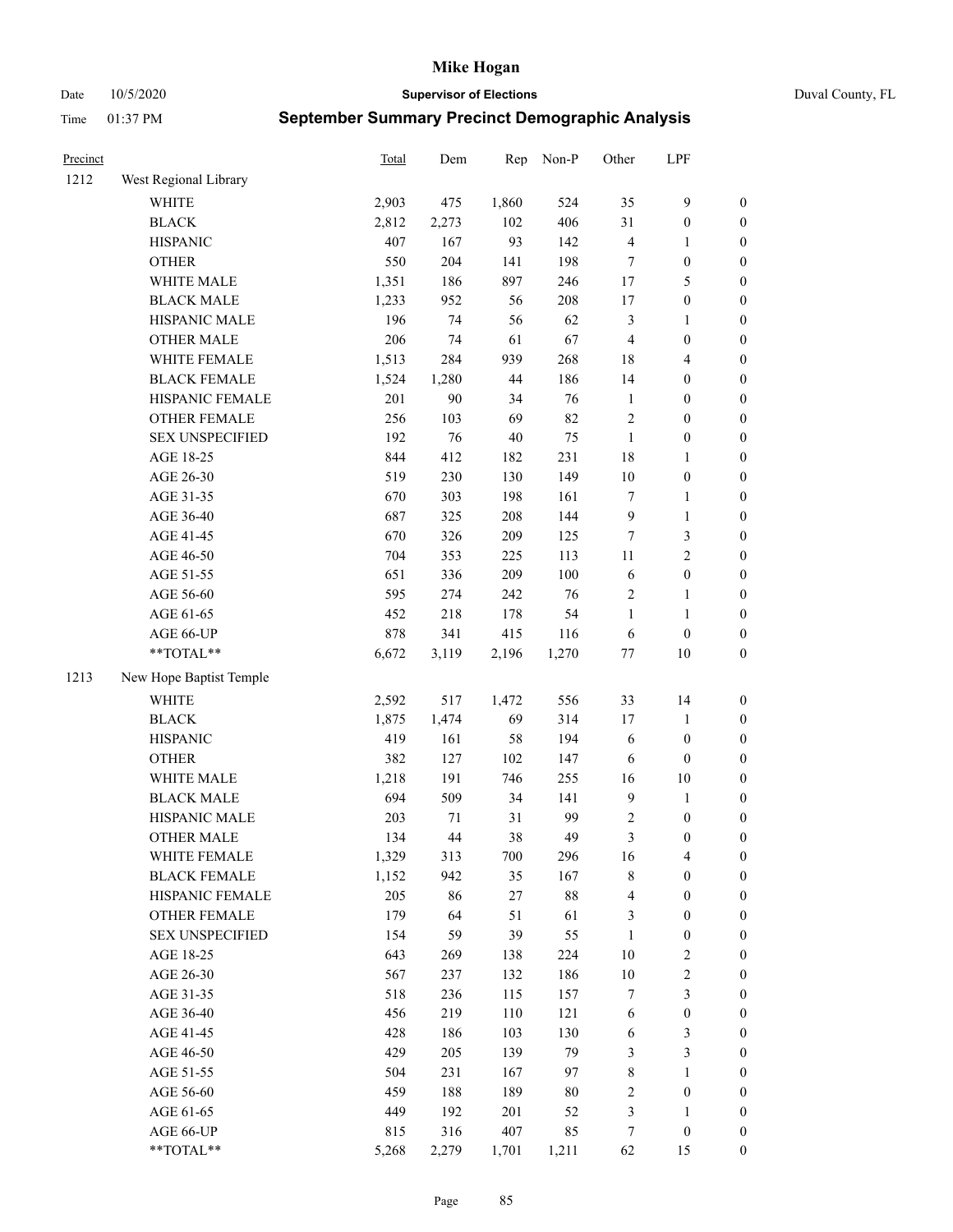# Mike Hogan

Date 10/5/2020 **Supervisor of Elections** Duval County, FL

Time 01:37 PM **September Summary Precinct Demographic Analysis**

| Precinct | | Total | Dem | Rep | Non-P | Other | LPF | |
|---|---|---|---|---|---|---|---|---|
| 1212 | West Regional Library | | | | | | | |
| | WHITE | 2,903 | 475 | 1,860 | 524 | 35 | 9 | 0 |
| | BLACK | 2,812 | 2,273 | 102 | 406 | 31 | 0 | 0 |
| | HISPANIC | 407 | 167 | 93 | 142 | 4 | 1 | 0 |
| | OTHER | 550 | 204 | 141 | 198 | 7 | 0 | 0 |
| | WHITE MALE | 1,351 | 186 | 897 | 246 | 17 | 5 | 0 |
| | BLACK MALE | 1,233 | 952 | 56 | 208 | 17 | 0 | 0 |
| | HISPANIC MALE | 196 | 74 | 56 | 62 | 3 | 1 | 0 |
| | OTHER MALE | 206 | 74 | 61 | 67 | 4 | 0 | 0 |
| | WHITE FEMALE | 1,513 | 284 | 939 | 268 | 18 | 4 | 0 |
| | BLACK FEMALE | 1,524 | 1,280 | 44 | 186 | 14 | 0 | 0 |
| | HISPANIC FEMALE | 201 | 90 | 34 | 76 | 1 | 0 | 0 |
| | OTHER FEMALE | 256 | 103 | 69 | 82 | 2 | 0 | 0 |
| | SEX UNSPECIFIED | 192 | 76 | 40 | 75 | 1 | 0 | 0 |
| | AGE 18-25 | 844 | 412 | 182 | 231 | 18 | 1 | 0 |
| | AGE 26-30 | 519 | 230 | 130 | 149 | 10 | 0 | 0 |
| | AGE 31-35 | 670 | 303 | 198 | 161 | 7 | 1 | 0 |
| | AGE 36-40 | 687 | 325 | 208 | 144 | 9 | 1 | 0 |
| | AGE 41-45 | 670 | 326 | 209 | 125 | 7 | 3 | 0 |
| | AGE 46-50 | 704 | 353 | 225 | 113 | 11 | 2 | 0 |
| | AGE 51-55 | 651 | 336 | 209 | 100 | 6 | 0 | 0 |
| | AGE 56-60 | 595 | 274 | 242 | 76 | 2 | 1 | 0 |
| | AGE 61-65 | 452 | 218 | 178 | 54 | 1 | 1 | 0 |
| | AGE 66-UP | 878 | 341 | 415 | 116 | 6 | 0 | 0 |
| | **TOTAL** | 6,672 | 3,119 | 2,196 | 1,270 | 77 | 10 | 0 |
| 1213 | New Hope Baptist Temple | | | | | | | |
| | WHITE | 2,592 | 517 | 1,472 | 556 | 33 | 14 | 0 |
| | BLACK | 1,875 | 1,474 | 69 | 314 | 17 | 1 | 0 |
| | HISPANIC | 419 | 161 | 58 | 194 | 6 | 0 | 0 |
| | OTHER | 382 | 127 | 102 | 147 | 6 | 0 | 0 |
| | WHITE MALE | 1,218 | 191 | 746 | 255 | 16 | 10 | 0 |
| | BLACK MALE | 694 | 509 | 34 | 141 | 9 | 1 | 0 |
| | HISPANIC MALE | 203 | 71 | 31 | 99 | 2 | 0 | 0 |
| | OTHER MALE | 134 | 44 | 38 | 49 | 3 | 0 | 0 |
| | WHITE FEMALE | 1,329 | 313 | 700 | 296 | 16 | 4 | 0 |
| | BLACK FEMALE | 1,152 | 942 | 35 | 167 | 8 | 0 | 0 |
| | HISPANIC FEMALE | 205 | 86 | 27 | 88 | 4 | 0 | 0 |
| | OTHER FEMALE | 179 | 64 | 51 | 61 | 3 | 0 | 0 |
| | SEX UNSPECIFIED | 154 | 59 | 39 | 55 | 1 | 0 | 0 |
| | AGE 18-25 | 643 | 269 | 138 | 224 | 10 | 2 | 0 |
| | AGE 26-30 | 567 | 237 | 132 | 186 | 10 | 2 | 0 |
| | AGE 31-35 | 518 | 236 | 115 | 157 | 7 | 3 | 0 |
| | AGE 36-40 | 456 | 219 | 110 | 121 | 6 | 0 | 0 |
| | AGE 41-45 | 428 | 186 | 103 | 130 | 6 | 3 | 0 |
| | AGE 46-50 | 429 | 205 | 139 | 79 | 3 | 3 | 0 |
| | AGE 51-55 | 504 | 231 | 167 | 97 | 8 | 1 | 0 |
| | AGE 56-60 | 459 | 188 | 189 | 80 | 2 | 0 | 0 |
| | AGE 61-65 | 449 | 192 | 201 | 52 | 3 | 1 | 0 |
| | AGE 66-UP | 815 | 316 | 407 | 85 | 7 | 0 | 0 |
| | **TOTAL** | 5,268 | 2,279 | 1,701 | 1,211 | 62 | 15 | 0 |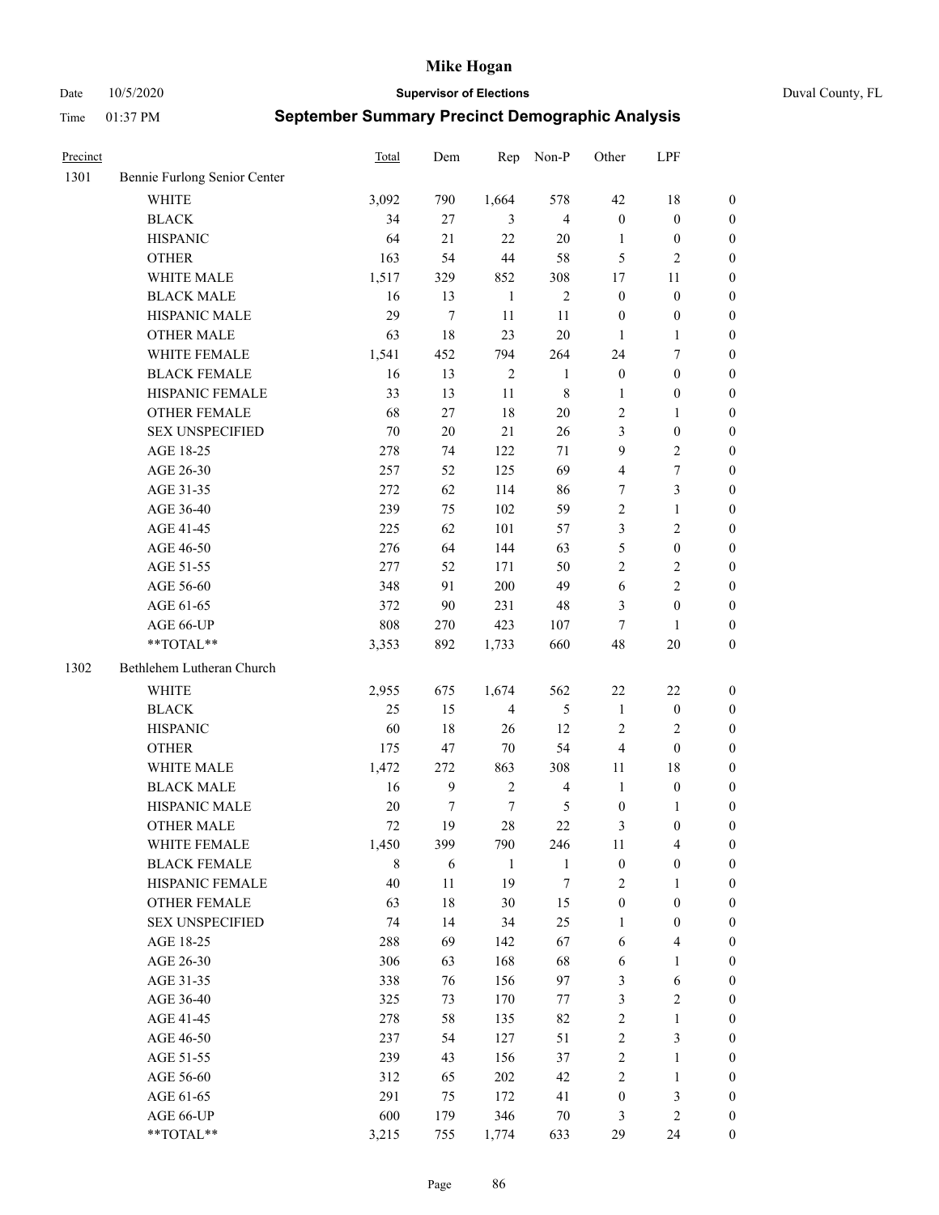# Mike Hogan

Date 10/5/2020 **Supervisor of Elections** Duval County, FL

Time 01:37 PM **September Summary Precinct Demographic Analysis**

| Precinct | | Total | Dem | Rep | Non-P | Other | LPF | |
|---|---|---|---|---|---|---|---|---|
| 1301 | Bennie Furlong Senior Center | | | | | | | |
| | WHITE | 3,092 | 790 | 1,664 | 578 | 42 | 18 | 0 |
| | BLACK | 34 | 27 | 3 | 4 | 0 | 0 | 0 |
| | HISPANIC | 64 | 21 | 22 | 20 | 1 | 0 | 0 |
| | OTHER | 163 | 54 | 44 | 58 | 5 | 2 | 0 |
| | WHITE MALE | 1,517 | 329 | 852 | 308 | 17 | 11 | 0 |
| | BLACK MALE | 16 | 13 | 1 | 2 | 0 | 0 | 0 |
| | HISPANIC MALE | 29 | 7 | 11 | 11 | 0 | 0 | 0 |
| | OTHER MALE | 63 | 18 | 23 | 20 | 1 | 1 | 0 |
| | WHITE FEMALE | 1,541 | 452 | 794 | 264 | 24 | 7 | 0 |
| | BLACK FEMALE | 16 | 13 | 2 | 1 | 0 | 0 | 0 |
| | HISPANIC FEMALE | 33 | 13 | 11 | 8 | 1 | 0 | 0 |
| | OTHER FEMALE | 68 | 27 | 18 | 20 | 2 | 1 | 0 |
| | SEX UNSPECIFIED | 70 | 20 | 21 | 26 | 3 | 0 | 0 |
| | AGE 18-25 | 278 | 74 | 122 | 71 | 9 | 2 | 0 |
| | AGE 26-30 | 257 | 52 | 125 | 69 | 4 | 7 | 0 |
| | AGE 31-35 | 272 | 62 | 114 | 86 | 7 | 3 | 0 |
| | AGE 36-40 | 239 | 75 | 102 | 59 | 2 | 1 | 0 |
| | AGE 41-45 | 225 | 62 | 101 | 57 | 3 | 2 | 0 |
| | AGE 46-50 | 276 | 64 | 144 | 63 | 5 | 0 | 0 |
| | AGE 51-55 | 277 | 52 | 171 | 50 | 2 | 2 | 0 |
| | AGE 56-60 | 348 | 91 | 200 | 49 | 6 | 2 | 0 |
| | AGE 61-65 | 372 | 90 | 231 | 48 | 3 | 0 | 0 |
| | AGE 66-UP | 808 | 270 | 423 | 107 | 7 | 1 | 0 |
| | **TOTAL** | 3,353 | 892 | 1,733 | 660 | 48 | 20 | 0 |
| 1302 | Bethlehem Lutheran Church | | | | | | | |
| | WHITE | 2,955 | 675 | 1,674 | 562 | 22 | 22 | 0 |
| | BLACK | 25 | 15 | 4 | 5 | 1 | 0 | 0 |
| | HISPANIC | 60 | 18 | 26 | 12 | 2 | 2 | 0 |
| | OTHER | 175 | 47 | 70 | 54 | 4 | 0 | 0 |
| | WHITE MALE | 1,472 | 272 | 863 | 308 | 11 | 18 | 0 |
| | BLACK MALE | 16 | 9 | 2 | 4 | 1 | 0 | 0 |
| | HISPANIC MALE | 20 | 7 | 7 | 5 | 0 | 1 | 0 |
| | OTHER MALE | 72 | 19 | 28 | 22 | 3 | 0 | 0 |
| | WHITE FEMALE | 1,450 | 399 | 790 | 246 | 11 | 4 | 0 |
| | BLACK FEMALE | 8 | 6 | 1 | 1 | 0 | 0 | 0 |
| | HISPANIC FEMALE | 40 | 11 | 19 | 7 | 2 | 1 | 0 |
| | OTHER FEMALE | 63 | 18 | 30 | 15 | 0 | 0 | 0 |
| | SEX UNSPECIFIED | 74 | 14 | 34 | 25 | 1 | 0 | 0 |
| | AGE 18-25 | 288 | 69 | 142 | 67 | 6 | 4 | 0 |
| | AGE 26-30 | 306 | 63 | 168 | 68 | 6 | 1 | 0 |
| | AGE 31-35 | 338 | 76 | 156 | 97 | 3 | 6 | 0 |
| | AGE 36-40 | 325 | 73 | 170 | 77 | 3 | 2 | 0 |
| | AGE 41-45 | 278 | 58 | 135 | 82 | 2 | 1 | 0 |
| | AGE 46-50 | 237 | 54 | 127 | 51 | 2 | 3 | 0 |
| | AGE 51-55 | 239 | 43 | 156 | 37 | 2 | 1 | 0 |
| | AGE 56-60 | 312 | 65 | 202 | 42 | 2 | 1 | 0 |
| | AGE 61-65 | 291 | 75 | 172 | 41 | 0 | 3 | 0 |
| | AGE 66-UP | 600 | 179 | 346 | 70 | 3 | 2 | 0 |
| | **TOTAL** | 3,215 | 755 | 1,774 | 633 | 29 | 24 | 0 |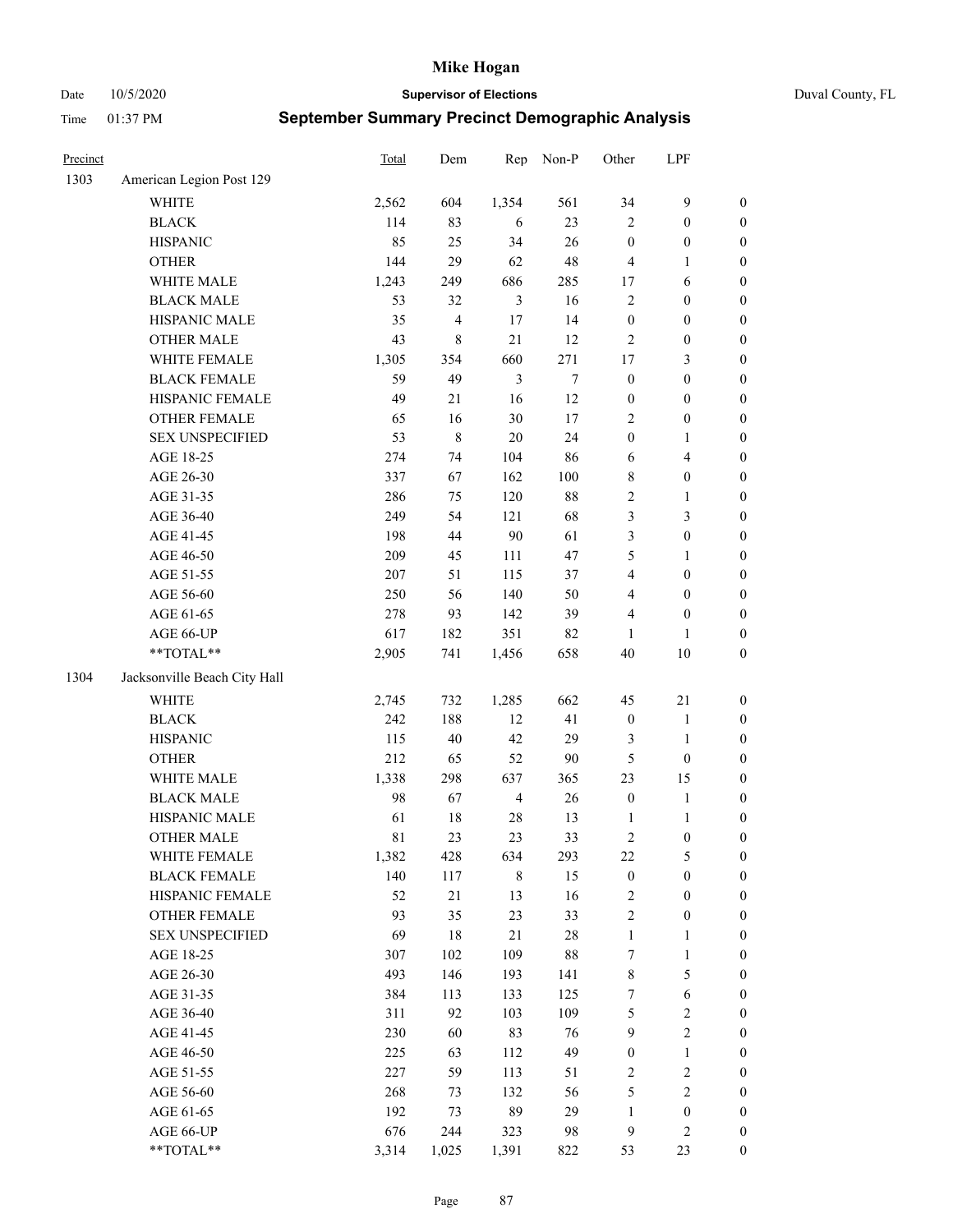# Mike Hogan

Date 10/5/2020 **Supervisor of Elections** Duval County, FL

Time 01:37 PM **September Summary Precinct Demographic Analysis**

| Precinct | | Total | Dem | Rep | Non-P | Other | LPF | |
|---|---|---|---|---|---|---|---|---|
| 1303 | American Legion Post 129 | | | | | | | |
| | WHITE | 2,562 | 604 | 1,354 | 561 | 34 | 9 | 0 |
| | BLACK | 114 | 83 | 6 | 23 | 2 | 0 | 0 |
| | HISPANIC | 85 | 25 | 34 | 26 | 0 | 0 | 0 |
| | OTHER | 144 | 29 | 62 | 48 | 4 | 1 | 0 |
| | WHITE MALE | 1,243 | 249 | 686 | 285 | 17 | 6 | 0 |
| | BLACK MALE | 53 | 32 | 3 | 16 | 2 | 0 | 0 |
| | HISPANIC MALE | 35 | 4 | 17 | 14 | 0 | 0 | 0 |
| | OTHER MALE | 43 | 8 | 21 | 12 | 2 | 0 | 0 |
| | WHITE FEMALE | 1,305 | 354 | 660 | 271 | 17 | 3 | 0 |
| | BLACK FEMALE | 59 | 49 | 3 | 7 | 0 | 0 | 0 |
| | HISPANIC FEMALE | 49 | 21 | 16 | 12 | 0 | 0 | 0 |
| | OTHER FEMALE | 65 | 16 | 30 | 17 | 2 | 0 | 0 |
| | SEX UNSPECIFIED | 53 | 8 | 20 | 24 | 0 | 1 | 0 |
| | AGE 18-25 | 274 | 74 | 104 | 86 | 6 | 4 | 0 |
| | AGE 26-30 | 337 | 67 | 162 | 100 | 8 | 0 | 0 |
| | AGE 31-35 | 286 | 75 | 120 | 88 | 2 | 1 | 0 |
| | AGE 36-40 | 249 | 54 | 121 | 68 | 3 | 3 | 0 |
| | AGE 41-45 | 198 | 44 | 90 | 61 | 3 | 0 | 0 |
| | AGE 46-50 | 209 | 45 | 111 | 47 | 5 | 1 | 0 |
| | AGE 51-55 | 207 | 51 | 115 | 37 | 4 | 0 | 0 |
| | AGE 56-60 | 250 | 56 | 140 | 50 | 4 | 0 | 0 |
| | AGE 61-65 | 278 | 93 | 142 | 39 | 4 | 0 | 0 |
| | AGE 66-UP | 617 | 182 | 351 | 82 | 1 | 1 | 0 |
| | **TOTAL** | 2,905 | 741 | 1,456 | 658 | 40 | 10 | 0 |
| 1304 | Jacksonville Beach City Hall | | | | | | | |
| | WHITE | 2,745 | 732 | 1,285 | 662 | 45 | 21 | 0 |
| | BLACK | 242 | 188 | 12 | 41 | 0 | 1 | 0 |
| | HISPANIC | 115 | 40 | 42 | 29 | 3 | 1 | 0 |
| | OTHER | 212 | 65 | 52 | 90 | 5 | 0 | 0 |
| | WHITE MALE | 1,338 | 298 | 637 | 365 | 23 | 15 | 0 |
| | BLACK MALE | 98 | 67 | 4 | 26 | 0 | 1 | 0 |
| | HISPANIC MALE | 61 | 18 | 28 | 13 | 1 | 1 | 0 |
| | OTHER MALE | 81 | 23 | 23 | 33 | 2 | 0 | 0 |
| | WHITE FEMALE | 1,382 | 428 | 634 | 293 | 22 | 5 | 0 |
| | BLACK FEMALE | 140 | 117 | 8 | 15 | 0 | 0 | 0 |
| | HISPANIC FEMALE | 52 | 21 | 13 | 16 | 2 | 0 | 0 |
| | OTHER FEMALE | 93 | 35 | 23 | 33 | 2 | 0 | 0 |
| | SEX UNSPECIFIED | 69 | 18 | 21 | 28 | 1 | 1 | 0 |
| | AGE 18-25 | 307 | 102 | 109 | 88 | 7 | 1 | 0 |
| | AGE 26-30 | 493 | 146 | 193 | 141 | 8 | 5 | 0 |
| | AGE 31-35 | 384 | 113 | 133 | 125 | 7 | 6 | 0 |
| | AGE 36-40 | 311 | 92 | 103 | 109 | 5 | 2 | 0 |
| | AGE 41-45 | 230 | 60 | 83 | 76 | 9 | 2 | 0 |
| | AGE 46-50 | 225 | 63 | 112 | 49 | 0 | 1 | 0 |
| | AGE 51-55 | 227 | 59 | 113 | 51 | 2 | 2 | 0 |
| | AGE 56-60 | 268 | 73 | 132 | 56 | 5 | 2 | 0 |
| | AGE 61-65 | 192 | 73 | 89 | 29 | 1 | 0 | 0 |
| | AGE 66-UP | 676 | 244 | 323 | 98 | 9 | 2 | 0 |
| | **TOTAL** | 3,314 | 1,025 | 1,391 | 822 | 53 | 23 | 0 |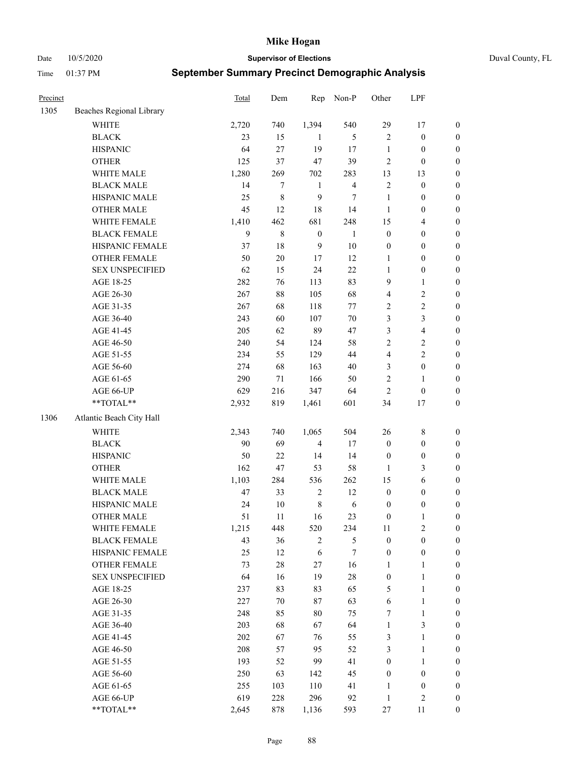# Mike Hogan

Date 10/5/2020 **Supervisor of Elections** Duval County, FL

Time 01:37 PM **September Summary Precinct Demographic Analysis**

| Precinct | | Total | Dem | Rep | Non-P | Other | LPF | |
|---|---|---|---|---|---|---|---|---|
| 1305 | Beaches Regional Library | | | | | | | |
| | WHITE | 2,720 | 740 | 1,394 | 540 | 29 | 17 | 0 |
| | BLACK | 23 | 15 | 1 | 5 | 2 | 0 | 0 |
| | HISPANIC | 64 | 27 | 19 | 17 | 1 | 0 | 0 |
| | OTHER | 125 | 37 | 47 | 39 | 2 | 0 | 0 |
| | WHITE MALE | 1,280 | 269 | 702 | 283 | 13 | 13 | 0 |
| | BLACK MALE | 14 | 7 | 1 | 4 | 2 | 0 | 0 |
| | HISPANIC MALE | 25 | 8 | 9 | 7 | 1 | 0 | 0 |
| | OTHER MALE | 45 | 12 | 18 | 14 | 1 | 0 | 0 |
| | WHITE FEMALE | 1,410 | 462 | 681 | 248 | 15 | 4 | 0 |
| | BLACK FEMALE | 9 | 8 | 0 | 1 | 0 | 0 | 0 |
| | HISPANIC FEMALE | 37 | 18 | 9 | 10 | 0 | 0 | 0 |
| | OTHER FEMALE | 50 | 20 | 17 | 12 | 1 | 0 | 0 |
| | SEX UNSPECIFIED | 62 | 15 | 24 | 22 | 1 | 0 | 0 |
| | AGE 18-25 | 282 | 76 | 113 | 83 | 9 | 1 | 0 |
| | AGE 26-30 | 267 | 88 | 105 | 68 | 4 | 2 | 0 |
| | AGE 31-35 | 267 | 68 | 118 | 77 | 2 | 2 | 0 |
| | AGE 36-40 | 243 | 60 | 107 | 70 | 3 | 3 | 0 |
| | AGE 41-45 | 205 | 62 | 89 | 47 | 3 | 4 | 0 |
| | AGE 46-50 | 240 | 54 | 124 | 58 | 2 | 2 | 0 |
| | AGE 51-55 | 234 | 55 | 129 | 44 | 4 | 2 | 0 |
| | AGE 56-60 | 274 | 68 | 163 | 40 | 3 | 0 | 0 |
| | AGE 61-65 | 290 | 71 | 166 | 50 | 2 | 1 | 0 |
| | AGE 66-UP | 629 | 216 | 347 | 64 | 2 | 0 | 0 |
| | **TOTAL** | 2,932 | 819 | 1,461 | 601 | 34 | 17 | 0 |
| 1306 | Atlantic Beach City Hall | | | | | | | |
| | WHITE | 2,343 | 740 | 1,065 | 504 | 26 | 8 | 0 |
| | BLACK | 90 | 69 | 4 | 17 | 0 | 0 | 0 |
| | HISPANIC | 50 | 22 | 14 | 14 | 0 | 0 | 0 |
| | OTHER | 162 | 47 | 53 | 58 | 1 | 3 | 0 |
| | WHITE MALE | 1,103 | 284 | 536 | 262 | 15 | 6 | 0 |
| | BLACK MALE | 47 | 33 | 2 | 12 | 0 | 0 | 0 |
| | HISPANIC MALE | 24 | 10 | 8 | 6 | 0 | 0 | 0 |
| | OTHER MALE | 51 | 11 | 16 | 23 | 0 | 1 | 0 |
| | WHITE FEMALE | 1,215 | 448 | 520 | 234 | 11 | 2 | 0 |
| | BLACK FEMALE | 43 | 36 | 2 | 5 | 0 | 0 | 0 |
| | HISPANIC FEMALE | 25 | 12 | 6 | 7 | 0 | 0 | 0 |
| | OTHER FEMALE | 73 | 28 | 27 | 16 | 1 | 1 | 0 |
| | SEX UNSPECIFIED | 64 | 16 | 19 | 28 | 0 | 1 | 0 |
| | AGE 18-25 | 237 | 83 | 83 | 65 | 5 | 1 | 0 |
| | AGE 26-30 | 227 | 70 | 87 | 63 | 6 | 1 | 0 |
| | AGE 31-35 | 248 | 85 | 80 | 75 | 7 | 1 | 0 |
| | AGE 36-40 | 203 | 68 | 67 | 64 | 1 | 3 | 0 |
| | AGE 41-45 | 202 | 67 | 76 | 55 | 3 | 1 | 0 |
| | AGE 46-50 | 208 | 57 | 95 | 52 | 3 | 1 | 0 |
| | AGE 51-55 | 193 | 52 | 99 | 41 | 0 | 1 | 0 |
| | AGE 56-60 | 250 | 63 | 142 | 45 | 0 | 0 | 0 |
| | AGE 61-65 | 255 | 103 | 110 | 41 | 1 | 0 | 0 |
| | AGE 66-UP | 619 | 228 | 296 | 92 | 1 | 2 | 0 |
| | **TOTAL** | 2,645 | 878 | 1,136 | 593 | 27 | 11 | 0 |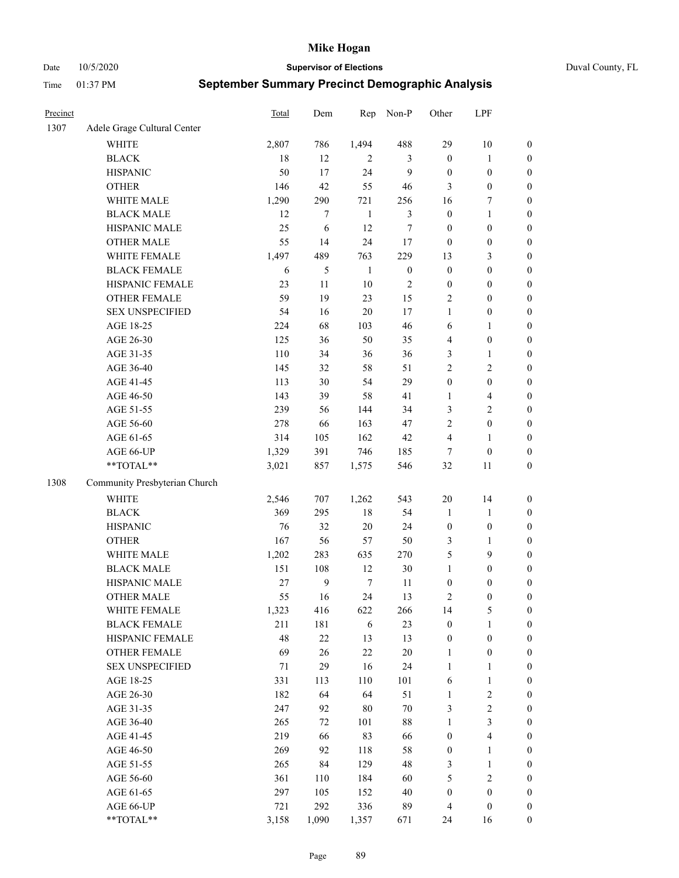# Mike Hogan

Date 10/5/2020 **Supervisor of Elections** Duval County, FL

Time 01:37 PM **September Summary Precinct Demographic Analysis**

| Precinct | | Total | Dem | Rep | Non-P | Other | LPF | |
|---|---|---|---|---|---|---|---|---|
| 1307 | Adele Grage Cultural Center | | | | | | | |
| | WHITE | 2,807 | 786 | 1,494 | 488 | 29 | 10 | 0 |
| | BLACK | 18 | 12 | 2 | 3 | 0 | 1 | 0 |
| | HISPANIC | 50 | 17 | 24 | 9 | 0 | 0 | 0 |
| | OTHER | 146 | 42 | 55 | 46 | 3 | 0 | 0 |
| | WHITE MALE | 1,290 | 290 | 721 | 256 | 16 | 7 | 0 |
| | BLACK MALE | 12 | 7 | 1 | 3 | 0 | 1 | 0 |
| | HISPANIC MALE | 25 | 6 | 12 | 7 | 0 | 0 | 0 |
| | OTHER MALE | 55 | 14 | 24 | 17 | 0 | 0 | 0 |
| | WHITE FEMALE | 1,497 | 489 | 763 | 229 | 13 | 3 | 0 |
| | BLACK FEMALE | 6 | 5 | 1 | 0 | 0 | 0 | 0 |
| | HISPANIC FEMALE | 23 | 11 | 10 | 2 | 0 | 0 | 0 |
| | OTHER FEMALE | 59 | 19 | 23 | 15 | 2 | 0 | 0 |
| | SEX UNSPECIFIED | 54 | 16 | 20 | 17 | 1 | 0 | 0 |
| | AGE 18-25 | 224 | 68 | 103 | 46 | 6 | 1 | 0 |
| | AGE 26-30 | 125 | 36 | 50 | 35 | 4 | 0 | 0 |
| | AGE 31-35 | 110 | 34 | 36 | 36 | 3 | 1 | 0 |
| | AGE 36-40 | 145 | 32 | 58 | 51 | 2 | 2 | 0 |
| | AGE 41-45 | 113 | 30 | 54 | 29 | 0 | 0 | 0 |
| | AGE 46-50 | 143 | 39 | 58 | 41 | 1 | 4 | 0 |
| | AGE 51-55 | 239 | 56 | 144 | 34 | 3 | 2 | 0 |
| | AGE 56-60 | 278 | 66 | 163 | 47 | 2 | 0 | 0 |
| | AGE 61-65 | 314 | 105 | 162 | 42 | 4 | 1 | 0 |
| | AGE 66-UP | 1,329 | 391 | 746 | 185 | 7 | 0 | 0 |
| | **TOTAL** | 3,021 | 857 | 1,575 | 546 | 32 | 11 | 0 |
| 1308 | Community Presbyterian Church | | | | | | | |
| | WHITE | 2,546 | 707 | 1,262 | 543 | 20 | 14 | 0 |
| | BLACK | 369 | 295 | 18 | 54 | 1 | 1 | 0 |
| | HISPANIC | 76 | 32 | 20 | 24 | 0 | 0 | 0 |
| | OTHER | 167 | 56 | 57 | 50 | 3 | 1 | 0 |
| | WHITE MALE | 1,202 | 283 | 635 | 270 | 5 | 9 | 0 |
| | BLACK MALE | 151 | 108 | 12 | 30 | 1 | 0 | 0 |
| | HISPANIC MALE | 27 | 9 | 7 | 11 | 0 | 0 | 0 |
| | OTHER MALE | 55 | 16 | 24 | 13 | 2 | 0 | 0 |
| | WHITE FEMALE | 1,323 | 416 | 622 | 266 | 14 | 5 | 0 |
| | BLACK FEMALE | 211 | 181 | 6 | 23 | 0 | 1 | 0 |
| | HISPANIC FEMALE | 48 | 22 | 13 | 13 | 0 | 0 | 0 |
| | OTHER FEMALE | 69 | 26 | 22 | 20 | 1 | 0 | 0 |
| | SEX UNSPECIFIED | 71 | 29 | 16 | 24 | 1 | 1 | 0 |
| | AGE 18-25 | 331 | 113 | 110 | 101 | 6 | 1 | 0 |
| | AGE 26-30 | 182 | 64 | 64 | 51 | 1 | 2 | 0 |
| | AGE 31-35 | 247 | 92 | 80 | 70 | 3 | 2 | 0 |
| | AGE 36-40 | 265 | 72 | 101 | 88 | 1 | 3 | 0 |
| | AGE 41-45 | 219 | 66 | 83 | 66 | 0 | 4 | 0 |
| | AGE 46-50 | 269 | 92 | 118 | 58 | 0 | 1 | 0 |
| | AGE 51-55 | 265 | 84 | 129 | 48 | 3 | 1 | 0 |
| | AGE 56-60 | 361 | 110 | 184 | 60 | 5 | 2 | 0 |
| | AGE 61-65 | 297 | 105 | 152 | 40 | 0 | 0 | 0 |
| | AGE 66-UP | 721 | 292 | 336 | 89 | 4 | 0 | 0 |
| | **TOTAL** | 3,158 | 1,090 | 1,357 | 671 | 24 | 16 | 0 |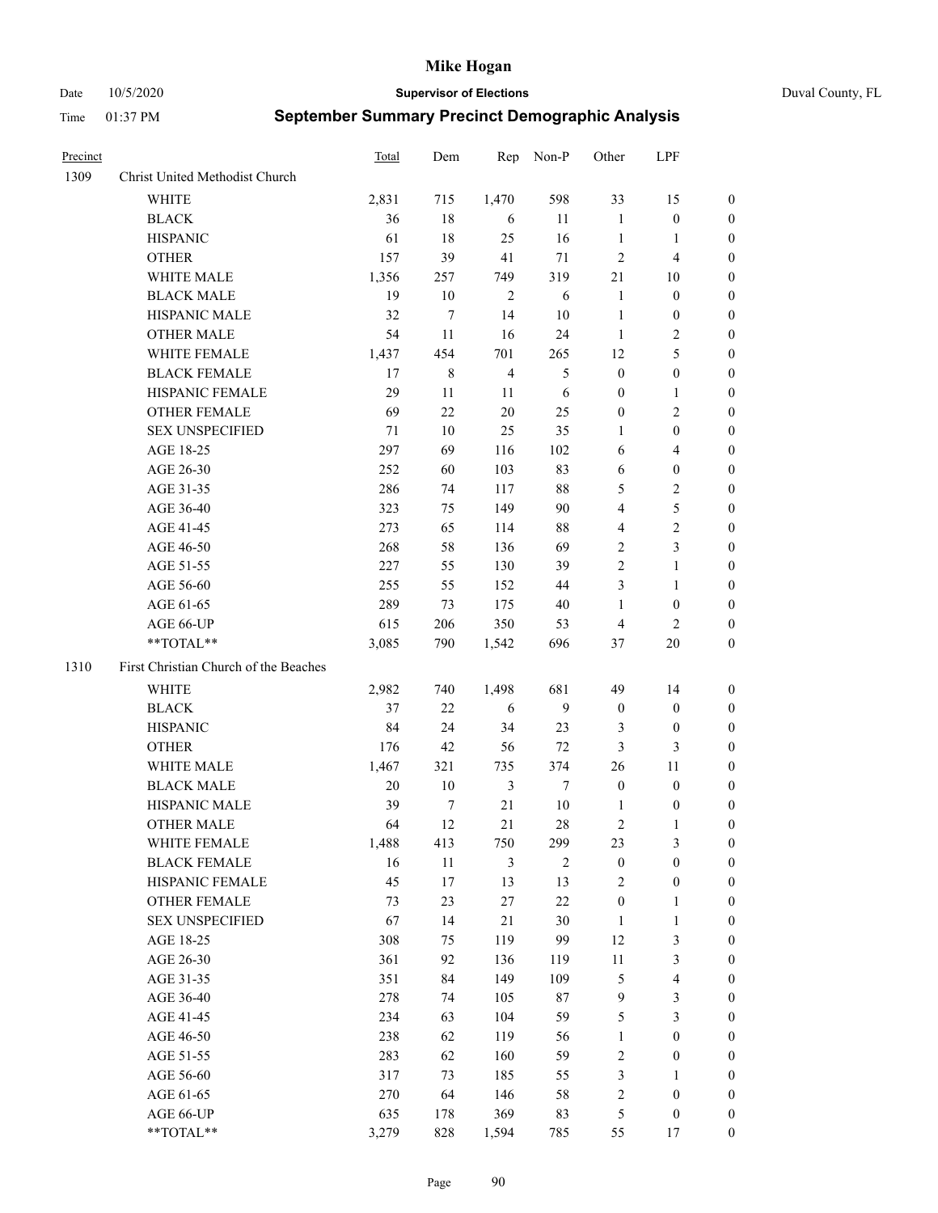# Mike Hogan

Date 10/5/2020 **Supervisor of Elections** Duval County, FL

Time 01:37 PM **September Summary Precinct Demographic Analysis**

| Precinct | | Total | Dem | Rep | Non-P | Other | LPF | |
|---|---|---|---|---|---|---|---|---|
| 1309 | Christ United Methodist Church | | | | | | | |
| | WHITE | 2,831 | 715 | 1,470 | 598 | 33 | 15 | 0 |
| | BLACK | 36 | 18 | 6 | 11 | 1 | 0 | 0 |
| | HISPANIC | 61 | 18 | 25 | 16 | 1 | 1 | 0 |
| | OTHER | 157 | 39 | 41 | 71 | 2 | 4 | 0 |
| | WHITE MALE | 1,356 | 257 | 749 | 319 | 21 | 10 | 0 |
| | BLACK MALE | 19 | 10 | 2 | 6 | 1 | 0 | 0 |
| | HISPANIC MALE | 32 | 7 | 14 | 10 | 1 | 0 | 0 |
| | OTHER MALE | 54 | 11 | 16 | 24 | 1 | 2 | 0 |
| | WHITE FEMALE | 1,437 | 454 | 701 | 265 | 12 | 5 | 0 |
| | BLACK FEMALE | 17 | 8 | 4 | 5 | 0 | 0 | 0 |
| | HISPANIC FEMALE | 29 | 11 | 11 | 6 | 0 | 1 | 0 |
| | OTHER FEMALE | 69 | 22 | 20 | 25 | 0 | 2 | 0 |
| | SEX UNSPECIFIED | 71 | 10 | 25 | 35 | 1 | 0 | 0 |
| | AGE 18-25 | 297 | 69 | 116 | 102 | 6 | 4 | 0 |
| | AGE 26-30 | 252 | 60 | 103 | 83 | 6 | 0 | 0 |
| | AGE 31-35 | 286 | 74 | 117 | 88 | 5 | 2 | 0 |
| | AGE 36-40 | 323 | 75 | 149 | 90 | 4 | 5 | 0 |
| | AGE 41-45 | 273 | 65 | 114 | 88 | 4 | 2 | 0 |
| | AGE 46-50 | 268 | 58 | 136 | 69 | 2 | 3 | 0 |
| | AGE 51-55 | 227 | 55 | 130 | 39 | 2 | 1 | 0 |
| | AGE 56-60 | 255 | 55 | 152 | 44 | 3 | 1 | 0 |
| | AGE 61-65 | 289 | 73 | 175 | 40 | 1 | 0 | 0 |
| | AGE 66-UP | 615 | 206 | 350 | 53 | 4 | 2 | 0 |
| | **TOTAL** | 3,085 | 790 | 1,542 | 696 | 37 | 20 | 0 |
| 1310 | First Christian Church of the Beaches | | | | | | | |
| | WHITE | 2,982 | 740 | 1,498 | 681 | 49 | 14 | 0 |
| | BLACK | 37 | 22 | 6 | 9 | 0 | 0 | 0 |
| | HISPANIC | 84 | 24 | 34 | 23 | 3 | 0 | 0 |
| | OTHER | 176 | 42 | 56 | 72 | 3 | 3 | 0 |
| | WHITE MALE | 1,467 | 321 | 735 | 374 | 26 | 11 | 0 |
| | BLACK MALE | 20 | 10 | 3 | 7 | 0 | 0 | 0 |
| | HISPANIC MALE | 39 | 7 | 21 | 10 | 1 | 0 | 0 |
| | OTHER MALE | 64 | 12 | 21 | 28 | 2 | 1 | 0 |
| | WHITE FEMALE | 1,488 | 413 | 750 | 299 | 23 | 3 | 0 |
| | BLACK FEMALE | 16 | 11 | 3 | 2 | 0 | 0 | 0 |
| | HISPANIC FEMALE | 45 | 17 | 13 | 13 | 2 | 0 | 0 |
| | OTHER FEMALE | 73 | 23 | 27 | 22 | 0 | 1 | 0 |
| | SEX UNSPECIFIED | 67 | 14 | 21 | 30 | 1 | 1 | 0 |
| | AGE 18-25 | 308 | 75 | 119 | 99 | 12 | 3 | 0 |
| | AGE 26-30 | 361 | 92 | 136 | 119 | 11 | 3 | 0 |
| | AGE 31-35 | 351 | 84 | 149 | 109 | 5 | 4 | 0 |
| | AGE 36-40 | 278 | 74 | 105 | 87 | 9 | 3 | 0 |
| | AGE 41-45 | 234 | 63 | 104 | 59 | 5 | 3 | 0 |
| | AGE 46-50 | 238 | 62 | 119 | 56 | 1 | 0 | 0 |
| | AGE 51-55 | 283 | 62 | 160 | 59 | 2 | 0 | 0 |
| | AGE 56-60 | 317 | 73 | 185 | 55 | 3 | 1 | 0 |
| | AGE 61-65 | 270 | 64 | 146 | 58 | 2 | 0 | 0 |
| | AGE 66-UP | 635 | 178 | 369 | 83 | 5 | 0 | 0 |
| | **TOTAL** | 3,279 | 828 | 1,594 | 785 | 55 | 17 | 0 |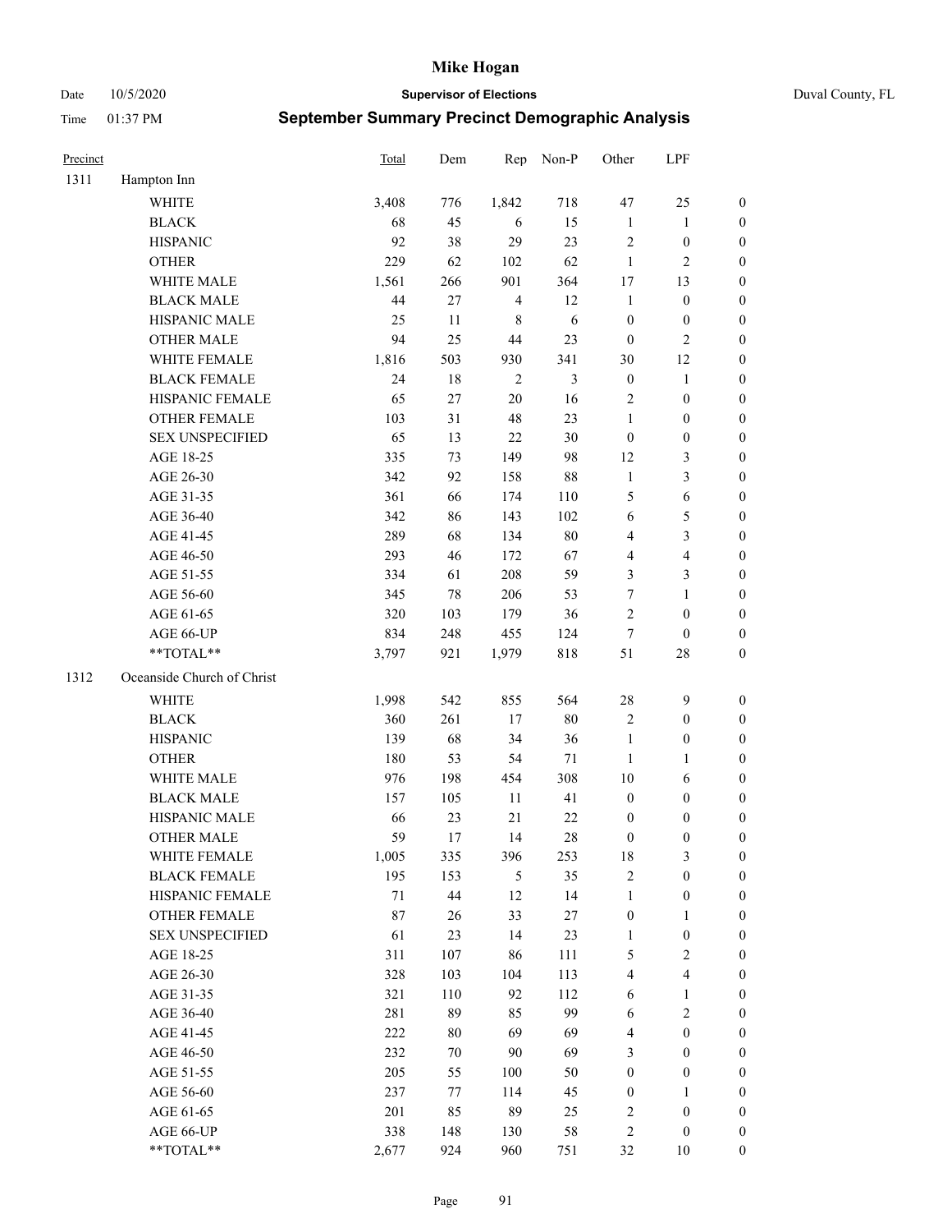# Mike Hogan

Date 10/5/2020 **Supervisor of Elections** Duval County, FL

Time 01:37 PM **September Summary Precinct Demographic Analysis**

| Precinct | | Total | Dem | Rep | Non-P | Other | LPF | |
|---|---|---|---|---|---|---|---|---|
| 1311 | Hampton Inn | | | | | | | |
| | WHITE | 3,408 | 776 | 1,842 | 718 | 47 | 25 | 0 |
| | BLACK | 68 | 45 | 6 | 15 | 1 | 1 | 0 |
| | HISPANIC | 92 | 38 | 29 | 23 | 2 | 0 | 0 |
| | OTHER | 229 | 62 | 102 | 62 | 1 | 2 | 0 |
| | WHITE MALE | 1,561 | 266 | 901 | 364 | 17 | 13 | 0 |
| | BLACK MALE | 44 | 27 | 4 | 12 | 1 | 0 | 0 |
| | HISPANIC MALE | 25 | 11 | 8 | 6 | 0 | 0 | 0 |
| | OTHER MALE | 94 | 25 | 44 | 23 | 0 | 2 | 0 |
| | WHITE FEMALE | 1,816 | 503 | 930 | 341 | 30 | 12 | 0 |
| | BLACK FEMALE | 24 | 18 | 2 | 3 | 0 | 1 | 0 |
| | HISPANIC FEMALE | 65 | 27 | 20 | 16 | 2 | 0 | 0 |
| | OTHER FEMALE | 103 | 31 | 48 | 23 | 1 | 0 | 0 |
| | SEX UNSPECIFIED | 65 | 13 | 22 | 30 | 0 | 0 | 0 |
| | AGE 18-25 | 335 | 73 | 149 | 98 | 12 | 3 | 0 |
| | AGE 26-30 | 342 | 92 | 158 | 88 | 1 | 3 | 0 |
| | AGE 31-35 | 361 | 66 | 174 | 110 | 5 | 6 | 0 |
| | AGE 36-40 | 342 | 86 | 143 | 102 | 6 | 5 | 0 |
| | AGE 41-45 | 289 | 68 | 134 | 80 | 4 | 3 | 0 |
| | AGE 46-50 | 293 | 46 | 172 | 67 | 4 | 4 | 0 |
| | AGE 51-55 | 334 | 61 | 208 | 59 | 3 | 3 | 0 |
| | AGE 56-60 | 345 | 78 | 206 | 53 | 7 | 1 | 0 |
| | AGE 61-65 | 320 | 103 | 179 | 36 | 2 | 0 | 0 |
| | AGE 66-UP | 834 | 248 | 455 | 124 | 7 | 0 | 0 |
| | **TOTAL** | 3,797 | 921 | 1,979 | 818 | 51 | 28 | 0 |
| 1312 | Oceanside Church of Christ | | | | | | | |
| | WHITE | 1,998 | 542 | 855 | 564 | 28 | 9 | 0 |
| | BLACK | 360 | 261 | 17 | 80 | 2 | 0 | 0 |
| | HISPANIC | 139 | 68 | 34 | 36 | 1 | 0 | 0 |
| | OTHER | 180 | 53 | 54 | 71 | 1 | 1 | 0 |
| | WHITE MALE | 976 | 198 | 454 | 308 | 10 | 6 | 0 |
| | BLACK MALE | 157 | 105 | 11 | 41 | 0 | 0 | 0 |
| | HISPANIC MALE | 66 | 23 | 21 | 22 | 0 | 0 | 0 |
| | OTHER MALE | 59 | 17 | 14 | 28 | 0 | 0 | 0 |
| | WHITE FEMALE | 1,005 | 335 | 396 | 253 | 18 | 3 | 0 |
| | BLACK FEMALE | 195 | 153 | 5 | 35 | 2 | 0 | 0 |
| | HISPANIC FEMALE | 71 | 44 | 12 | 14 | 1 | 0 | 0 |
| | OTHER FEMALE | 87 | 26 | 33 | 27 | 0 | 1 | 0 |
| | SEX UNSPECIFIED | 61 | 23 | 14 | 23 | 1 | 0 | 0 |
| | AGE 18-25 | 311 | 107 | 86 | 111 | 5 | 2 | 0 |
| | AGE 26-30 | 328 | 103 | 104 | 113 | 4 | 4 | 0 |
| | AGE 31-35 | 321 | 110 | 92 | 112 | 6 | 1 | 0 |
| | AGE 36-40 | 281 | 89 | 85 | 99 | 6 | 2 | 0 |
| | AGE 41-45 | 222 | 80 | 69 | 69 | 4 | 0 | 0 |
| | AGE 46-50 | 232 | 70 | 90 | 69 | 3 | 0 | 0 |
| | AGE 51-55 | 205 | 55 | 100 | 50 | 0 | 0 | 0 |
| | AGE 56-60 | 237 | 77 | 114 | 45 | 0 | 1 | 0 |
| | AGE 61-65 | 201 | 85 | 89 | 25 | 2 | 0 | 0 |
| | AGE 66-UP | 338 | 148 | 130 | 58 | 2 | 0 | 0 |
| | **TOTAL** | 2,677 | 924 | 960 | 751 | 32 | 10 | 0 |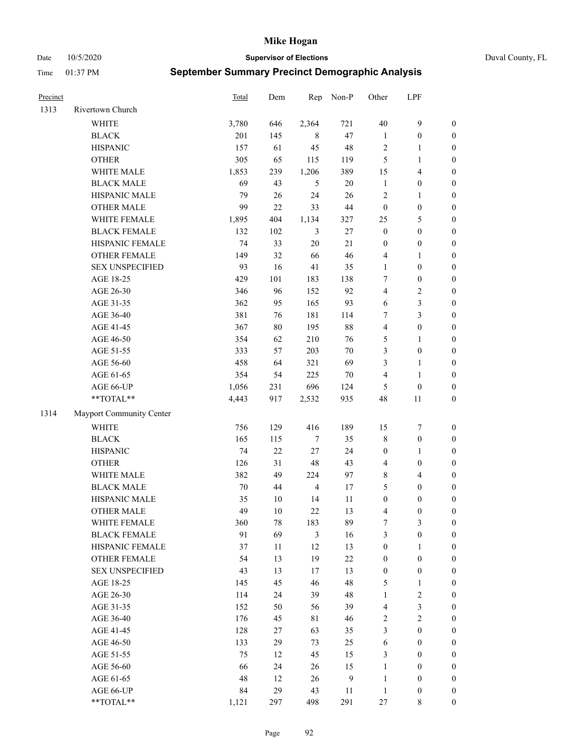# Mike Hogan

Date 10/5/2020 | **Supervisor of Elections** | Duval County, FL

Time 01:37 PM | **September Summary Precinct Demographic Analysis**

| Precinct | | Total | Dem | Rep | Non-P | Other | LPF | |
|---|---|---|---|---|---|---|---|---|
| 1313 | Rivertown Church | | | | | | | |
| | WHITE | 3,780 | 646 | 2,364 | 721 | 40 | 9 | 0 |
| | BLACK | 201 | 145 | 8 | 47 | 1 | 0 | 0 |
| | HISPANIC | 157 | 61 | 45 | 48 | 2 | 1 | 0 |
| | OTHER | 305 | 65 | 115 | 119 | 5 | 1 | 0 |
| | WHITE MALE | 1,853 | 239 | 1,206 | 389 | 15 | 4 | 0 |
| | BLACK MALE | 69 | 43 | 5 | 20 | 1 | 0 | 0 |
| | HISPANIC MALE | 79 | 26 | 24 | 26 | 2 | 1 | 0 |
| | OTHER MALE | 99 | 22 | 33 | 44 | 0 | 0 | 0 |
| | WHITE FEMALE | 1,895 | 404 | 1,134 | 327 | 25 | 5 | 0 |
| | BLACK FEMALE | 132 | 102 | 3 | 27 | 0 | 0 | 0 |
| | HISPANIC FEMALE | 74 | 33 | 20 | 21 | 0 | 0 | 0 |
| | OTHER FEMALE | 149 | 32 | 66 | 46 | 4 | 1 | 0 |
| | SEX UNSPECIFIED | 93 | 16 | 41 | 35 | 1 | 0 | 0 |
| | AGE 18-25 | 429 | 101 | 183 | 138 | 7 | 0 | 0 |
| | AGE 26-30 | 346 | 96 | 152 | 92 | 4 | 2 | 0 |
| | AGE 31-35 | 362 | 95 | 165 | 93 | 6 | 3 | 0 |
| | AGE 36-40 | 381 | 76 | 181 | 114 | 7 | 3 | 0 |
| | AGE 41-45 | 367 | 80 | 195 | 88 | 4 | 0 | 0 |
| | AGE 46-50 | 354 | 62 | 210 | 76 | 5 | 1 | 0 |
| | AGE 51-55 | 333 | 57 | 203 | 70 | 3 | 0 | 0 |
| | AGE 56-60 | 458 | 64 | 321 | 69 | 3 | 1 | 0 |
| | AGE 61-65 | 354 | 54 | 225 | 70 | 4 | 1 | 0 |
| | AGE 66-UP | 1,056 | 231 | 696 | 124 | 5 | 0 | 0 |
| | **TOTAL** | 4,443 | 917 | 2,532 | 935 | 48 | 11 | 0 |
| 1314 | Mayport Community Center | | | | | | | |
| | WHITE | 756 | 129 | 416 | 189 | 15 | 7 | 0 |
| | BLACK | 165 | 115 | 7 | 35 | 8 | 0 | 0 |
| | HISPANIC | 74 | 22 | 27 | 24 | 0 | 1 | 0 |
| | OTHER | 126 | 31 | 48 | 43 | 4 | 0 | 0 |
| | WHITE MALE | 382 | 49 | 224 | 97 | 8 | 4 | 0 |
| | BLACK MALE | 70 | 44 | 4 | 17 | 5 | 0 | 0 |
| | HISPANIC MALE | 35 | 10 | 14 | 11 | 0 | 0 | 0 |
| | OTHER MALE | 49 | 10 | 22 | 13 | 4 | 0 | 0 |
| | WHITE FEMALE | 360 | 78 | 183 | 89 | 7 | 3 | 0 |
| | BLACK FEMALE | 91 | 69 | 3 | 16 | 3 | 0 | 0 |
| | HISPANIC FEMALE | 37 | 11 | 12 | 13 | 0 | 1 | 0 |
| | OTHER FEMALE | 54 | 13 | 19 | 22 | 0 | 0 | 0 |
| | SEX UNSPECIFIED | 43 | 13 | 17 | 13 | 0 | 0 | 0 |
| | AGE 18-25 | 145 | 45 | 46 | 48 | 5 | 1 | 0 |
| | AGE 26-30 | 114 | 24 | 39 | 48 | 1 | 2 | 0 |
| | AGE 31-35 | 152 | 50 | 56 | 39 | 4 | 3 | 0 |
| | AGE 36-40 | 176 | 45 | 81 | 46 | 2 | 2 | 0 |
| | AGE 41-45 | 128 | 27 | 63 | 35 | 3 | 0 | 0 |
| | AGE 46-50 | 133 | 29 | 73 | 25 | 6 | 0 | 0 |
| | AGE 51-55 | 75 | 12 | 45 | 15 | 3 | 0 | 0 |
| | AGE 56-60 | 66 | 24 | 26 | 15 | 1 | 0 | 0 |
| | AGE 61-65 | 48 | 12 | 26 | 9 | 1 | 0 | 0 |
| | AGE 66-UP | 84 | 29 | 43 | 11 | 1 | 0 | 0 |
| | **TOTAL** | 1,121 | 297 | 498 | 291 | 27 | 8 | 0 |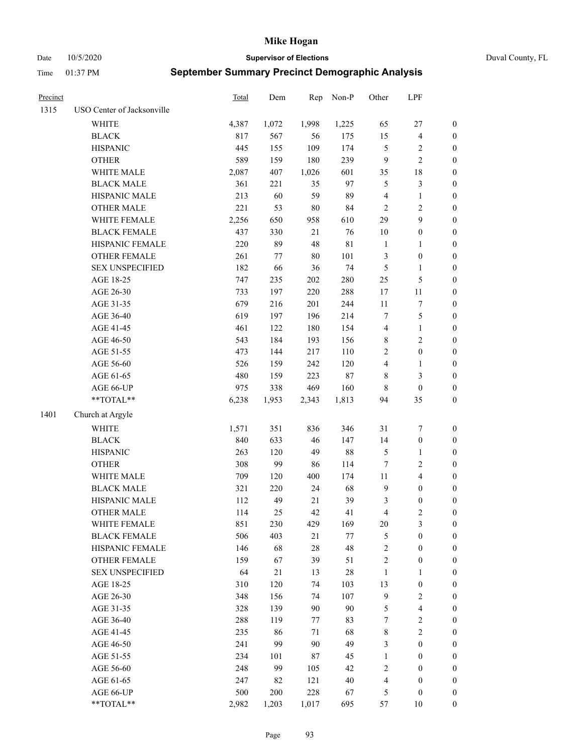# Mike Hogan

Date 10/5/2020 **Supervisor of Elections** Duval County, FL

Time 01:37 PM **September Summary Precinct Demographic Analysis**

| Precinct | | Total | Dem | Rep | Non-P | Other | LPF | |
|---|---|---|---|---|---|---|---|---|
| 1315 | USO Center of Jacksonville | | | | | | | |
| | WHITE | 4,387 | 1,072 | 1,998 | 1,225 | 65 | 27 | 0 |
| | BLACK | 817 | 567 | 56 | 175 | 15 | 4 | 0 |
| | HISPANIC | 445 | 155 | 109 | 174 | 5 | 2 | 0 |
| | OTHER | 589 | 159 | 180 | 239 | 9 | 2 | 0 |
| | WHITE MALE | 2,087 | 407 | 1,026 | 601 | 35 | 18 | 0 |
| | BLACK MALE | 361 | 221 | 35 | 97 | 5 | 3 | 0 |
| | HISPANIC MALE | 213 | 60 | 59 | 89 | 4 | 1 | 0 |
| | OTHER MALE | 221 | 53 | 80 | 84 | 2 | 2 | 0 |
| | WHITE FEMALE | 2,256 | 650 | 958 | 610 | 29 | 9 | 0 |
| | BLACK FEMALE | 437 | 330 | 21 | 76 | 10 | 0 | 0 |
| | HISPANIC FEMALE | 220 | 89 | 48 | 81 | 1 | 1 | 0 |
| | OTHER FEMALE | 261 | 77 | 80 | 101 | 3 | 0 | 0 |
| | SEX UNSPECIFIED | 182 | 66 | 36 | 74 | 5 | 1 | 0 |
| | AGE 18-25 | 747 | 235 | 202 | 280 | 25 | 5 | 0 |
| | AGE 26-30 | 733 | 197 | 220 | 288 | 17 | 11 | 0 |
| | AGE 31-35 | 679 | 216 | 201 | 244 | 11 | 7 | 0 |
| | AGE 36-40 | 619 | 197 | 196 | 214 | 7 | 5 | 0 |
| | AGE 41-45 | 461 | 122 | 180 | 154 | 4 | 1 | 0 |
| | AGE 46-50 | 543 | 184 | 193 | 156 | 8 | 2 | 0 |
| | AGE 51-55 | 473 | 144 | 217 | 110 | 2 | 0 | 0 |
| | AGE 56-60 | 526 | 159 | 242 | 120 | 4 | 1 | 0 |
| | AGE 61-65 | 480 | 159 | 223 | 87 | 8 | 3 | 0 |
| | AGE 66-UP | 975 | 338 | 469 | 160 | 8 | 0 | 0 |
| | **TOTAL** | 6,238 | 1,953 | 2,343 | 1,813 | 94 | 35 | 0 |
| 1401 | Church at Argyle | | | | | | | |
| | WHITE | 1,571 | 351 | 836 | 346 | 31 | 7 | 0 |
| | BLACK | 840 | 633 | 46 | 147 | 14 | 0 | 0 |
| | HISPANIC | 263 | 120 | 49 | 88 | 5 | 1 | 0 |
| | OTHER | 308 | 99 | 86 | 114 | 7 | 2 | 0 |
| | WHITE MALE | 709 | 120 | 400 | 174 | 11 | 4 | 0 |
| | BLACK MALE | 321 | 220 | 24 | 68 | 9 | 0 | 0 |
| | HISPANIC MALE | 112 | 49 | 21 | 39 | 3 | 0 | 0 |
| | OTHER MALE | 114 | 25 | 42 | 41 | 4 | 2 | 0 |
| | WHITE FEMALE | 851 | 230 | 429 | 169 | 20 | 3 | 0 |
| | BLACK FEMALE | 506 | 403 | 21 | 77 | 5 | 0 | 0 |
| | HISPANIC FEMALE | 146 | 68 | 28 | 48 | 2 | 0 | 0 |
| | OTHER FEMALE | 159 | 67 | 39 | 51 | 2 | 0 | 0 |
| | SEX UNSPECIFIED | 64 | 21 | 13 | 28 | 1 | 1 | 0 |
| | AGE 18-25 | 310 | 120 | 74 | 103 | 13 | 0 | 0 |
| | AGE 26-30 | 348 | 156 | 74 | 107 | 9 | 2 | 0 |
| | AGE 31-35 | 328 | 139 | 90 | 90 | 5 | 4 | 0 |
| | AGE 36-40 | 288 | 119 | 77 | 83 | 7 | 2 | 0 |
| | AGE 41-45 | 235 | 86 | 71 | 68 | 8 | 2 | 0 |
| | AGE 46-50 | 241 | 99 | 90 | 49 | 3 | 0 | 0 |
| | AGE 51-55 | 234 | 101 | 87 | 45 | 1 | 0 | 0 |
| | AGE 56-60 | 248 | 99 | 105 | 42 | 2 | 0 | 0 |
| | AGE 61-65 | 247 | 82 | 121 | 40 | 4 | 0 | 0 |
| | AGE 66-UP | 500 | 200 | 228 | 67 | 5 | 0 | 0 |
| | **TOTAL** | 2,982 | 1,203 | 1,017 | 695 | 57 | 10 | 0 |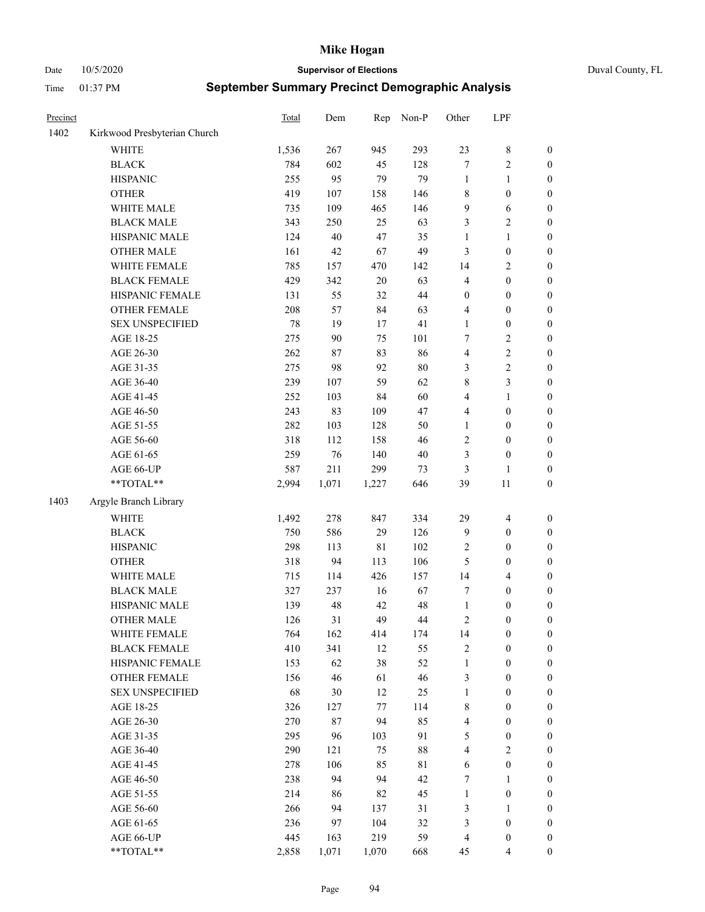# Mike Hogan

Date 10/5/2020 **Supervisor of Elections** Duval County, FL

Time 01:37 PM **September Summary Precinct Demographic Analysis**

| Precinct | | Total | Dem | Rep | Non-P | Other | LPF | |
|---|---|---|---|---|---|---|---|---|
| 1402 | Kirkwood Presbyterian Church | | | | | | | |
| | WHITE | 1,536 | 267 | 945 | 293 | 23 | 8 | 0 |
| | BLACK | 784 | 602 | 45 | 128 | 7 | 2 | 0 |
| | HISPANIC | 255 | 95 | 79 | 79 | 1 | 1 | 0 |
| | OTHER | 419 | 107 | 158 | 146 | 8 | 0 | 0 |
| | WHITE MALE | 735 | 109 | 465 | 146 | 9 | 6 | 0 |
| | BLACK MALE | 343 | 250 | 25 | 63 | 3 | 2 | 0 |
| | HISPANIC MALE | 124 | 40 | 47 | 35 | 1 | 1 | 0 |
| | OTHER MALE | 161 | 42 | 67 | 49 | 3 | 0 | 0 |
| | WHITE FEMALE | 785 | 157 | 470 | 142 | 14 | 2 | 0 |
| | BLACK FEMALE | 429 | 342 | 20 | 63 | 4 | 0 | 0 |
| | HISPANIC FEMALE | 131 | 55 | 32 | 44 | 0 | 0 | 0 |
| | OTHER FEMALE | 208 | 57 | 84 | 63 | 4 | 0 | 0 |
| | SEX UNSPECIFIED | 78 | 19 | 17 | 41 | 1 | 0 | 0 |
| | AGE 18-25 | 275 | 90 | 75 | 101 | 7 | 2 | 0 |
| | AGE 26-30 | 262 | 87 | 83 | 86 | 4 | 2 | 0 |
| | AGE 31-35 | 275 | 98 | 92 | 80 | 3 | 2 | 0 |
| | AGE 36-40 | 239 | 107 | 59 | 62 | 8 | 3 | 0 |
| | AGE 41-45 | 252 | 103 | 84 | 60 | 4 | 1 | 0 |
| | AGE 46-50 | 243 | 83 | 109 | 47 | 4 | 0 | 0 |
| | AGE 51-55 | 282 | 103 | 128 | 50 | 1 | 0 | 0 |
| | AGE 56-60 | 318 | 112 | 158 | 46 | 2 | 0 | 0 |
| | AGE 61-65 | 259 | 76 | 140 | 40 | 3 | 0 | 0 |
| | AGE 66-UP | 587 | 211 | 299 | 73 | 3 | 1 | 0 |
| | **TOTAL** | 2,994 | 1,071 | 1,227 | 646 | 39 | 11 | 0 |
| 1403 | Argyle Branch Library | | | | | | | |
| | WHITE | 1,492 | 278 | 847 | 334 | 29 | 4 | 0 |
| | BLACK | 750 | 586 | 29 | 126 | 9 | 0 | 0 |
| | HISPANIC | 298 | 113 | 81 | 102 | 2 | 0 | 0 |
| | OTHER | 318 | 94 | 113 | 106 | 5 | 0 | 0 |
| | WHITE MALE | 715 | 114 | 426 | 157 | 14 | 4 | 0 |
| | BLACK MALE | 327 | 237 | 16 | 67 | 7 | 0 | 0 |
| | HISPANIC MALE | 139 | 48 | 42 | 48 | 1 | 0 | 0 |
| | OTHER MALE | 126 | 31 | 49 | 44 | 2 | 0 | 0 |
| | WHITE FEMALE | 764 | 162 | 414 | 174 | 14 | 0 | 0 |
| | BLACK FEMALE | 410 | 341 | 12 | 55 | 2 | 0 | 0 |
| | HISPANIC FEMALE | 153 | 62 | 38 | 52 | 1 | 0 | 0 |
| | OTHER FEMALE | 156 | 46 | 61 | 46 | 3 | 0 | 0 |
| | SEX UNSPECIFIED | 68 | 30 | 12 | 25 | 1 | 0 | 0 |
| | AGE 18-25 | 326 | 127 | 77 | 114 | 8 | 0 | 0 |
| | AGE 26-30 | 270 | 87 | 94 | 85 | 4 | 0 | 0 |
| | AGE 31-35 | 295 | 96 | 103 | 91 | 5 | 0 | 0 |
| | AGE 36-40 | 290 | 121 | 75 | 88 | 4 | 2 | 0 |
| | AGE 41-45 | 278 | 106 | 85 | 81 | 6 | 0 | 0 |
| | AGE 46-50 | 238 | 94 | 94 | 42 | 7 | 1 | 0 |
| | AGE 51-55 | 214 | 86 | 82 | 45 | 1 | 0 | 0 |
| | AGE 56-60 | 266 | 94 | 137 | 31 | 3 | 1 | 0 |
| | AGE 61-65 | 236 | 97 | 104 | 32 | 3 | 0 | 0 |
| | AGE 66-UP | 445 | 163 | 219 | 59 | 4 | 0 | 0 |
| | **TOTAL** | 2,858 | 1,071 | 1,070 | 668 | 45 | 4 | 0 |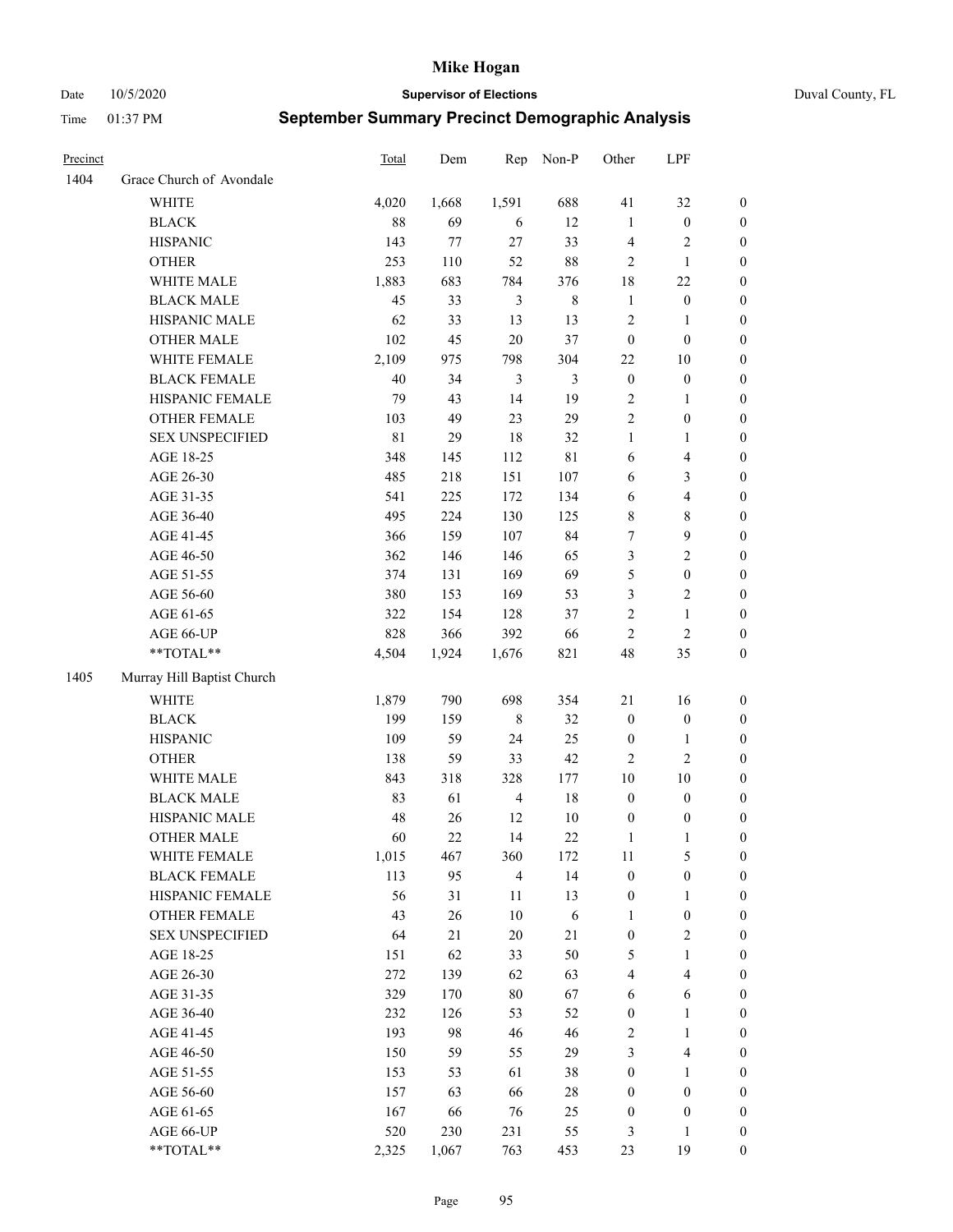# Mike Hogan

Date 10/5/2020 **Supervisor of Elections** Duval County, FL

Time 01:37 PM **September Summary Precinct Demographic Analysis**

| Precinct | | Total | Dem | Rep | Non-P | Other | LPF | |
|---|---|---|---|---|---|---|---|---|
| 1404 | Grace Church of Avondale | | | | | | | |
| | WHITE | 4,020 | 1,668 | 1,591 | 688 | 41 | 32 | 0 |
| | BLACK | 88 | 69 | 6 | 12 | 1 | 0 | 0 |
| | HISPANIC | 143 | 77 | 27 | 33 | 4 | 2 | 0 |
| | OTHER | 253 | 110 | 52 | 88 | 2 | 1 | 0 |
| | WHITE MALE | 1,883 | 683 | 784 | 376 | 18 | 22 | 0 |
| | BLACK MALE | 45 | 33 | 3 | 8 | 1 | 0 | 0 |
| | HISPANIC MALE | 62 | 33 | 13 | 13 | 2 | 1 | 0 |
| | OTHER MALE | 102 | 45 | 20 | 37 | 0 | 0 | 0 |
| | WHITE FEMALE | 2,109 | 975 | 798 | 304 | 22 | 10 | 0 |
| | BLACK FEMALE | 40 | 34 | 3 | 3 | 0 | 0 | 0 |
| | HISPANIC FEMALE | 79 | 43 | 14 | 19 | 2 | 1 | 0 |
| | OTHER FEMALE | 103 | 49 | 23 | 29 | 2 | 0 | 0 |
| | SEX UNSPECIFIED | 81 | 29 | 18 | 32 | 1 | 1 | 0 |
| | AGE 18-25 | 348 | 145 | 112 | 81 | 6 | 4 | 0 |
| | AGE 26-30 | 485 | 218 | 151 | 107 | 6 | 3 | 0 |
| | AGE 31-35 | 541 | 225 | 172 | 134 | 6 | 4 | 0 |
| | AGE 36-40 | 495 | 224 | 130 | 125 | 8 | 8 | 0 |
| | AGE 41-45 | 366 | 159 | 107 | 84 | 7 | 9 | 0 |
| | AGE 46-50 | 362 | 146 | 146 | 65 | 3 | 2 | 0 |
| | AGE 51-55 | 374 | 131 | 169 | 69 | 5 | 0 | 0 |
| | AGE 56-60 | 380 | 153 | 169 | 53 | 3 | 2 | 0 |
| | AGE 61-65 | 322 | 154 | 128 | 37 | 2 | 1 | 0 |
| | AGE 66-UP | 828 | 366 | 392 | 66 | 2 | 2 | 0 |
| | **TOTAL** | 4,504 | 1,924 | 1,676 | 821 | 48 | 35 | 0 |
| 1405 | Murray Hill Baptist Church | | | | | | | |
| | WHITE | 1,879 | 790 | 698 | 354 | 21 | 16 | 0 |
| | BLACK | 199 | 159 | 8 | 32 | 0 | 0 | 0 |
| | HISPANIC | 109 | 59 | 24 | 25 | 0 | 1 | 0 |
| | OTHER | 138 | 59 | 33 | 42 | 2 | 2 | 0 |
| | WHITE MALE | 843 | 318 | 328 | 177 | 10 | 10 | 0 |
| | BLACK MALE | 83 | 61 | 4 | 18 | 0 | 0 | 0 |
| | HISPANIC MALE | 48 | 26 | 12 | 10 | 0 | 0 | 0 |
| | OTHER MALE | 60 | 22 | 14 | 22 | 1 | 1 | 0 |
| | WHITE FEMALE | 1,015 | 467 | 360 | 172 | 11 | 5 | 0 |
| | BLACK FEMALE | 113 | 95 | 4 | 14 | 0 | 0 | 0 |
| | HISPANIC FEMALE | 56 | 31 | 11 | 13 | 0 | 1 | 0 |
| | OTHER FEMALE | 43 | 26 | 10 | 6 | 1 | 0 | 0 |
| | SEX UNSPECIFIED | 64 | 21 | 20 | 21 | 0 | 2 | 0 |
| | AGE 18-25 | 151 | 62 | 33 | 50 | 5 | 1 | 0 |
| | AGE 26-30 | 272 | 139 | 62 | 63 | 4 | 4 | 0 |
| | AGE 31-35 | 329 | 170 | 80 | 67 | 6 | 6 | 0 |
| | AGE 36-40 | 232 | 126 | 53 | 52 | 0 | 1 | 0 |
| | AGE 41-45 | 193 | 98 | 46 | 46 | 2 | 1 | 0 |
| | AGE 46-50 | 150 | 59 | 55 | 29 | 3 | 4 | 0 |
| | AGE 51-55 | 153 | 53 | 61 | 38 | 0 | 1 | 0 |
| | AGE 56-60 | 157 | 63 | 66 | 28 | 0 | 0 | 0 |
| | AGE 61-65 | 167 | 66 | 76 | 25 | 0 | 0 | 0 |
| | AGE 66-UP | 520 | 230 | 231 | 55 | 3 | 1 | 0 |
| | **TOTAL** | 2,325 | 1,067 | 763 | 453 | 23 | 19 | 0 |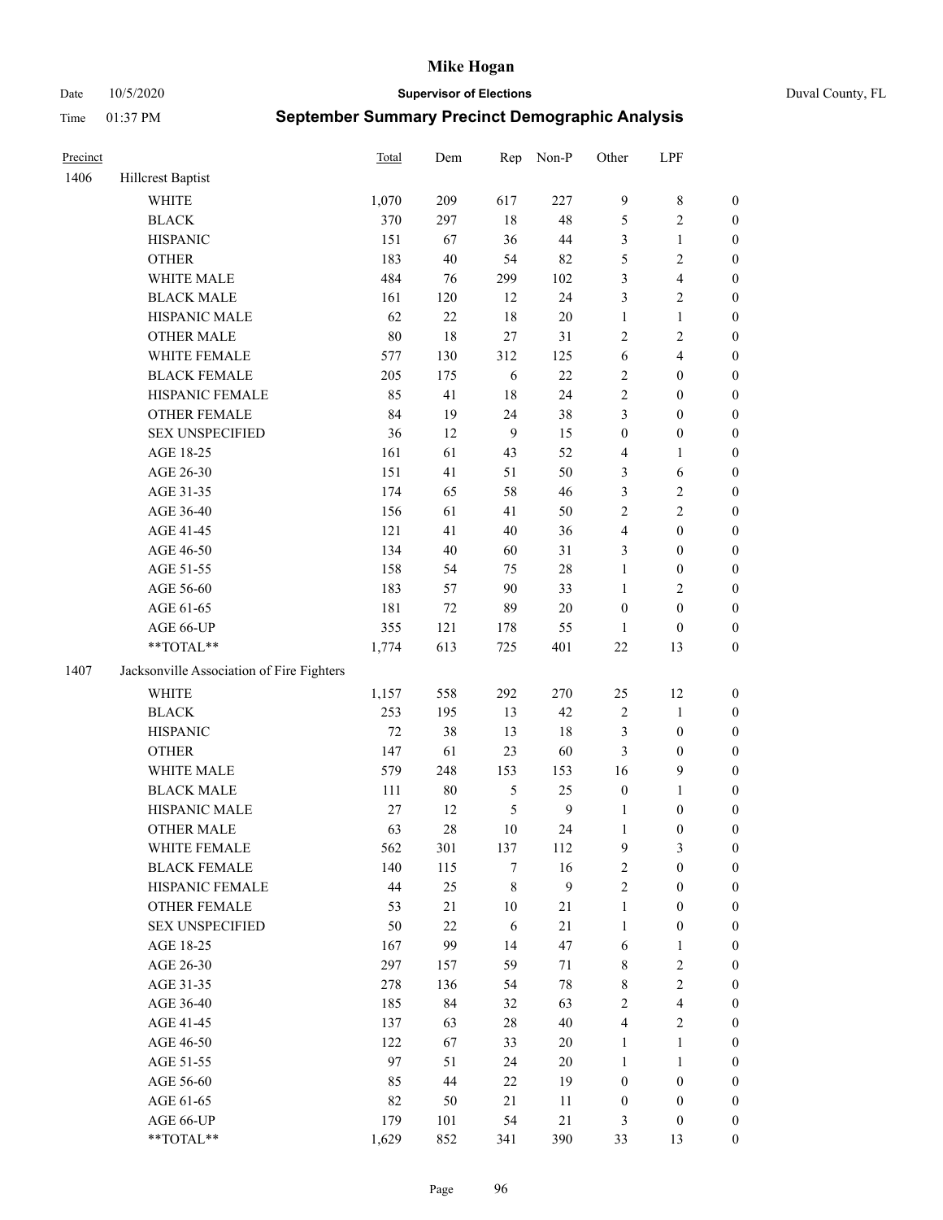# Mike Hogan

Date 10/5/2020 **Supervisor of Elections** Duval County, FL

Time 01:37 PM **September Summary Precinct Demographic Analysis**

| Precinct | | Total | Dem | Rep | Non-P | Other | LPF | |
|---|---|---|---|---|---|---|---|---|
| 1406 | Hillcrest Baptist | | | | | | | |
| | WHITE | 1,070 | 209 | 617 | 227 | 9 | 8 | 0 |
| | BLACK | 370 | 297 | 18 | 48 | 5 | 2 | 0 |
| | HISPANIC | 151 | 67 | 36 | 44 | 3 | 1 | 0 |
| | OTHER | 183 | 40 | 54 | 82 | 5 | 2 | 0 |
| | WHITE MALE | 484 | 76 | 299 | 102 | 3 | 4 | 0 |
| | BLACK MALE | 161 | 120 | 12 | 24 | 3 | 2 | 0 |
| | HISPANIC MALE | 62 | 22 | 18 | 20 | 1 | 1 | 0 |
| | OTHER MALE | 80 | 18 | 27 | 31 | 2 | 2 | 0 |
| | WHITE FEMALE | 577 | 130 | 312 | 125 | 6 | 4 | 0 |
| | BLACK FEMALE | 205 | 175 | 6 | 22 | 2 | 0 | 0 |
| | HISPANIC FEMALE | 85 | 41 | 18 | 24 | 2 | 0 | 0 |
| | OTHER FEMALE | 84 | 19 | 24 | 38 | 3 | 0 | 0 |
| | SEX UNSPECIFIED | 36 | 12 | 9 | 15 | 0 | 0 | 0 |
| | AGE 18-25 | 161 | 61 | 43 | 52 | 4 | 1 | 0 |
| | AGE 26-30 | 151 | 41 | 51 | 50 | 3 | 6 | 0 |
| | AGE 31-35 | 174 | 65 | 58 | 46 | 3 | 2 | 0 |
| | AGE 36-40 | 156 | 61 | 41 | 50 | 2 | 2 | 0 |
| | AGE 41-45 | 121 | 41 | 40 | 36 | 4 | 0 | 0 |
| | AGE 46-50 | 134 | 40 | 60 | 31 | 3 | 0 | 0 |
| | AGE 51-55 | 158 | 54 | 75 | 28 | 1 | 0 | 0 |
| | AGE 56-60 | 183 | 57 | 90 | 33 | 1 | 2 | 0 |
| | AGE 61-65 | 181 | 72 | 89 | 20 | 0 | 0 | 0 |
| | AGE 66-UP | 355 | 121 | 178 | 55 | 1 | 0 | 0 |
| | **TOTAL** | 1,774 | 613 | 725 | 401 | 22 | 13 | 0 |
| 1407 | Jacksonville Association of Fire Fighters | | | | | | | |
| | WHITE | 1,157 | 558 | 292 | 270 | 25 | 12 | 0 |
| | BLACK | 253 | 195 | 13 | 42 | 2 | 1 | 0 |
| | HISPANIC | 72 | 38 | 13 | 18 | 3 | 0 | 0 |
| | OTHER | 147 | 61 | 23 | 60 | 3 | 0 | 0 |
| | WHITE MALE | 579 | 248 | 153 | 153 | 16 | 9 | 0 |
| | BLACK MALE | 111 | 80 | 5 | 25 | 0 | 1 | 0 |
| | HISPANIC MALE | 27 | 12 | 5 | 9 | 1 | 0 | 0 |
| | OTHER MALE | 63 | 28 | 10 | 24 | 1 | 0 | 0 |
| | WHITE FEMALE | 562 | 301 | 137 | 112 | 9 | 3 | 0 |
| | BLACK FEMALE | 140 | 115 | 7 | 16 | 2 | 0 | 0 |
| | HISPANIC FEMALE | 44 | 25 | 8 | 9 | 2 | 0 | 0 |
| | OTHER FEMALE | 53 | 21 | 10 | 21 | 1 | 0 | 0 |
| | SEX UNSPECIFIED | 50 | 22 | 6 | 21 | 1 | 0 | 0 |
| | AGE 18-25 | 167 | 99 | 14 | 47 | 6 | 1 | 0 |
| | AGE 26-30 | 297 | 157 | 59 | 71 | 8 | 2 | 0 |
| | AGE 31-35 | 278 | 136 | 54 | 78 | 8 | 2 | 0 |
| | AGE 36-40 | 185 | 84 | 32 | 63 | 2 | 4 | 0 |
| | AGE 41-45 | 137 | 63 | 28 | 40 | 4 | 2 | 0 |
| | AGE 46-50 | 122 | 67 | 33 | 20 | 1 | 1 | 0 |
| | AGE 51-55 | 97 | 51 | 24 | 20 | 1 | 1 | 0 |
| | AGE 56-60 | 85 | 44 | 22 | 19 | 0 | 0 | 0 |
| | AGE 61-65 | 82 | 50 | 21 | 11 | 0 | 0 | 0 |
| | AGE 66-UP | 179 | 101 | 54 | 21 | 3 | 0 | 0 |
| | **TOTAL** | 1,629 | 852 | 341 | 390 | 33 | 13 | 0 |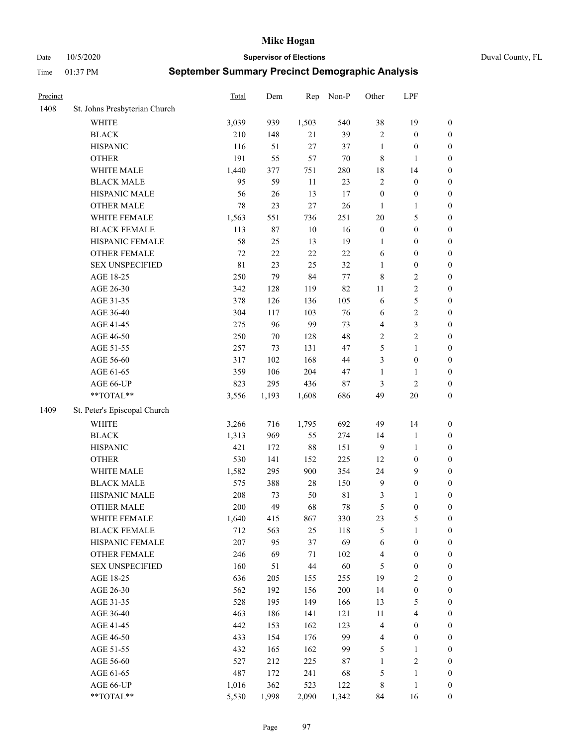# Mike Hogan

Date 10/5/2020 **Supervisor of Elections** Duval County, FL

Time 01:37 PM **September Summary Precinct Demographic Analysis**

| Precinct | | Total | Dem | Rep | Non-P | Other | LPF | |
|---|---|---|---|---|---|---|---|---|
| 1408 | St. Johns Presbyterian Church | | | | | | | |
| | WHITE | 3,039 | 939 | 1,503 | 540 | 38 | 19 | 0 |
| | BLACK | 210 | 148 | 21 | 39 | 2 | 0 | 0 |
| | HISPANIC | 116 | 51 | 27 | 37 | 1 | 0 | 0 |
| | OTHER | 191 | 55 | 57 | 70 | 8 | 1 | 0 |
| | WHITE MALE | 1,440 | 377 | 751 | 280 | 18 | 14 | 0 |
| | BLACK MALE | 95 | 59 | 11 | 23 | 2 | 0 | 0 |
| | HISPANIC MALE | 56 | 26 | 13 | 17 | 0 | 0 | 0 |
| | OTHER MALE | 78 | 23 | 27 | 26 | 1 | 1 | 0 |
| | WHITE FEMALE | 1,563 | 551 | 736 | 251 | 20 | 5 | 0 |
| | BLACK FEMALE | 113 | 87 | 10 | 16 | 0 | 0 | 0 |
| | HISPANIC FEMALE | 58 | 25 | 13 | 19 | 1 | 0 | 0 |
| | OTHER FEMALE | 72 | 22 | 22 | 22 | 6 | 0 | 0 |
| | SEX UNSPECIFIED | 81 | 23 | 25 | 32 | 1 | 0 | 0 |
| | AGE 18-25 | 250 | 79 | 84 | 77 | 8 | 2 | 0 |
| | AGE 26-30 | 342 | 128 | 119 | 82 | 11 | 2 | 0 |
| | AGE 31-35 | 378 | 126 | 136 | 105 | 6 | 5 | 0 |
| | AGE 36-40 | 304 | 117 | 103 | 76 | 6 | 2 | 0 |
| | AGE 41-45 | 275 | 96 | 99 | 73 | 4 | 3 | 0 |
| | AGE 46-50 | 250 | 70 | 128 | 48 | 2 | 2 | 0 |
| | AGE 51-55 | 257 | 73 | 131 | 47 | 5 | 1 | 0 |
| | AGE 56-60 | 317 | 102 | 168 | 44 | 3 | 0 | 0 |
| | AGE 61-65 | 359 | 106 | 204 | 47 | 1 | 1 | 0 |
| | AGE 66-UP | 823 | 295 | 436 | 87 | 3 | 2 | 0 |
| | **TOTAL** | 3,556 | 1,193 | 1,608 | 686 | 49 | 20 | 0 |
| 1409 | St. Peter's Episcopal Church | | | | | | | |
| | WHITE | 3,266 | 716 | 1,795 | 692 | 49 | 14 | 0 |
| | BLACK | 1,313 | 969 | 55 | 274 | 14 | 1 | 0 |
| | HISPANIC | 421 | 172 | 88 | 151 | 9 | 1 | 0 |
| | OTHER | 530 | 141 | 152 | 225 | 12 | 0 | 0 |
| | WHITE MALE | 1,582 | 295 | 900 | 354 | 24 | 9 | 0 |
| | BLACK MALE | 575 | 388 | 28 | 150 | 9 | 0 | 0 |
| | HISPANIC MALE | 208 | 73 | 50 | 81 | 3 | 1 | 0 |
| | OTHER MALE | 200 | 49 | 68 | 78 | 5 | 0 | 0 |
| | WHITE FEMALE | 1,640 | 415 | 867 | 330 | 23 | 5 | 0 |
| | BLACK FEMALE | 712 | 563 | 25 | 118 | 5 | 1 | 0 |
| | HISPANIC FEMALE | 207 | 95 | 37 | 69 | 6 | 0 | 0 |
| | OTHER FEMALE | 246 | 69 | 71 | 102 | 4 | 0 | 0 |
| | SEX UNSPECIFIED | 160 | 51 | 44 | 60 | 5 | 0 | 0 |
| | AGE 18-25 | 636 | 205 | 155 | 255 | 19 | 2 | 0 |
| | AGE 26-30 | 562 | 192 | 156 | 200 | 14 | 0 | 0 |
| | AGE 31-35 | 528 | 195 | 149 | 166 | 13 | 5 | 0 |
| | AGE 36-40 | 463 | 186 | 141 | 121 | 11 | 4 | 0 |
| | AGE 41-45 | 442 | 153 | 162 | 123 | 4 | 0 | 0 |
| | AGE 46-50 | 433 | 154 | 176 | 99 | 4 | 0 | 0 |
| | AGE 51-55 | 432 | 165 | 162 | 99 | 5 | 1 | 0 |
| | AGE 56-60 | 527 | 212 | 225 | 87 | 1 | 2 | 0 |
| | AGE 61-65 | 487 | 172 | 241 | 68 | 5 | 1 | 0 |
| | AGE 66-UP | 1,016 | 362 | 523 | 122 | 8 | 1 | 0 |
| | **TOTAL** | 5,530 | 1,998 | 2,090 | 1,342 | 84 | 16 | 0 |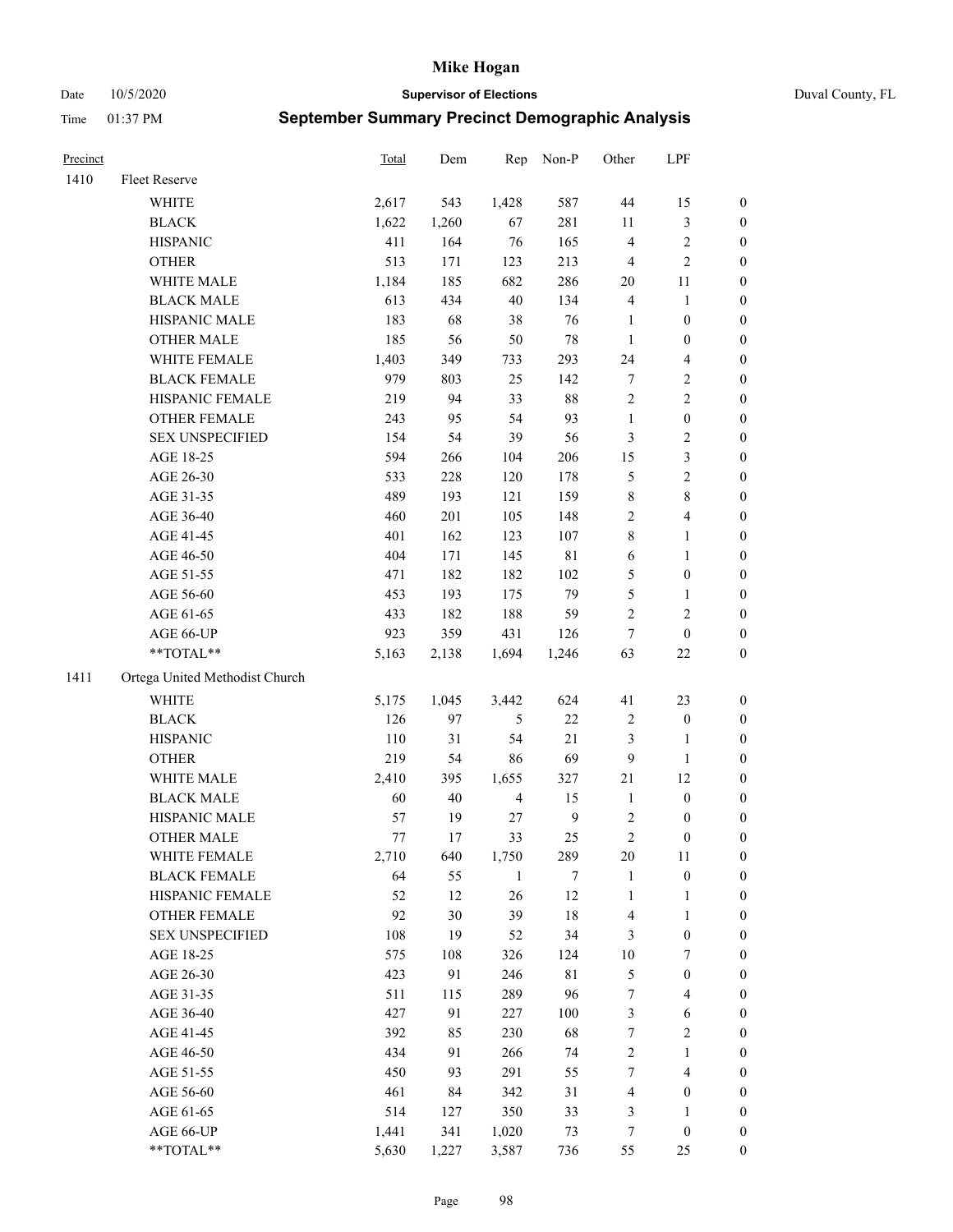| Precinct | | Total | Dem | Rep | Non-P | Other | LPF | |
|---|---|---|---|---|---|---|---|---|
| 1410 | Fleet Reserve | | | | | | | |
| | WHITE | 2,617 | 543 | 1,428 | 587 | 44 | 15 | 0 |
| | BLACK | 1,622 | 1,260 | 67 | 281 | 11 | 3 | 0 |
| | HISPANIC | 411 | 164 | 76 | 165 | 4 | 2 | 0 |
| | OTHER | 513 | 171 | 123 | 213 | 4 | 2 | 0 |
| | WHITE MALE | 1,184 | 185 | 682 | 286 | 20 | 11 | 0 |
| | BLACK MALE | 613 | 434 | 40 | 134 | 4 | 1 | 0 |
| | HISPANIC MALE | 183 | 68 | 38 | 76 | 1 | 0 | 0 |
| | OTHER MALE | 185 | 56 | 50 | 78 | 1 | 0 | 0 |
| | WHITE FEMALE | 1,403 | 349 | 733 | 293 | 24 | 4 | 0 |
| | BLACK FEMALE | 979 | 803 | 25 | 142 | 7 | 2 | 0 |
| | HISPANIC FEMALE | 219 | 94 | 33 | 88 | 2 | 2 | 0 |
| | OTHER FEMALE | 243 | 95 | 54 | 93 | 1 | 0 | 0 |
| | SEX UNSPECIFIED | 154 | 54 | 39 | 56 | 3 | 2 | 0 |
| | AGE 18-25 | 594 | 266 | 104 | 206 | 15 | 3 | 0 |
| | AGE 26-30 | 533 | 228 | 120 | 178 | 5 | 2 | 0 |
| | AGE 31-35 | 489 | 193 | 121 | 159 | 8 | 8 | 0 |
| | AGE 36-40 | 460 | 201 | 105 | 148 | 2 | 4 | 0 |
| | AGE 41-45 | 401 | 162 | 123 | 107 | 8 | 1 | 0 |
| | AGE 46-50 | 404 | 171 | 145 | 81 | 6 | 1 | 0 |
| | AGE 51-55 | 471 | 182 | 182 | 102 | 5 | 0 | 0 |
| | AGE 56-60 | 453 | 193 | 175 | 79 | 5 | 1 | 0 |
| | AGE 61-65 | 433 | 182 | 188 | 59 | 2 | 2 | 0 |
| | AGE 66-UP | 923 | 359 | 431 | 126 | 7 | 0 | 0 |
| | **TOTAL** | 5,163 | 2,138 | 1,694 | 1,246 | 63 | 22 | 0 |
| 1411 | Ortega United Methodist Church | | | | | | | |
| | WHITE | 5,175 | 1,045 | 3,442 | 624 | 41 | 23 | 0 |
| | BLACK | 126 | 97 | 5 | 22 | 2 | 0 | 0 |
| | HISPANIC | 110 | 31 | 54 | 21 | 3 | 1 | 0 |
| | OTHER | 219 | 54 | 86 | 69 | 9 | 1 | 0 |
| | WHITE MALE | 2,410 | 395 | 1,655 | 327 | 21 | 12 | 0 |
| | BLACK MALE | 60 | 40 | 4 | 15 | 1 | 0 | 0 |
| | HISPANIC MALE | 57 | 19 | 27 | 9 | 2 | 0 | 0 |
| | OTHER MALE | 77 | 17 | 33 | 25 | 2 | 0 | 0 |
| | WHITE FEMALE | 2,710 | 640 | 1,750 | 289 | 20 | 11 | 0 |
| | BLACK FEMALE | 64 | 55 | 1 | 7 | 1 | 0 | 0 |
| | HISPANIC FEMALE | 52 | 12 | 26 | 12 | 1 | 1 | 0 |
| | OTHER FEMALE | 92 | 30 | 39 | 18 | 4 | 1 | 0 |
| | SEX UNSPECIFIED | 108 | 19 | 52 | 34 | 3 | 0 | 0 |
| | AGE 18-25 | 575 | 108 | 326 | 124 | 10 | 7 | 0 |
| | AGE 26-30 | 423 | 91 | 246 | 81 | 5 | 0 | 0 |
| | AGE 31-35 | 511 | 115 | 289 | 96 | 7 | 4 | 0 |
| | AGE 36-40 | 427 | 91 | 227 | 100 | 3 | 6 | 0 |
| | AGE 41-45 | 392 | 85 | 230 | 68 | 7 | 2 | 0 |
| | AGE 46-50 | 434 | 91 | 266 | 74 | 2 | 1 | 0 |
| | AGE 51-55 | 450 | 93 | 291 | 55 | 7 | 4 | 0 |
| | AGE 56-60 | 461 | 84 | 342 | 31 | 4 | 0 | 0 |
| | AGE 61-65 | 514 | 127 | 350 | 33 | 3 | 1 | 0 |
| | AGE 66-UP | 1,441 | 341 | 1,020 | 73 | 7 | 0 | 0 |
| | **TOTAL** | 5,630 | 1,227 | 3,587 | 736 | 55 | 25 | 0 |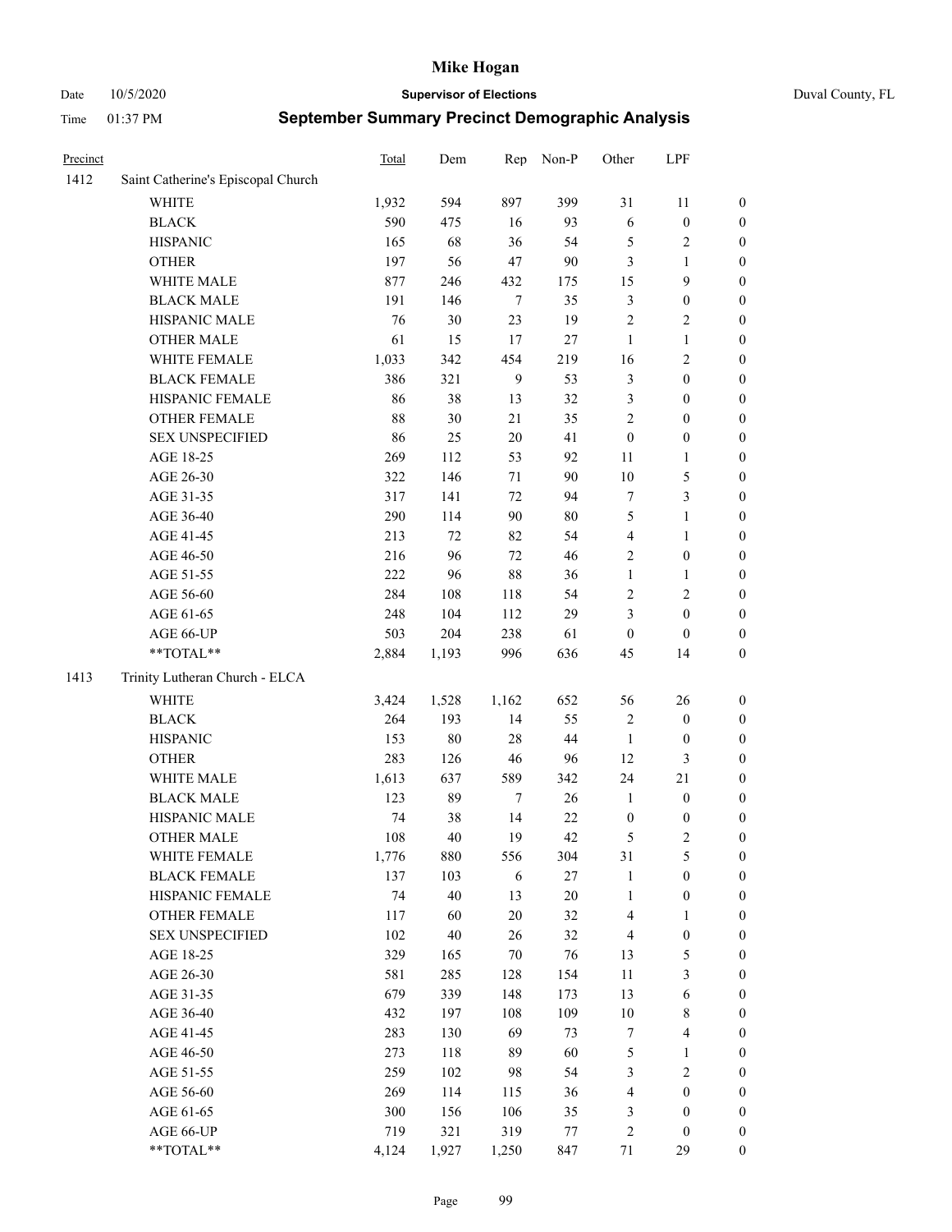| Precinct | | Total | Dem | Rep | Non-P | Other | LPF | |
|---|---|---|---|---|---|---|---|---|
| 1412 | Saint Catherine's Episcopal Church | | | | | | | |
| | WHITE | 1,932 | 594 | 897 | 399 | 31 | 11 | 0 |
| | BLACK | 590 | 475 | 16 | 93 | 6 | 0 | 0 |
| | HISPANIC | 165 | 68 | 36 | 54 | 5 | 2 | 0 |
| | OTHER | 197 | 56 | 47 | 90 | 3 | 1 | 0 |
| | WHITE MALE | 877 | 246 | 432 | 175 | 15 | 9 | 0 |
| | BLACK MALE | 191 | 146 | 7 | 35 | 3 | 0 | 0 |
| | HISPANIC MALE | 76 | 30 | 23 | 19 | 2 | 2 | 0 |
| | OTHER MALE | 61 | 15 | 17 | 27 | 1 | 1 | 0 |
| | WHITE FEMALE | 1,033 | 342 | 454 | 219 | 16 | 2 | 0 |
| | BLACK FEMALE | 386 | 321 | 9 | 53 | 3 | 0 | 0 |
| | HISPANIC FEMALE | 86 | 38 | 13 | 32 | 3 | 0 | 0 |
| | OTHER FEMALE | 88 | 30 | 21 | 35 | 2 | 0 | 0 |
| | SEX UNSPECIFIED | 86 | 25 | 20 | 41 | 0 | 0 | 0 |
| | AGE 18-25 | 269 | 112 | 53 | 92 | 11 | 1 | 0 |
| | AGE 26-30 | 322 | 146 | 71 | 90 | 10 | 5 | 0 |
| | AGE 31-35 | 317 | 141 | 72 | 94 | 7 | 3 | 0 |
| | AGE 36-40 | 290 | 114 | 90 | 80 | 5 | 1 | 0 |
| | AGE 41-45 | 213 | 72 | 82 | 54 | 4 | 1 | 0 |
| | AGE 46-50 | 216 | 96 | 72 | 46 | 2 | 0 | 0 |
| | AGE 51-55 | 222 | 96 | 88 | 36 | 1 | 1 | 0 |
| | AGE 56-60 | 284 | 108 | 118 | 54 | 2 | 2 | 0 |
| | AGE 61-65 | 248 | 104 | 112 | 29 | 3 | 0 | 0 |
| | AGE 66-UP | 503 | 204 | 238 | 61 | 0 | 0 | 0 |
| | **TOTAL** | 2,884 | 1,193 | 996 | 636 | 45 | 14 | 0 |
| 1413 | Trinity Lutheran Church - ELCA | | | | | | | |
| | WHITE | 3,424 | 1,528 | 1,162 | 652 | 56 | 26 | 0 |
| | BLACK | 264 | 193 | 14 | 55 | 2 | 0 | 0 |
| | HISPANIC | 153 | 80 | 28 | 44 | 1 | 0 | 0 |
| | OTHER | 283 | 126 | 46 | 96 | 12 | 3 | 0 |
| | WHITE MALE | 1,613 | 637 | 589 | 342 | 24 | 21 | 0 |
| | BLACK MALE | 123 | 89 | 7 | 26 | 1 | 0 | 0 |
| | HISPANIC MALE | 74 | 38 | 14 | 22 | 0 | 0 | 0 |
| | OTHER MALE | 108 | 40 | 19 | 42 | 5 | 2 | 0 |
| | WHITE FEMALE | 1,776 | 880 | 556 | 304 | 31 | 5 | 0 |
| | BLACK FEMALE | 137 | 103 | 6 | 27 | 1 | 0 | 0 |
| | HISPANIC FEMALE | 74 | 40 | 13 | 20 | 1 | 0 | 0 |
| | OTHER FEMALE | 117 | 60 | 20 | 32 | 4 | 1 | 0 |
| | SEX UNSPECIFIED | 102 | 40 | 26 | 32 | 4 | 0 | 0 |
| | AGE 18-25 | 329 | 165 | 70 | 76 | 13 | 5 | 0 |
| | AGE 26-30 | 581 | 285 | 128 | 154 | 11 | 3 | 0 |
| | AGE 31-35 | 679 | 339 | 148 | 173 | 13 | 6 | 0 |
| | AGE 36-40 | 432 | 197 | 108 | 109 | 10 | 8 | 0 |
| | AGE 41-45 | 283 | 130 | 69 | 73 | 7 | 4 | 0 |
| | AGE 46-50 | 273 | 118 | 89 | 60 | 5 | 1 | 0 |
| | AGE 51-55 | 259 | 102 | 98 | 54 | 3 | 2 | 0 |
| | AGE 56-60 | 269 | 114 | 115 | 36 | 4 | 0 | 0 |
| | AGE 61-65 | 300 | 156 | 106 | 35 | 3 | 0 | 0 |
| | AGE 66-UP | 719 | 321 | 319 | 77 | 2 | 0 | 0 |
| | **TOTAL** | 4,124 | 1,927 | 1,250 | 847 | 71 | 29 | 0 |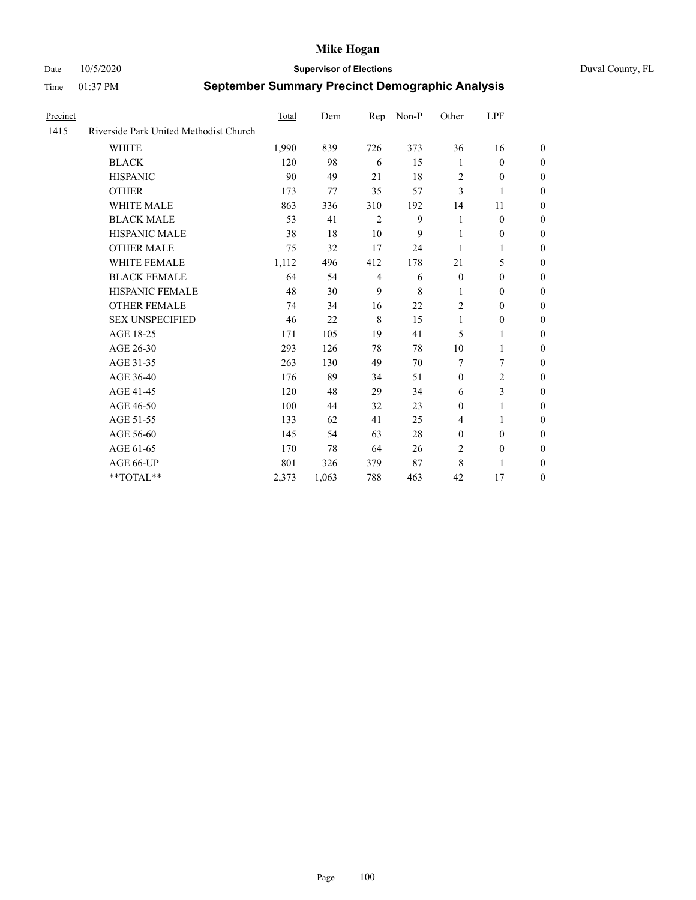# Mike Hogan

Date 10/5/2020 **Supervisor of Elections** Duval County, FL

Time 01:37 PM **September Summary Precinct Demographic Analysis**

| Precinct | | Total | Dem | Rep | Non-P | Other | LPF | |
|---|---|---|---|---|---|---|---|---|
| 1415 | Riverside Park United Methodist Church | | | | | | | |
| | WHITE | 1,990 | 839 | 726 | 373 | 36 | 16 | 0 |
| | BLACK | 120 | 98 | 6 | 15 | 1 | 0 | 0 |
| | HISPANIC | 90 | 49 | 21 | 18 | 2 | 0 | 0 |
| | OTHER | 173 | 77 | 35 | 57 | 3 | 1 | 0 |
| | WHITE MALE | 863 | 336 | 310 | 192 | 14 | 11 | 0 |
| | BLACK MALE | 53 | 41 | 2 | 9 | 1 | 0 | 0 |
| | HISPANIC MALE | 38 | 18 | 10 | 9 | 1 | 0 | 0 |
| | OTHER MALE | 75 | 32 | 17 | 24 | 1 | 1 | 0 |
| | WHITE FEMALE | 1,112 | 496 | 412 | 178 | 21 | 5 | 0 |
| | BLACK FEMALE | 64 | 54 | 4 | 6 | 0 | 0 | 0 |
| | HISPANIC FEMALE | 48 | 30 | 9 | 8 | 1 | 0 | 0 |
| | OTHER FEMALE | 74 | 34 | 16 | 22 | 2 | 0 | 0 |
| | SEX UNSPECIFIED | 46 | 22 | 8 | 15 | 1 | 0 | 0 |
| | AGE 18-25 | 171 | 105 | 19 | 41 | 5 | 1 | 0 |
| | AGE 26-30 | 293 | 126 | 78 | 78 | 10 | 1 | 0 |
| | AGE 31-35 | 263 | 130 | 49 | 70 | 7 | 7 | 0 |
| | AGE 36-40 | 176 | 89 | 34 | 51 | 0 | 2 | 0 |
| | AGE 41-45 | 120 | 48 | 29 | 34 | 6 | 3 | 0 |
| | AGE 46-50 | 100 | 44 | 32 | 23 | 0 | 1 | 0 |
| | AGE 51-55 | 133 | 62 | 41 | 25 | 4 | 1 | 0 |
| | AGE 56-60 | 145 | 54 | 63 | 28 | 0 | 0 | 0 |
| | AGE 61-65 | 170 | 78 | 64 | 26 | 2 | 0 | 0 |
| | AGE 66-UP | 801 | 326 | 379 | 87 | 8 | 1 | 0 |
| | **TOTAL** | 2,373 | 1,063 | 788 | 463 | 42 | 17 | 0 |